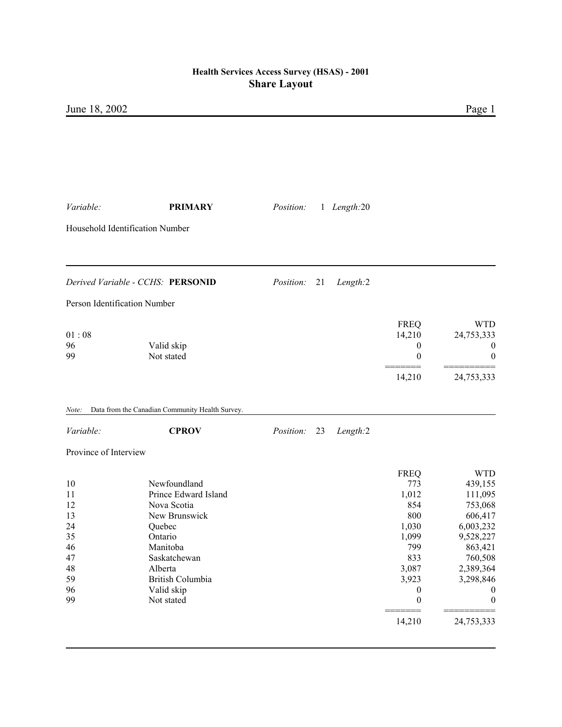# Health Services Access Survey (HSAS) - 2001

## Share Layout

June 18, 2002

*Variable:* **PRIMARY** *Position:* 1 *Length:*20

Household Identification Number

---

*Derived Variable - CCHS:* **PERSONID** *Position:* 21 *Length:*2

Person Identification Number

| | | FREQ | WTD |
|---|---|---|---|
| 01 : 08 | | 14,210 | 24,753,333 |
| 96 | Valid skip | 0 | 0 |
| 99 | Not stated | 0 | 0 |
| | | ======= | ========== |
| | | 14,210 | 24,753,333 |

*Note:* Data from the Canadian Community Health Survey.

---

*Variable:* **CPROV** *Position:* 23 *Length:*2

Province of Interview

| | | FREQ | WTD |
|---|---|---|---|
| 10 | Newfoundland | 773 | 439,155 |
| 11 | Prince Edward Island | 1,012 | 111,095 |
| 12 | Nova Scotia | 854 | 753,068 |
| 13 | New Brunswick | 800 | 606,417 |
| 24 | Quebec | 1,030 | 6,003,232 |
| 35 | Ontario | 1,099 | 9,528,227 |
| 46 | Manitoba | 799 | 863,421 |
| 47 | Saskatchewan | 833 | 760,508 |
| 48 | Alberta | 3,087 | 2,389,364 |
| 59 | British Columbia | 3,923 | 3,298,846 |
| 96 | Valid skip | 0 | 0 |
| 99 | Not stated | 0 | 0 |
| | | ======= | ========== |
| | | 14,210 | 24,753,333 |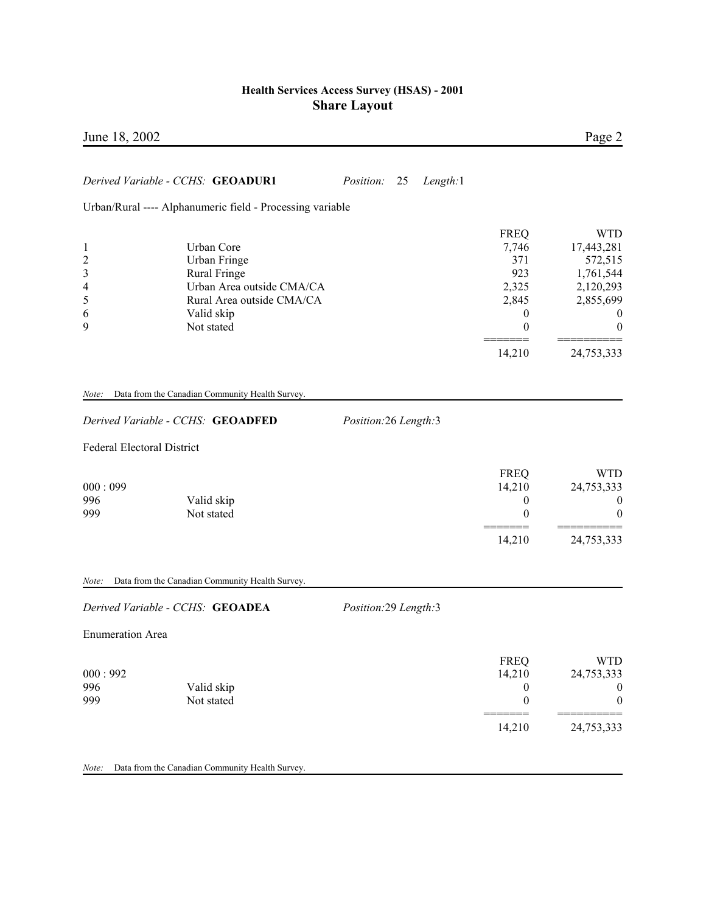*Derived Variable - CCHS:* **GEOADUR1** *Position:* 25 *Length:*1

Urban/Rural ---- Alphanumeric field - Processing variable

| Code | Category | FREQ | WTD |
|---|---|---|---|
| 1 | Urban Core | 7,746 | 17,443,281 |
| 2 | Urban Fringe | 371 | 572,515 |
| 3 | Rural Fringe | 923 | 1,761,544 |
| 4 | Urban Area outside CMA/CA | 2,325 | 2,120,293 |
| 5 | Rural Area outside CMA/CA | 2,845 | 2,855,699 |
| 6 | Valid skip | 0 | 0 |
| 9 | Not stated | 0 | 0 |
| | | 14,210 | 24,753,333 |

*Note:* Data from the Canadian Community Health Survey.

*Derived Variable - CCHS:* **GEOADFED** *Position:*26 *Length:*3

Federal Electoral District

| Code | Category | FREQ | WTD |
|---|---|---|---|
| 000 : 099 | | 14,210 | 24,753,333 |
| 996 | Valid skip | 0 | 0 |
| 999 | Not stated | 0 | 0 |
| | | 14,210 | 24,753,333 |

*Note:* Data from the Canadian Community Health Survey.

*Derived Variable - CCHS:* **GEOADEA** *Position:*29 *Length:*3

Enumeration Area

| Code | Category | FREQ | WTD |
|---|---|---|---|
| 000 : 992 | | 14,210 | 24,753,333 |
| 996 | Valid skip | 0 | 0 |
| 999 | Not stated | 0 | 0 |
| | | 14,210 | 24,753,333 |

*Note:* Data from the Canadian Community Health Survey.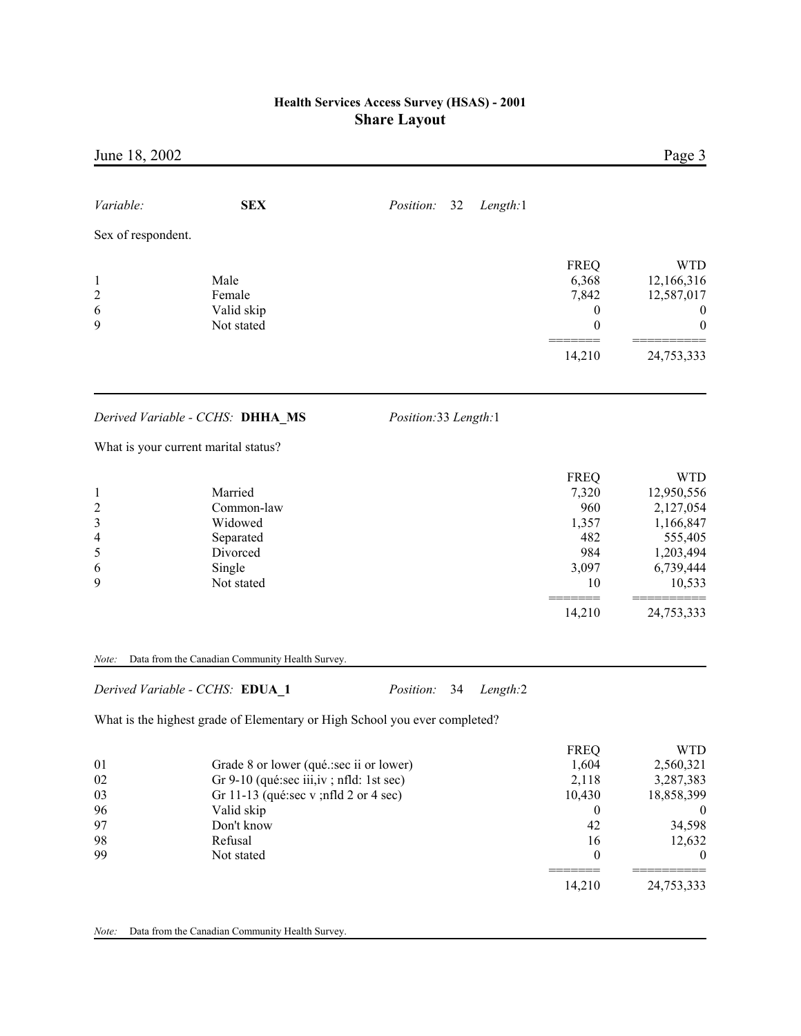*Variable:* **SEX** *Position:* 32 *Length:*1

Sex of respondent.

| | | FREQ | WTD |
|---|---|---|---|
| 1 | Male | 6,368 | 12,166,316 |
| 2 | Female | 7,842 | 12,587,017 |
| 6 | Valid skip | 0 | 0 |
| 9 | Not stated | 0 | 0 |
| | | 14,210 | 24,753,333 |

---

*Derived Variable - CCHS:* **DHHA_MS** *Position:*33 *Length:*1

What is your current marital status?

| | | FREQ | WTD |
|---|---|---|---|
| 1 | Married | 7,320 | 12,950,556 |
| 2 | Common-law | 960 | 2,127,054 |
| 3 | Widowed | 1,357 | 1,166,847 |
| 4 | Separated | 482 | 555,405 |
| 5 | Divorced | 984 | 1,203,494 |
| 6 | Single | 3,097 | 6,739,444 |
| 9 | Not stated | 10 | 10,533 |
| | | 14,210 | 24,753,333 |

*Note:* Data from the Canadian Community Health Survey.

---

*Derived Variable - CCHS:* **EDUA_1** *Position:* 34 *Length:*2

What is the highest grade of Elementary or High School you ever completed?

| | | FREQ | WTD |
|---|---|---|---|
| 01 | Grade 8 or lower (qué.:sec ii or lower) | 1,604 | 2,560,321 |
| 02 | Gr 9-10 (qué:sec iii,iv ; nfld: 1st sec) | 2,118 | 3,287,383 |
| 03 | Gr 11-13 (qué:sec v ;nfld 2 or 4 sec) | 10,430 | 18,858,399 |
| 96 | Valid skip | 0 | 0 |
| 97 | Don't know | 42 | 34,598 |
| 98 | Refusal | 16 | 12,632 |
| 99 | Not stated | 0 | 0 |
| | | 14,210 | 24,753,333 |

*Note:* Data from the Canadian Community Health Survey.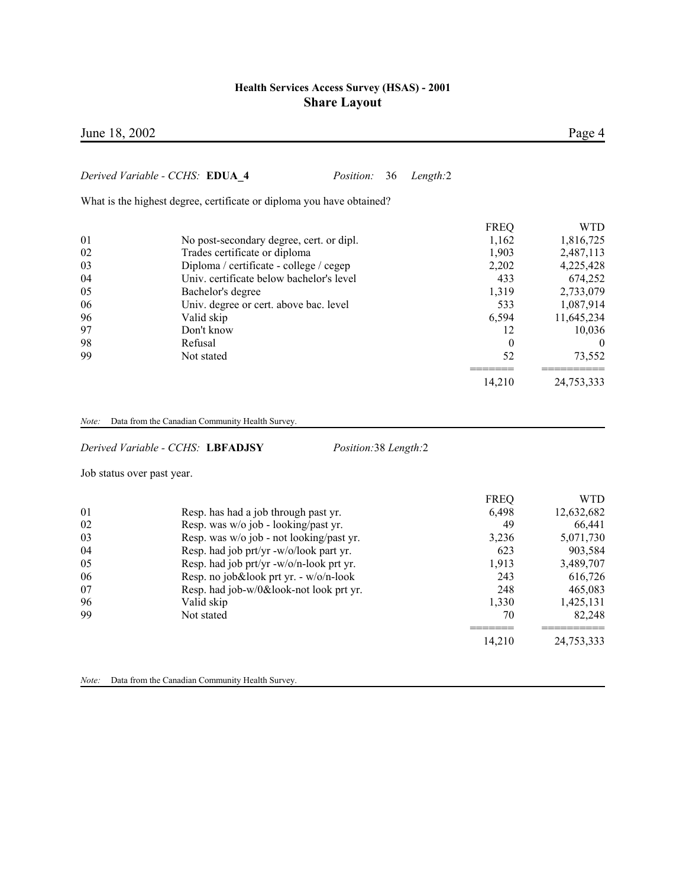*Derived Variable - CCHS:* **EDUA_4** *Position:* 36 *Length:*2

What is the highest degree, certificate or diploma you have obtained?

| | | FREQ | WTD |
|---|---|---|---|
| 01 | No post-secondary degree, cert. or dipl. | 1,162 | 1,816,725 |
| 02 | Trades certificate or diploma | 1,903 | 2,487,113 |
| 03 | Diploma / certificate - college / cegep | 2,202 | 4,225,428 |
| 04 | Univ. certificate below bachelor's level | 433 | 674,252 |
| 05 | Bachelor's degree | 1,319 | 2,733,079 |
| 06 | Univ. degree or cert. above bac. level | 533 | 1,087,914 |
| 96 | Valid skip | 6,594 | 11,645,234 |
| 97 | Don't know | 12 | 10,036 |
| 98 | Refusal | 0 | 0 |
| 99 | Not stated | 52 | 73,552 |
| | | 14,210 | 24,753,333 |

*Note:* Data from the Canadian Community Health Survey.

*Derived Variable - CCHS:* **LBFADJSY** *Position:*38 *Length:*2

Job status over past year.

| | | FREQ | WTD |
|---|---|---|---|
| 01 | Resp. has had a job through past yr. | 6,498 | 12,632,682 |
| 02 | Resp. was w/o job - looking/past yr. | 49 | 66,441 |
| 03 | Resp. was w/o job - not looking/past yr. | 3,236 | 5,071,730 |
| 04 | Resp. had job prt/yr -w/o/look part yr. | 623 | 903,584 |
| 05 | Resp. had job prt/yr -w/o/n-look prt yr. | 1,913 | 3,489,707 |
| 06 | Resp. no job&look prt yr. - w/o/n-look | 243 | 616,726 |
| 07 | Resp. had job-w/0&look-not look prt yr. | 248 | 465,083 |
| 96 | Valid skip | 1,330 | 1,425,131 |
| 99 | Not stated | 70 | 82,248 |
| | | 14,210 | 24,753,333 |

*Note:* Data from the Canadian Community Health Survey.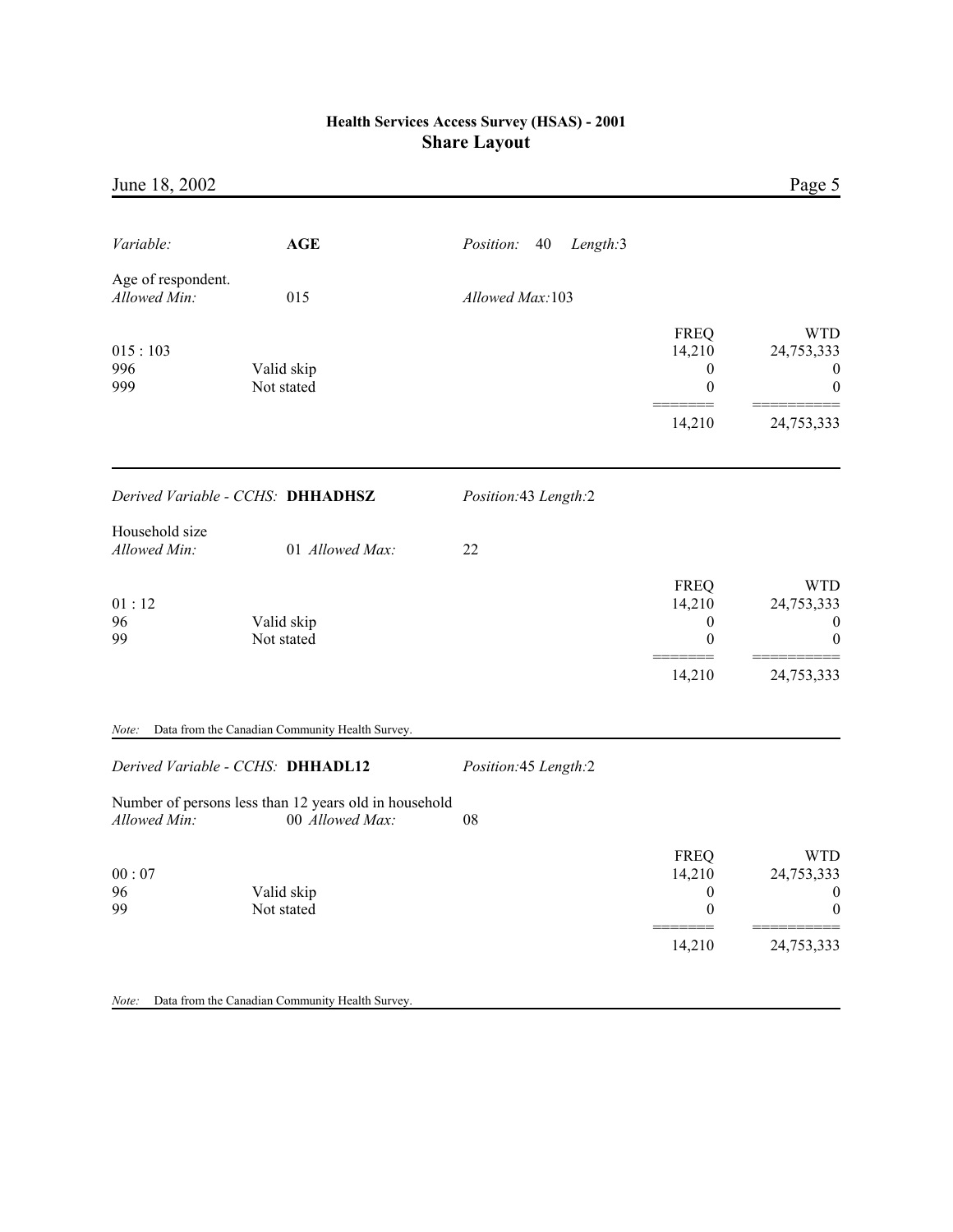*Variable:* **AGE** *Position:* 40 *Length:*3

Age of respondent.
*Allowed Min:* 015 *Allowed Max:*103

| | | FREQ | WTD |
|---|---|---|---|
| 015 : 103 | | 14,210 | 24,753,333 |
| 996 | Valid skip | 0 | 0 |
| 999 | Not stated | 0 | 0 |
| | | 14,210 | 24,753,333 |

---

*Derived Variable - CCHS:* **DHHADHSZ** *Position:*43 *Length:*2

Household size
*Allowed Min:* 01 *Allowed Max:* 22

| | | FREQ | WTD |
|---|---|---|---|
| 01 : 12 | | 14,210 | 24,753,333 |
| 96 | Valid skip | 0 | 0 |
| 99 | Not stated | 0 | 0 |
| | | 14,210 | 24,753,333 |

*Note:* Data from the Canadian Community Health Survey.

---

*Derived Variable - CCHS:* **DHHADL12** *Position:*45 *Length:*2

Number of persons less than 12 years old in household
*Allowed Min:* 00 *Allowed Max:* 08

| | | FREQ | WTD |
|---|---|---|---|
| 00 : 07 | | 14,210 | 24,753,333 |
| 96 | Valid skip | 0 | 0 |
| 99 | Not stated | 0 | 0 |
| | | 14,210 | 24,753,333 |

*Note:* Data from the Canadian Community Health Survey.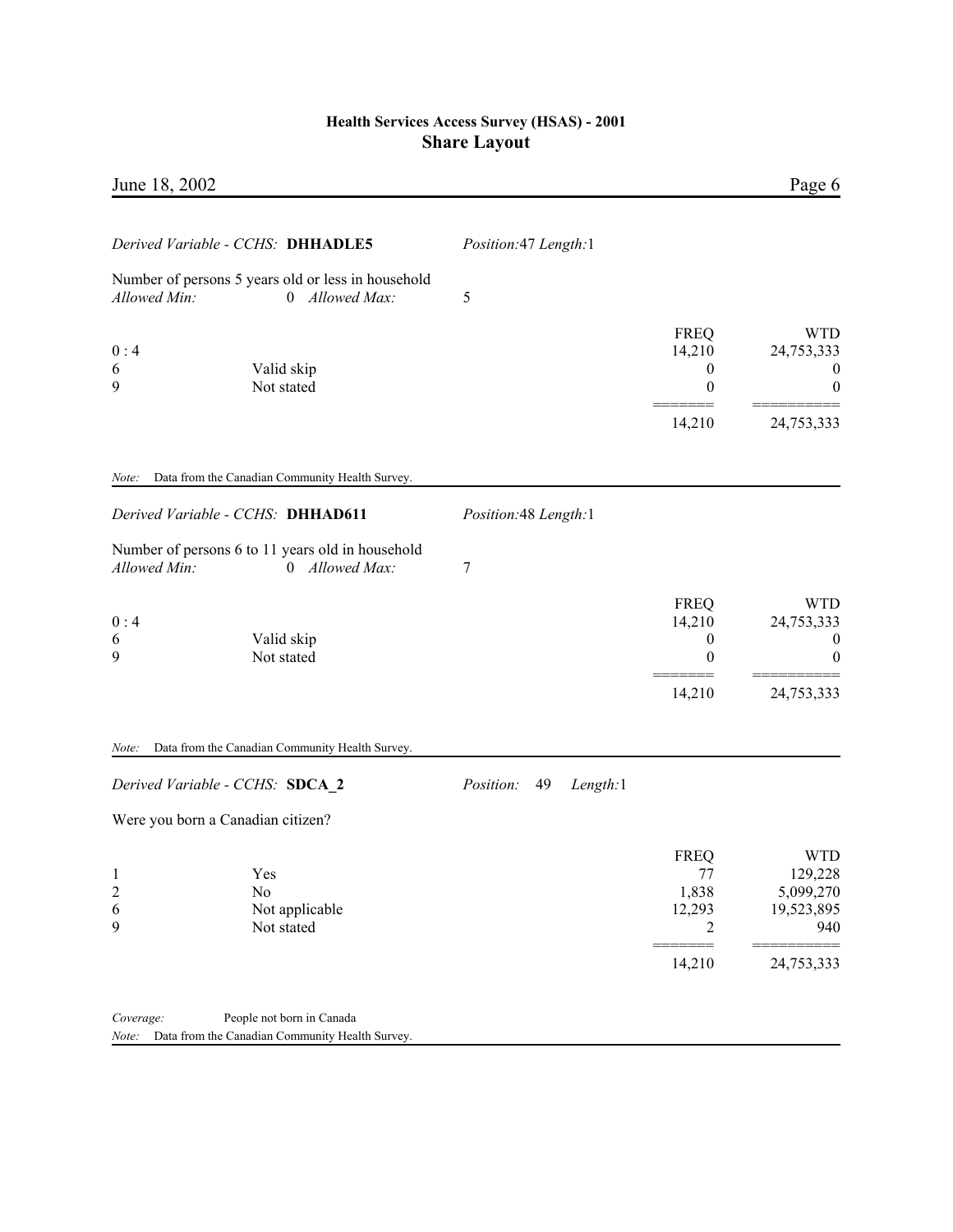*Derived Variable - CCHS:* **DHHADLE5** *Position:*47 *Length:*1

Number of persons 5 years old or less in household
*Allowed Min:* 0 *Allowed Max:* 5

| | | FREQ | WTD |
|---|---|---|---|
| 0 : 4 | | 14,210 | 24,753,333 |
| 6 | Valid skip | 0 | 0 |
| 9 | Not stated | 0 | 0 |
| | | 14,210 | 24,753,333 |

*Note:* Data from the Canadian Community Health Survey.

---

*Derived Variable - CCHS:* **DHHAD611** *Position:*48 *Length:*1

Number of persons 6 to 11 years old in household
*Allowed Min:* 0 *Allowed Max:* 7

| | | FREQ | WTD |
|---|---|---|---|
| 0 : 4 | | 14,210 | 24,753,333 |
| 6 | Valid skip | 0 | 0 |
| 9 | Not stated | 0 | 0 |
| | | 14,210 | 24,753,333 |

*Note:* Data from the Canadian Community Health Survey.

---

*Derived Variable - CCHS:* **SDCA_2** *Position:* 49 *Length:*1

Were you born a Canadian citizen?

| | | FREQ | WTD |
|---|---|---|---|
| 1 | Yes | 77 | 129,228 |
| 2 | No | 1,838 | 5,099,270 |
| 6 | Not applicable | 12,293 | 19,523,895 |
| 9 | Not stated | 2 | 940 |
| | | 14,210 | 24,753,333 |

*Coverage:* People not born in Canada
*Note:* Data from the Canadian Community Health Survey.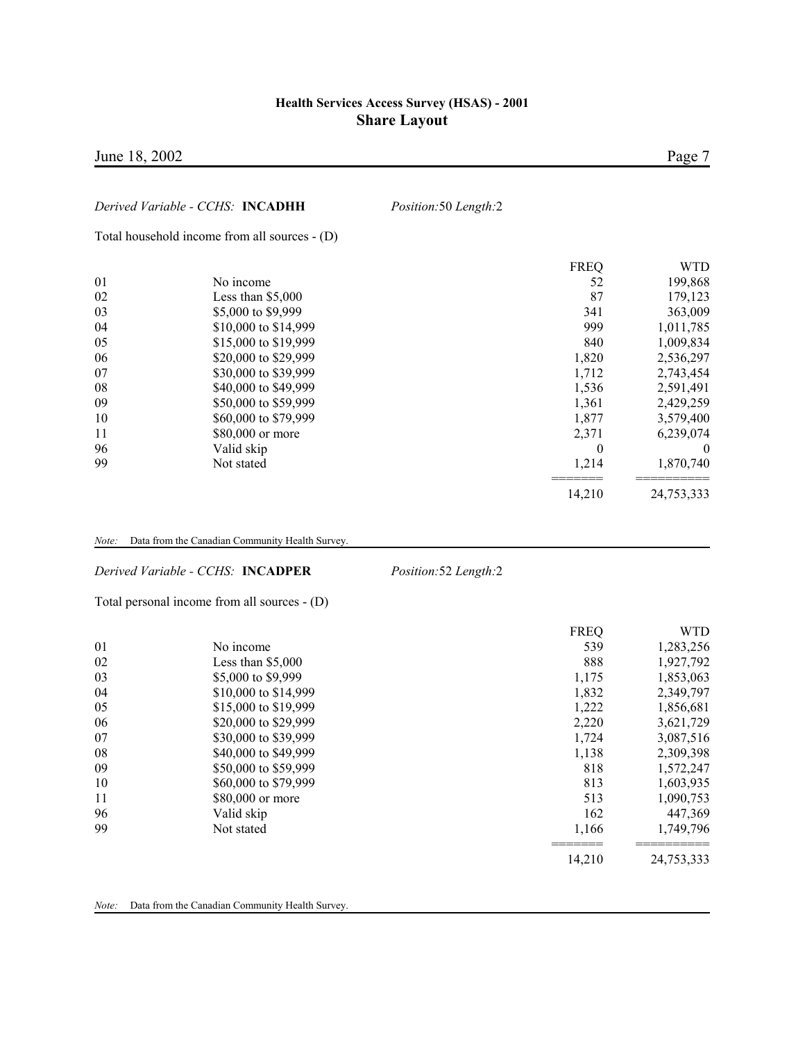*Derived Variable - CCHS:* **INCADHH** *Position:*50 *Length:*2

Total household income from all sources - (D)

| | | FREQ | WTD |
|---|---|---|---|
| 01 | No income | 52 | 199,868 |
| 02 | Less than $5,000 | 87 | 179,123 |
| 03 | $5,000 to $9,999 | 341 | 363,009 |
| 04 | $10,000 to $14,999 | 999 | 1,011,785 |
| 05 | $15,000 to $19,999 | 840 | 1,009,834 |
| 06 | $20,000 to $29,999 | 1,820 | 2,536,297 |
| 07 | $30,000 to $39,999 | 1,712 | 2,743,454 |
| 08 | $40,000 to $49,999 | 1,536 | 2,591,491 |
| 09 | $50,000 to $59,999 | 1,361 | 2,429,259 |
| 10 | $60,000 to $79,999 | 1,877 | 3,579,400 |
| 11 | $80,000 or more | 2,371 | 6,239,074 |
| 96 | Valid skip | 0 | 0 |
| 99 | Not stated | 1,214 | 1,870,740 |
| | | 14,210 | 24,753,333 |

*Note:* Data from the Canadian Community Health Survey.

*Derived Variable - CCHS:* **INCADPER** *Position:*52 *Length:*2

Total personal income from all sources - (D)

| | | FREQ | WTD |
|---|---|---|---|
| 01 | No income | 539 | 1,283,256 |
| 02 | Less than $5,000 | 888 | 1,927,792 |
| 03 | $5,000 to $9,999 | 1,175 | 1,853,063 |
| 04 | $10,000 to $14,999 | 1,832 | 2,349,797 |
| 05 | $15,000 to $19,999 | 1,222 | 1,856,681 |
| 06 | $20,000 to $29,999 | 2,220 | 3,621,729 |
| 07 | $30,000 to $39,999 | 1,724 | 3,087,516 |
| 08 | $40,000 to $49,999 | 1,138 | 2,309,398 |
| 09 | $50,000 to $59,999 | 818 | 1,572,247 |
| 10 | $60,000 to $79,999 | 813 | 1,603,935 |
| 11 | $80,000 or more | 513 | 1,090,753 |
| 96 | Valid skip | 162 | 447,369 |
| 99 | Not stated | 1,166 | 1,749,796 |
| | | 14,210 | 24,753,333 |

*Note:* Data from the Canadian Community Health Survey.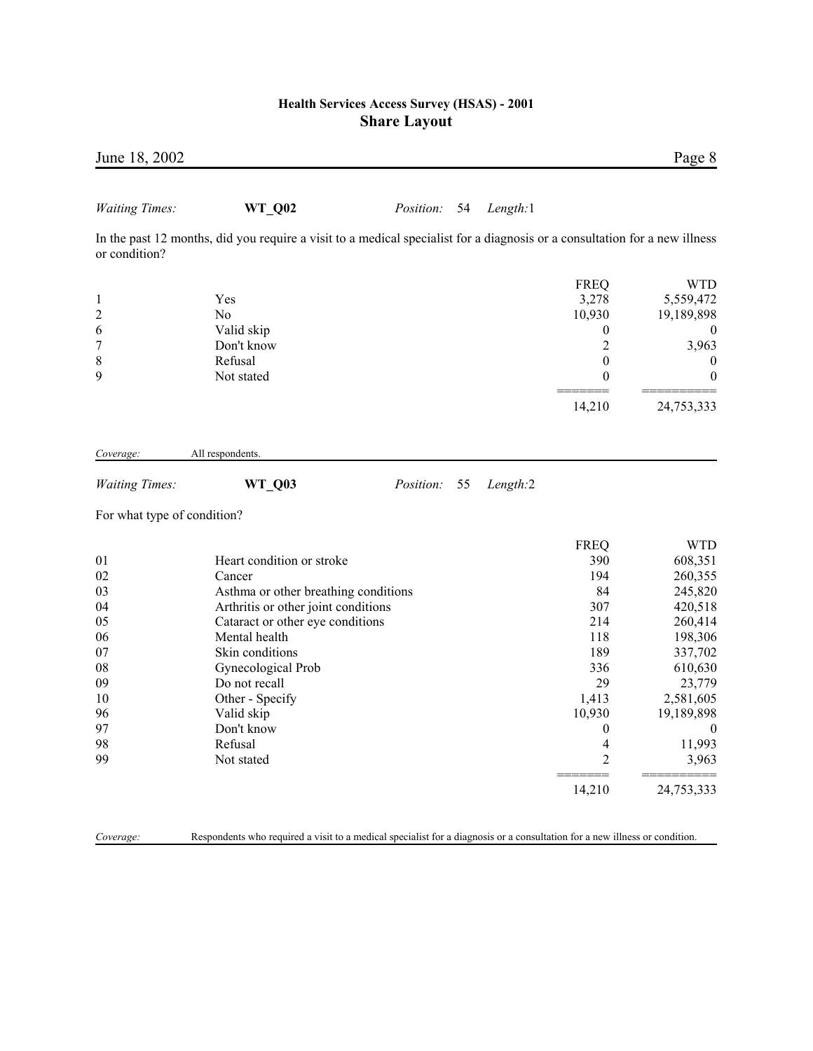*Waiting Times:* **WT_Q02** *Position:* 54 *Length:* 1

In the past 12 months, did you require a visit to a medical specialist for a diagnosis or a consultation for a new illness or condition?

| Code | Answer | FREQ | WTD |
|---|---|---|---|
| 1 | Yes | 3,278 | 5,559,472 |
| 2 | No | 10,930 | 19,189,898 |
| 6 | Valid skip | 0 | 0 |
| 7 | Don't know | 2 | 3,963 |
| 8 | Refusal | 0 | 0 |
| 9 | Not stated | 0 | 0 |
| | | 14,210 | 24,753,333 |

*Coverage:* All respondents.

*Waiting Times:* **WT_Q03** *Position:* 55 *Length:* 2

For what type of condition?

| Code | Answer | FREQ | WTD |
|---|---|---|---|
| 01 | Heart condition or stroke | 390 | 608,351 |
| 02 | Cancer | 194 | 260,355 |
| 03 | Asthma or other breathing conditions | 84 | 245,820 |
| 04 | Arthritis or other joint conditions | 307 | 420,518 |
| 05 | Cataract or other eye conditions | 214 | 260,414 |
| 06 | Mental health | 118 | 198,306 |
| 07 | Skin conditions | 189 | 337,702 |
| 08 | Gynecological Prob | 336 | 610,630 |
| 09 | Do not recall | 29 | 23,779 |
| 10 | Other - Specify | 1,413 | 2,581,605 |
| 96 | Valid skip | 10,930 | 19,189,898 |
| 97 | Don't know | 0 | 0 |
| 98 | Refusal | 4 | 11,993 |
| 99 | Not stated | 2 | 3,963 |
| | | 14,210 | 24,753,333 |

*Coverage:* Respondents who required a visit to a medical specialist for a diagnosis or a consultation for a new illness or condition.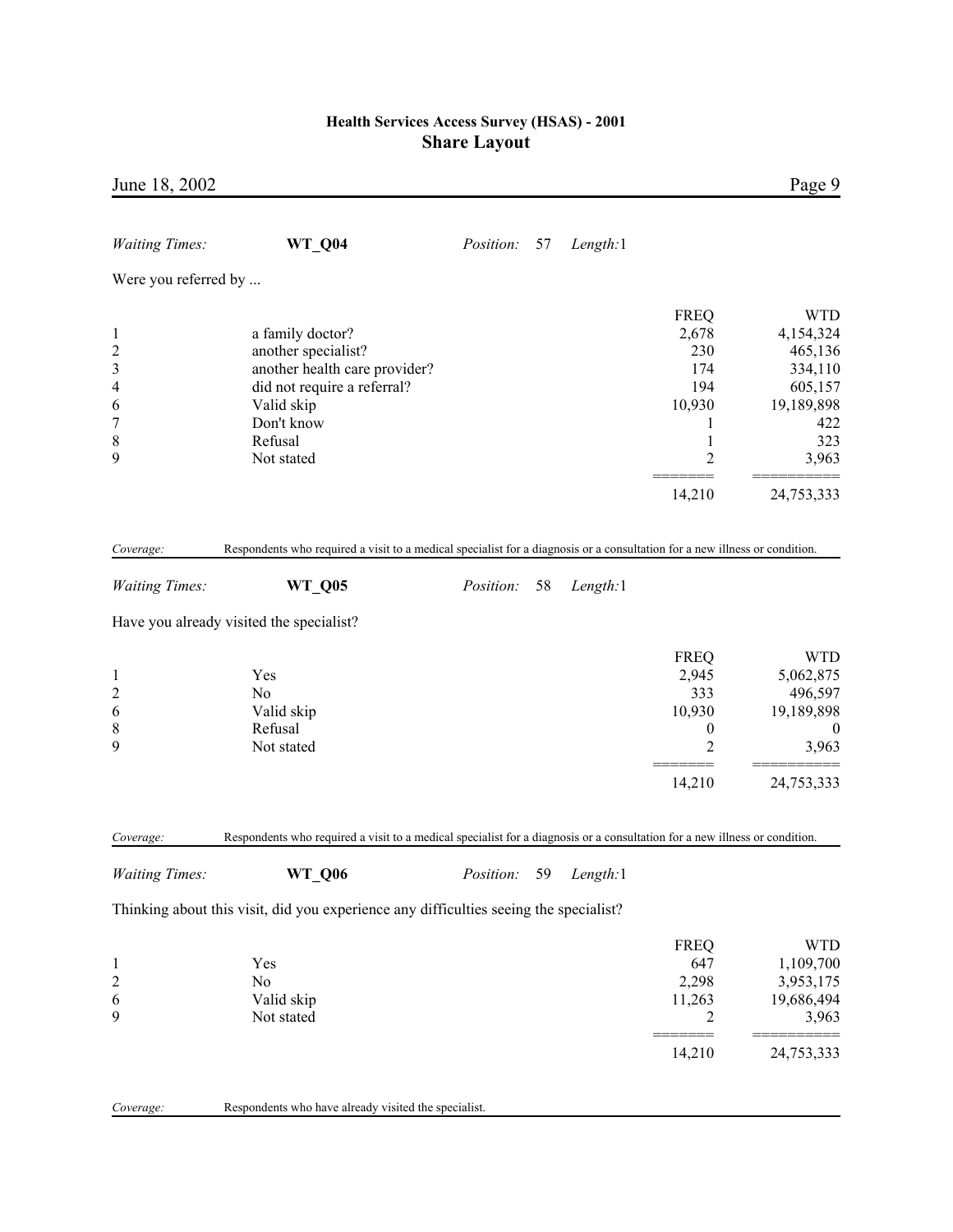*Waiting Times:* **WT_Q04** *Position:* 57 *Length:* 1

Were you referred by ...

| | | FREQ | WTD |
|---|---|---|---|
| 1 | a family doctor? | 2,678 | 4,154,324 |
| 2 | another specialist? | 230 | 465,136 |
| 3 | another health care provider? | 174 | 334,110 |
| 4 | did not require a referral? | 194 | 605,157 |
| 6 | Valid skip | 10,930 | 19,189,898 |
| 7 | Don't know | 1 | 422 |
| 8 | Refusal | 1 | 323 |
| 9 | Not stated | 2 | 3,963 |
| | | ======= | ========== |
| | | 14,210 | 24,753,333 |

*Coverage:* Respondents who required a visit to a medical specialist for a diagnosis or a consultation for a new illness or condition.

---

*Waiting Times:* **WT_Q05** *Position:* 58 *Length:* 1

Have you already visited the specialist?

| | | FREQ | WTD |
|---|---|---|---|
| 1 | Yes | 2,945 | 5,062,875 |
| 2 | No | 333 | 496,597 |
| 6 | Valid skip | 10,930 | 19,189,898 |
| 8 | Refusal | 0 | 0 |
| 9 | Not stated | 2 | 3,963 |
| | | ======= | ========== |
| | | 14,210 | 24,753,333 |

*Coverage:* Respondents who required a visit to a medical specialist for a diagnosis or a consultation for a new illness or condition.

---

*Waiting Times:* **WT_Q06** *Position:* 59 *Length:* 1

Thinking about this visit, did you experience any difficulties seeing the specialist?

| | | FREQ | WTD |
|---|---|---|---|
| 1 | Yes | 647 | 1,109,700 |
| 2 | No | 2,298 | 3,953,175 |
| 6 | Valid skip | 11,263 | 19,686,494 |
| 9 | Not stated | 2 | 3,963 |
| | | ======= | ========== |
| | | 14,210 | 24,753,333 |

*Coverage:* Respondents who have already visited the specialist.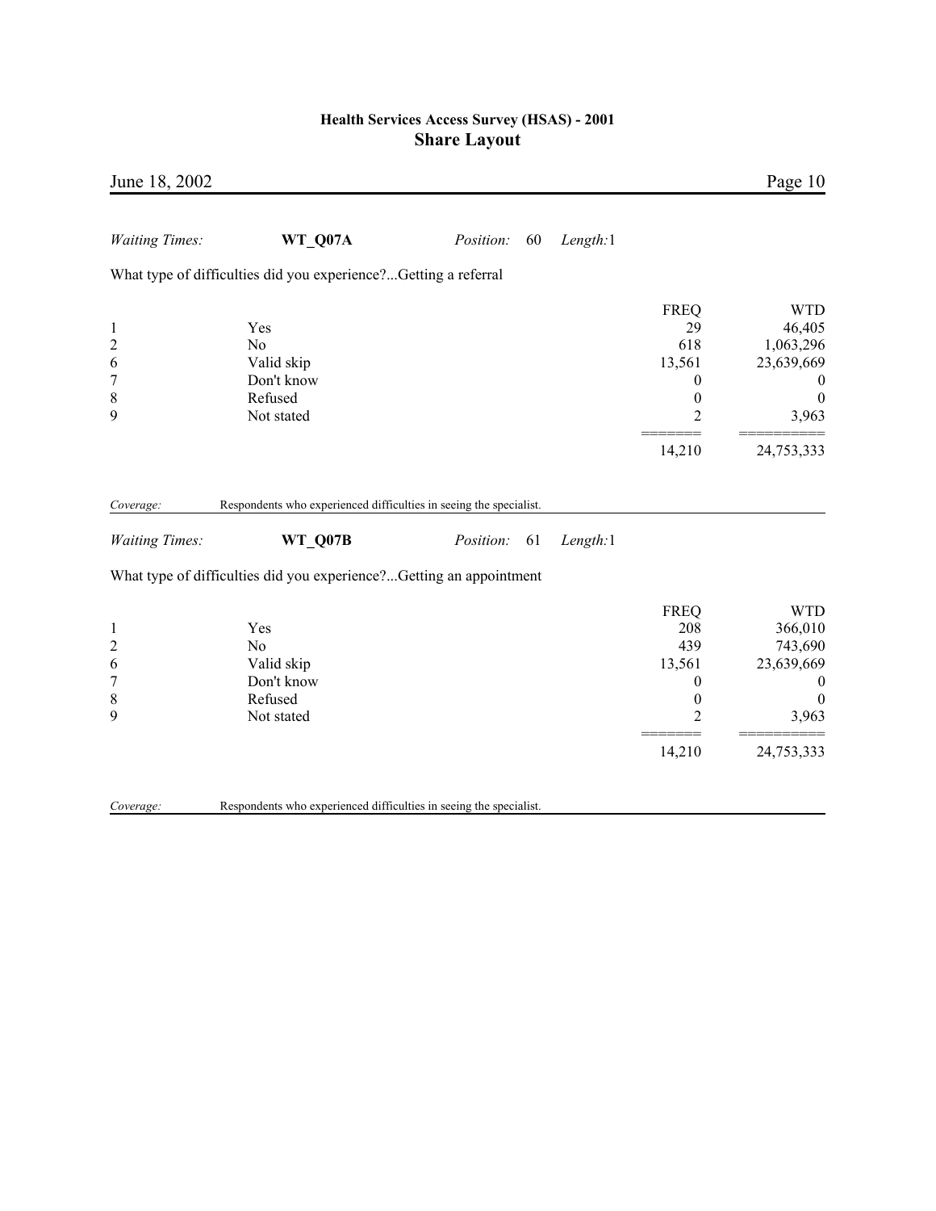*Waiting Times:* **WT_Q07A** *Position:* 60 *Length:*1

What type of difficulties did you experience?...Getting a referral

| | | FREQ | WTD |
|---|---|---|---|
| 1 | Yes | 29 | 46,405 |
| 2 | No | 618 | 1,063,296 |
| 6 | Valid skip | 13,561 | 23,639,669 |
| 7 | Don't know | 0 | 0 |
| 8 | Refused | 0 | 0 |
| 9 | Not stated | 2 | 3,963 |
| | | ======= | ========== |
| | | 14,210 | 24,753,333 |

*Coverage:* Respondents who experienced difficulties in seeing the specialist.

*Waiting Times:* **WT_Q07B** *Position:* 61 *Length:*1

What type of difficulties did you experience?...Getting an appointment

| | | FREQ | WTD |
|---|---|---|---|
| 1 | Yes | 208 | 366,010 |
| 2 | No | 439 | 743,690 |
| 6 | Valid skip | 13,561 | 23,639,669 |
| 7 | Don't know | 0 | 0 |
| 8 | Refused | 0 | 0 |
| 9 | Not stated | 2 | 3,963 |
| | | ======= | ========== |
| | | 14,210 | 24,753,333 |

*Coverage:* Respondents who experienced difficulties in seeing the specialist.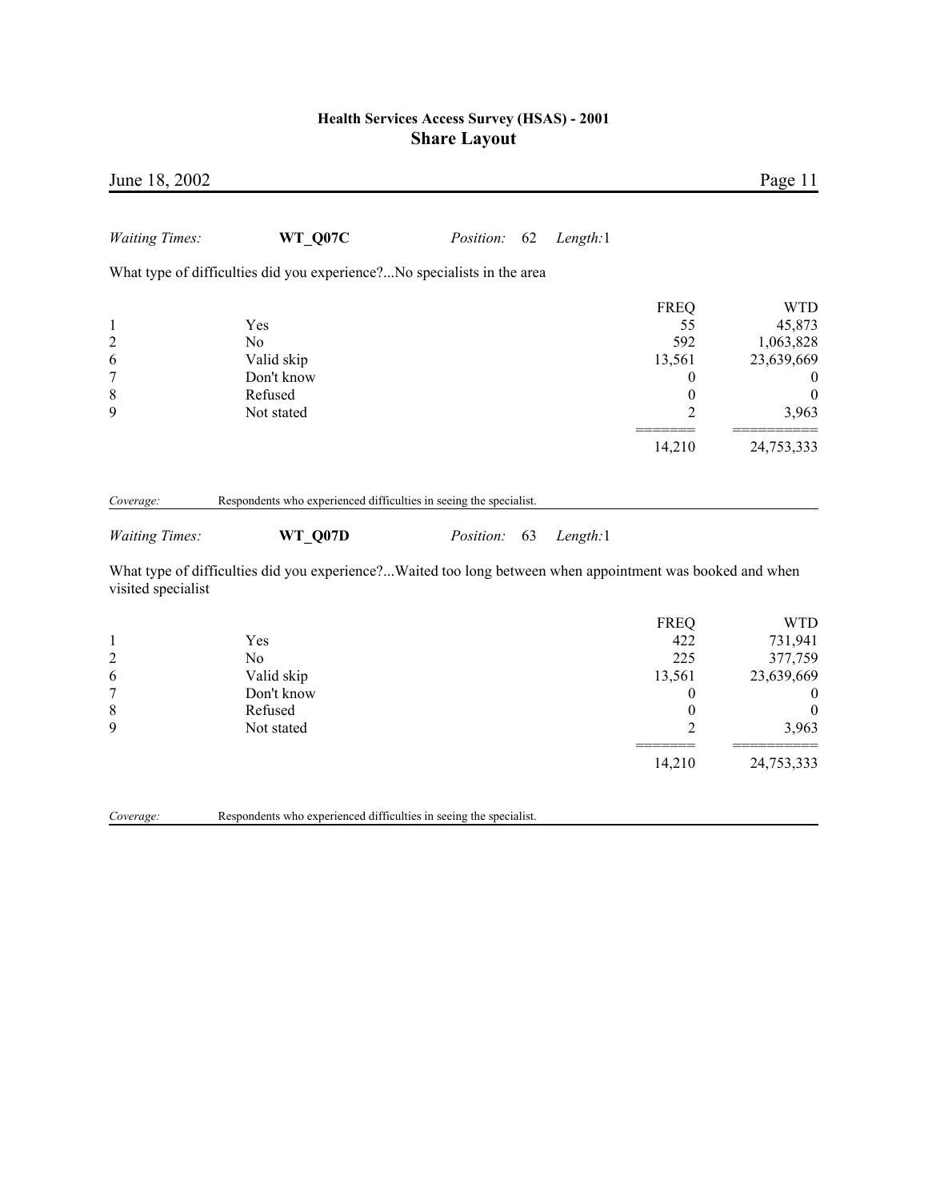*Waiting Times:* **WT_Q07C** *Position:* 62 *Length:*1

What type of difficulties did you experience?...No specialists in the area

| | | FREQ | WTD |
|---|---|---|---|
| 1 | Yes | 55 | 45,873 |
| 2 | No | 592 | 1,063,828 |
| 6 | Valid skip | 13,561 | 23,639,669 |
| 7 | Don't know | 0 | 0 |
| 8 | Refused | 0 | 0 |
| 9 | Not stated | 2 | 3,963 |
| | | 14,210 | 24,753,333 |

*Coverage:* Respondents who experienced difficulties in seeing the specialist.

*Waiting Times:* **WT_Q07D** *Position:* 63 *Length:*1

What type of difficulties did you experience?...Waited too long between when appointment was booked and when visited specialist

| | | FREQ | WTD |
|---|---|---|---|
| 1 | Yes | 422 | 731,941 |
| 2 | No | 225 | 377,759 |
| 6 | Valid skip | 13,561 | 23,639,669 |
| 7 | Don't know | 0 | 0 |
| 8 | Refused | 0 | 0 |
| 9 | Not stated | 2 | 3,963 |
| | | 14,210 | 24,753,333 |

*Coverage:* Respondents who experienced difficulties in seeing the specialist.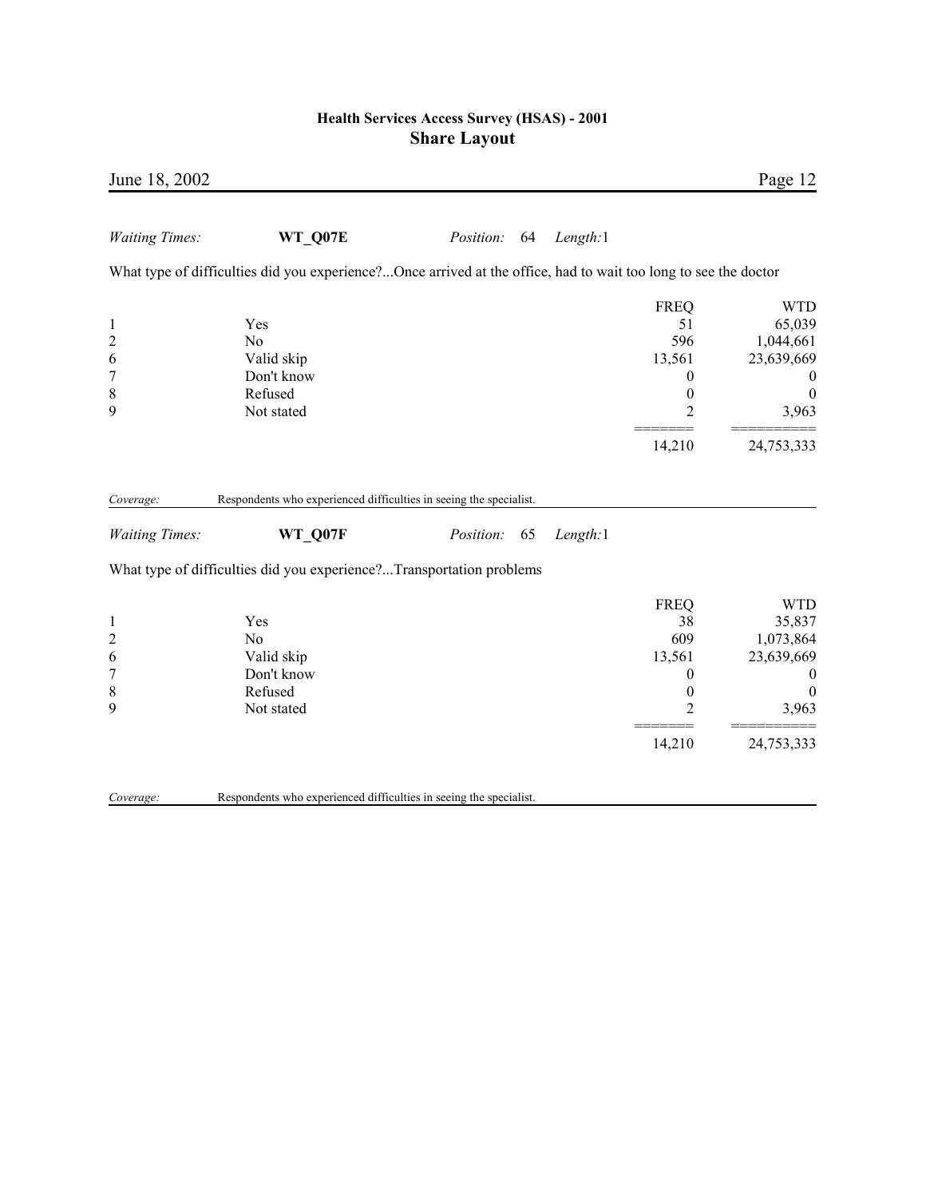*Waiting Times:* **WT_Q07E** *Position:* 64 *Length:*1

What type of difficulties did you experience?...Once arrived at the office, had to wait too long to see the doctor

| | | FREQ | WTD |
|---|---|---|---|
| 1 | Yes | 51 | 65,039 |
| 2 | No | 596 | 1,044,661 |
| 6 | Valid skip | 13,561 | 23,639,669 |
| 7 | Don't know | 0 | 0 |
| 8 | Refused | 0 | 0 |
| 9 | Not stated | 2 | 3,963 |
| | | ======= | ========== |
| | | 14,210 | 24,753,333 |

*Coverage:* Respondents who experienced difficulties in seeing the specialist.

*Waiting Times:* **WT_Q07F** *Position:* 65 *Length:*1

What type of difficulties did you experience?...Transportation problems

| | | FREQ | WTD |
|---|---|---|---|
| 1 | Yes | 38 | 35,837 |
| 2 | No | 609 | 1,073,864 |
| 6 | Valid skip | 13,561 | 23,639,669 |
| 7 | Don't know | 0 | 0 |
| 8 | Refused | 0 | 0 |
| 9 | Not stated | 2 | 3,963 |
| | | ======= | ========== |
| | | 14,210 | 24,753,333 |

*Coverage:* Respondents who experienced difficulties in seeing the specialist.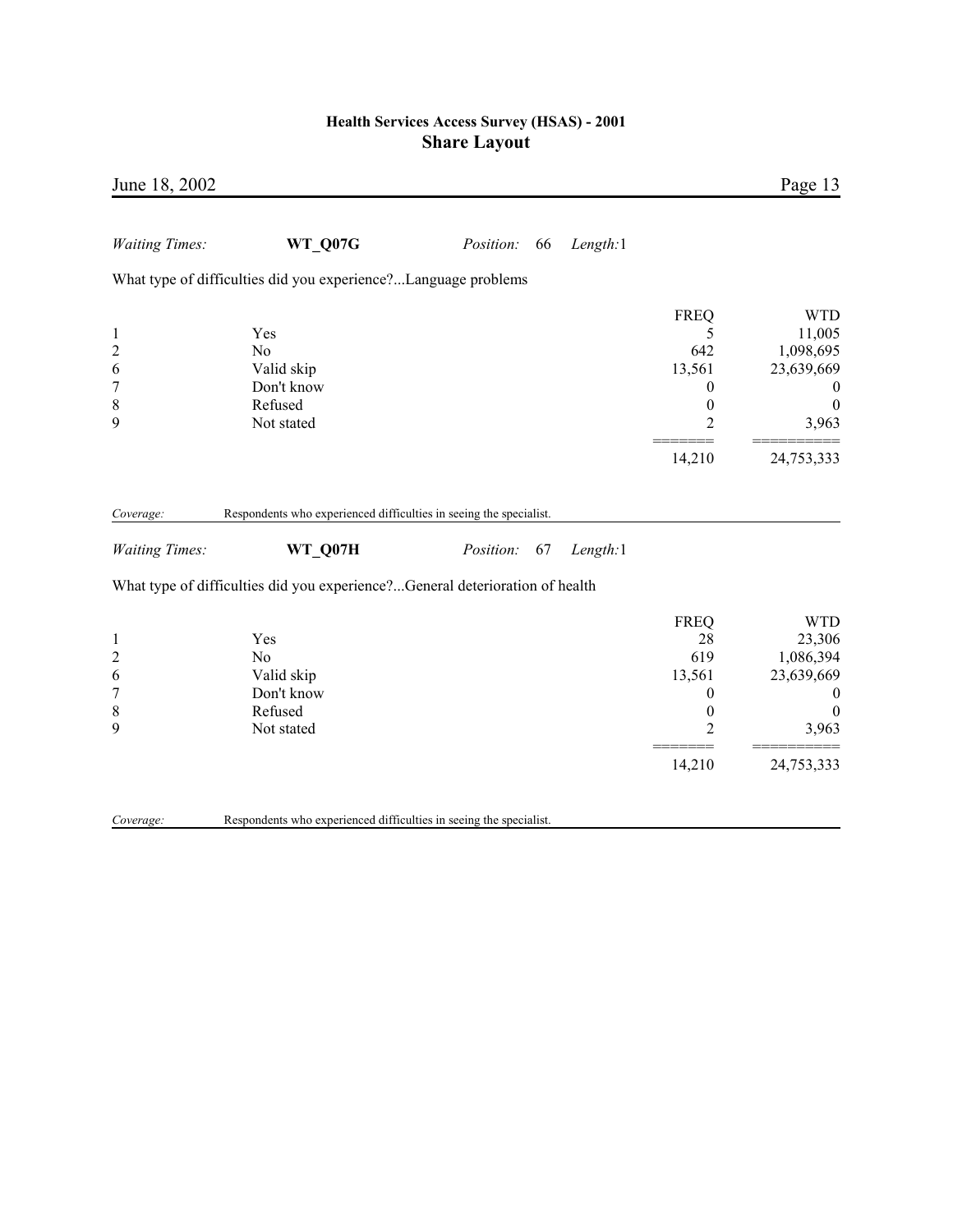*Waiting Times:* **WT_Q07G** *Position:* 66 *Length:*1

What type of difficulties did you experience?...Language problems

| | | FREQ | WTD |
|---|---|---|---|
| 1 | Yes | 5 | 11,005 |
| 2 | No | 642 | 1,098,695 |
| 6 | Valid skip | 13,561 | 23,639,669 |
| 7 | Don't know | 0 | 0 |
| 8 | Refused | 0 | 0 |
| 9 | Not stated | 2 | 3,963 |
| | | ======= | ========== |
| | | 14,210 | 24,753,333 |

*Coverage:* Respondents who experienced difficulties in seeing the specialist.

*Waiting Times:* **WT_Q07H** *Position:* 67 *Length:*1

What type of difficulties did you experience?...General deterioration of health

| | | FREQ | WTD |
|---|---|---|---|
| 1 | Yes | 28 | 23,306 |
| 2 | No | 619 | 1,086,394 |
| 6 | Valid skip | 13,561 | 23,639,669 |
| 7 | Don't know | 0 | 0 |
| 8 | Refused | 0 | 0 |
| 9 | Not stated | 2 | 3,963 |
| | | ======= | ========== |
| | | 14,210 | 24,753,333 |

*Coverage:* Respondents who experienced difficulties in seeing the specialist.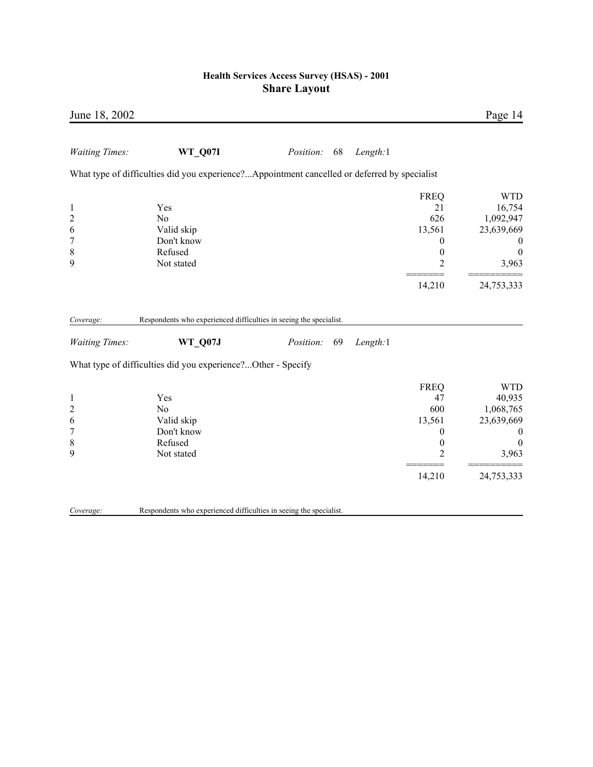*Waiting Times:* **WT_Q07I** *Position:* 68 *Length:*1

What type of difficulties did you experience?...Appointment cancelled or deferred by specialist

| | | FREQ | WTD |
|---|---|---|---|
| 1 | Yes | 21 | 16,754 |
| 2 | No | 626 | 1,092,947 |
| 6 | Valid skip | 13,561 | 23,639,669 |
| 7 | Don't know | 0 | 0 |
| 8 | Refused | 0 | 0 |
| 9 | Not stated | 2 | 3,963 |
| | | ======= | ========== |
| | | 14,210 | 24,753,333 |

*Coverage:* Respondents who experienced difficulties in seeing the specialist.

*Waiting Times:* **WT_Q07J** *Position:* 69 *Length:*1

What type of difficulties did you experience?...Other - Specify

| | | FREQ | WTD |
|---|---|---|---|
| 1 | Yes | 47 | 40,935 |
| 2 | No | 600 | 1,068,765 |
| 6 | Valid skip | 13,561 | 23,639,669 |
| 7 | Don't know | 0 | 0 |
| 8 | Refused | 0 | 0 |
| 9 | Not stated | 2 | 3,963 |
| | | ======= | ========== |
| | | 14,210 | 24,753,333 |

*Coverage:* Respondents who experienced difficulties in seeing the specialist.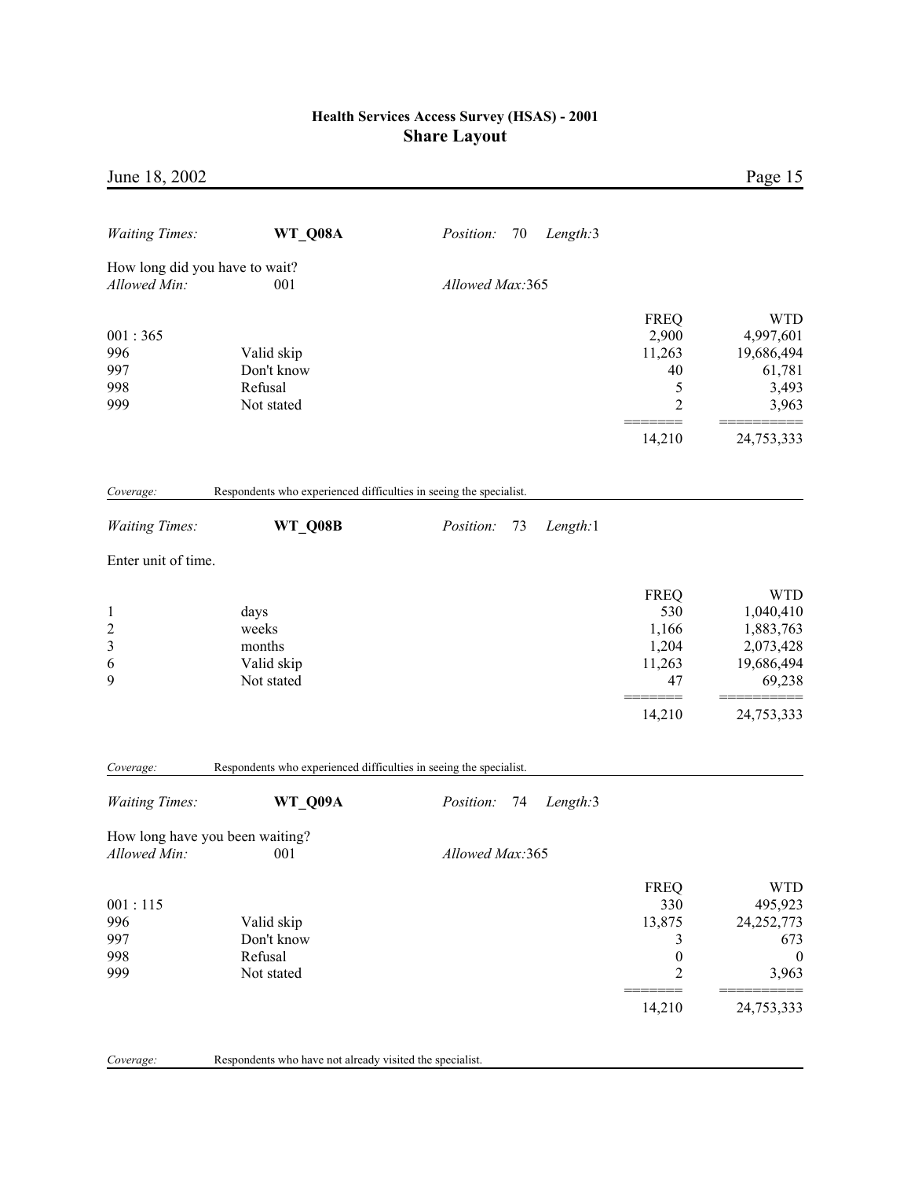*Waiting Times:* **WT_Q08A** *Position:* 70 *Length:*3

How long did you have to wait?

*Allowed Min:* 001 *Allowed Max:*365

| | | FREQ | WTD |
|---|---|---|---|
| 001 : 365 | | 2,900 | 4,997,601 |
| 996 | Valid skip | 11,263 | 19,686,494 |
| 997 | Don't know | 40 | 61,781 |
| 998 | Refusal | 5 | 3,493 |
| 999 | Not stated | 2 | 3,963 |
| | | 14,210 | 24,753,333 |

*Coverage:* Respondents who experienced difficulties in seeing the specialist.

*Waiting Times:* **WT_Q08B** *Position:* 73 *Length:*1

Enter unit of time.

| | | FREQ | WTD |
|---|---|---|---|
| 1 | days | 530 | 1,040,410 |
| 2 | weeks | 1,166 | 1,883,763 |
| 3 | months | 1,204 | 2,073,428 |
| 6 | Valid skip | 11,263 | 19,686,494 |
| 9 | Not stated | 47 | 69,238 |
| | | 14,210 | 24,753,333 |

*Coverage:* Respondents who experienced difficulties in seeing the specialist.

*Waiting Times:* **WT_Q09A** *Position:* 74 *Length:*3

How long have you been waiting?

*Allowed Min:* 001 *Allowed Max:*365

| | | FREQ | WTD |
|---|---|---|---|
| 001 : 115 | | 330 | 495,923 |
| 996 | Valid skip | 13,875 | 24,252,773 |
| 997 | Don't know | 3 | 673 |
| 998 | Refusal | 0 | 0 |
| 999 | Not stated | 2 | 3,963 |
| | | 14,210 | 24,753,333 |

*Coverage:* Respondents who have not already visited the specialist.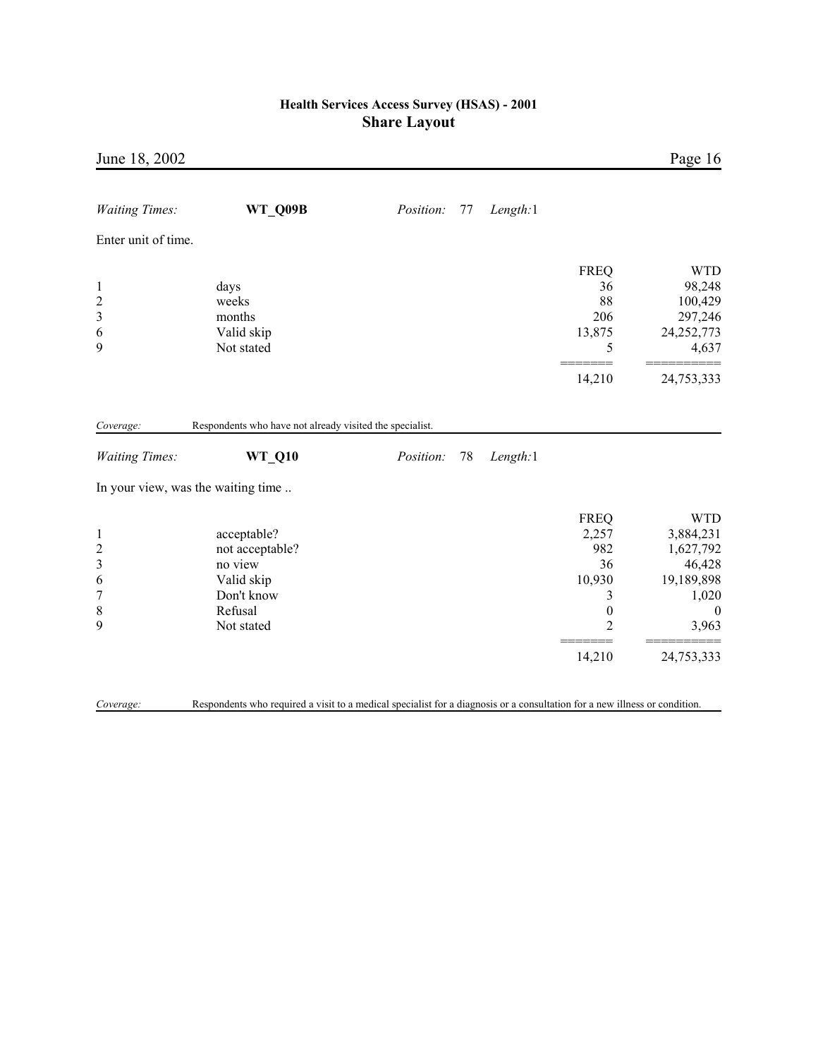*Waiting Times:* **WT_Q09B** *Position:* 77 *Length:*1

Enter unit of time.

| | | FREQ | WTD |
|---|---|---|---|
| 1 | days | 36 | 98,248 |
| 2 | weeks | 88 | 100,429 |
| 3 | months | 206 | 297,246 |
| 6 | Valid skip | 13,875 | 24,252,773 |
| 9 | Not stated | 5 | 4,637 |
| | | 14,210 | 24,753,333 |

*Coverage:* Respondents who have not already visited the specialist.

*Waiting Times:* **WT_Q10** *Position:* 78 *Length:*1

In your view, was the waiting time ..

| | | FREQ | WTD |
|---|---|---|---|
| 1 | acceptable? | 2,257 | 3,884,231 |
| 2 | not acceptable? | 982 | 1,627,792 |
| 3 | no view | 36 | 46,428 |
| 6 | Valid skip | 10,930 | 19,189,898 |
| 7 | Don't know | 3 | 1,020 |
| 8 | Refusal | 0 | 0 |
| 9 | Not stated | 2 | 3,963 |
| | | 14,210 | 24,753,333 |

*Coverage:* Respondents who required a visit to a medical specialist for a diagnosis or a consultation for a new illness or condition.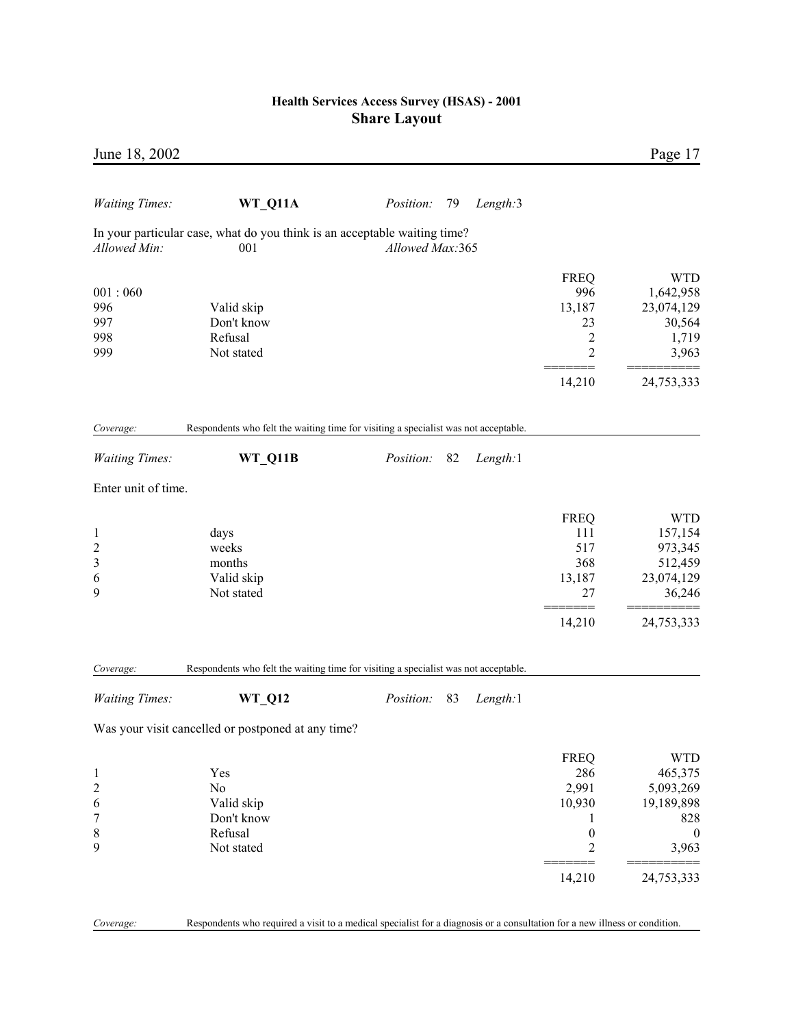*Waiting Times:* **WT_Q11A** *Position:* 79 *Length:*3

In your particular case, what do you think is an acceptable waiting time?
*Allowed Min:* 001 *Allowed Max:*365

| | | FREQ | WTD |
|---|---|---|---|
| 001 : 060 | | 996 | 1,642,958 |
| 996 | Valid skip | 13,187 | 23,074,129 |
| 997 | Don't know | 23 | 30,564 |
| 998 | Refusal | 2 | 1,719 |
| 999 | Not stated | 2 | 3,963 |
| | | 14,210 | 24,753,333 |

*Coverage:* Respondents who felt the waiting time for visiting a specialist was not acceptable.

*Waiting Times:* **WT_Q11B** *Position:* 82 *Length:*1

Enter unit of time.

| | | FREQ | WTD |
|---|---|---|---|
| 1 | days | 111 | 157,154 |
| 2 | weeks | 517 | 973,345 |
| 3 | months | 368 | 512,459 |
| 6 | Valid skip | 13,187 | 23,074,129 |
| 9 | Not stated | 27 | 36,246 |
| | | 14,210 | 24,753,333 |

*Coverage:* Respondents who felt the waiting time for visiting a specialist was not acceptable.

*Waiting Times:* **WT_Q12** *Position:* 83 *Length:*1

Was your visit cancelled or postponed at any time?

| | | FREQ | WTD |
|---|---|---|---|
| 1 | Yes | 286 | 465,375 |
| 2 | No | 2,991 | 5,093,269 |
| 6 | Valid skip | 10,930 | 19,189,898 |
| 7 | Don't know | 1 | 828 |
| 8 | Refusal | 0 | 0 |
| 9 | Not stated | 2 | 3,963 |
| | | 14,210 | 24,753,333 |

*Coverage:* Respondents who required a visit to a medical specialist for a diagnosis or a consultation for a new illness or condition.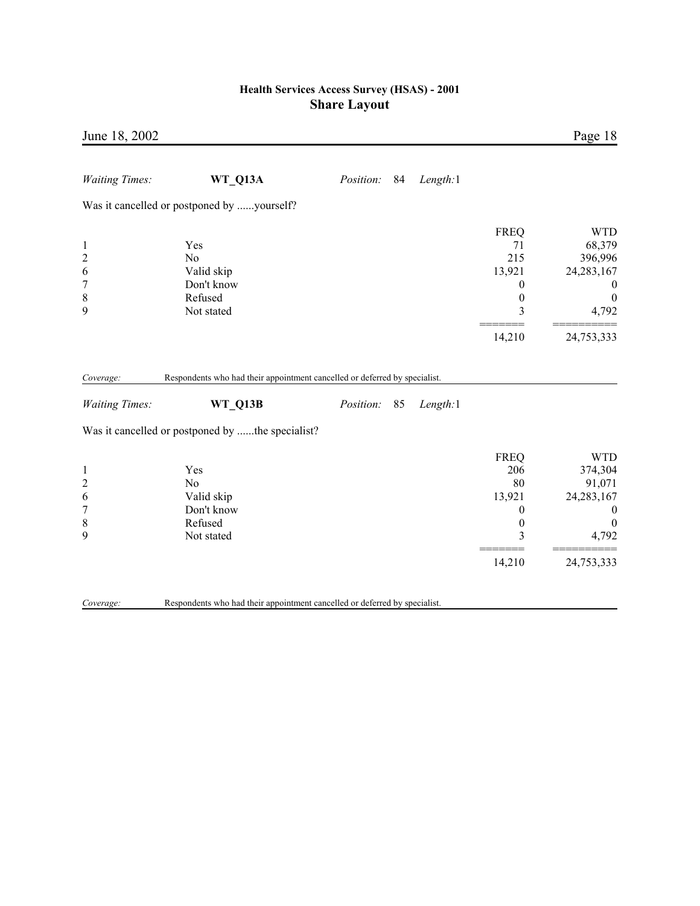*Waiting Times:* **WT_Q13A** *Position:* 84 *Length:*1

Was it cancelled or postponed by ......yourself?

| | | FREQ | WTD |
|---|---|---|---|
| 1 | Yes | 71 | 68,379 |
| 2 | No | 215 | 396,996 |
| 6 | Valid skip | 13,921 | 24,283,167 |
| 7 | Don't know | 0 | 0 |
| 8 | Refused | 0 | 0 |
| 9 | Not stated | 3 | 4,792 |
| | | 14,210 | 24,753,333 |

*Coverage:* Respondents who had their appointment cancelled or deferred by specialist.

*Waiting Times:* **WT_Q13B** *Position:* 85 *Length:*1

Was it cancelled or postponed by ......the specialist?

| | | FREQ | WTD |
|---|---|---|---|
| 1 | Yes | 206 | 374,304 |
| 2 | No | 80 | 91,071 |
| 6 | Valid skip | 13,921 | 24,283,167 |
| 7 | Don't know | 0 | 0 |
| 8 | Refused | 0 | 0 |
| 9 | Not stated | 3 | 4,792 |
| | | 14,210 | 24,753,333 |

*Coverage:* Respondents who had their appointment cancelled or deferred by specialist.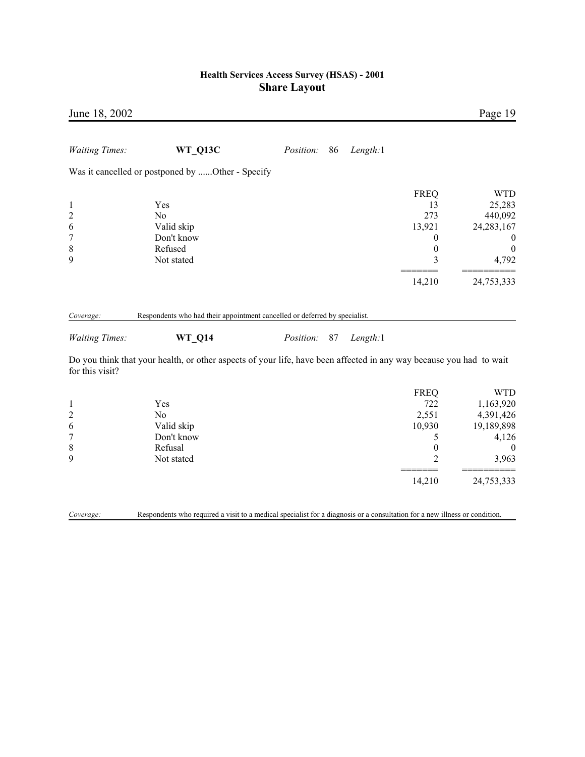*Waiting Times:* **WT_Q13C** *Position:* 86 *Length:*1

Was it cancelled or postponed by ......Other - Specify

| | | FREQ | WTD |
|---|---|---|---|
| 1 | Yes | 13 | 25,283 |
| 2 | No | 273 | 440,092 |
| 6 | Valid skip | 13,921 | 24,283,167 |
| 7 | Don't know | 0 | 0 |
| 8 | Refused | 0 | 0 |
| 9 | Not stated | 3 | 4,792 |
| | | 14,210 | 24,753,333 |

*Coverage:* Respondents who had their appointment cancelled or deferred by specialist.

*Waiting Times:* **WT_Q14** *Position:* 87 *Length:*1

Do you think that your health, or other aspects of your life, have been affected in any way because you had to wait for this visit?

| | | FREQ | WTD |
|---|---|---|---|
| 1 | Yes | 722 | 1,163,920 |
| 2 | No | 2,551 | 4,391,426 |
| 6 | Valid skip | 10,930 | 19,189,898 |
| 7 | Don't know | 5 | 4,126 |
| 8 | Refusal | 0 | 0 |
| 9 | Not stated | 2 | 3,963 |
| | | 14,210 | 24,753,333 |

*Coverage:* Respondents who required a visit to a medical specialist for a diagnosis or a consultation for a new illness or condition.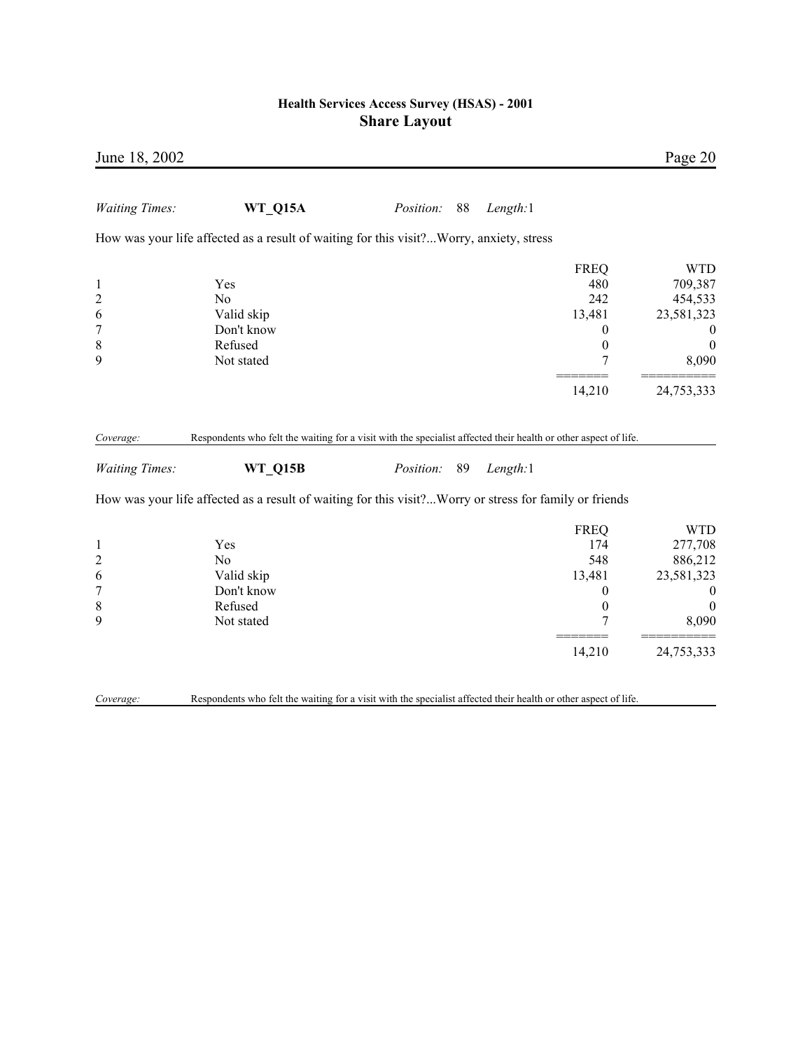*Waiting Times:* **WT_Q15A** *Position:* 88 *Length:*1

How was your life affected as a result of waiting for this visit?...Worry, anxiety, stress

| | | FREQ | WTD |
|---|---|---|---|
| 1 | Yes | 480 | 709,387 |
| 2 | No | 242 | 454,533 |
| 6 | Valid skip | 13,481 | 23,581,323 |
| 7 | Don't know | 0 | 0 |
| 8 | Refused | 0 | 0 |
| 9 | Not stated | 7 | 8,090 |
| | | 14,210 | 24,753,333 |

*Coverage:* Respondents who felt the waiting for a visit with the specialist affected their health or other aspect of life.

*Waiting Times:* **WT_Q15B** *Position:* 89 *Length:*1

How was your life affected as a result of waiting for this visit?...Worry or stress for family or friends

| | | FREQ | WTD |
|---|---|---|---|
| 1 | Yes | 174 | 277,708 |
| 2 | No | 548 | 886,212 |
| 6 | Valid skip | 13,481 | 23,581,323 |
| 7 | Don't know | 0 | 0 |
| 8 | Refused | 0 | 0 |
| 9 | Not stated | 7 | 8,090 |
| | | 14,210 | 24,753,333 |

*Coverage:* Respondents who felt the waiting for a visit with the specialist affected their health or other aspect of life.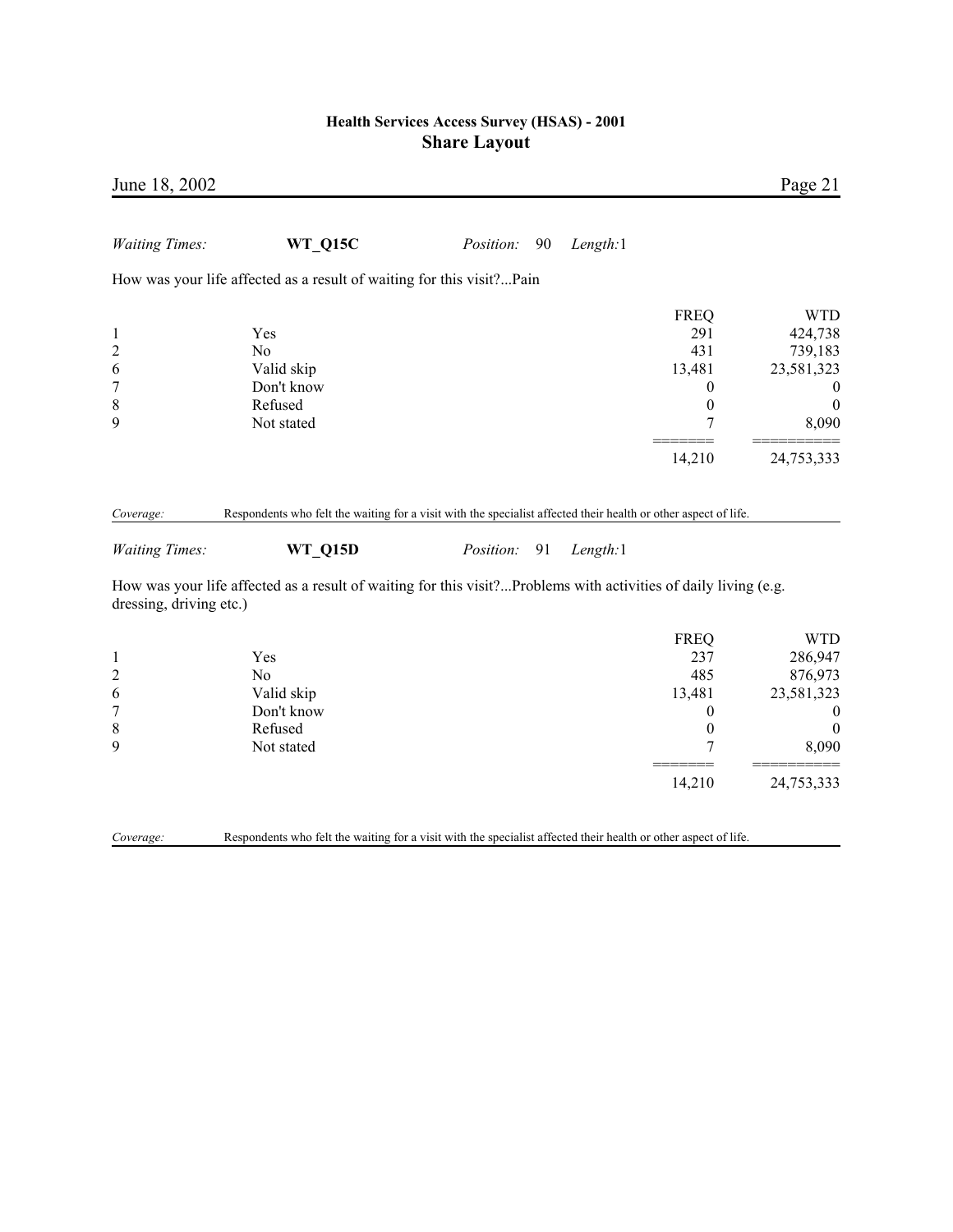*Waiting Times:* **WT_Q15C** *Position:* 90 *Length:*1

How was your life affected as a result of waiting for this visit?...Pain

| | | FREQ | WTD |
|---|---|---|---|
| 1 | Yes | 291 | 424,738 |
| 2 | No | 431 | 739,183 |
| 6 | Valid skip | 13,481 | 23,581,323 |
| 7 | Don't know | 0 | 0 |
| 8 | Refused | 0 | 0 |
| 9 | Not stated | 7 | 8,090 |
| | | 14,210 | 24,753,333 |

*Coverage:* Respondents who felt the waiting for a visit with the specialist affected their health or other aspect of life.

*Waiting Times:* **WT_Q15D** *Position:* 91 *Length:*1

How was your life affected as a result of waiting for this visit?...Problems with activities of daily living (e.g. dressing, driving etc.)

| | | FREQ | WTD |
|---|---|---|---|
| 1 | Yes | 237 | 286,947 |
| 2 | No | 485 | 876,973 |
| 6 | Valid skip | 13,481 | 23,581,323 |
| 7 | Don't know | 0 | 0 |
| 8 | Refused | 0 | 0 |
| 9 | Not stated | 7 | 8,090 |
| | | 14,210 | 24,753,333 |

*Coverage:* Respondents who felt the waiting for a visit with the specialist affected their health or other aspect of life.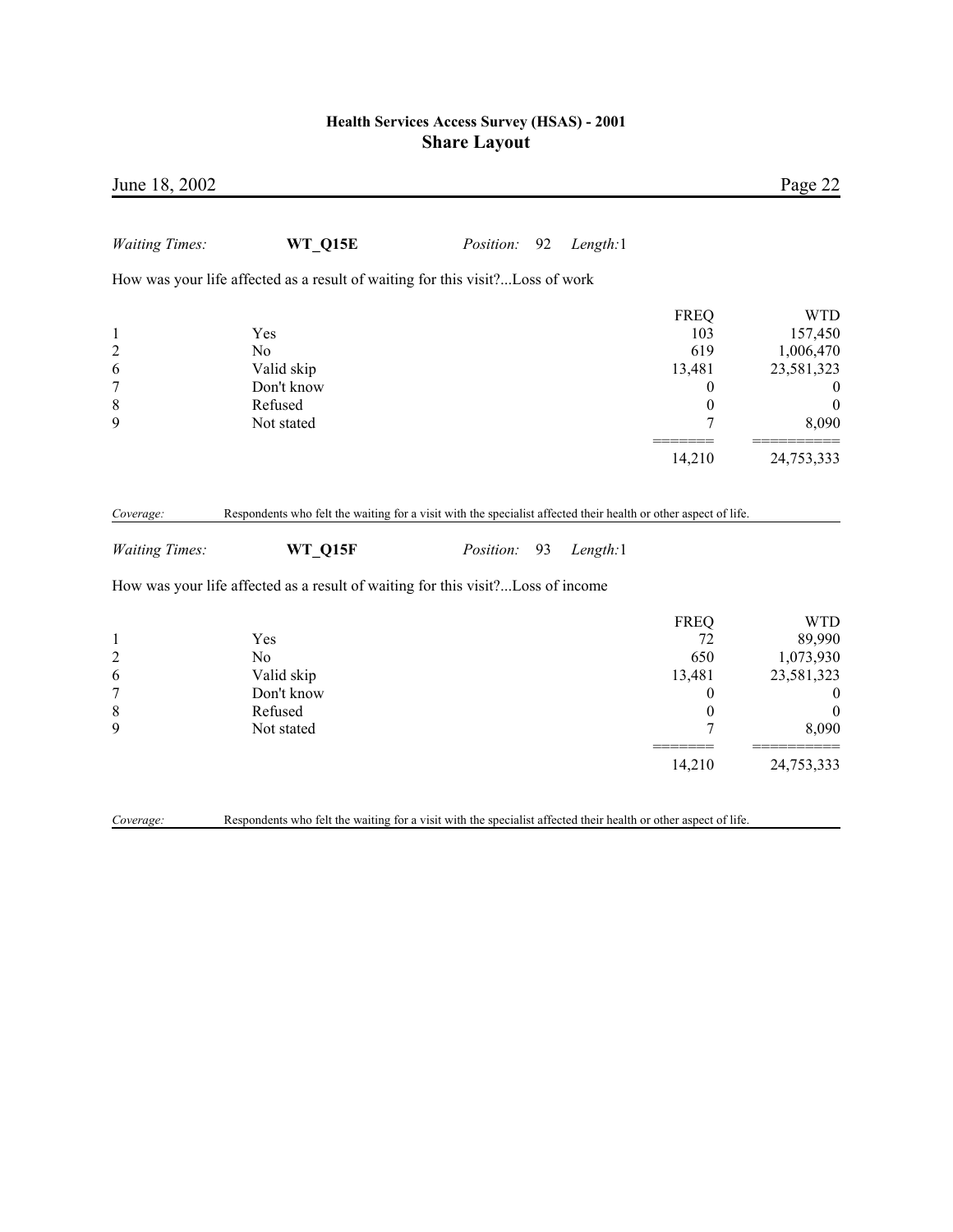*Waiting Times:* **WT_Q15E** *Position:* 92 *Length:*1

How was your life affected as a result of waiting for this visit?...Loss of work

| | | FREQ | WTD |
|---|---|---|---|
| 1 | Yes | 103 | 157,450 |
| 2 | No | 619 | 1,006,470 |
| 6 | Valid skip | 13,481 | 23,581,323 |
| 7 | Don't know | 0 | 0 |
| 8 | Refused | 0 | 0 |
| 9 | Not stated | 7 | 8,090 |
| | | 14,210 | 24,753,333 |

*Coverage:* Respondents who felt the waiting for a visit with the specialist affected their health or other aspect of life.

*Waiting Times:* **WT_Q15F** *Position:* 93 *Length:*1

How was your life affected as a result of waiting for this visit?...Loss of income

| | | FREQ | WTD |
|---|---|---|---|
| 1 | Yes | 72 | 89,990 |
| 2 | No | 650 | 1,073,930 |
| 6 | Valid skip | 13,481 | 23,581,323 |
| 7 | Don't know | 0 | 0 |
| 8 | Refused | 0 | 0 |
| 9 | Not stated | 7 | 8,090 |
| | | 14,210 | 24,753,333 |

*Coverage:* Respondents who felt the waiting for a visit with the specialist affected their health or other aspect of life.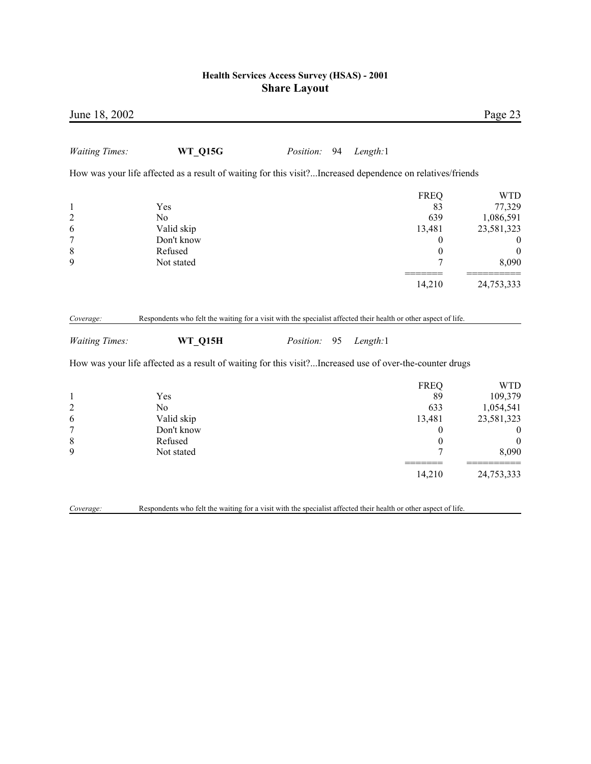*Waiting Times:* **WT_Q15G** *Position:* 94 *Length:*1

How was your life affected as a result of waiting for this visit?...Increased dependence on relatives/friends

| | | FREQ | WTD |
|---|---|---|---|
| 1 | Yes | 83 | 77,329 |
| 2 | No | 639 | 1,086,591 |
| 6 | Valid skip | 13,481 | 23,581,323 |
| 7 | Don't know | 0 | 0 |
| 8 | Refused | 0 | 0 |
| 9 | Not stated | 7 | 8,090 |
| | | ======= | ========== |
| | | 14,210 | 24,753,333 |

*Coverage:* Respondents who felt the waiting for a visit with the specialist affected their health or other aspect of life.

*Waiting Times:* **WT_Q15H** *Position:* 95 *Length:*1

How was your life affected as a result of waiting for this visit?...Increased use of over-the-counter drugs

| | | FREQ | WTD |
|---|---|---|---|
| 1 | Yes | 89 | 109,379 |
| 2 | No | 633 | 1,054,541 |
| 6 | Valid skip | 13,481 | 23,581,323 |
| 7 | Don't know | 0 | 0 |
| 8 | Refused | 0 | 0 |
| 9 | Not stated | 7 | 8,090 |
| | | ======= | ========== |
| | | 14,210 | 24,753,333 |

*Coverage:* Respondents who felt the waiting for a visit with the specialist affected their health or other aspect of life.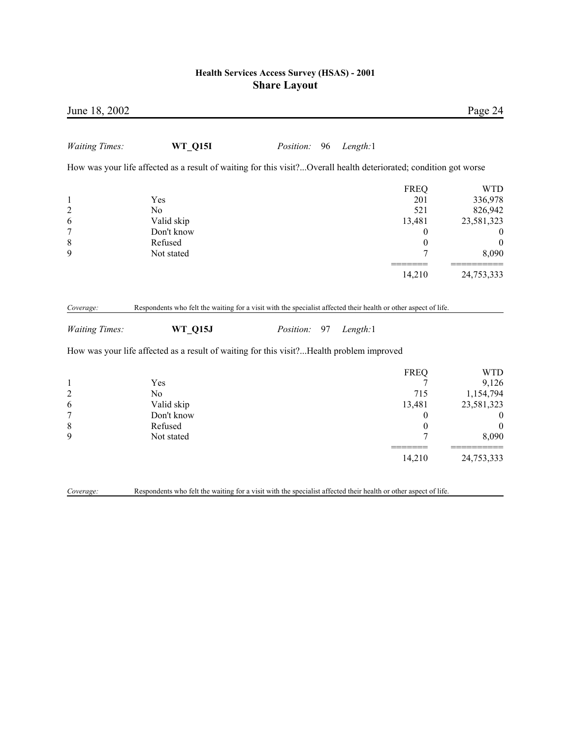*Waiting Times:* **WT_Q15I** *Position:* 96 *Length:*1

How was your life affected as a result of waiting for this visit?...Overall health deteriorated; condition got worse

| | | FREQ | WTD |
|---|---|---|---|
| 1 | Yes | 201 | 336,978 |
| 2 | No | 521 | 826,942 |
| 6 | Valid skip | 13,481 | 23,581,323 |
| 7 | Don't know | 0 | 0 |
| 8 | Refused | 0 | 0 |
| 9 | Not stated | 7 | 8,090 |
| | | 14,210 | 24,753,333 |

*Coverage:* Respondents who felt the waiting for a visit with the specialist affected their health or other aspect of life.

*Waiting Times:* **WT_Q15J** *Position:* 97 *Length:*1

How was your life affected as a result of waiting for this visit?...Health problem improved

| | | FREQ | WTD |
|---|---|---|---|
| 1 | Yes | 7 | 9,126 |
| 2 | No | 715 | 1,154,794 |
| 6 | Valid skip | 13,481 | 23,581,323 |
| 7 | Don't know | 0 | 0 |
| 8 | Refused | 0 | 0 |
| 9 | Not stated | 7 | 8,090 |
| | | 14,210 | 24,753,333 |

*Coverage:* Respondents who felt the waiting for a visit with the specialist affected their health or other aspect of life.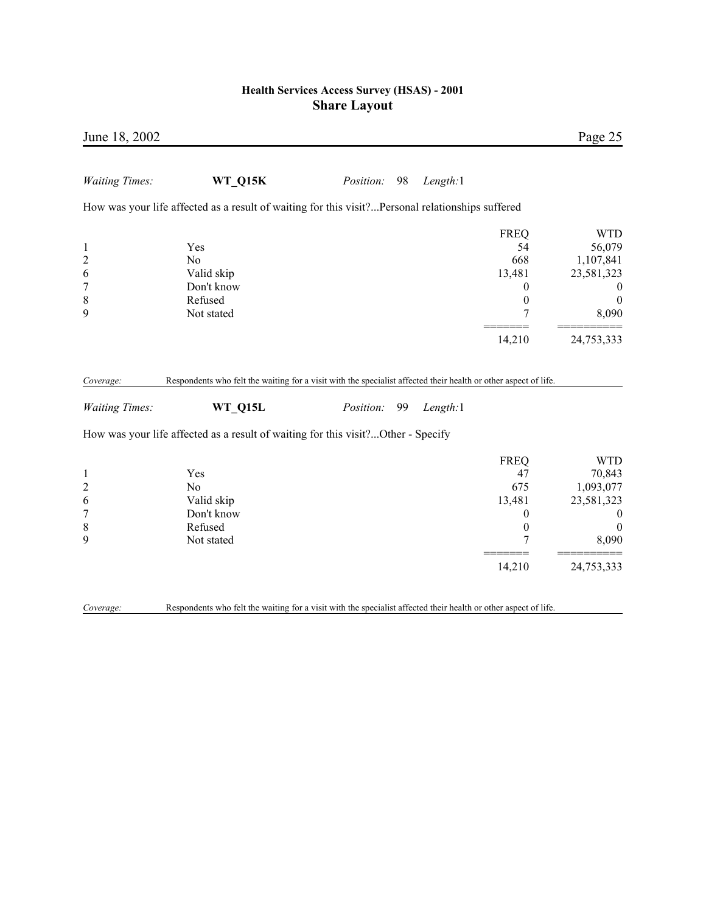*Waiting Times:* **WT_Q15K** *Position:* 98 *Length:*1

How was your life affected as a result of waiting for this visit?...Personal relationships suffered

| | | FREQ | WTD |
|---|---|---|---|
| 1 | Yes | 54 | 56,079 |
| 2 | No | 668 | 1,107,841 |
| 6 | Valid skip | 13,481 | 23,581,323 |
| 7 | Don't know | 0 | 0 |
| 8 | Refused | 0 | 0 |
| 9 | Not stated | 7 | 8,090 |
| | | 14,210 | 24,753,333 |

*Coverage:* Respondents who felt the waiting for a visit with the specialist affected their health or other aspect of life.

*Waiting Times:* **WT_Q15L** *Position:* 99 *Length:*1

How was your life affected as a result of waiting for this visit?...Other - Specify

| | | FREQ | WTD |
|---|---|---|---|
| 1 | Yes | 47 | 70,843 |
| 2 | No | 675 | 1,093,077 |
| 6 | Valid skip | 13,481 | 23,581,323 |
| 7 | Don't know | 0 | 0 |
| 8 | Refused | 0 | 0 |
| 9 | Not stated | 7 | 8,090 |
| | | 14,210 | 24,753,333 |

*Coverage:* Respondents who felt the waiting for a visit with the specialist affected their health or other aspect of life.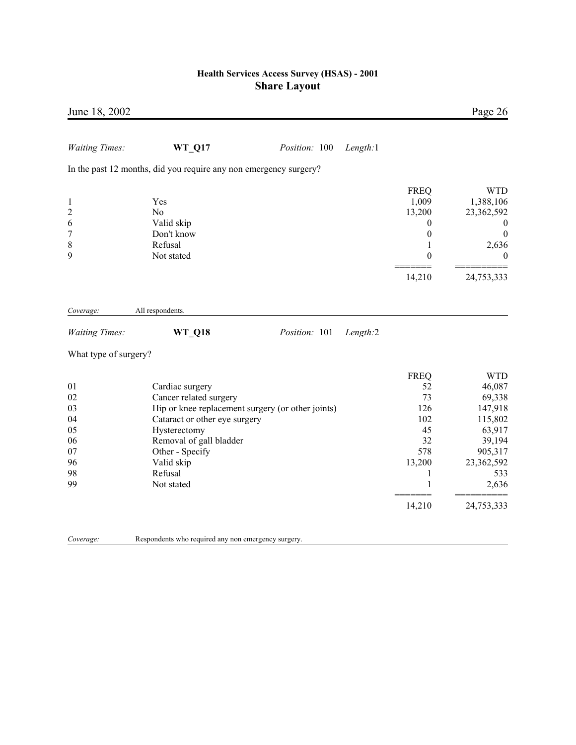*Waiting Times:* **WT_Q17** *Position:* 100 *Length:*1

In the past 12 months, did you require any non emergency surgery?

| | | FREQ | WTD |
|---|---|---|---|
| 1 | Yes | 1,009 | 1,388,106 |
| 2 | No | 13,200 | 23,362,592 |
| 6 | Valid skip | 0 | 0 |
| 7 | Don't know | 0 | 0 |
| 8 | Refusal | 1 | 2,636 |
| 9 | Not stated | 0 | 0 |
| | | 14,210 | 24,753,333 |

*Coverage:* All respondents.

*Waiting Times:* **WT_Q18** *Position:* 101 *Length:*2

What type of surgery?

| | | FREQ | WTD |
|---|---|---|---|
| 01 | Cardiac surgery | 52 | 46,087 |
| 02 | Cancer related surgery | 73 | 69,338 |
| 03 | Hip or knee replacement surgery (or other joints) | 126 | 147,918 |
| 04 | Cataract or other eye surgery | 102 | 115,802 |
| 05 | Hysterectomy | 45 | 63,917 |
| 06 | Removal of gall bladder | 32 | 39,194 |
| 07 | Other - Specify | 578 | 905,317 |
| 96 | Valid skip | 13,200 | 23,362,592 |
| 98 | Refusal | 1 | 533 |
| 99 | Not stated | 1 | 2,636 |
| | | 14,210 | 24,753,333 |

*Coverage:* Respondents who required any non emergency surgery.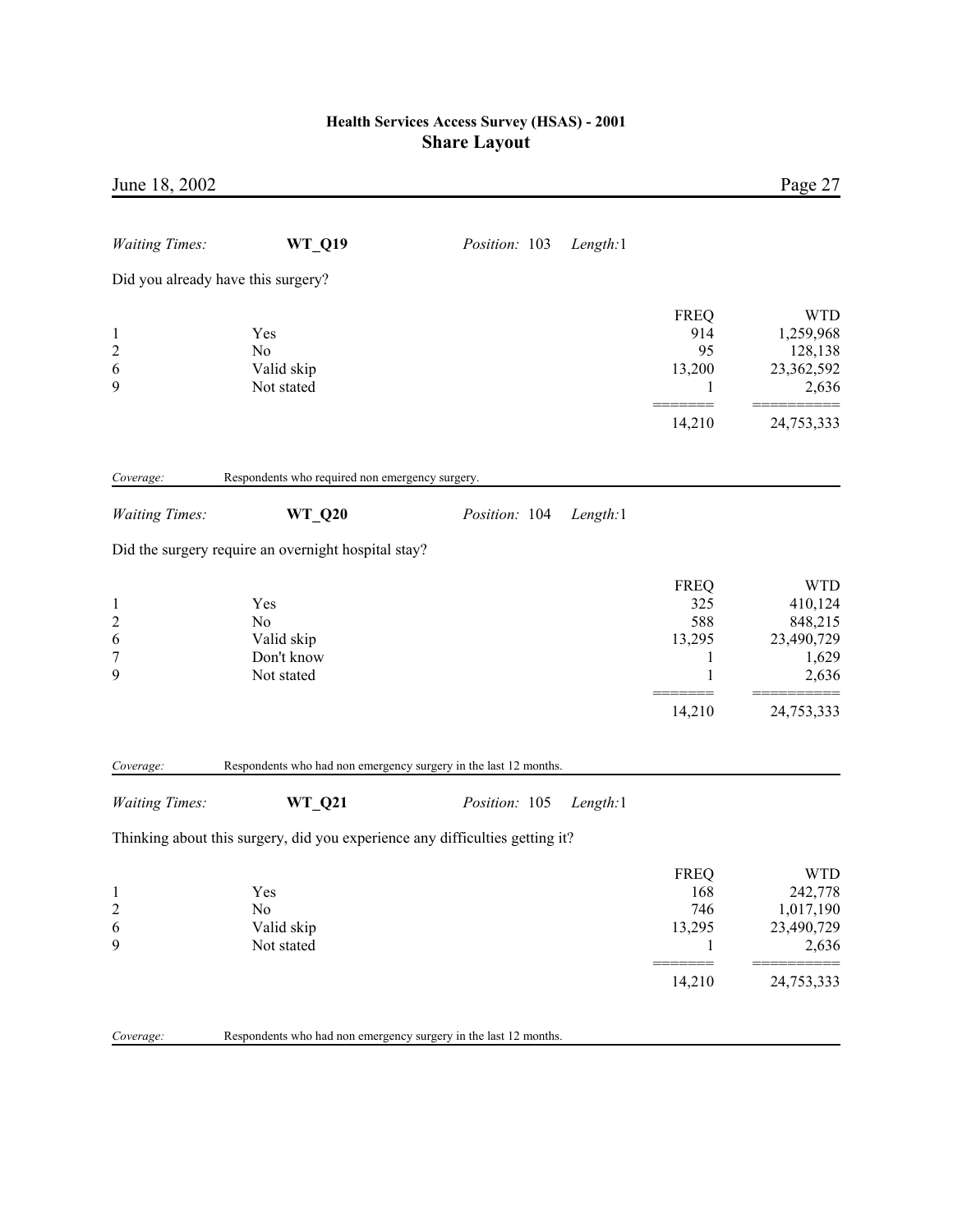*Waiting Times:* **WT_Q19** *Position:* 103 *Length:*1

Did you already have this surgery?

| | | FREQ | WTD |
|---|---|---|---|
| 1 | Yes | 914 | 1,259,968 |
| 2 | No | 95 | 128,138 |
| 6 | Valid skip | 13,200 | 23,362,592 |
| 9 | Not stated | 1 | 2,636 |
| | | 14,210 | 24,753,333 |

*Coverage:* Respondents who required non emergency surgery.

*Waiting Times:* **WT_Q20** *Position:* 104 *Length:*1

Did the surgery require an overnight hospital stay?

| | | FREQ | WTD |
|---|---|---|---|
| 1 | Yes | 325 | 410,124 |
| 2 | No | 588 | 848,215 |
| 6 | Valid skip | 13,295 | 23,490,729 |
| 7 | Don't know | 1 | 1,629 |
| 9 | Not stated | 1 | 2,636 |
| | | 14,210 | 24,753,333 |

*Coverage:* Respondents who had non emergency surgery in the last 12 months.

*Waiting Times:* **WT_Q21** *Position:* 105 *Length:*1

Thinking about this surgery, did you experience any difficulties getting it?

| | | FREQ | WTD |
|---|---|---|---|
| 1 | Yes | 168 | 242,778 |
| 2 | No | 746 | 1,017,190 |
| 6 | Valid skip | 13,295 | 23,490,729 |
| 9 | Not stated | 1 | 2,636 |
| | | 14,210 | 24,753,333 |

*Coverage:* Respondents who had non emergency surgery in the last 12 months.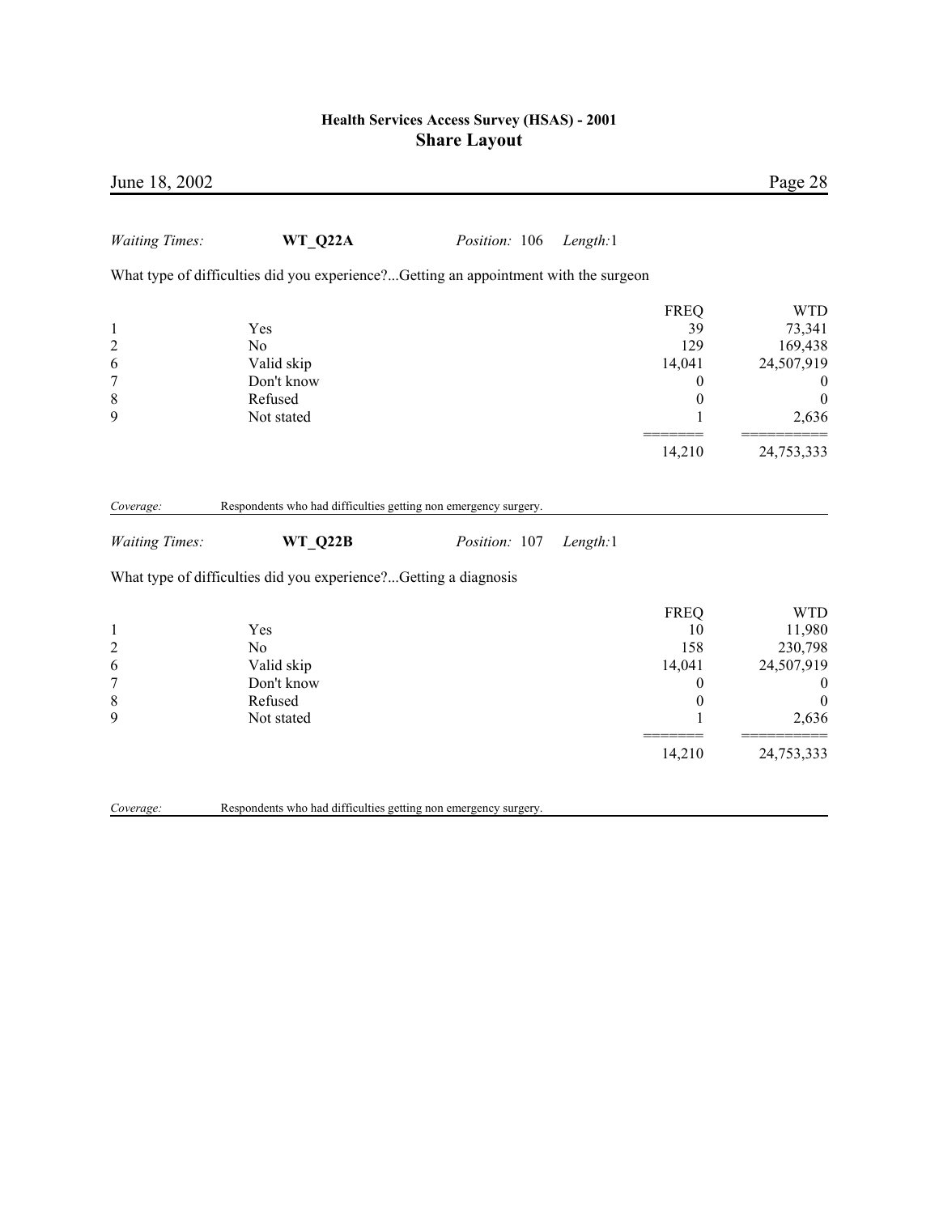*Waiting Times:* **WT_Q22A** *Position:* 106 *Length:*1

What type of difficulties did you experience?...Getting an appointment with the surgeon

| | | FREQ | WTD |
|---|---|---|---|
| 1 | Yes | 39 | 73,341 |
| 2 | No | 129 | 169,438 |
| 6 | Valid skip | 14,041 | 24,507,919 |
| 7 | Don't know | 0 | 0 |
| 8 | Refused | 0 | 0 |
| 9 | Not stated | 1 | 2,636 |
| | | 14,210 | 24,753,333 |

*Coverage:* Respondents who had difficulties getting non emergency surgery.

*Waiting Times:* **WT_Q22B** *Position:* 107 *Length:*1

What type of difficulties did you experience?...Getting a diagnosis

| | | FREQ | WTD |
|---|---|---|---|
| 1 | Yes | 10 | 11,980 |
| 2 | No | 158 | 230,798 |
| 6 | Valid skip | 14,041 | 24,507,919 |
| 7 | Don't know | 0 | 0 |
| 8 | Refused | 0 | 0 |
| 9 | Not stated | 1 | 2,636 |
| | | 14,210 | 24,753,333 |

*Coverage:* Respondents who had difficulties getting non emergency surgery.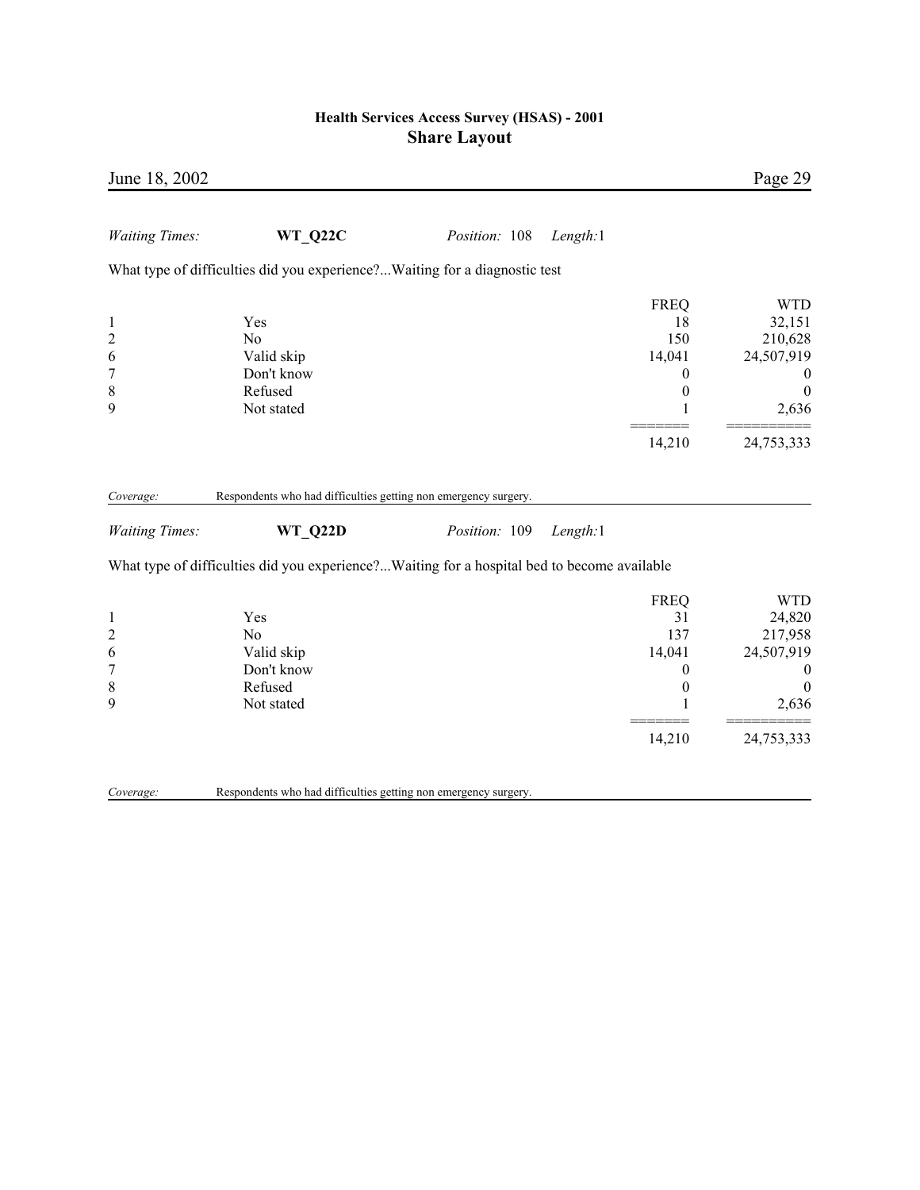*Waiting Times:* **WT_Q22C** *Position:* 108 *Length:*1

What type of difficulties did you experience?...Waiting for a diagnostic test

| | | FREQ | WTD |
|---|---|---|---|
| 1 | Yes | 18 | 32,151 |
| 2 | No | 150 | 210,628 |
| 6 | Valid skip | 14,041 | 24,507,919 |
| 7 | Don't know | 0 | 0 |
| 8 | Refused | 0 | 0 |
| 9 | Not stated | 1 | 2,636 |
| | | 14,210 | 24,753,333 |

*Coverage:* Respondents who had difficulties getting non emergency surgery.

*Waiting Times:* **WT_Q22D** *Position:* 109 *Length:*1

What type of difficulties did you experience?...Waiting for a hospital bed to become available

| | | FREQ | WTD |
|---|---|---|---|
| 1 | Yes | 31 | 24,820 |
| 2 | No | 137 | 217,958 |
| 6 | Valid skip | 14,041 | 24,507,919 |
| 7 | Don't know | 0 | 0 |
| 8 | Refused | 0 | 0 |
| 9 | Not stated | 1 | 2,636 |
| | | 14,210 | 24,753,333 |

*Coverage:* Respondents who had difficulties getting non emergency surgery.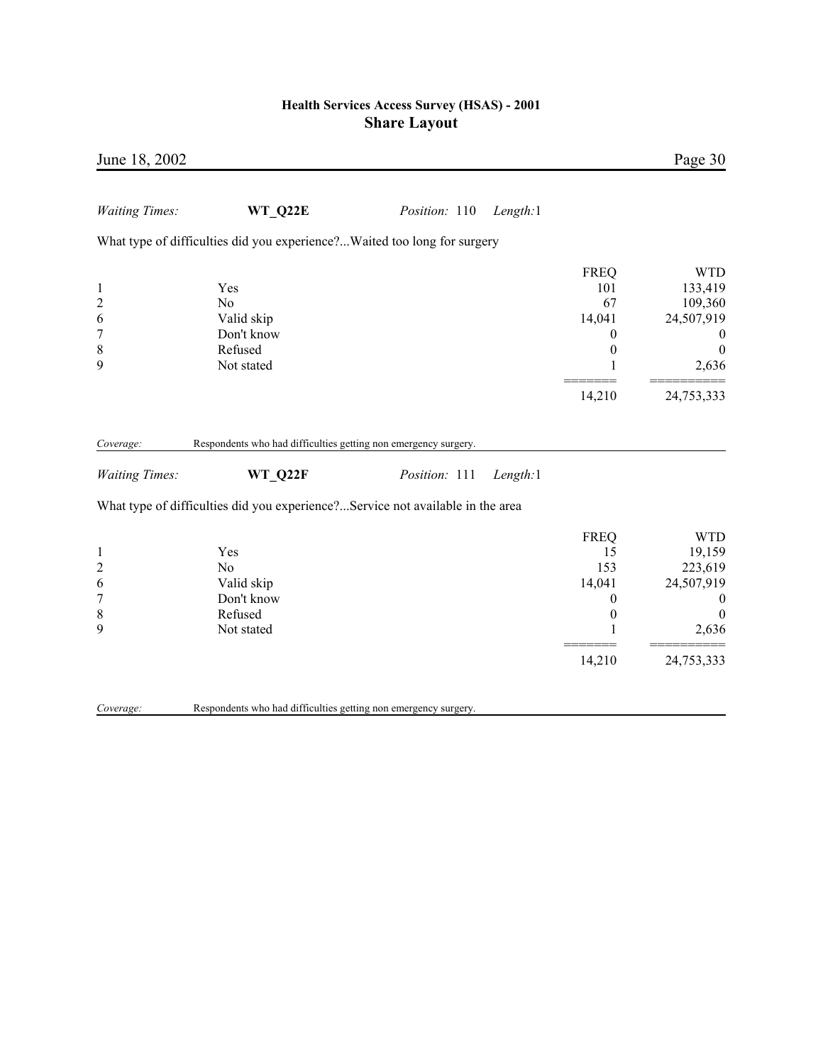*Waiting Times:* **WT_Q22E** *Position:* 110 *Length:*1

What type of difficulties did you experience?...Waited too long for surgery

| | | FREQ | WTD |
|---|---|---|---|
| 1 | Yes | 101 | 133,419 |
| 2 | No | 67 | 109,360 |
| 6 | Valid skip | 14,041 | 24,507,919 |
| 7 | Don't know | 0 | 0 |
| 8 | Refused | 0 | 0 |
| 9 | Not stated | 1 | 2,636 |
| | | 14,210 | 24,753,333 |

*Coverage:* Respondents who had difficulties getting non emergency surgery.

*Waiting Times:* **WT_Q22F** *Position:* 111 *Length:*1

What type of difficulties did you experience?...Service not available in the area

| | | FREQ | WTD |
|---|---|---|---|
| 1 | Yes | 15 | 19,159 |
| 2 | No | 153 | 223,619 |
| 6 | Valid skip | 14,041 | 24,507,919 |
| 7 | Don't know | 0 | 0 |
| 8 | Refused | 0 | 0 |
| 9 | Not stated | 1 | 2,636 |
| | | 14,210 | 24,753,333 |

*Coverage:* Respondents who had difficulties getting non emergency surgery.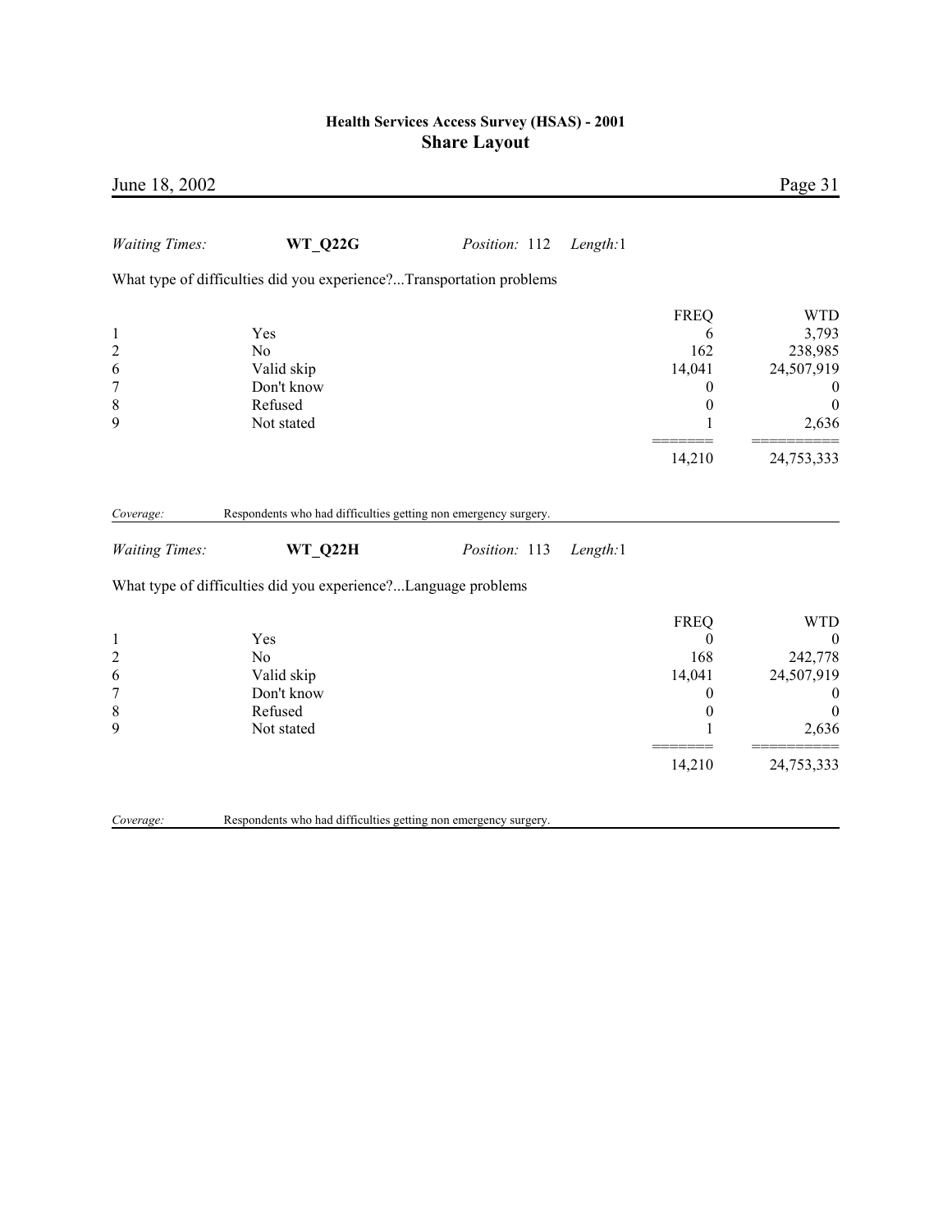*Waiting Times:* **WT_Q22G** *Position:* 112 *Length:*1

What type of difficulties did you experience?...Transportation problems

| | | FREQ | WTD |
|---|---|---|---|
| 1 | Yes | 6 | 3,793 |
| 2 | No | 162 | 238,985 |
| 6 | Valid skip | 14,041 | 24,507,919 |
| 7 | Don't know | 0 | 0 |
| 8 | Refused | 0 | 0 |
| 9 | Not stated | 1 | 2,636 |
| | | 14,210 | 24,753,333 |

*Coverage:* Respondents who had difficulties getting non emergency surgery.

*Waiting Times:* **WT_Q22H** *Position:* 113 *Length:*1

What type of difficulties did you experience?...Language problems

| | | FREQ | WTD |
|---|---|---|---|
| 1 | Yes | 0 | 0 |
| 2 | No | 168 | 242,778 |
| 6 | Valid skip | 14,041 | 24,507,919 |
| 7 | Don't know | 0 | 0 |
| 8 | Refused | 0 | 0 |
| 9 | Not stated | 1 | 2,636 |
| | | 14,210 | 24,753,333 |

*Coverage:* Respondents who had difficulties getting non emergency surgery.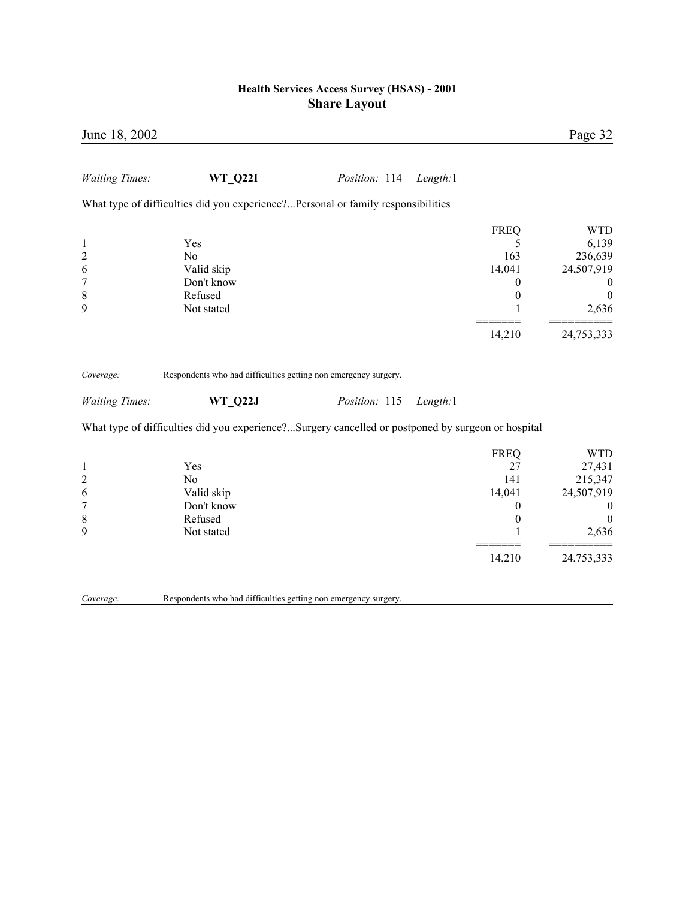*Waiting Times:* **WT_Q22I** *Position:* 114 *Length:*1

What type of difficulties did you experience?...Personal or family responsibilities

| | | FREQ | WTD |
|---|---|---|---|
| 1 | Yes | 5 | 6,139 |
| 2 | No | 163 | 236,639 |
| 6 | Valid skip | 14,041 | 24,507,919 |
| 7 | Don't know | 0 | 0 |
| 8 | Refused | 0 | 0 |
| 9 | Not stated | 1 | 2,636 |
| | | 14,210 | 24,753,333 |

*Coverage:* Respondents who had difficulties getting non emergency surgery.

*Waiting Times:* **WT_Q22J** *Position:* 115 *Length:*1

What type of difficulties did you experience?...Surgery cancelled or postponed by surgeon or hospital

| | | FREQ | WTD |
|---|---|---|---|
| 1 | Yes | 27 | 27,431 |
| 2 | No | 141 | 215,347 |
| 6 | Valid skip | 14,041 | 24,507,919 |
| 7 | Don't know | 0 | 0 |
| 8 | Refused | 0 | 0 |
| 9 | Not stated | 1 | 2,636 |
| | | 14,210 | 24,753,333 |

*Coverage:* Respondents who had difficulties getting non emergency surgery.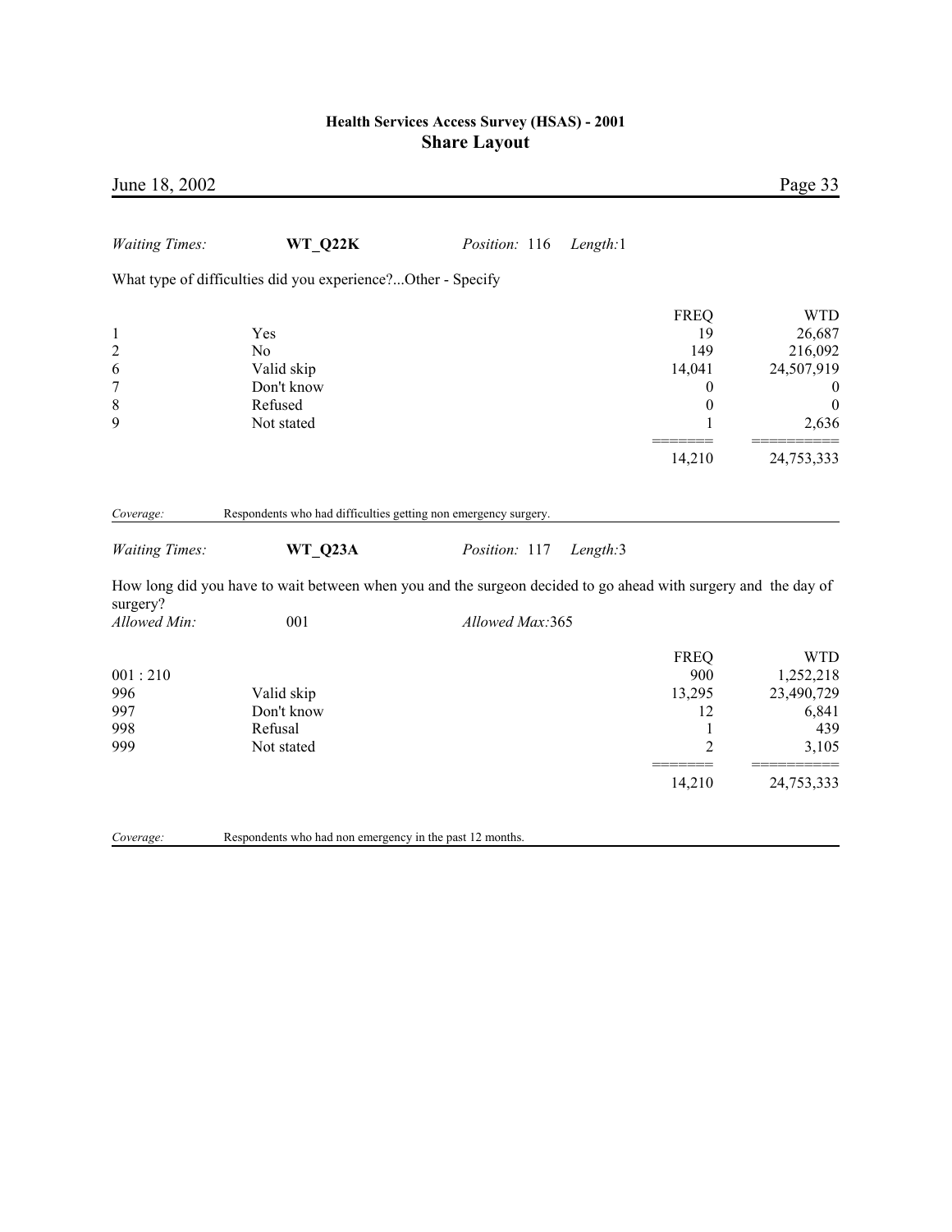*Waiting Times:* **WT_Q22K** *Position:* 116 *Length:*1

What type of difficulties did you experience?...Other - Specify

| | | FREQ | WTD |
|---|---|---|---|
| 1 | Yes | 19 | 26,687 |
| 2 | No | 149 | 216,092 |
| 6 | Valid skip | 14,041 | 24,507,919 |
| 7 | Don't know | 0 | 0 |
| 8 | Refused | 0 | 0 |
| 9 | Not stated | 1 | 2,636 |
| | | 14,210 | 24,753,333 |

*Coverage:* Respondents who had difficulties getting non emergency surgery.

*Waiting Times:* **WT_Q23A** *Position:* 117 *Length:*3

How long did you have to wait between when you and the surgeon decided to go ahead with surgery and the day of surgery?

*Allowed Min:* 001 *Allowed Max:*365

| | | FREQ | WTD |
|---|---|---|---|
| 001 : 210 | | 900 | 1,252,218 |
| 996 | Valid skip | 13,295 | 23,490,729 |
| 997 | Don't know | 12 | 6,841 |
| 998 | Refusal | 1 | 439 |
| 999 | Not stated | 2 | 3,105 |
| | | 14,210 | 24,753,333 |

*Coverage:* Respondents who had non emergency in the past 12 months.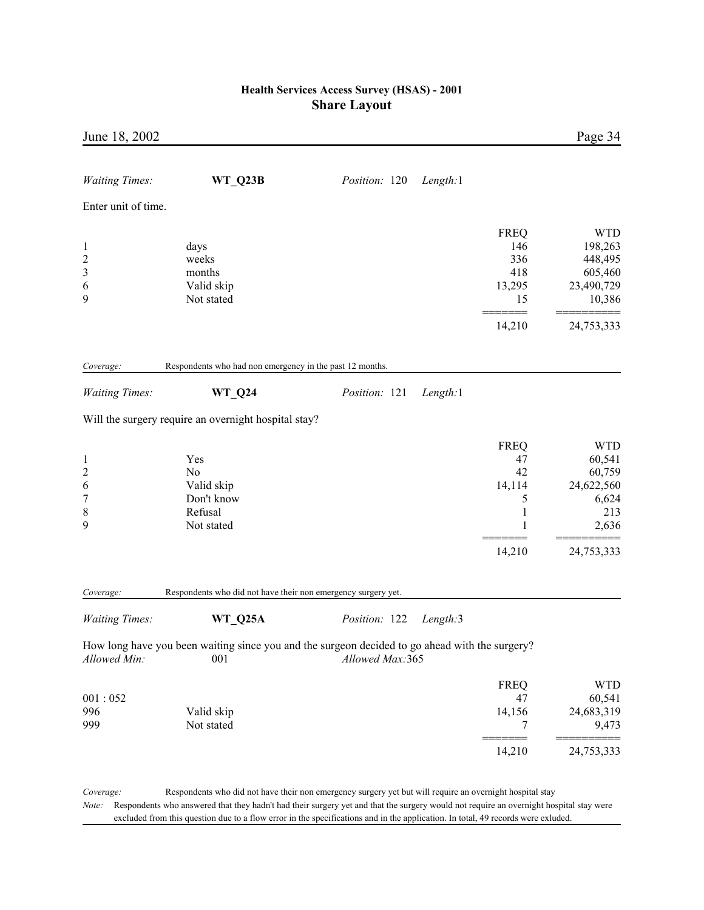*Waiting Times:* **WT_Q23B** *Position:* 120 *Length:*1

Enter unit of time.

| | | FREQ | WTD |
|---|---|---|---|
| 1 | days | 146 | 198,263 |
| 2 | weeks | 336 | 448,495 |
| 3 | months | 418 | 605,460 |
| 6 | Valid skip | 13,295 | 23,490,729 |
| 9 | Not stated | 15 | 10,386 |
| | | 14,210 | 24,753,333 |

*Coverage:* Respondents who had non emergency in the past 12 months.

*Waiting Times:* **WT_Q24** *Position:* 121 *Length:*1

Will the surgery require an overnight hospital stay?

| | | FREQ | WTD |
|---|---|---|---|
| 1 | Yes | 47 | 60,541 |
| 2 | No | 42 | 60,759 |
| 6 | Valid skip | 14,114 | 24,622,560 |
| 7 | Don't know | 5 | 6,624 |
| 8 | Refusal | 1 | 213 |
| 9 | Not stated | 1 | 2,636 |
| | | 14,210 | 24,753,333 |

*Coverage:* Respondents who did not have their non emergency surgery yet.

*Waiting Times:* **WT_Q25A** *Position:* 122 *Length:*3

How long have you been waiting since you and the surgeon decided to go ahead with the surgery?

*Allowed Min:* 001 *Allowed Max:*365

| | | FREQ | WTD |
|---|---|---|---|
| 001 : 052 | | 47 | 60,541 |
| 996 | Valid skip | 14,156 | 24,683,319 |
| 999 | Not stated | 7 | 9,473 |
| | | 14,210 | 24,753,333 |

*Coverage:* Respondents who did not have their non emergency surgery yet but will require an overnight hospital stay

*Note:* Respondents who answered that they hadn't had their surgery yet and that the surgery would not require an overnight hospital stay were excluded from this question due to a flow error in the specifications and in the application. In total, 49 records were exluded.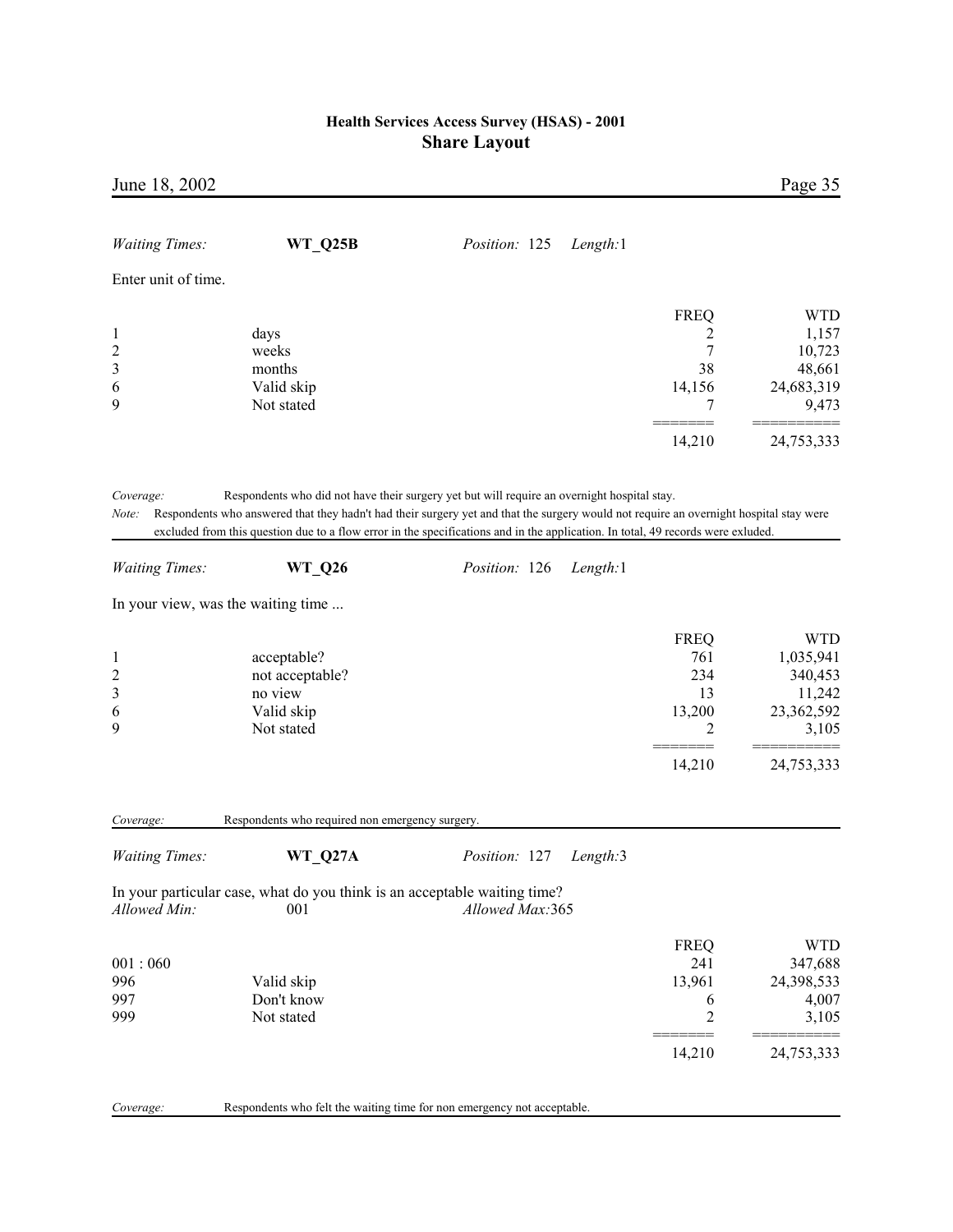*Waiting Times:* **WT_Q25B** *Position:* 125 *Length:*1

Enter unit of time.

| | | FREQ | WTD |
|---|---|---|---|
| 1 | days | 2 | 1,157 |
| 2 | weeks | 7 | 10,723 |
| 3 | months | 38 | 48,661 |
| 6 | Valid skip | 14,156 | 24,683,319 |
| 9 | Not stated | 7 | 9,473 |
| | | ======= | ========== |
| | | 14,210 | 24,753,333 |

*Coverage:* Respondents who did not have their surgery yet but will require an overnight hospital stay.

*Note:* Respondents who answered that they hadn't had their surgery yet and that the surgery would not require an overnight hospital stay were excluded from this question due to a flow error in the specifications and in the application. In total, 49 records were exluded.

*Waiting Times:* **WT_Q26** *Position:* 126 *Length:*1

In your view, was the waiting time ...

| | | FREQ | WTD |
|---|---|---|---|
| 1 | acceptable? | 761 | 1,035,941 |
| 2 | not acceptable? | 234 | 340,453 |
| 3 | no view | 13 | 11,242 |
| 6 | Valid skip | 13,200 | 23,362,592 |
| 9 | Not stated | 2 | 3,105 |
| | | ======= | ========== |
| | | 14,210 | 24,753,333 |

*Coverage:* Respondents who required non emergency surgery.

*Waiting Times:* **WT_Q27A** *Position:* 127 *Length:*3

In your particular case, what do you think is an acceptable waiting time?

*Allowed Min:* 001 *Allowed Max:*365

| | | FREQ | WTD |
|---|---|---|---|
| 001 : 060 | | 241 | 347,688 |
| 996 | Valid skip | 13,961 | 24,398,533 |
| 997 | Don't know | 6 | 4,007 |
| 999 | Not stated | 2 | 3,105 |
| | | ======= | ========== |
| | | 14,210 | 24,753,333 |

*Coverage:* Respondents who felt the waiting time for non emergency not acceptable.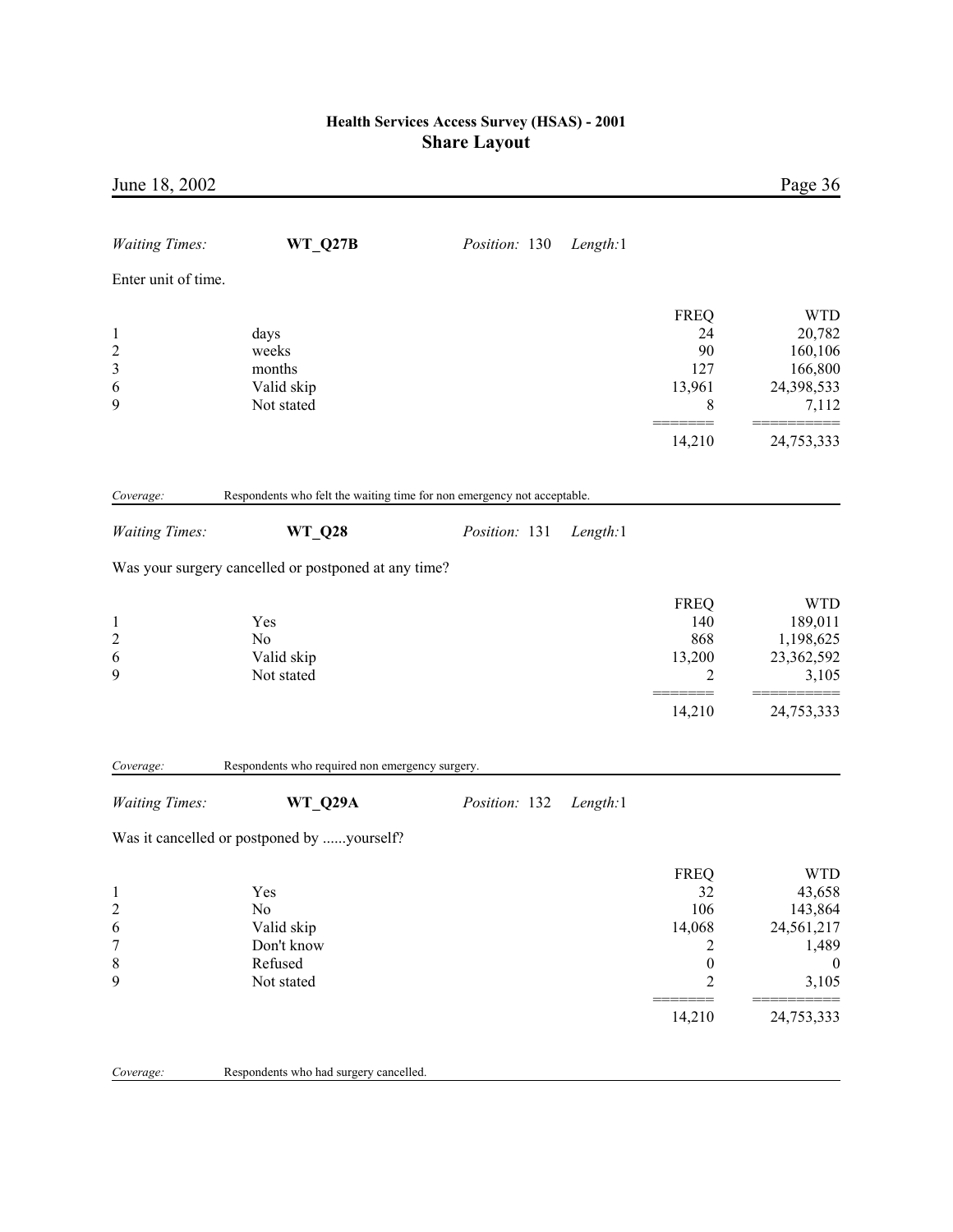*Waiting Times:* **WT_Q27B** *Position:* 130 *Length:*1

Enter unit of time.

| | | FREQ | WTD |
|---|---|---|---|
| 1 | days | 24 | 20,782 |
| 2 | weeks | 90 | 160,106 |
| 3 | months | 127 | 166,800 |
| 6 | Valid skip | 13,961 | 24,398,533 |
| 9 | Not stated | 8 | 7,112 |
| | | 14,210 | 24,753,333 |

*Coverage:* Respondents who felt the waiting time for non emergency not acceptable.

*Waiting Times:* **WT_Q28** *Position:* 131 *Length:*1

Was your surgery cancelled or postponed at any time?

| | | FREQ | WTD |
|---|---|---|---|
| 1 | Yes | 140 | 189,011 |
| 2 | No | 868 | 1,198,625 |
| 6 | Valid skip | 13,200 | 23,362,592 |
| 9 | Not stated | 2 | 3,105 |
| | | 14,210 | 24,753,333 |

*Coverage:* Respondents who required non emergency surgery.

*Waiting Times:* **WT_Q29A** *Position:* 132 *Length:*1

Was it cancelled or postponed by ......yourself?

| | | FREQ | WTD |
|---|---|---|---|
| 1 | Yes | 32 | 43,658 |
| 2 | No | 106 | 143,864 |
| 6 | Valid skip | 14,068 | 24,561,217 |
| 7 | Don't know | 2 | 1,489 |
| 8 | Refused | 0 | 0 |
| 9 | Not stated | 2 | 3,105 |
| | | 14,210 | 24,753,333 |

*Coverage:* Respondents who had surgery cancelled.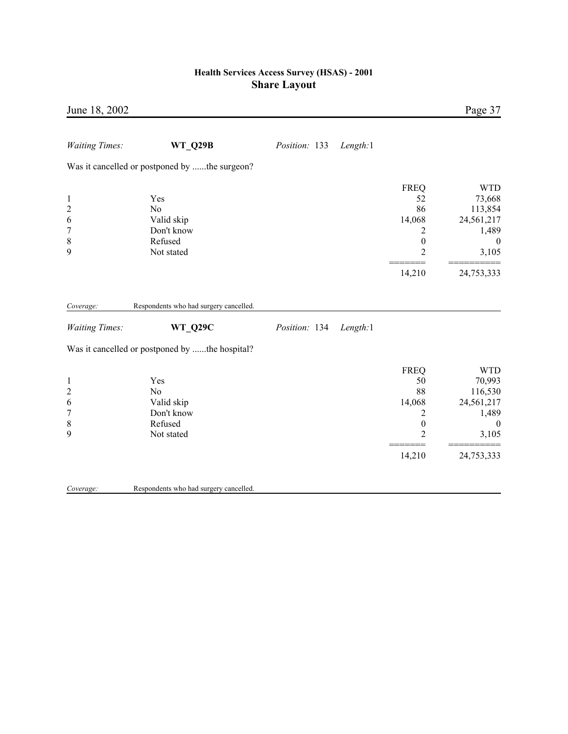*Waiting Times:* **WT_Q29B** *Position:* 133 *Length:*1

Was it cancelled or postponed by ......the surgeon?

| | | FREQ | WTD |
|---|---|---|---|
| 1 | Yes | 52 | 73,668 |
| 2 | No | 86 | 113,854 |
| 6 | Valid skip | 14,068 | 24,561,217 |
| 7 | Don't know | 2 | 1,489 |
| 8 | Refused | 0 | 0 |
| 9 | Not stated | 2 | 3,105 |
| | | 14,210 | 24,753,333 |

*Coverage:* Respondents who had surgery cancelled.

*Waiting Times:* **WT_Q29C** *Position:* 134 *Length:*1

Was it cancelled or postponed by ......the hospital?

| | | FREQ | WTD |
|---|---|---|---|
| 1 | Yes | 50 | 70,993 |
| 2 | No | 88 | 116,530 |
| 6 | Valid skip | 14,068 | 24,561,217 |
| 7 | Don't know | 2 | 1,489 |
| 8 | Refused | 0 | 0 |
| 9 | Not stated | 2 | 3,105 |
| | | 14,210 | 24,753,333 |

*Coverage:* Respondents who had surgery cancelled.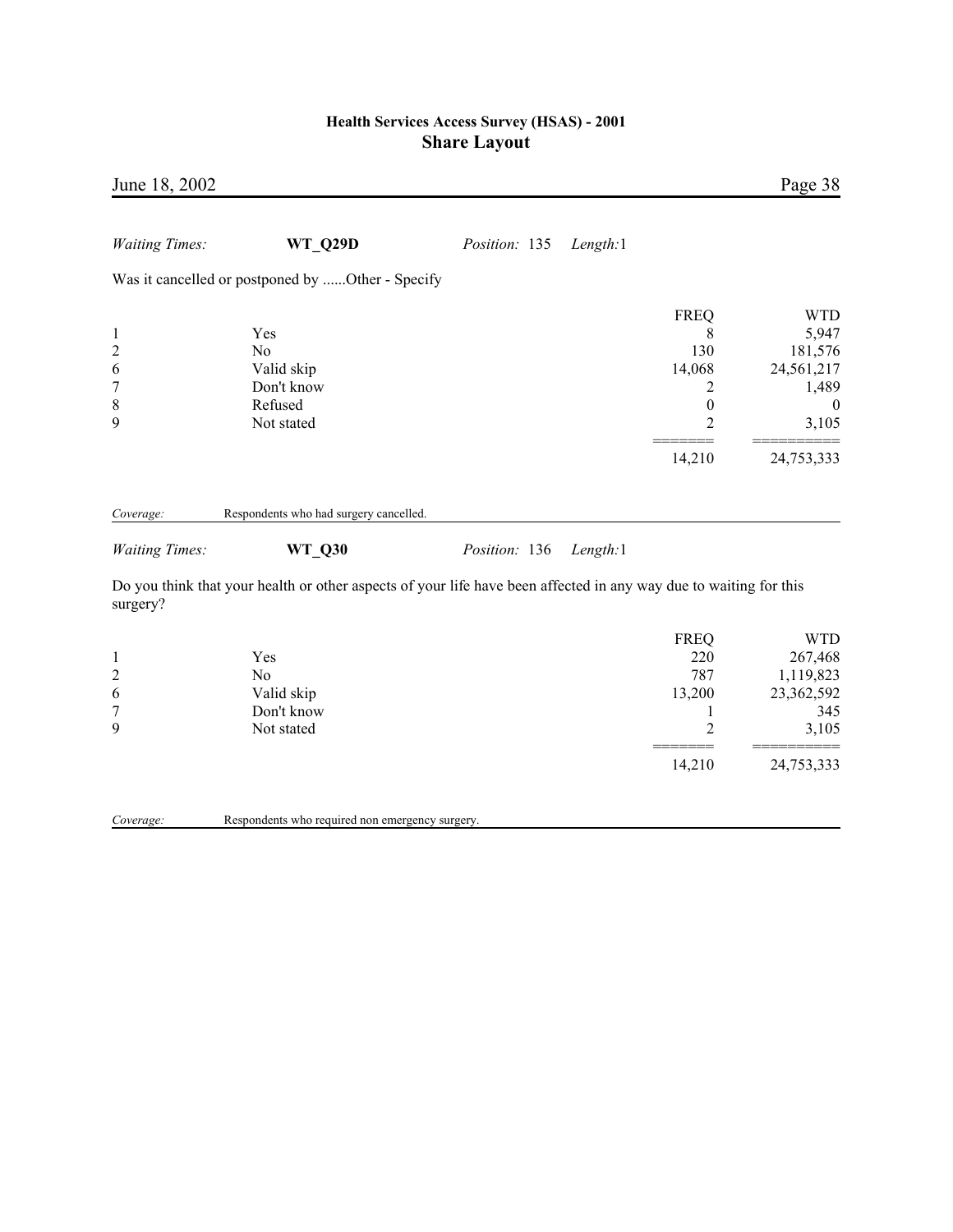*Waiting Times:* **WT_Q29D** *Position:* 135 *Length:*1

Was it cancelled or postponed by ......Other - Specify

| | | FREQ | WTD |
|---|---|---|---|
| 1 | Yes | 8 | 5,947 |
| 2 | No | 130 | 181,576 |
| 6 | Valid skip | 14,068 | 24,561,217 |
| 7 | Don't know | 2 | 1,489 |
| 8 | Refused | 0 | 0 |
| 9 | Not stated | 2 | 3,105 |
| | | 14,210 | 24,753,333 |

*Coverage:* Respondents who had surgery cancelled.

*Waiting Times:* **WT_Q30** *Position:* 136 *Length:*1

Do you think that your health or other aspects of your life have been affected in any way due to waiting for this surgery?

| | | FREQ | WTD |
|---|---|---|---|
| 1 | Yes | 220 | 267,468 |
| 2 | No | 787 | 1,119,823 |
| 6 | Valid skip | 13,200 | 23,362,592 |
| 7 | Don't know | 1 | 345 |
| 9 | Not stated | 2 | 3,105 |
| | | 14,210 | 24,753,333 |

*Coverage:* Respondents who required non emergency surgery.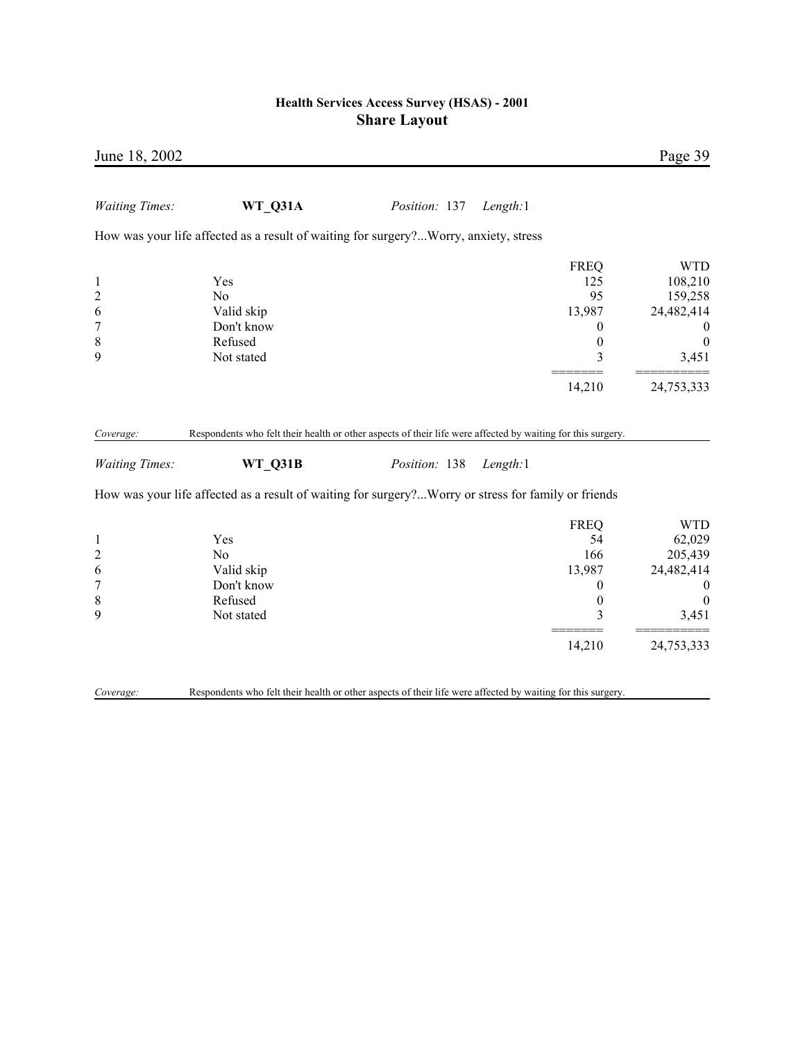*Waiting Times:* **WT_Q31A** *Position:* 137 *Length:*1

How was your life affected as a result of waiting for surgery?...Worry, anxiety, stress

| | | FREQ | WTD |
|---|---|---|---|
| 1 | Yes | 125 | 108,210 |
| 2 | No | 95 | 159,258 |
| 6 | Valid skip | 13,987 | 24,482,414 |
| 7 | Don't know | 0 | 0 |
| 8 | Refused | 0 | 0 |
| 9 | Not stated | 3 | 3,451 |
| | | 14,210 | 24,753,333 |

*Coverage:* Respondents who felt their health or other aspects of their life were affected by waiting for this surgery.

*Waiting Times:* **WT_Q31B** *Position:* 138 *Length:*1

How was your life affected as a result of waiting for surgery?...Worry or stress for family or friends

| | | FREQ | WTD |
|---|---|---|---|
| 1 | Yes | 54 | 62,029 |
| 2 | No | 166 | 205,439 |
| 6 | Valid skip | 13,987 | 24,482,414 |
| 7 | Don't know | 0 | 0 |
| 8 | Refused | 0 | 0 |
| 9 | Not stated | 3 | 3,451 |
| | | 14,210 | 24,753,333 |

*Coverage:* Respondents who felt their health or other aspects of their life were affected by waiting for this surgery.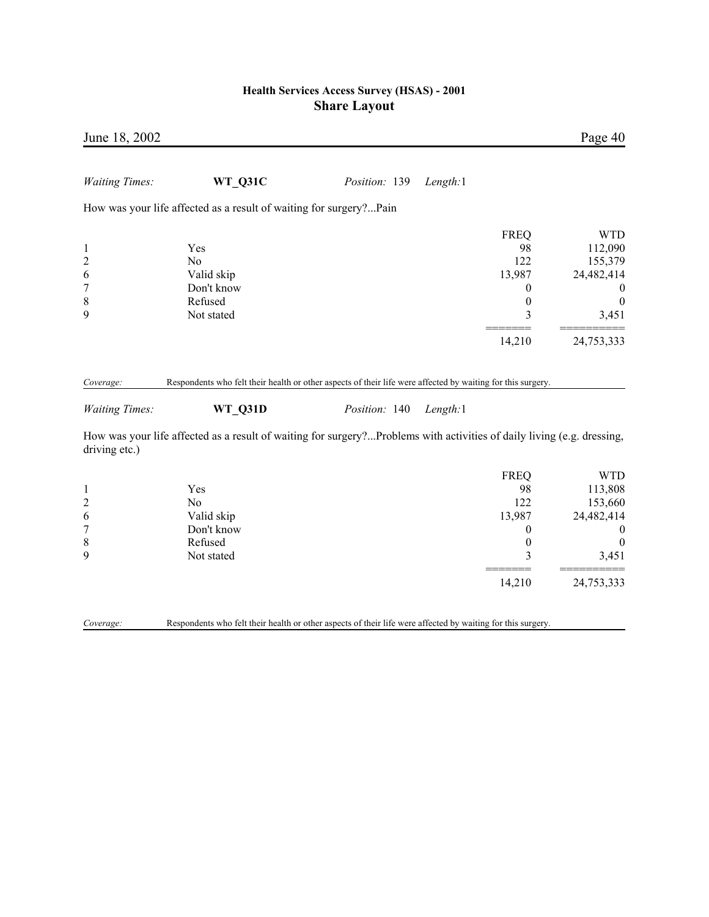*Waiting Times:* **WT_Q31C** *Position:* 139 *Length:*1

How was your life affected as a result of waiting for surgery?...Pain

| | | FREQ | WTD |
|---|---|---|---|
| 1 | Yes | 98 | 112,090 |
| 2 | No | 122 | 155,379 |
| 6 | Valid skip | 13,987 | 24,482,414 |
| 7 | Don't know | 0 | 0 |
| 8 | Refused | 0 | 0 |
| 9 | Not stated | 3 | 3,451 |
| | | ======= | ========== |
| | | 14,210 | 24,753,333 |

*Coverage:* Respondents who felt their health or other aspects of their life were affected by waiting for this surgery.

*Waiting Times:* **WT_Q31D** *Position:* 140 *Length:*1

How was your life affected as a result of waiting for surgery?...Problems with activities of daily living (e.g. dressing, driving etc.)

| | | FREQ | WTD |
|---|---|---|---|
| 1 | Yes | 98 | 113,808 |
| 2 | No | 122 | 153,660 |
| 6 | Valid skip | 13,987 | 24,482,414 |
| 7 | Don't know | 0 | 0 |
| 8 | Refused | 0 | 0 |
| 9 | Not stated | 3 | 3,451 |
| | | ======= | ========== |
| | | 14,210 | 24,753,333 |

*Coverage:* Respondents who felt their health or other aspects of their life were affected by waiting for this surgery.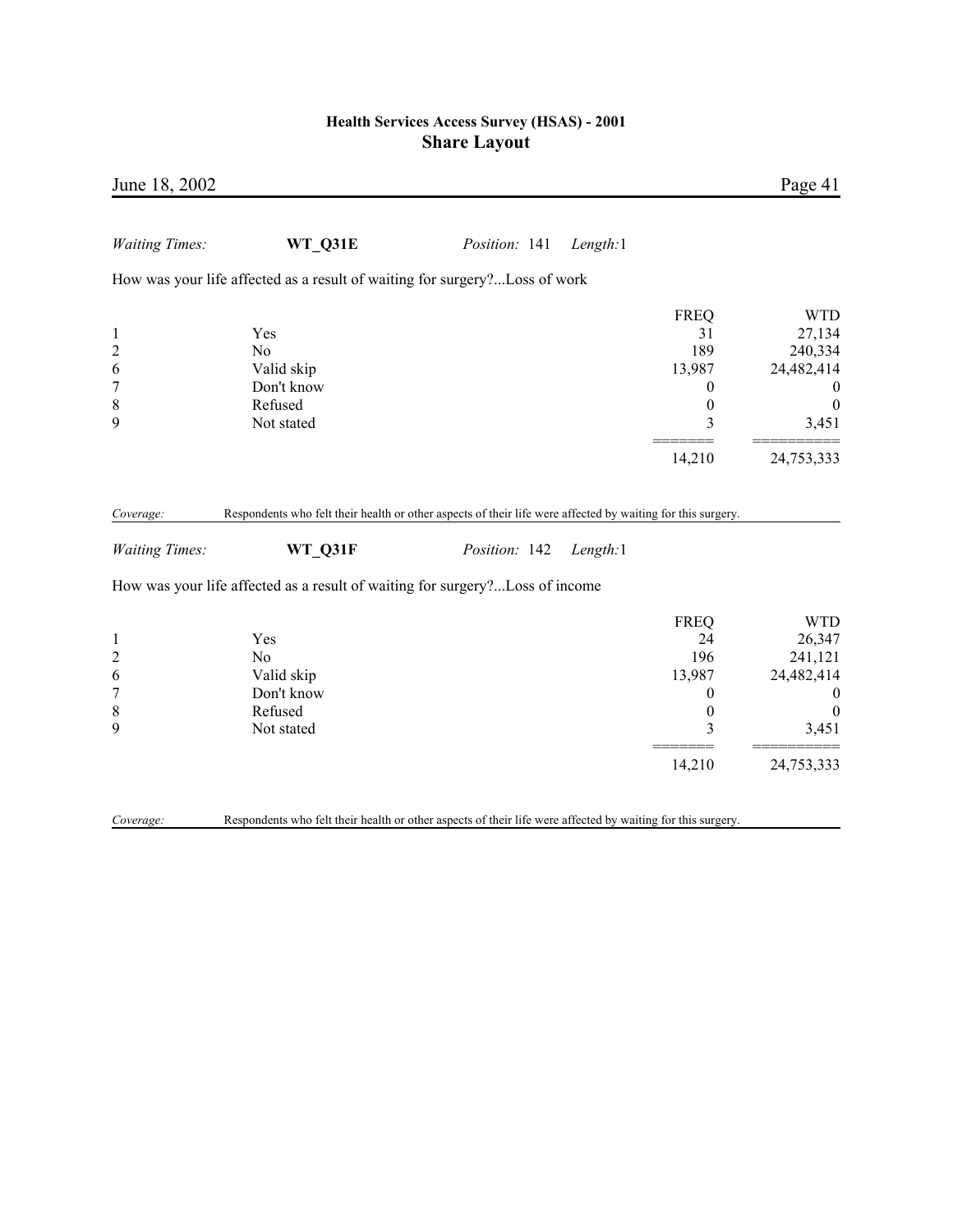*Waiting Times:* **WT_Q31E** *Position:* 141 *Length:*1

How was your life affected as a result of waiting for surgery?...Loss of work

| | | FREQ | WTD |
|---|---|---|---|
| 1 | Yes | 31 | 27,134 |
| 2 | No | 189 | 240,334 |
| 6 | Valid skip | 13,987 | 24,482,414 |
| 7 | Don't know | 0 | 0 |
| 8 | Refused | 0 | 0 |
| 9 | Not stated | 3 | 3,451 |
| | | 14,210 | 24,753,333 |

*Coverage:* Respondents who felt their health or other aspects of their life were affected by waiting for this surgery.

*Waiting Times:* **WT_Q31F** *Position:* 142 *Length:*1

How was your life affected as a result of waiting for surgery?...Loss of income

| | | FREQ | WTD |
|---|---|---|---|
| 1 | Yes | 24 | 26,347 |
| 2 | No | 196 | 241,121 |
| 6 | Valid skip | 13,987 | 24,482,414 |
| 7 | Don't know | 0 | 0 |
| 8 | Refused | 0 | 0 |
| 9 | Not stated | 3 | 3,451 |
| | | 14,210 | 24,753,333 |

*Coverage:* Respondents who felt their health or other aspects of their life were affected by waiting for this surgery.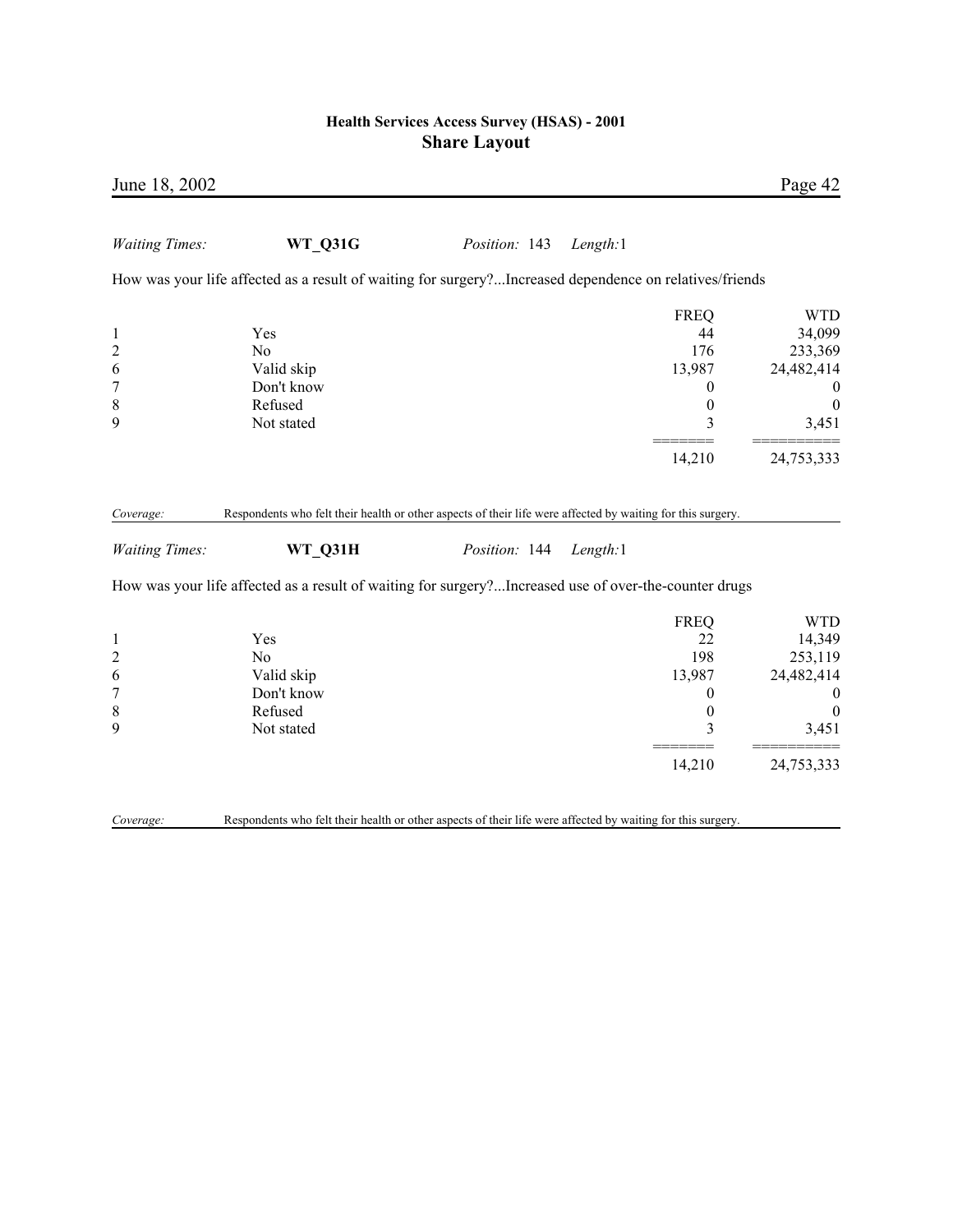*Waiting Times:* **WT_Q31G** *Position:* 143 *Length:*1

How was your life affected as a result of waiting for surgery?...Increased dependence on relatives/friends

| | | FREQ | WTD |
|---|---|---|---|
| 1 | Yes | 44 | 34,099 |
| 2 | No | 176 | 233,369 |
| 6 | Valid skip | 13,987 | 24,482,414 |
| 7 | Don't know | 0 | 0 |
| 8 | Refused | 0 | 0 |
| 9 | Not stated | 3 | 3,451 |
| | | 14,210 | 24,753,333 |

*Coverage:* Respondents who felt their health or other aspects of their life were affected by waiting for this surgery.

*Waiting Times:* **WT_Q31H** *Position:* 144 *Length:*1

How was your life affected as a result of waiting for surgery?...Increased use of over-the-counter drugs

| | | FREQ | WTD |
|---|---|---|---|
| 1 | Yes | 22 | 14,349 |
| 2 | No | 198 | 253,119 |
| 6 | Valid skip | 13,987 | 24,482,414 |
| 7 | Don't know | 0 | 0 |
| 8 | Refused | 0 | 0 |
| 9 | Not stated | 3 | 3,451 |
| | | 14,210 | 24,753,333 |

*Coverage:* Respondents who felt their health or other aspects of their life were affected by waiting for this surgery.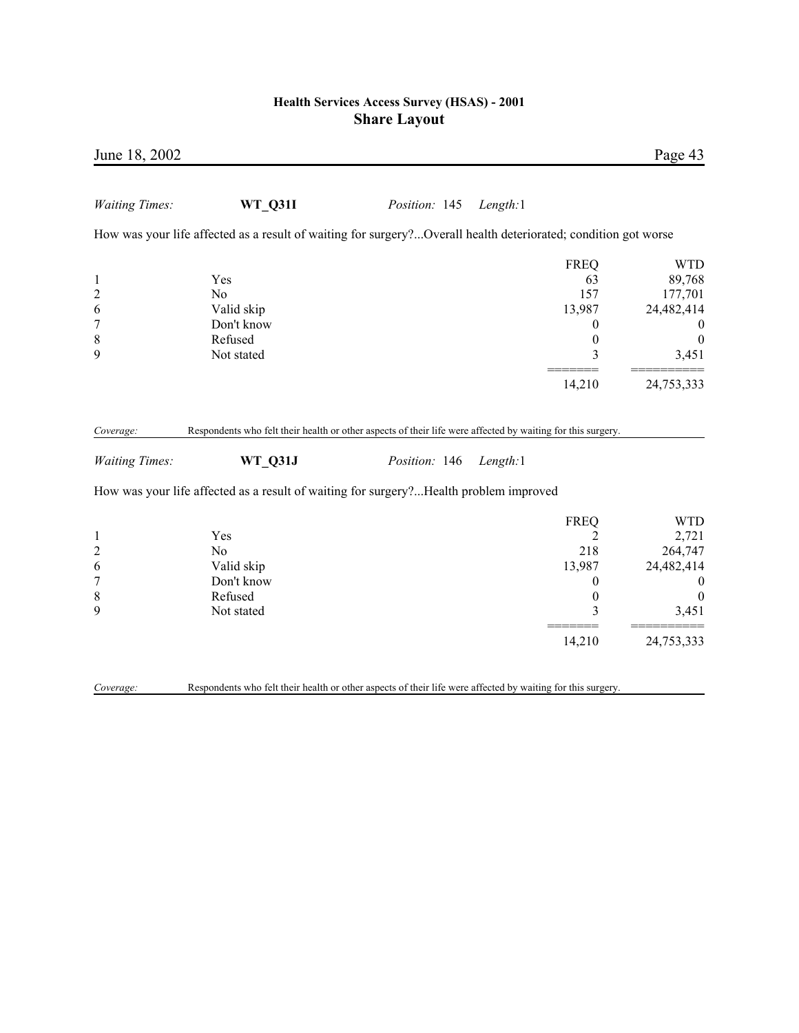*Waiting Times:* **WT_Q31I** *Position:* 145 *Length:*1

How was your life affected as a result of waiting for surgery?...Overall health deteriorated; condition got worse

| | | FREQ | WTD |
|---|---|---|---|
| 1 | Yes | 63 | 89,768 |
| 2 | No | 157 | 177,701 |
| 6 | Valid skip | 13,987 | 24,482,414 |
| 7 | Don't know | 0 | 0 |
| 8 | Refused | 0 | 0 |
| 9 | Not stated | 3 | 3,451 |
| | | 14,210 | 24,753,333 |

*Coverage:* Respondents who felt their health or other aspects of their life were affected by waiting for this surgery.

*Waiting Times:* **WT_Q31J** *Position:* 146 *Length:*1

How was your life affected as a result of waiting for surgery?...Health problem improved

| | | FREQ | WTD |
|---|---|---|---|
| 1 | Yes | 2 | 2,721 |
| 2 | No | 218 | 264,747 |
| 6 | Valid skip | 13,987 | 24,482,414 |
| 7 | Don't know | 0 | 0 |
| 8 | Refused | 0 | 0 |
| 9 | Not stated | 3 | 3,451 |
| | | 14,210 | 24,753,333 |

*Coverage:* Respondents who felt their health or other aspects of their life were affected by waiting for this surgery.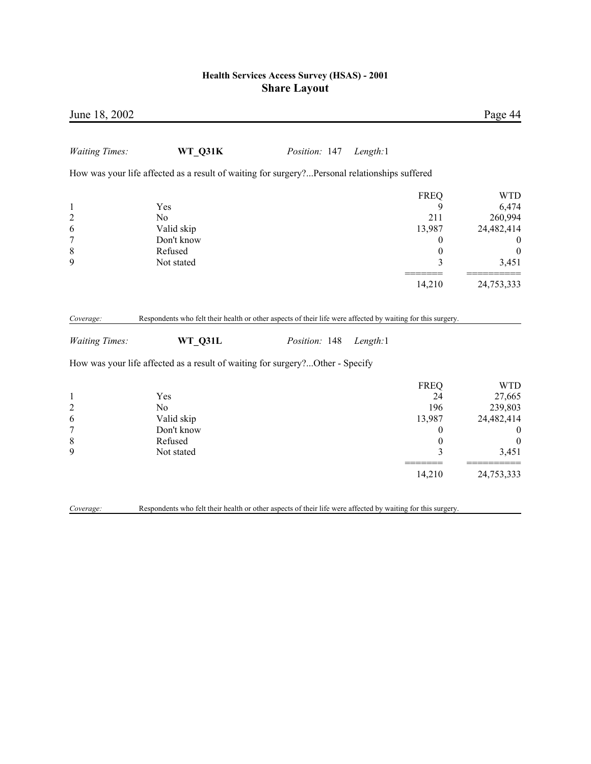*Waiting Times:* **WT_Q31K** *Position:* 147 *Length:*1

How was your life affected as a result of waiting for surgery?...Personal relationships suffered

| | | FREQ | WTD |
|---|---|---|---|
| 1 | Yes | 9 | 6,474 |
| 2 | No | 211 | 260,994 |
| 6 | Valid skip | 13,987 | 24,482,414 |
| 7 | Don't know | 0 | 0 |
| 8 | Refused | 0 | 0 |
| 9 | Not stated | 3 | 3,451 |
| | | 14,210 | 24,753,333 |

*Coverage:* Respondents who felt their health or other aspects of their life were affected by waiting for this surgery.

*Waiting Times:* **WT_Q31L** *Position:* 148 *Length:*1

How was your life affected as a result of waiting for surgery?...Other - Specify

| | | FREQ | WTD |
|---|---|---|---|
| 1 | Yes | 24 | 27,665 |
| 2 | No | 196 | 239,803 |
| 6 | Valid skip | 13,987 | 24,482,414 |
| 7 | Don't know | 0 | 0 |
| 8 | Refused | 0 | 0 |
| 9 | Not stated | 3 | 3,451 |
| | | 14,210 | 24,753,333 |

*Coverage:* Respondents who felt their health or other aspects of their life were affected by waiting for this surgery.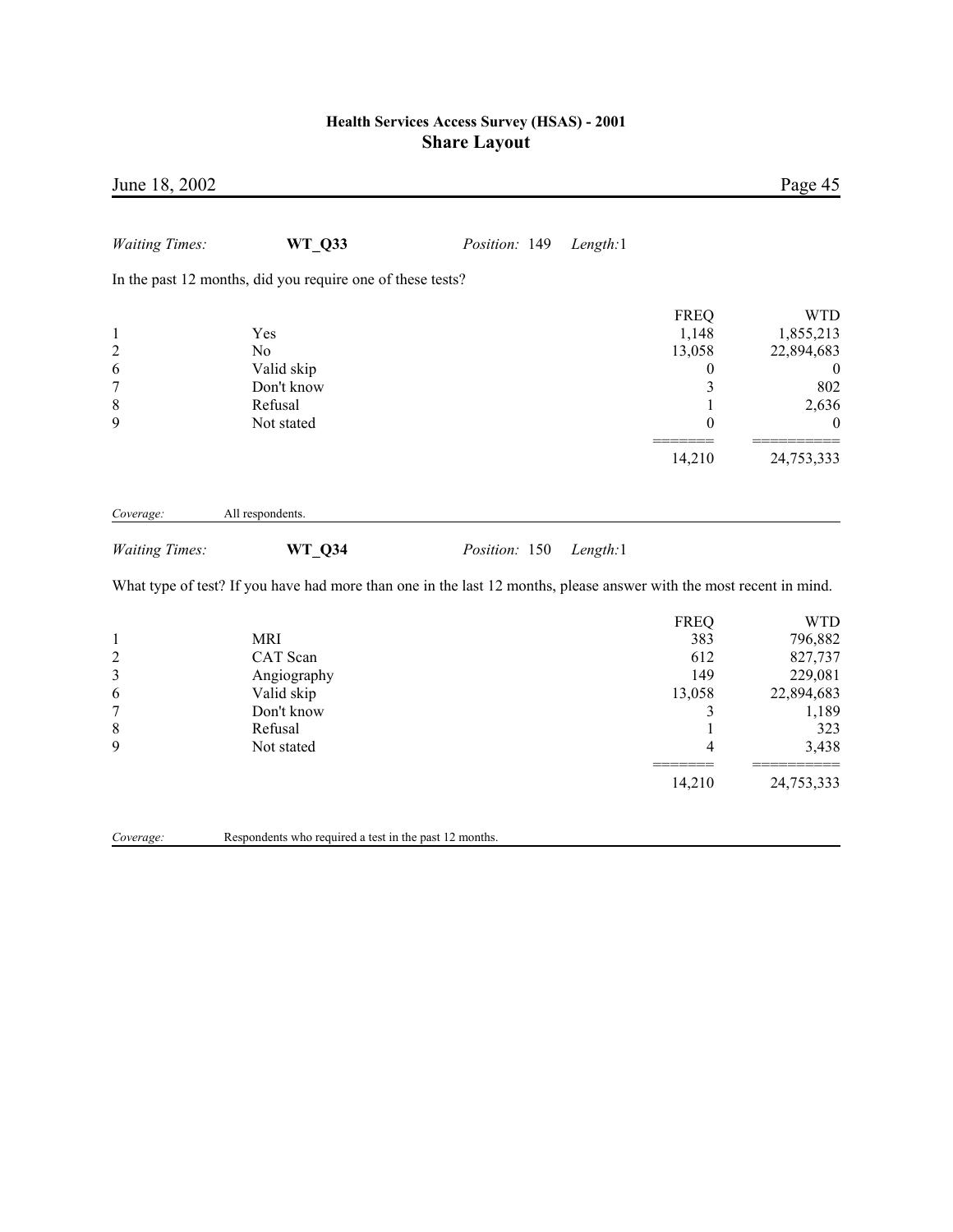*Waiting Times:* **WT_Q33** *Position:* 149 *Length:*1

In the past 12 months, did you require one of these tests?

| | | FREQ | WTD |
|---|---|---|---|
| 1 | Yes | 1,148 | 1,855,213 |
| 2 | No | 13,058 | 22,894,683 |
| 6 | Valid skip | 0 | 0 |
| 7 | Don't know | 3 | 802 |
| 8 | Refusal | 1 | 2,636 |
| 9 | Not stated | 0 | 0 |
| | | ======= | ========== |
| | | 14,210 | 24,753,333 |

*Coverage:* All respondents.

*Waiting Times:* **WT_Q34** *Position:* 150 *Length:*1

What type of test? If you have had more than one in the last 12 months, please answer with the most recent in mind.

| | | FREQ | WTD |
|---|---|---|---|
| 1 | MRI | 383 | 796,882 |
| 2 | CAT Scan | 612 | 827,737 |
| 3 | Angiography | 149 | 229,081 |
| 6 | Valid skip | 13,058 | 22,894,683 |
| 7 | Don't know | 3 | 1,189 |
| 8 | Refusal | 1 | 323 |
| 9 | Not stated | 4 | 3,438 |
| | | ======= | ========== |
| | | 14,210 | 24,753,333 |

*Coverage:* Respondents who required a test in the past 12 months.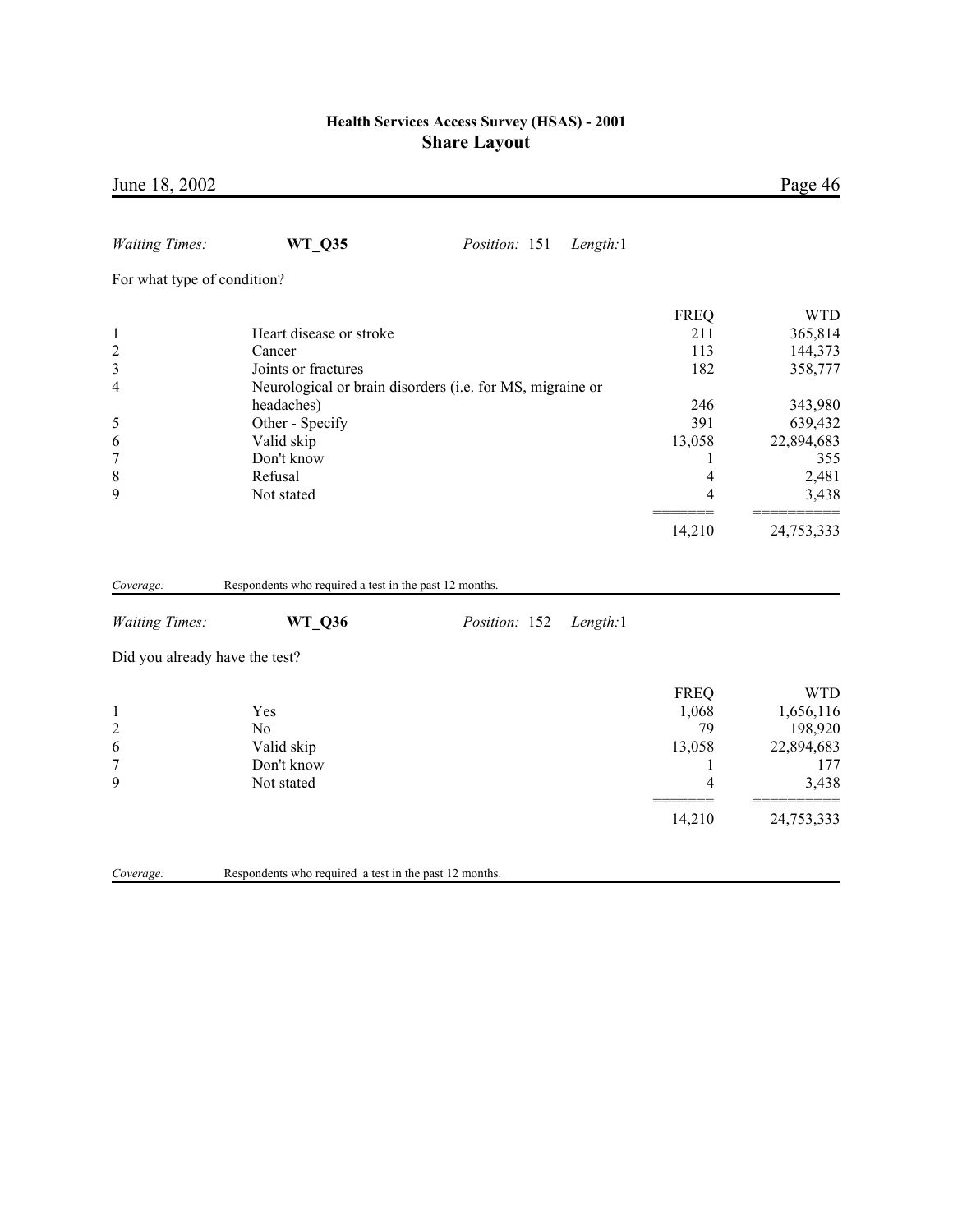*Waiting Times:* **WT_Q35** *Position:* 151 *Length:*1

For what type of condition?

| | | FREQ | WTD |
|---|---|---|---|
| 1 | Heart disease or stroke | 211 | 365,814 |
| 2 | Cancer | 113 | 144,373 |
| 3 | Joints or fractures | 182 | 358,777 |
| 4 | Neurological or brain disorders (i.e. for MS, migraine or headaches) | 246 | 343,980 |
| 5 | Other - Specify | 391 | 639,432 |
| 6 | Valid skip | 13,058 | 22,894,683 |
| 7 | Don't know | 1 | 355 |
| 8 | Refusal | 4 | 2,481 |
| 9 | Not stated | 4 | 3,438 |
| | | 14,210 | 24,753,333 |

*Coverage:* Respondents who required a test in the past 12 months.

*Waiting Times:* **WT_Q36** *Position:* 152 *Length:*1

Did you already have the test?

| | | FREQ | WTD |
|---|---|---|---|
| 1 | Yes | 1,068 | 1,656,116 |
| 2 | No | 79 | 198,920 |
| 6 | Valid skip | 13,058 | 22,894,683 |
| 7 | Don't know | 1 | 177 |
| 9 | Not stated | 4 | 3,438 |
| | | 14,210 | 24,753,333 |

*Coverage:* Respondents who required a test in the past 12 months.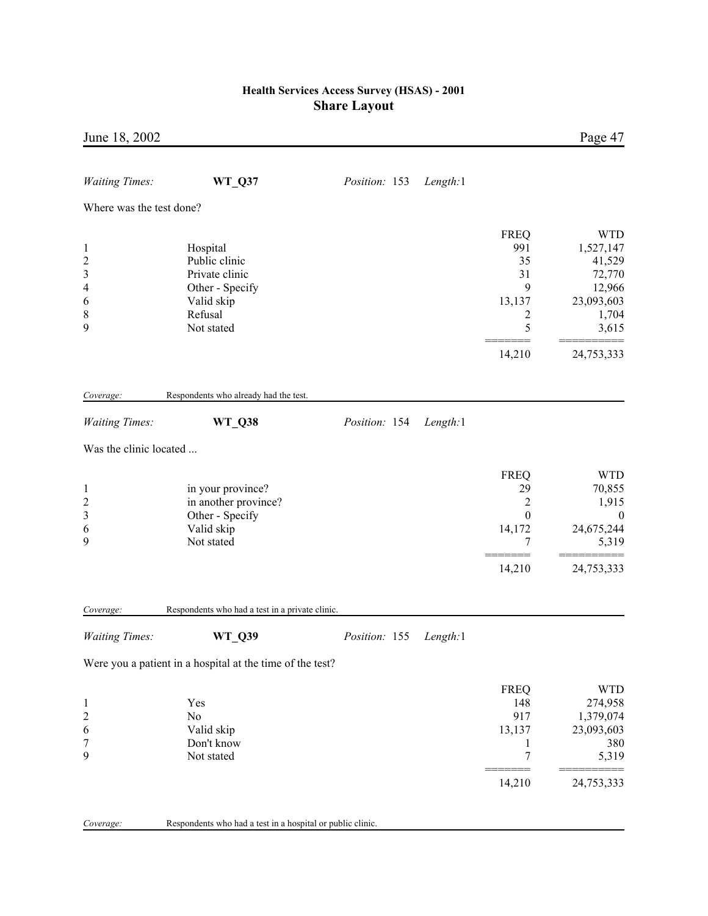*Waiting Times:* **WT_Q37** *Position:* 153 *Length:*1

Where was the test done?

| | | FREQ | WTD |
|---|---|---|---|
| 1 | Hospital | 991 | 1,527,147 |
| 2 | Public clinic | 35 | 41,529 |
| 3 | Private clinic | 31 | 72,770 |
| 4 | Other - Specify | 9 | 12,966 |
| 6 | Valid skip | 13,137 | 23,093,603 |
| 8 | Refusal | 2 | 1,704 |
| 9 | Not stated | 5 | 3,615 |
| | | 14,210 | 24,753,333 |

*Coverage:* Respondents who already had the test.

*Waiting Times:* **WT_Q38** *Position:* 154 *Length:*1

Was the clinic located ...

| | | FREQ | WTD |
|---|---|---|---|
| 1 | in your province? | 29 | 70,855 |
| 2 | in another province? | 2 | 1,915 |
| 3 | Other - Specify | 0 | 0 |
| 6 | Valid skip | 14,172 | 24,675,244 |
| 9 | Not stated | 7 | 5,319 |
| | | 14,210 | 24,753,333 |

*Coverage:* Respondents who had a test in a private clinic.

*Waiting Times:* **WT_Q39** *Position:* 155 *Length:*1

Were you a patient in a hospital at the time of the test?

| | | FREQ | WTD |
|---|---|---|---|
| 1 | Yes | 148 | 274,958 |
| 2 | No | 917 | 1,379,074 |
| 6 | Valid skip | 13,137 | 23,093,603 |
| 7 | Don't know | 1 | 380 |
| 9 | Not stated | 7 | 5,319 |
| | | 14,210 | 24,753,333 |

*Coverage:* Respondents who had a test in a hospital or public clinic.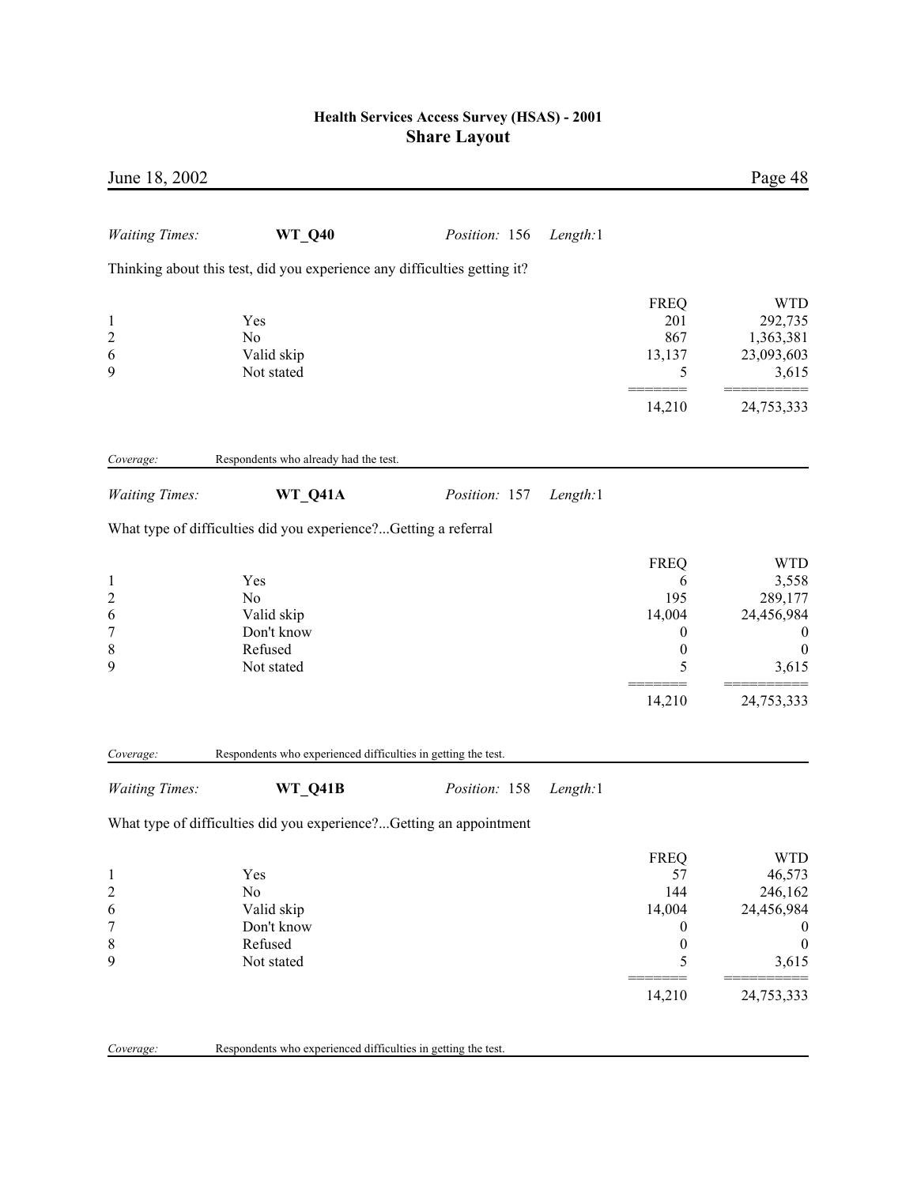*Waiting Times:* **WT_Q40** *Position:* 156 *Length:*1

Thinking about this test, did you experience any difficulties getting it?

| | | FREQ | WTD |
|---|---|---|---|
| 1 | Yes | 201 | 292,735 |
| 2 | No | 867 | 1,363,381 |
| 6 | Valid skip | 13,137 | 23,093,603 |
| 9 | Not stated | 5 | 3,615 |
| | | 14,210 | 24,753,333 |

*Coverage:* Respondents who already had the test.

*Waiting Times:* **WT_Q41A** *Position:* 157 *Length:*1

What type of difficulties did you experience?...Getting a referral

| | | FREQ | WTD |
|---|---|---|---|
| 1 | Yes | 6 | 3,558 |
| 2 | No | 195 | 289,177 |
| 6 | Valid skip | 14,004 | 24,456,984 |
| 7 | Don't know | 0 | 0 |
| 8 | Refused | 0 | 0 |
| 9 | Not stated | 5 | 3,615 |
| | | 14,210 | 24,753,333 |

*Coverage:* Respondents who experienced difficulties in getting the test.

*Waiting Times:* **WT_Q41B** *Position:* 158 *Length:*1

What type of difficulties did you experience?...Getting an appointment

| | | FREQ | WTD |
|---|---|---|---|
| 1 | Yes | 57 | 46,573 |
| 2 | No | 144 | 246,162 |
| 6 | Valid skip | 14,004 | 24,456,984 |
| 7 | Don't know | 0 | 0 |
| 8 | Refused | 0 | 0 |
| 9 | Not stated | 5 | 3,615 |
| | | 14,210 | 24,753,333 |

*Coverage:* Respondents who experienced difficulties in getting the test.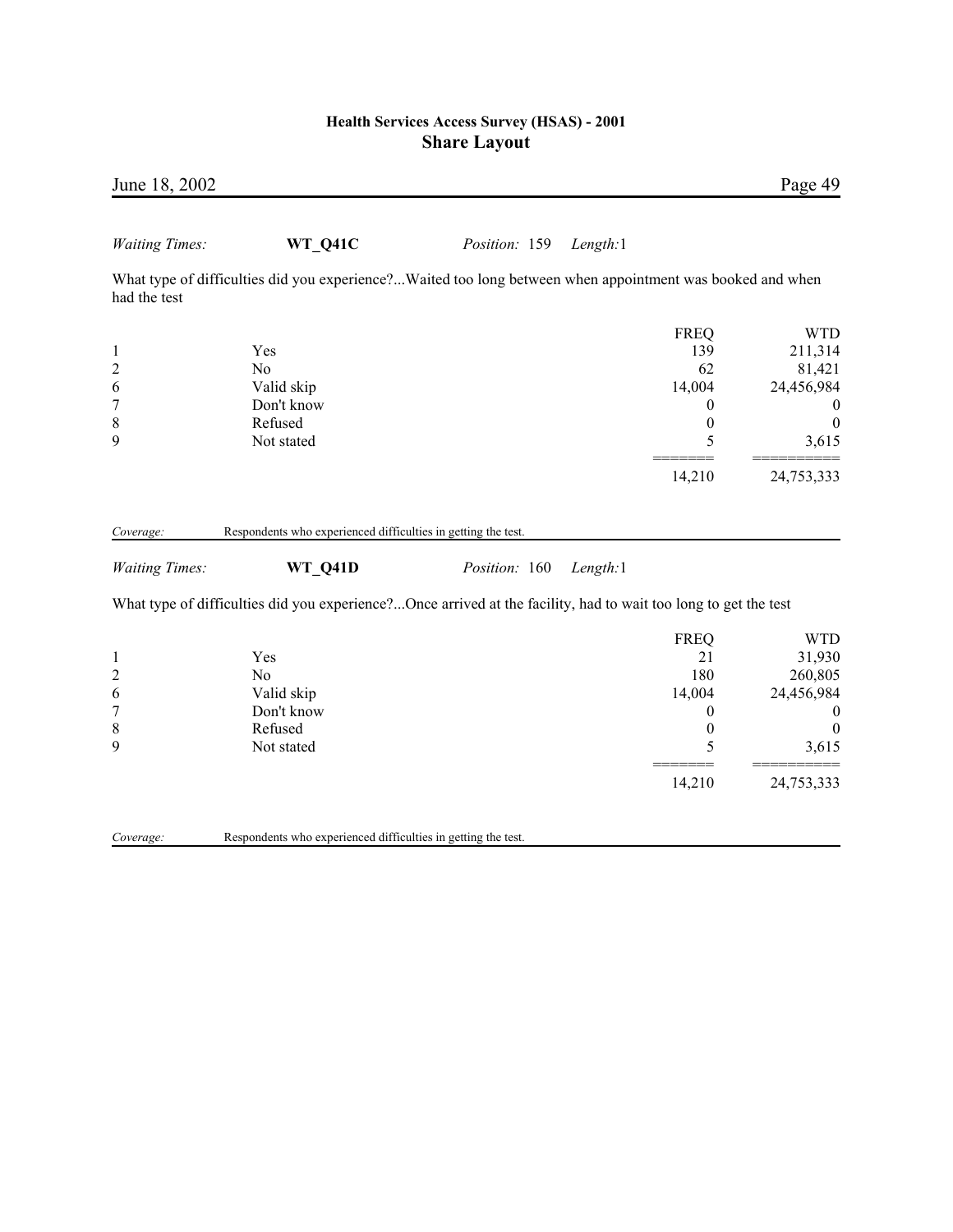*Waiting Times:* **WT_Q41C** *Position:* 159 *Length:*1

What type of difficulties did you experience?...Waited too long between when appointment was booked and when had the test

| | | FREQ | WTD |
|---|---|---|---|
| 1 | Yes | 139 | 211,314 |
| 2 | No | 62 | 81,421 |
| 6 | Valid skip | 14,004 | 24,456,984 |
| 7 | Don't know | 0 | 0 |
| 8 | Refused | 0 | 0 |
| 9 | Not stated | 5 | 3,615 |
| | | ======= | ========== |
| | | 14,210 | 24,753,333 |

*Coverage:* Respondents who experienced difficulties in getting the test.

*Waiting Times:* **WT_Q41D** *Position:* 160 *Length:*1

What type of difficulties did you experience?...Once arrived at the facility, had to wait too long to get the test

| | | FREQ | WTD |
|---|---|---|---|
| 1 | Yes | 21 | 31,930 |
| 2 | No | 180 | 260,805 |
| 6 | Valid skip | 14,004 | 24,456,984 |
| 7 | Don't know | 0 | 0 |
| 8 | Refused | 0 | 0 |
| 9 | Not stated | 5 | 3,615 |
| | | ======= | ========== |
| | | 14,210 | 24,753,333 |

*Coverage:* Respondents who experienced difficulties in getting the test.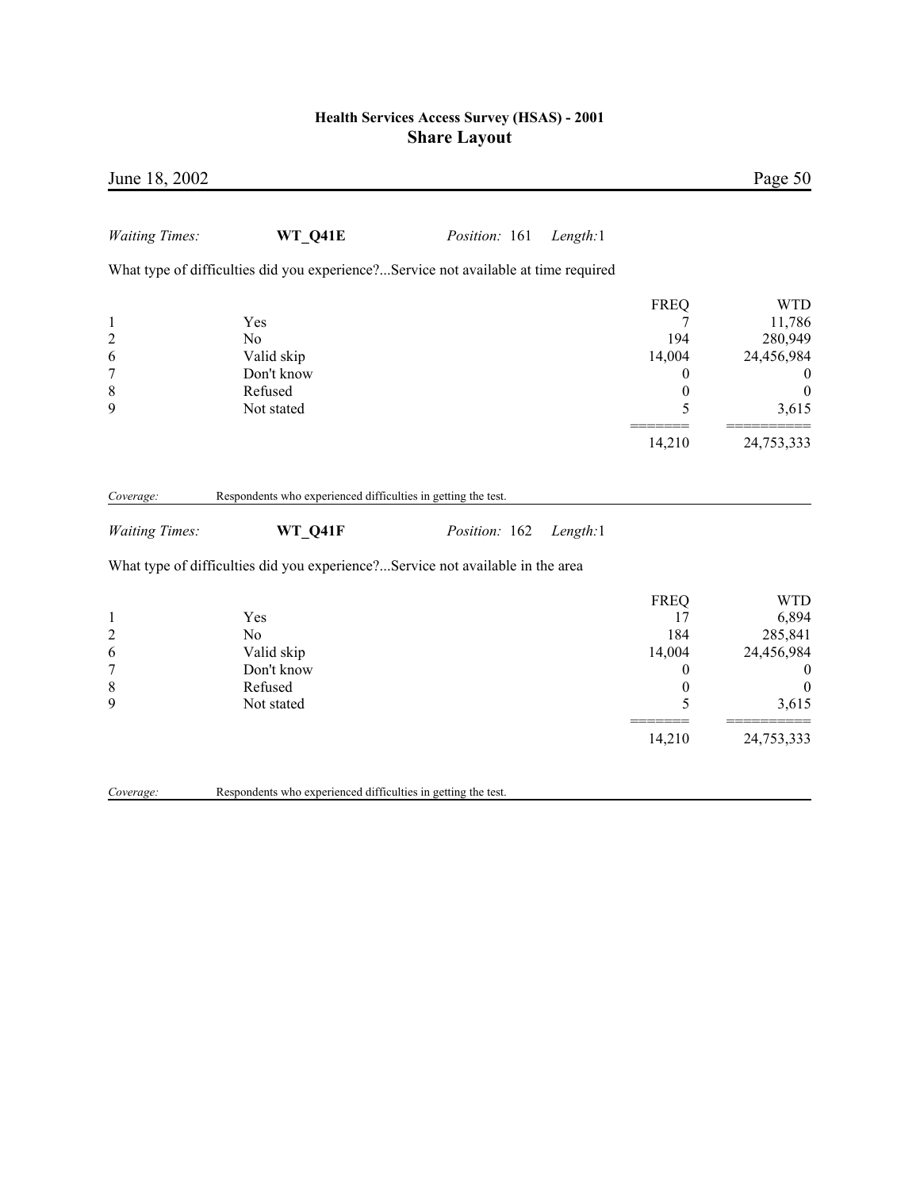*Waiting Times:* **WT_Q41E** *Position:* 161 *Length:*1

What type of difficulties did you experience?...Service not available at time required

| | | FREQ | WTD |
|---|---|---|---|
| 1 | Yes | 7 | 11,786 |
| 2 | No | 194 | 280,949 |
| 6 | Valid skip | 14,004 | 24,456,984 |
| 7 | Don't know | 0 | 0 |
| 8 | Refused | 0 | 0 |
| 9 | Not stated | 5 | 3,615 |
| | | ======= | ========== |
| | | 14,210 | 24,753,333 |

*Coverage:* Respondents who experienced difficulties in getting the test.

*Waiting Times:* **WT_Q41F** *Position:* 162 *Length:*1

What type of difficulties did you experience?...Service not available in the area

| | | FREQ | WTD |
|---|---|---|---|
| 1 | Yes | 17 | 6,894 |
| 2 | No | 184 | 285,841 |
| 6 | Valid skip | 14,004 | 24,456,984 |
| 7 | Don't know | 0 | 0 |
| 8 | Refused | 0 | 0 |
| 9 | Not stated | 5 | 3,615 |
| | | ======= | ========== |
| | | 14,210 | 24,753,333 |

*Coverage:* Respondents who experienced difficulties in getting the test.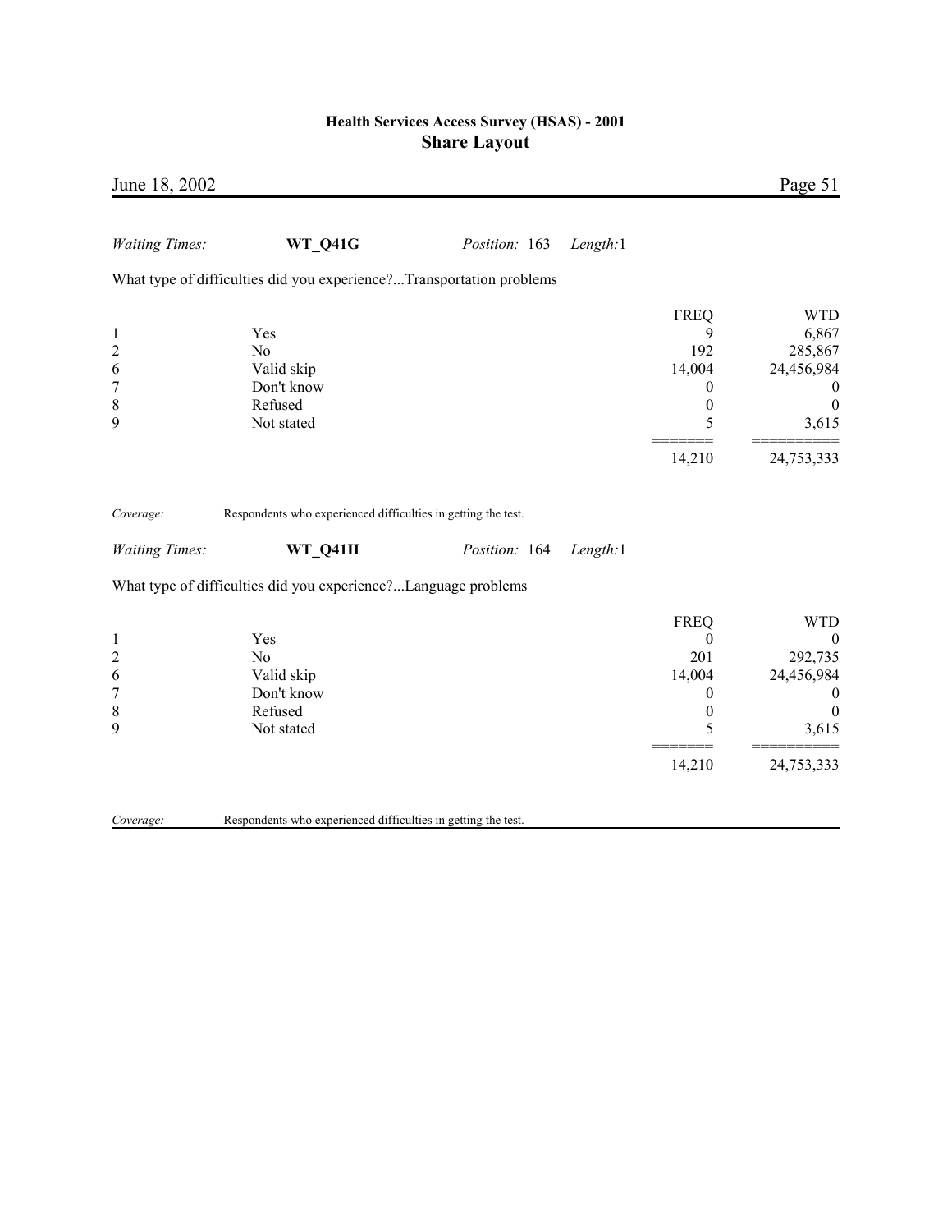*Waiting Times:* **WT_Q41G** *Position:* 163 *Length:*1

What type of difficulties did you experience?...Transportation problems

| | | FREQ | WTD |
|---|---|---|---|
| 1 | Yes | 9 | 6,867 |
| 2 | No | 192 | 285,867 |
| 6 | Valid skip | 14,004 | 24,456,984 |
| 7 | Don't know | 0 | 0 |
| 8 | Refused | 0 | 0 |
| 9 | Not stated | 5 | 3,615 |
| | | 14,210 | 24,753,333 |

*Coverage:* Respondents who experienced difficulties in getting the test.

*Waiting Times:* **WT_Q41H** *Position:* 164 *Length:*1

What type of difficulties did you experience?...Language problems

| | | FREQ | WTD |
|---|---|---|---|
| 1 | Yes | 0 | 0 |
| 2 | No | 201 | 292,735 |
| 6 | Valid skip | 14,004 | 24,456,984 |
| 7 | Don't know | 0 | 0 |
| 8 | Refused | 0 | 0 |
| 9 | Not stated | 5 | 3,615 |
| | | 14,210 | 24,753,333 |

*Coverage:* Respondents who experienced difficulties in getting the test.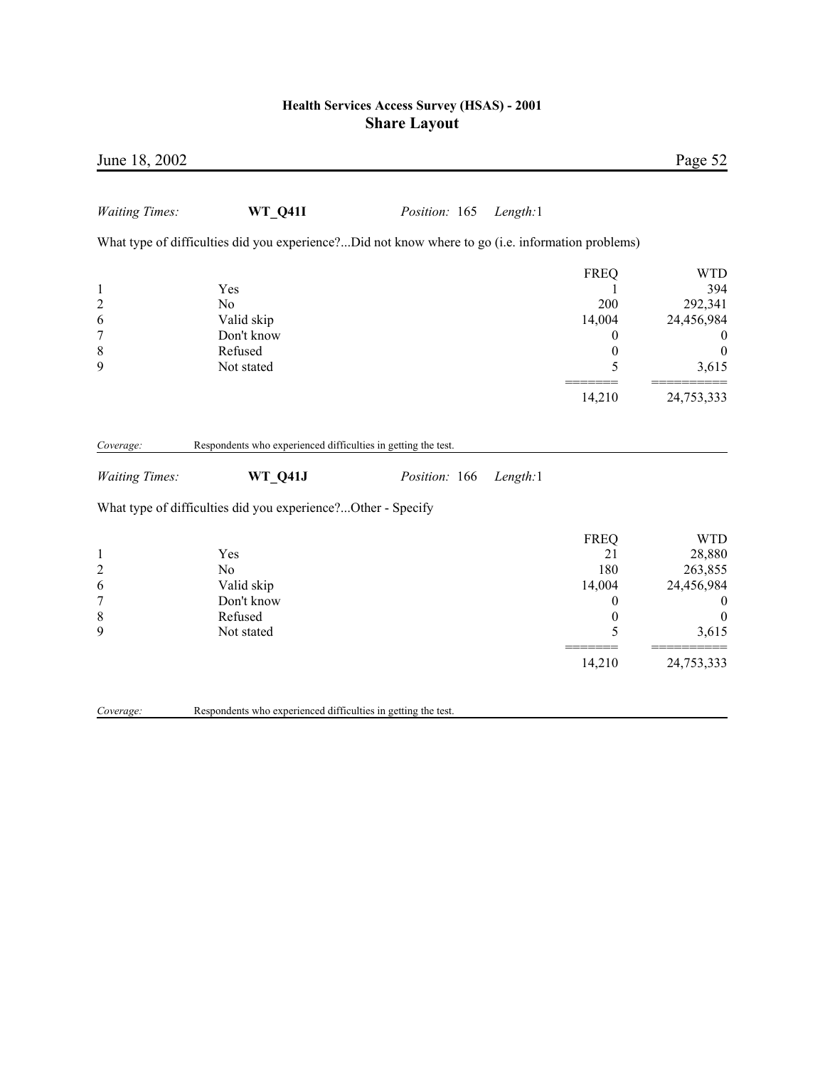*Waiting Times:* **WT_Q41I** *Position:* 165 *Length:*1

What type of difficulties did you experience?...Did not know where to go (i.e. information problems)

| | | FREQ | WTD |
|---|---|---|---|
| 1 | Yes | 1 | 394 |
| 2 | No | 200 | 292,341 |
| 6 | Valid skip | 14,004 | 24,456,984 |
| 7 | Don't know | 0 | 0 |
| 8 | Refused | 0 | 0 |
| 9 | Not stated | 5 | 3,615 |
| | | 14,210 | 24,753,333 |

*Coverage:* Respondents who experienced difficulties in getting the test.

*Waiting Times:* **WT_Q41J** *Position:* 166 *Length:*1

What type of difficulties did you experience?...Other - Specify

| | | FREQ | WTD |
|---|---|---|---|
| 1 | Yes | 21 | 28,880 |
| 2 | No | 180 | 263,855 |
| 6 | Valid skip | 14,004 | 24,456,984 |
| 7 | Don't know | 0 | 0 |
| 8 | Refused | 0 | 0 |
| 9 | Not stated | 5 | 3,615 |
| | | 14,210 | 24,753,333 |

*Coverage:* Respondents who experienced difficulties in getting the test.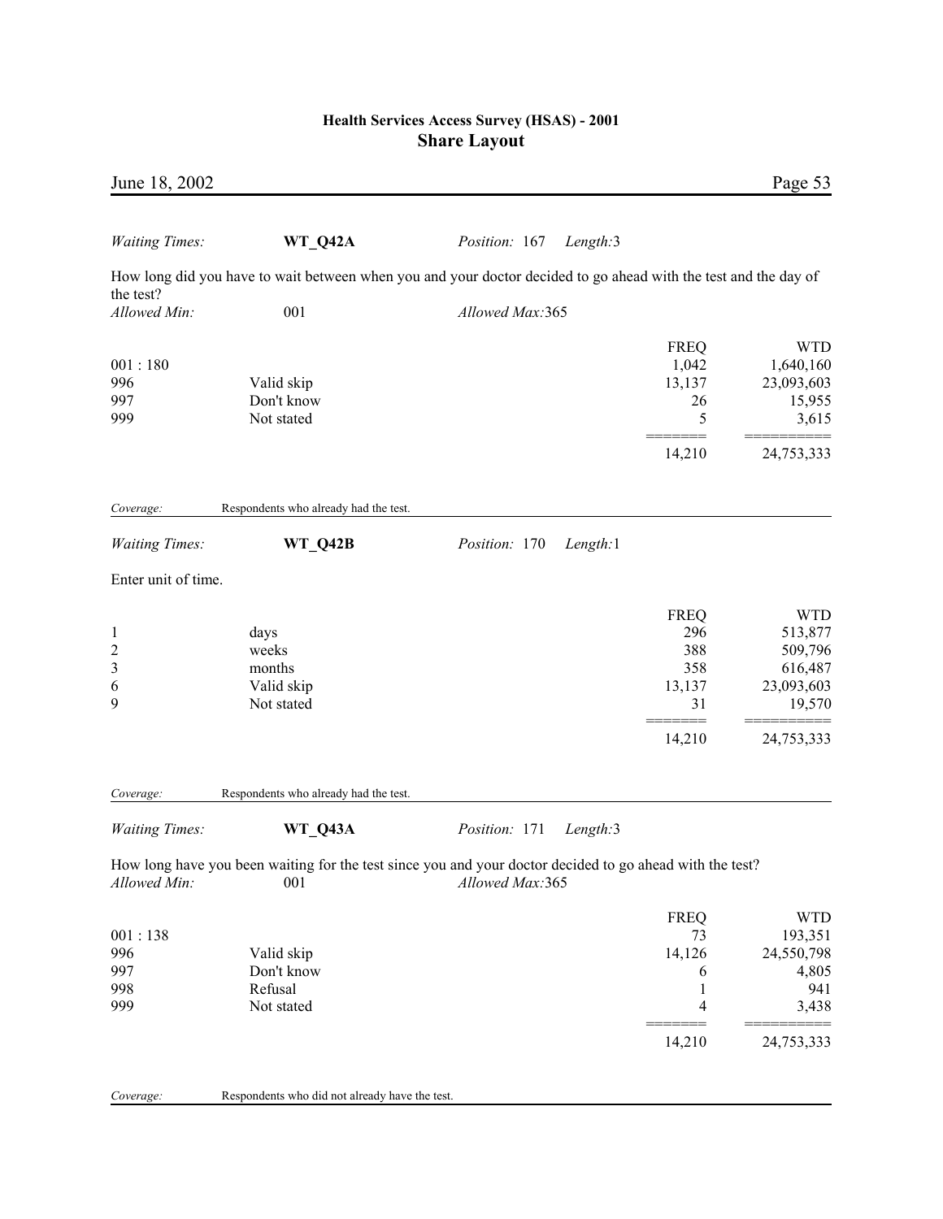*Waiting Times:* **WT_Q42A** *Position:* 167 *Length:*3

How long did you have to wait between when you and your doctor decided to go ahead with the test and the day of the test?

*Allowed Min:* 001 *Allowed Max:*365

| | | FREQ | WTD |
|---|---|---|---|
| 001 : 180 | | 1,042 | 1,640,160 |
| 996 | Valid skip | 13,137 | 23,093,603 |
| 997 | Don't know | 26 | 15,955 |
| 999 | Not stated | 5 | 3,615 |
| | | 14,210 | 24,753,333 |

*Coverage:* Respondents who already had the test.

*Waiting Times:* **WT_Q42B** *Position:* 170 *Length:*1

Enter unit of time.

| | | FREQ | WTD |
|---|---|---|---|
| 1 | days | 296 | 513,877 |
| 2 | weeks | 388 | 509,796 |
| 3 | months | 358 | 616,487 |
| 6 | Valid skip | 13,137 | 23,093,603 |
| 9 | Not stated | 31 | 19,570 |
| | | 14,210 | 24,753,333 |

*Coverage:* Respondents who already had the test.

*Waiting Times:* **WT_Q43A** *Position:* 171 *Length:*3

How long have you been waiting for the test since you and your doctor decided to go ahead with the test?

*Allowed Min:* 001 *Allowed Max:*365

| | | FREQ | WTD |
|---|---|---|---|
| 001 : 138 | | 73 | 193,351 |
| 996 | Valid skip | 14,126 | 24,550,798 |
| 997 | Don't know | 6 | 4,805 |
| 998 | Refusal | 1 | 941 |
| 999 | Not stated | 4 | 3,438 |
| | | 14,210 | 24,753,333 |

*Coverage:* Respondents who did not already have the test.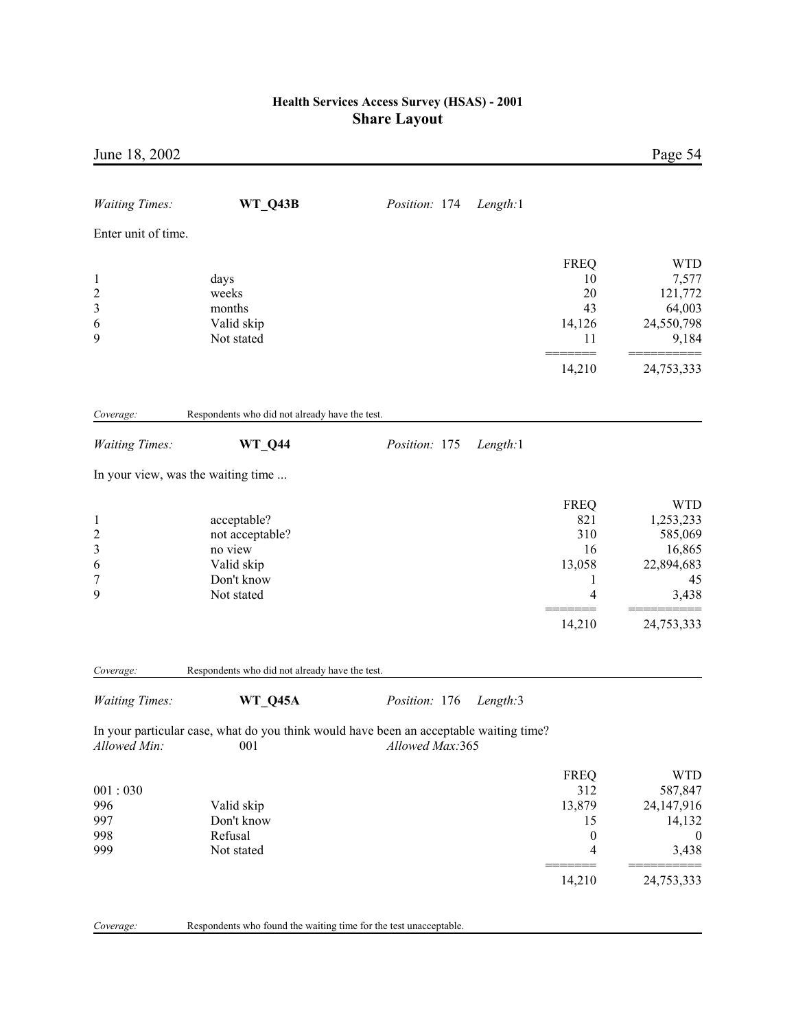*Waiting Times:* **WT_Q43B** *Position:* 174 *Length:*1

Enter unit of time.

| | | FREQ | WTD |
|---|---|---|---|
| 1 | days | 10 | 7,577 |
| 2 | weeks | 20 | 121,772 |
| 3 | months | 43 | 64,003 |
| 6 | Valid skip | 14,126 | 24,550,798 |
| 9 | Not stated | 11 | 9,184 |
| | | ======= | ========== |
| | | 14,210 | 24,753,333 |

*Coverage:* Respondents who did not already have the test.

*Waiting Times:* **WT_Q44** *Position:* 175 *Length:*1

In your view, was the waiting time ...

| | | FREQ | WTD |
|---|---|---|---|
| 1 | acceptable? | 821 | 1,253,233 |
| 2 | not acceptable? | 310 | 585,069 |
| 3 | no view | 16 | 16,865 |
| 6 | Valid skip | 13,058 | 22,894,683 |
| 7 | Don't know | 1 | 45 |
| 9 | Not stated | 4 | 3,438 |
| | | ======= | ========== |
| | | 14,210 | 24,753,333 |

*Coverage:* Respondents who did not already have the test.

*Waiting Times:* **WT_Q45A** *Position:* 176 *Length:*3

In your particular case, what do you think would have been an acceptable waiting time?

*Allowed Min:* 001 *Allowed Max:*365

| | | FREQ | WTD |
|---|---|---|---|
| 001 : 030 | | 312 | 587,847 |
| 996 | Valid skip | 13,879 | 24,147,916 |
| 997 | Don't know | 15 | 14,132 |
| 998 | Refusal | 0 | 0 |
| 999 | Not stated | 4 | 3,438 |
| | | ======= | ========== |
| | | 14,210 | 24,753,333 |

*Coverage:* Respondents who found the waiting time for the test unacceptable.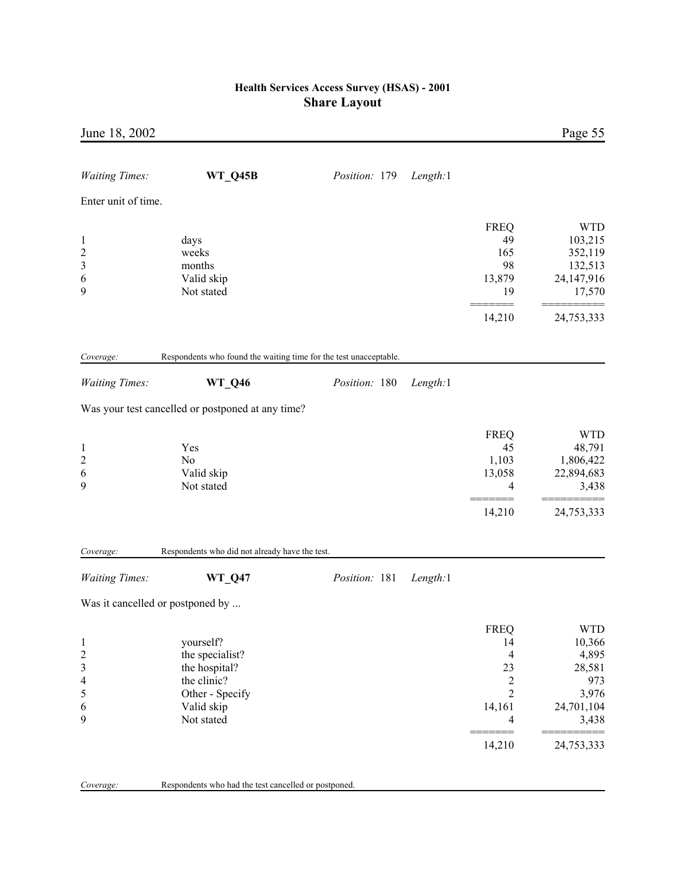*Waiting Times:* **WT_Q45B** *Position:* 179 *Length:*1

Enter unit of time.

| | | FREQ | WTD |
|---|---|---|---|
| 1 | days | 49 | 103,215 |
| 2 | weeks | 165 | 352,119 |
| 3 | months | 98 | 132,513 |
| 6 | Valid skip | 13,879 | 24,147,916 |
| 9 | Not stated | 19 | 17,570 |
| | | 14,210 | 24,753,333 |

*Coverage:* Respondents who found the waiting time for the test unacceptable.

*Waiting Times:* **WT_Q46** *Position:* 180 *Length:*1

Was your test cancelled or postponed at any time?

| | | FREQ | WTD |
|---|---|---|---|
| 1 | Yes | 45 | 48,791 |
| 2 | No | 1,103 | 1,806,422 |
| 6 | Valid skip | 13,058 | 22,894,683 |
| 9 | Not stated | 4 | 3,438 |
| | | 14,210 | 24,753,333 |

*Coverage:* Respondents who did not already have the test.

*Waiting Times:* **WT_Q47** *Position:* 181 *Length:*1

Was it cancelled or postponed by ...

| | | FREQ | WTD |
|---|---|---|---|
| 1 | yourself? | 14 | 10,366 |
| 2 | the specialist? | 4 | 4,895 |
| 3 | the hospital? | 23 | 28,581 |
| 4 | the clinic? | 2 | 973 |
| 5 | Other - Specify | 2 | 3,976 |
| 6 | Valid skip | 14,161 | 24,701,104 |
| 9 | Not stated | 4 | 3,438 |
| | | 14,210 | 24,753,333 |

*Coverage:* Respondents who had the test cancelled or postponed.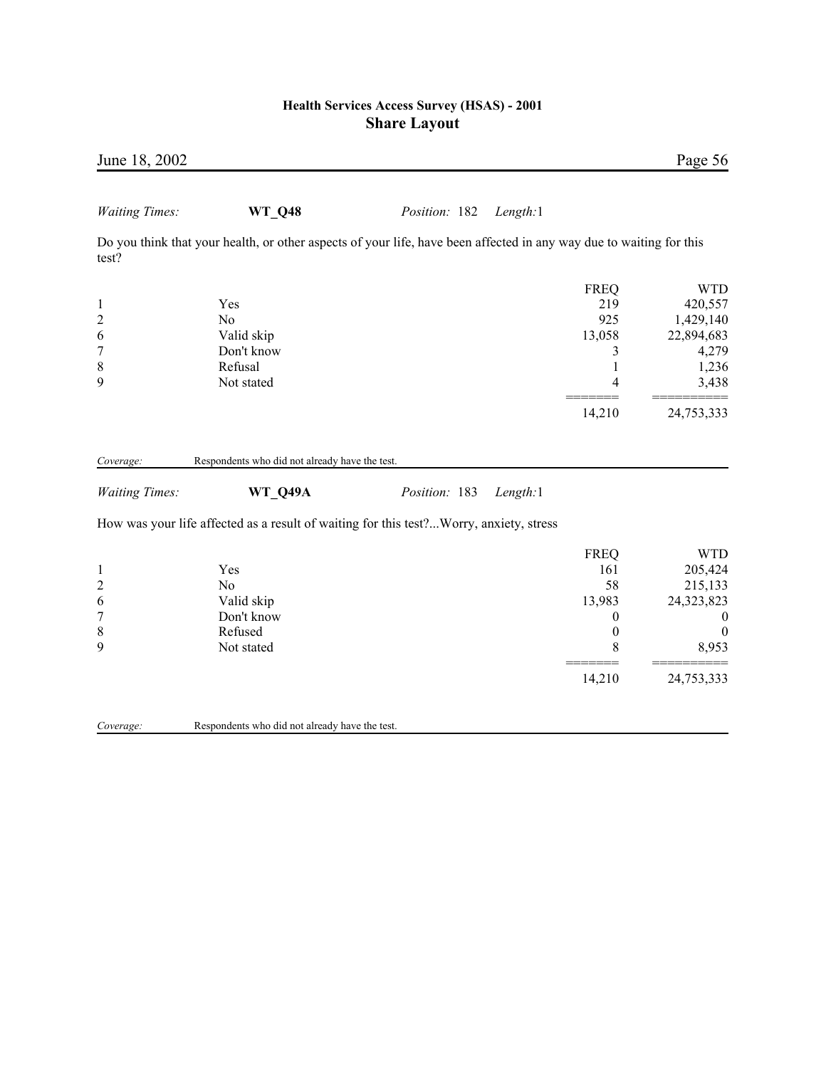*Waiting Times:* **WT_Q48** *Position:* 182 *Length:*1

Do you think that your health, or other aspects of your life, have been affected in any way due to waiting for this test?

| | | FREQ | WTD |
|---|---|---|---|
| 1 | Yes | 219 | 420,557 |
| 2 | No | 925 | 1,429,140 |
| 6 | Valid skip | 13,058 | 22,894,683 |
| 7 | Don't know | 3 | 4,279 |
| 8 | Refusal | 1 | 1,236 |
| 9 | Not stated | 4 | 3,438 |
| | | 14,210 | 24,753,333 |

*Coverage:* Respondents who did not already have the test.

*Waiting Times:* **WT_Q49A** *Position:* 183 *Length:*1

How was your life affected as a result of waiting for this test?...Worry, anxiety, stress

| | | FREQ | WTD |
|---|---|---|---|
| 1 | Yes | 161 | 205,424 |
| 2 | No | 58 | 215,133 |
| 6 | Valid skip | 13,983 | 24,323,823 |
| 7 | Don't know | 0 | 0 |
| 8 | Refused | 0 | 0 |
| 9 | Not stated | 8 | 8,953 |
| | | 14,210 | 24,753,333 |

*Coverage:* Respondents who did not already have the test.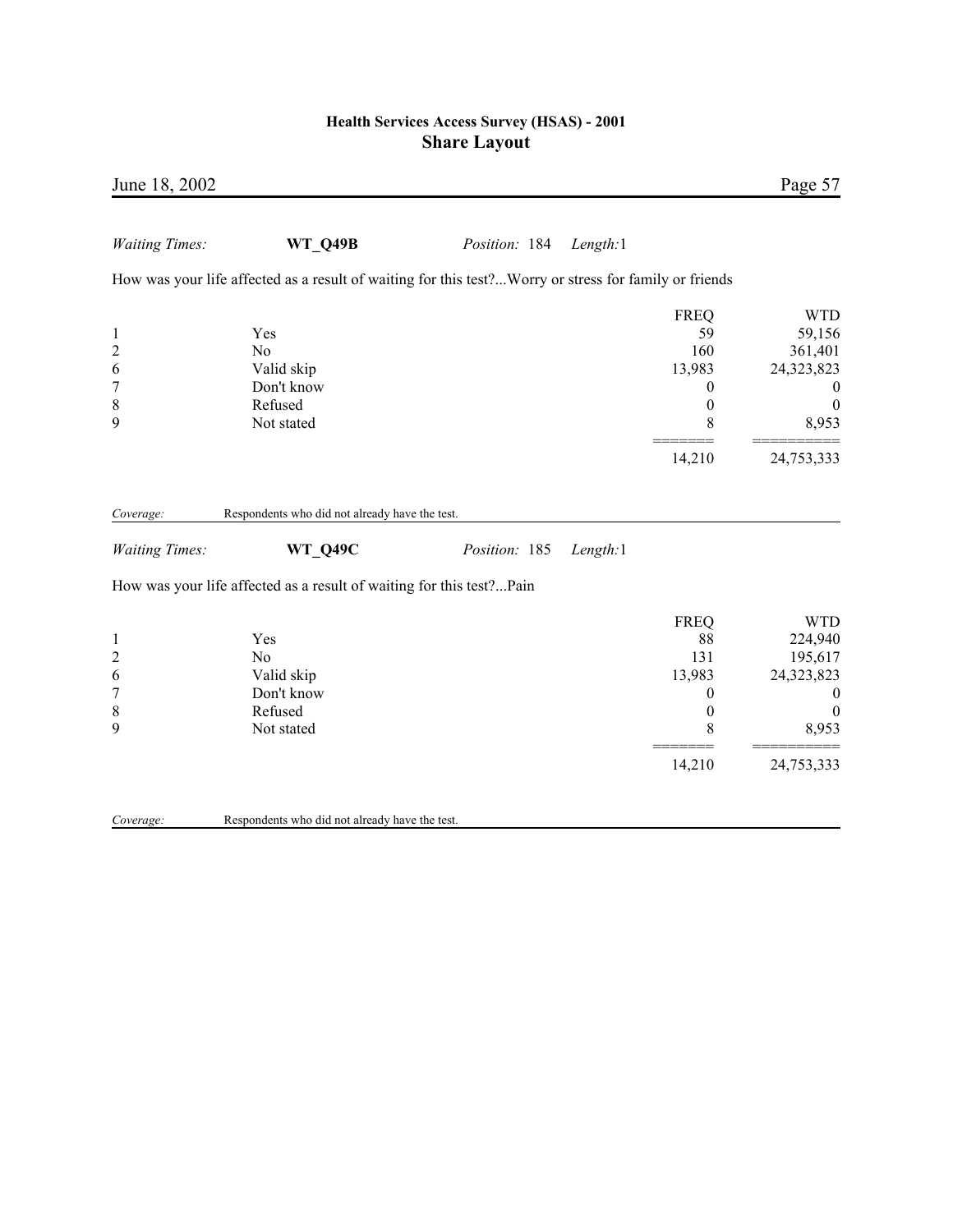*Waiting Times:* **WT_Q49B** *Position:* 184 *Length:*1

How was your life affected as a result of waiting for this test?...Worry or stress for family or friends

| | | FREQ | WTD |
|---|---|---|---|
| 1 | Yes | 59 | 59,156 |
| 2 | No | 160 | 361,401 |
| 6 | Valid skip | 13,983 | 24,323,823 |
| 7 | Don't know | 0 | 0 |
| 8 | Refused | 0 | 0 |
| 9 | Not stated | 8 | 8,953 |
| | | ======= | ========== |
| | | 14,210 | 24,753,333 |

*Coverage:* Respondents who did not already have the test.

*Waiting Times:* **WT_Q49C** *Position:* 185 *Length:*1

How was your life affected as a result of waiting for this test?...Pain

| | | FREQ | WTD |
|---|---|---|---|
| 1 | Yes | 88 | 224,940 |
| 2 | No | 131 | 195,617 |
| 6 | Valid skip | 13,983 | 24,323,823 |
| 7 | Don't know | 0 | 0 |
| 8 | Refused | 0 | 0 |
| 9 | Not stated | 8 | 8,953 |
| | | ======= | ========== |
| | | 14,210 | 24,753,333 |

*Coverage:* Respondents who did not already have the test.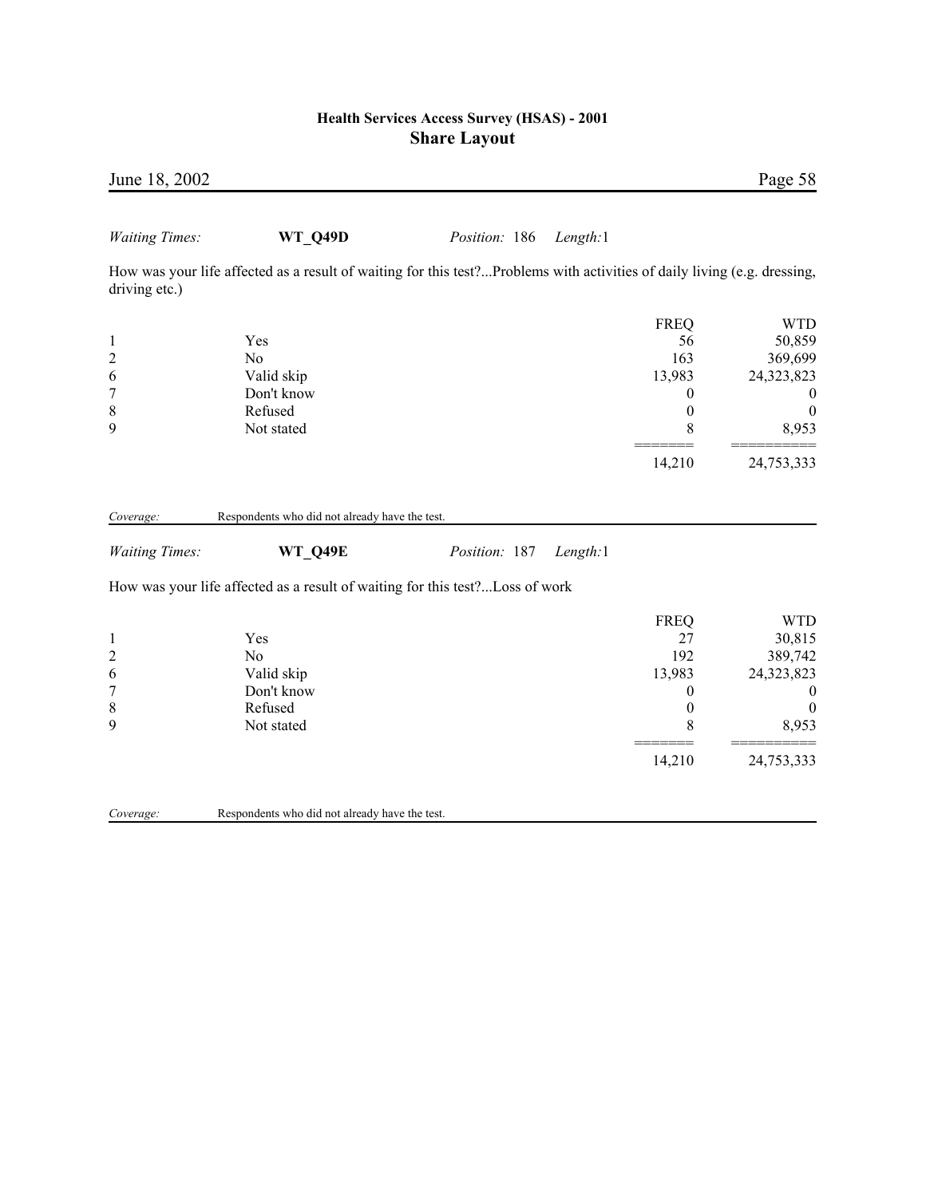*Waiting Times:* **WT_Q49D** *Position:* 186 *Length:*1

How was your life affected as a result of waiting for this test?...Problems with activities of daily living (e.g. dressing, driving etc.)

| | | FREQ | WTD |
|---|---|---|---|
| 1 | Yes | 56 | 50,859 |
| 2 | No | 163 | 369,699 |
| 6 | Valid skip | 13,983 | 24,323,823 |
| 7 | Don't know | 0 | 0 |
| 8 | Refused | 0 | 0 |
| 9 | Not stated | 8 | 8,953 |
| | | 14,210 | 24,753,333 |

*Coverage:* Respondents who did not already have the test.

*Waiting Times:* **WT_Q49E** *Position:* 187 *Length:*1

How was your life affected as a result of waiting for this test?...Loss of work

| | | FREQ | WTD |
|---|---|---|---|
| 1 | Yes | 27 | 30,815 |
| 2 | No | 192 | 389,742 |
| 6 | Valid skip | 13,983 | 24,323,823 |
| 7 | Don't know | 0 | 0 |
| 8 | Refused | 0 | 0 |
| 9 | Not stated | 8 | 8,953 |
| | | 14,210 | 24,753,333 |

*Coverage:* Respondents who did not already have the test.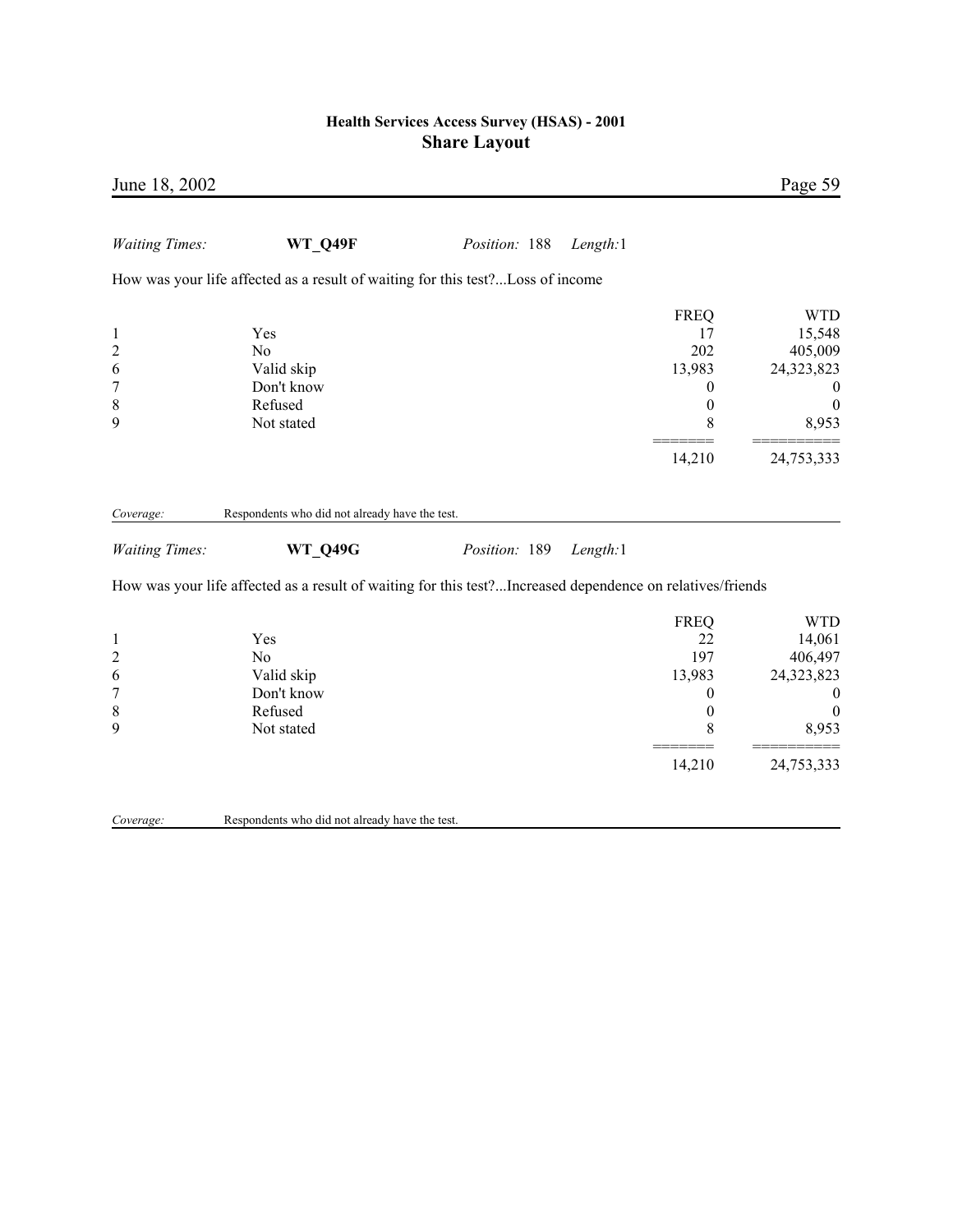*Waiting Times:* **WT_Q49F** *Position:* 188 *Length:*1

How was your life affected as a result of waiting for this test?...Loss of income

| | | FREQ | WTD |
|---|---|---|---|
| 1 | Yes | 17 | 15,548 |
| 2 | No | 202 | 405,009 |
| 6 | Valid skip | 13,983 | 24,323,823 |
| 7 | Don't know | 0 | 0 |
| 8 | Refused | 0 | 0 |
| 9 | Not stated | 8 | 8,953 |
| | | 14,210 | 24,753,333 |

*Coverage:* Respondents who did not already have the test.

*Waiting Times:* **WT_Q49G** *Position:* 189 *Length:*1

How was your life affected as a result of waiting for this test?...Increased dependence on relatives/friends

| | | FREQ | WTD |
|---|---|---|---|
| 1 | Yes | 22 | 14,061 |
| 2 | No | 197 | 406,497 |
| 6 | Valid skip | 13,983 | 24,323,823 |
| 7 | Don't know | 0 | 0 |
| 8 | Refused | 0 | 0 |
| 9 | Not stated | 8 | 8,953 |
| | | 14,210 | 24,753,333 |

*Coverage:* Respondents who did not already have the test.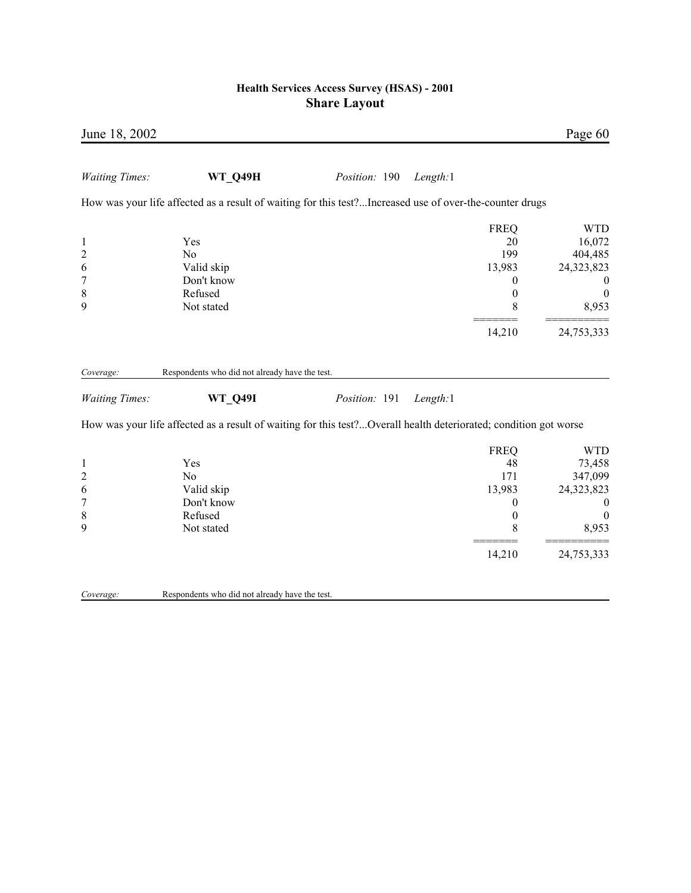*Waiting Times:* **WT_Q49H** *Position:* 190 *Length:*1

How was your life affected as a result of waiting for this test?...Increased use of over-the-counter drugs

| | | FREQ | WTD |
|---|---|---|---|
| 1 | Yes | 20 | 16,072 |
| 2 | No | 199 | 404,485 |
| 6 | Valid skip | 13,983 | 24,323,823 |
| 7 | Don't know | 0 | 0 |
| 8 | Refused | 0 | 0 |
| 9 | Not stated | 8 | 8,953 |
| | | ======= | ========== |
| | | 14,210 | 24,753,333 |

*Coverage:* Respondents who did not already have the test.

*Waiting Times:* **WT_Q49I** *Position:* 191 *Length:*1

How was your life affected as a result of waiting for this test?...Overall health deteriorated; condition got worse

| | | FREQ | WTD |
|---|---|---|---|
| 1 | Yes | 48 | 73,458 |
| 2 | No | 171 | 347,099 |
| 6 | Valid skip | 13,983 | 24,323,823 |
| 7 | Don't know | 0 | 0 |
| 8 | Refused | 0 | 0 |
| 9 | Not stated | 8 | 8,953 |
| | | ======= | ========== |
| | | 14,210 | 24,753,333 |

*Coverage:* Respondents who did not already have the test.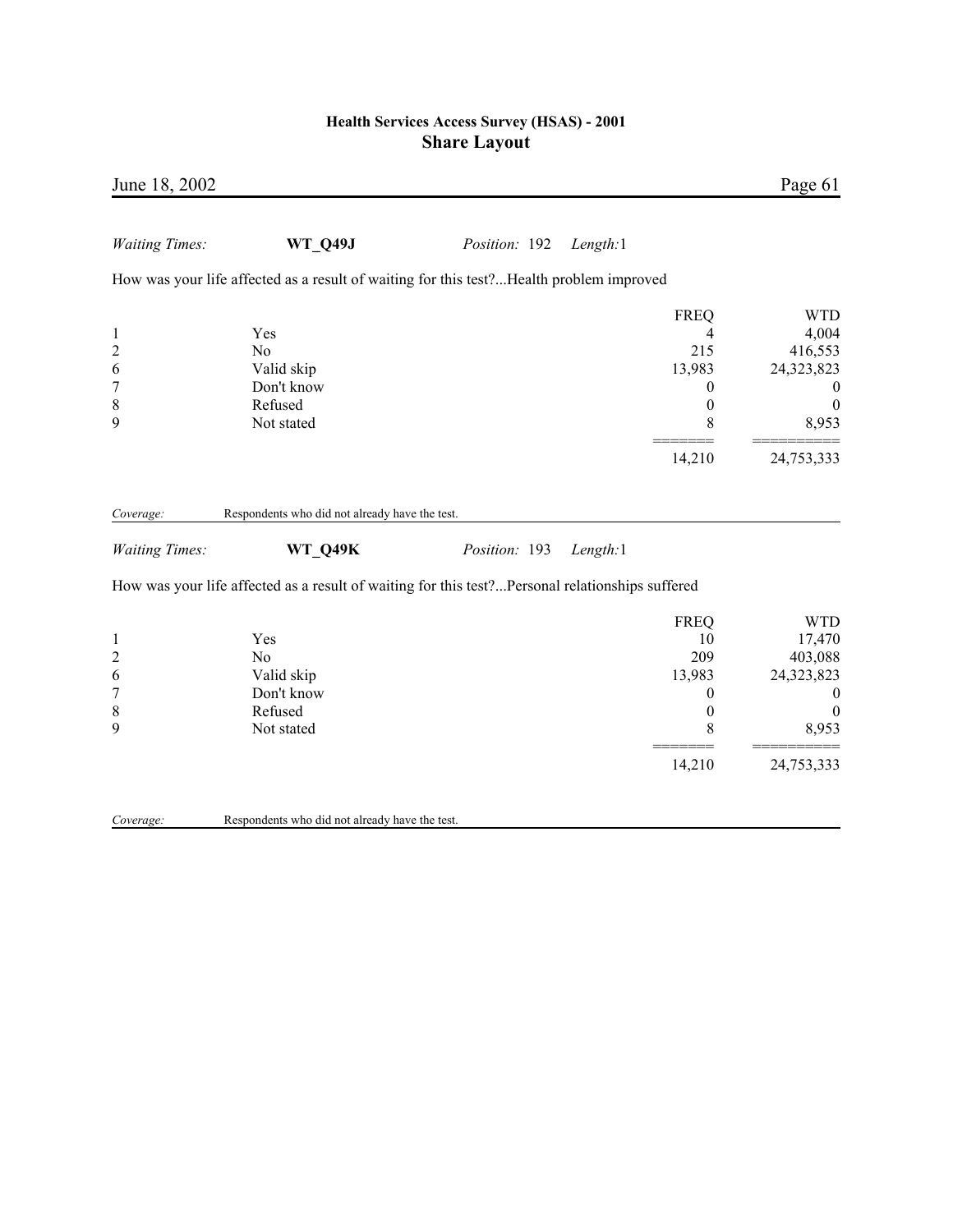*Waiting Times:* **WT_Q49J** *Position:* 192 *Length:*1

How was your life affected as a result of waiting for this test?...Health problem improved

| | | FREQ | WTD |
|---|---|---|---|
| 1 | Yes | 4 | 4,004 |
| 2 | No | 215 | 416,553 |
| 6 | Valid skip | 13,983 | 24,323,823 |
| 7 | Don't know | 0 | 0 |
| 8 | Refused | 0 | 0 |
| 9 | Not stated | 8 | 8,953 |
| | | 14,210 | 24,753,333 |

*Coverage:* Respondents who did not already have the test.

*Waiting Times:* **WT_Q49K** *Position:* 193 *Length:*1

How was your life affected as a result of waiting for this test?...Personal relationships suffered

| | | FREQ | WTD |
|---|---|---|---|
| 1 | Yes | 10 | 17,470 |
| 2 | No | 209 | 403,088 |
| 6 | Valid skip | 13,983 | 24,323,823 |
| 7 | Don't know | 0 | 0 |
| 8 | Refused | 0 | 0 |
| 9 | Not stated | 8 | 8,953 |
| | | 14,210 | 24,753,333 |

*Coverage:* Respondents who did not already have the test.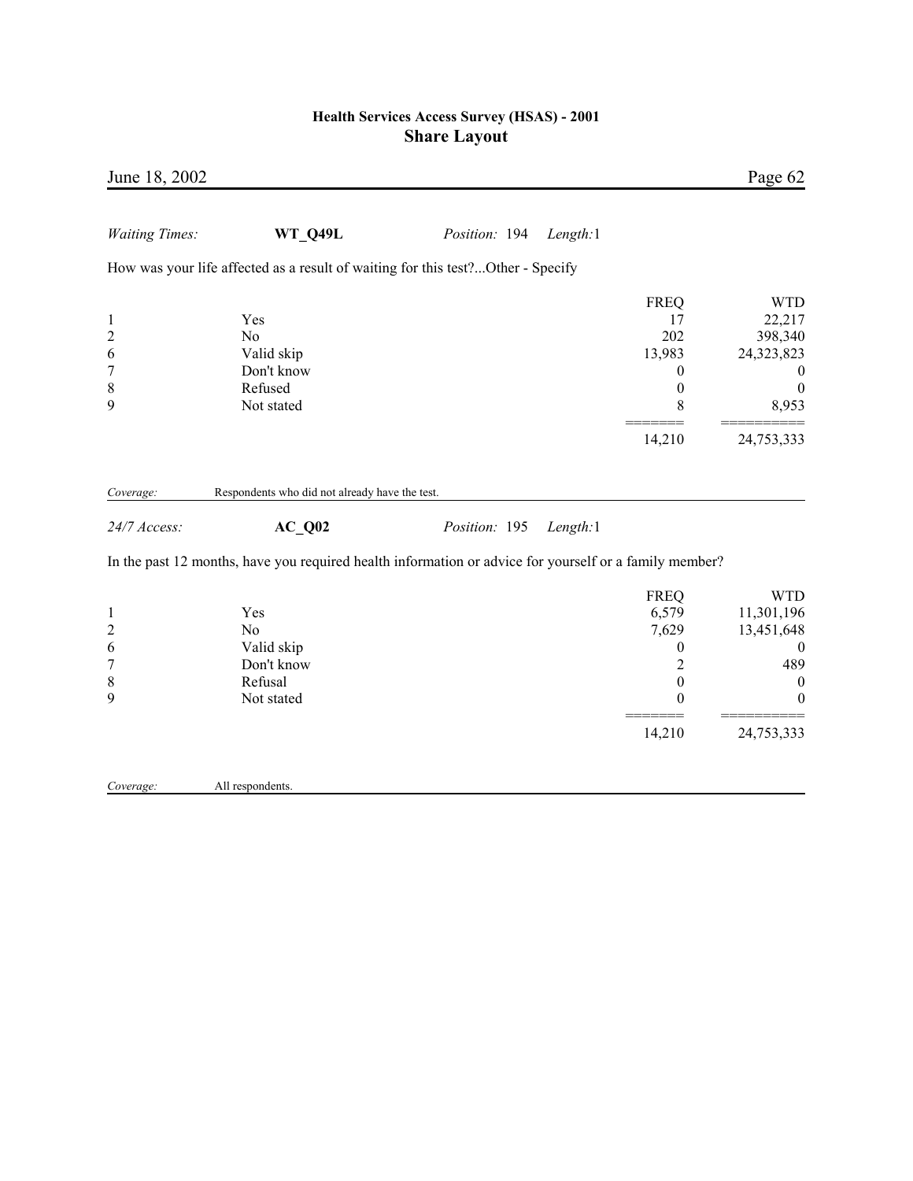*Waiting Times:* **WT_Q49L** *Position:* 194 *Length:*1

How was your life affected as a result of waiting for this test?...Other - Specify

| | | FREQ | WTD |
|---|---|---|---|
| 1 | Yes | 17 | 22,217 |
| 2 | No | 202 | 398,340 |
| 6 | Valid skip | 13,983 | 24,323,823 |
| 7 | Don't know | 0 | 0 |
| 8 | Refused | 0 | 0 |
| 9 | Not stated | 8 | 8,953 |
| | | ======= | ========== |
| | | 14,210 | 24,753,333 |

*Coverage:* Respondents who did not already have the test.

*24/7 Access:* **AC_Q02** *Position:* 195 *Length:*1

In the past 12 months, have you required health information or advice for yourself or a family member?

| | | FREQ | WTD |
|---|---|---|---|
| 1 | Yes | 6,579 | 11,301,196 |
| 2 | No | 7,629 | 13,451,648 |
| 6 | Valid skip | 0 | 0 |
| 7 | Don't know | 2 | 489 |
| 8 | Refusal | 0 | 0 |
| 9 | Not stated | 0 | 0 |
| | | ======= | ========== |
| | | 14,210 | 24,753,333 |

*Coverage:* All respondents.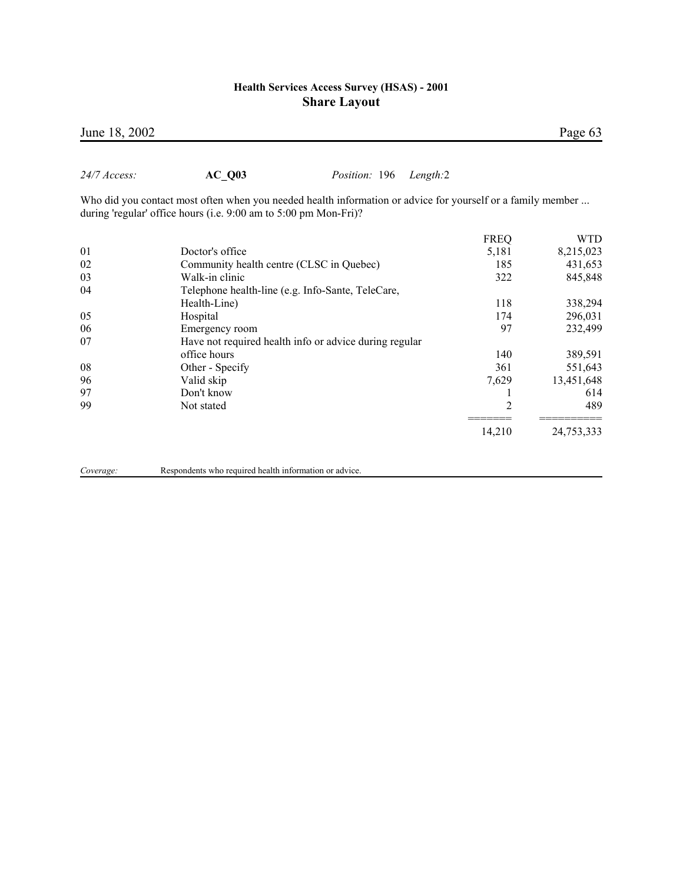*24/7 Access:* **AC_Q03** *Position:* 196 *Length:*2

Who did you contact most often when you needed health information or advice for yourself or a family member ... during 'regular' office hours (i.e. 9:00 am to 5:00 pm Mon-Fri)?

| | | FREQ | WTD |
|---|---|---|---|
| 01 | Doctor's office | 5,181 | 8,215,023 |
| 02 | Community health centre (CLSC in Quebec) | 185 | 431,653 |
| 03 | Walk-in clinic | 322 | 845,848 |
| 04 | Telephone health-line (e.g. Info-Sante, TeleCare, Health-Line) | 118 | 338,294 |
| 05 | Hospital | 174 | 296,031 |
| 06 | Emergency room | 97 | 232,499 |
| 07 | Have not required health info or advice during regular office hours | 140 | 389,591 |
| 08 | Other - Specify | 361 | 551,643 |
| 96 | Valid skip | 7,629 | 13,451,648 |
| 97 | Don't know | 1 | 614 |
| 99 | Not stated | 2 | 489 |
| | | 14,210 | 24,753,333 |

*Coverage:* Respondents who required health information or advice.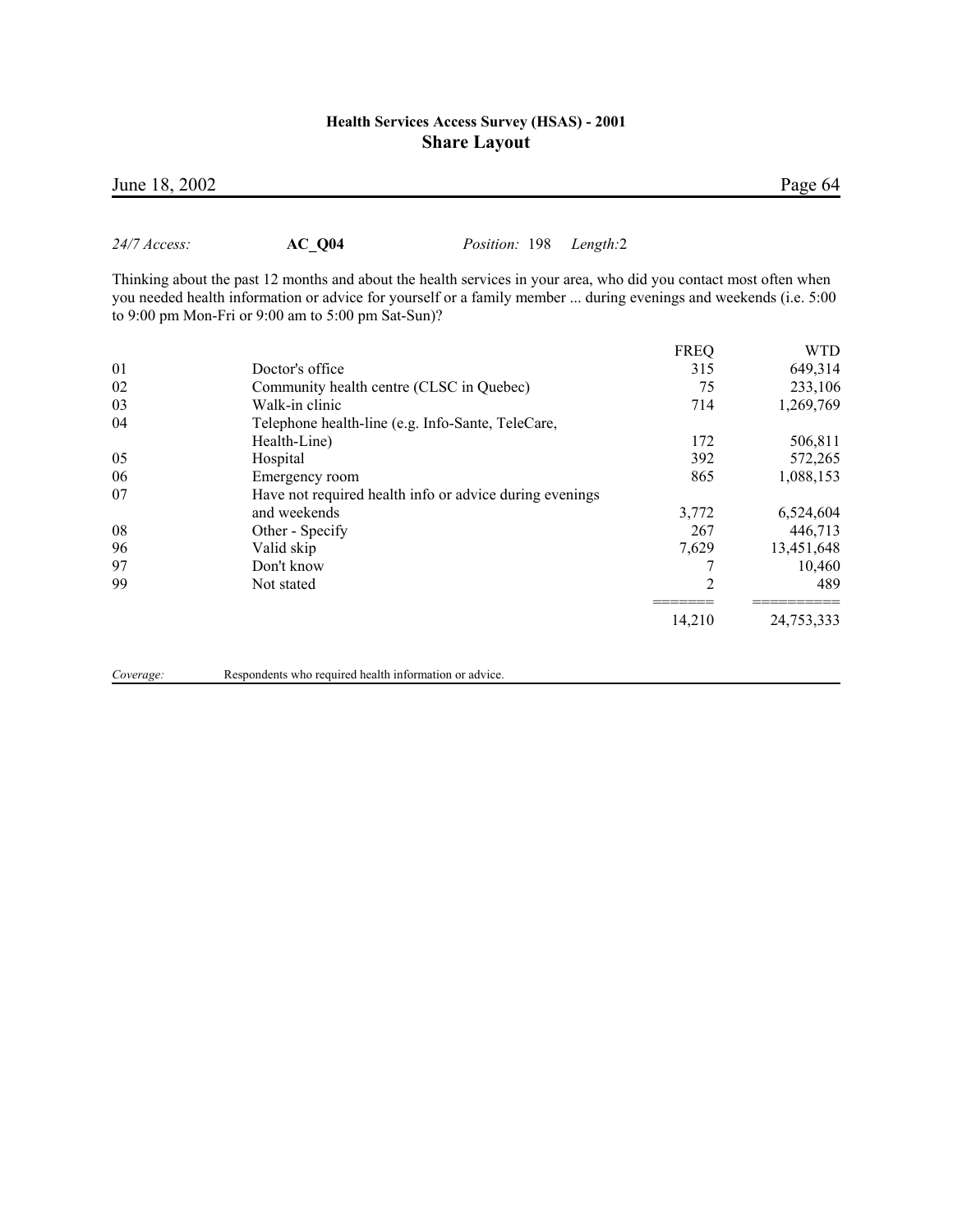*24/7 Access:* **AC_Q04** *Position:* 198 *Length:*2

Thinking about the past 12 months and about the health services in your area, who did you contact most often when you needed health information or advice for yourself or a family member ... during evenings and weekends (i.e. 5:00 to 9:00 pm Mon-Fri or 9:00 am to 5:00 pm Sat-Sun)?

| | | FREQ | WTD |
|---|---|---|---|
| 01 | Doctor's office | 315 | 649,314 |
| 02 | Community health centre (CLSC in Quebec) | 75 | 233,106 |
| 03 | Walk-in clinic | 714 | 1,269,769 |
| 04 | Telephone health-line (e.g. Info-Sante, TeleCare, Health-Line) | 172 | 506,811 |
| 05 | Hospital | 392 | 572,265 |
| 06 | Emergency room | 865 | 1,088,153 |
| 07 | Have not required health info or advice during evenings and weekends | 3,772 | 6,524,604 |
| 08 | Other - Specify | 267 | 446,713 |
| 96 | Valid skip | 7,629 | 13,451,648 |
| 97 | Don't know | 7 | 10,460 |
| 99 | Not stated | 2 | 489 |
| | | 14,210 | 24,753,333 |

*Coverage:* Respondents who required health information or advice.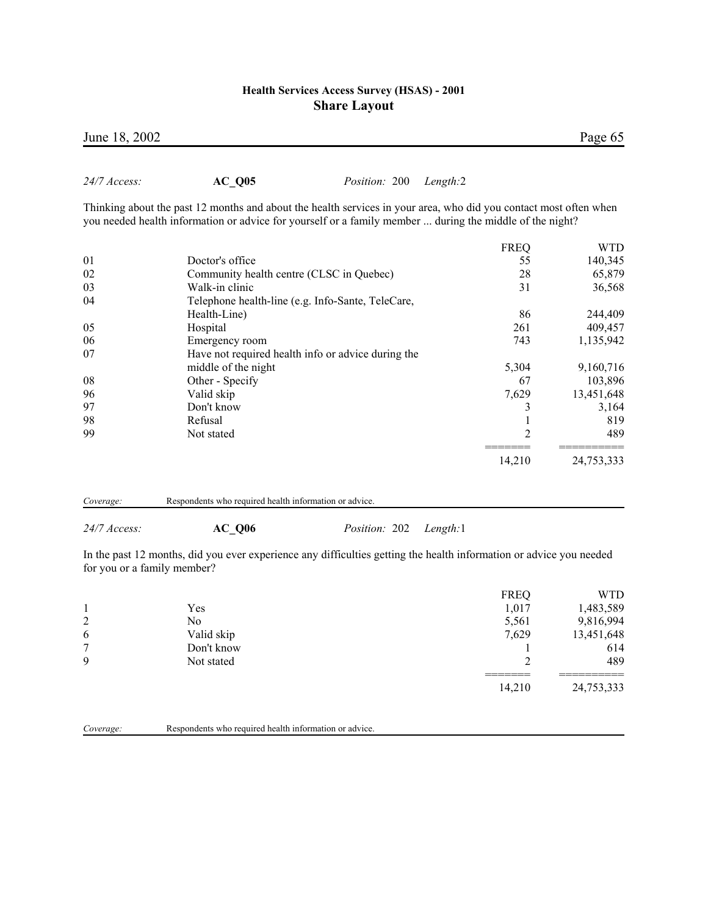*24/7 Access:* **AC_Q05** *Position:* 200 *Length:*2

Thinking about the past 12 months and about the health services in your area, who did you contact most often when you needed health information or advice for yourself or a family member ... during the middle of the night?

| | | FREQ | WTD |
|---|---|---|---|
| 01 | Doctor's office | 55 | 140,345 |
| 02 | Community health centre (CLSC in Quebec) | 28 | 65,879 |
| 03 | Walk-in clinic | 31 | 36,568 |
| 04 | Telephone health-line (e.g. Info-Sante, TeleCare, Health-Line) | 86 | 244,409 |
| 05 | Hospital | 261 | 409,457 |
| 06 | Emergency room | 743 | 1,135,942 |
| 07 | Have not required health info or advice during the middle of the night | 5,304 | 9,160,716 |
| 08 | Other - Specify | 67 | 103,896 |
| 96 | Valid skip | 7,629 | 13,451,648 |
| 97 | Don't know | 3 | 3,164 |
| 98 | Refusal | 1 | 819 |
| 99 | Not stated | 2 | 489 |
| | | 14,210 | 24,753,333 |

*Coverage:* Respondents who required health information or advice.

*24/7 Access:* **AC_Q06** *Position:* 202 *Length:*1

In the past 12 months, did you ever experience any difficulties getting the health information or advice you needed for you or a family member?

| | | FREQ | WTD |
|---|---|---|---|
| 1 | Yes | 1,017 | 1,483,589 |
| 2 | No | 5,561 | 9,816,994 |
| 6 | Valid skip | 7,629 | 13,451,648 |
| 7 | Don't know | 1 | 614 |
| 9 | Not stated | 2 | 489 |
| | | 14,210 | 24,753,333 |

*Coverage:* Respondents who required health information or advice.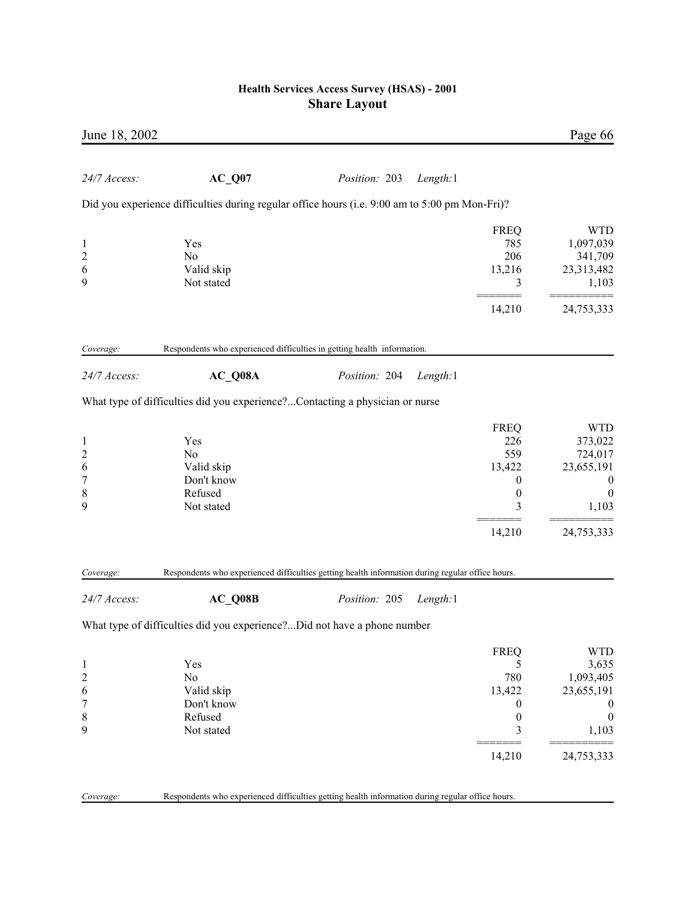*24/7 Access:* **AC_Q07** *Position:* 203 *Length:*1

Did you experience difficulties during regular office hours (i.e. 9:00 am to 5:00 pm Mon-Fri)?

| | | FREQ | WTD |
|---|---|---|---|
| 1 | Yes | 785 | 1,097,039 |
| 2 | No | 206 | 341,709 |
| 6 | Valid skip | 13,216 | 23,313,482 |
| 9 | Not stated | 3 | 1,103 |
| | | 14,210 | 24,753,333 |

*Coverage:* Respondents who experienced difficulties in getting health information.

*24/7 Access:* **AC_Q08A** *Position:* 204 *Length:*1

What type of difficulties did you experience?...Contacting a physician or nurse

| | | FREQ | WTD |
|---|---|---|---|
| 1 | Yes | 226 | 373,022 |
| 2 | No | 559 | 724,017 |
| 6 | Valid skip | 13,422 | 23,655,191 |
| 7 | Don't know | 0 | 0 |
| 8 | Refused | 0 | 0 |
| 9 | Not stated | 3 | 1,103 |
| | | 14,210 | 24,753,333 |

*Coverage:* Respondents who experienced difficulties getting health information during regular office hours.

*24/7 Access:* **AC_Q08B** *Position:* 205 *Length:*1

What type of difficulties did you experience?...Did not have a phone number

| | | FREQ | WTD |
|---|---|---|---|
| 1 | Yes | 5 | 3,635 |
| 2 | No | 780 | 1,093,405 |
| 6 | Valid skip | 13,422 | 23,655,191 |
| 7 | Don't know | 0 | 0 |
| 8 | Refused | 0 | 0 |
| 9 | Not stated | 3 | 1,103 |
| | | 14,210 | 24,753,333 |

*Coverage:* Respondents who experienced difficulties getting health information during regular office hours.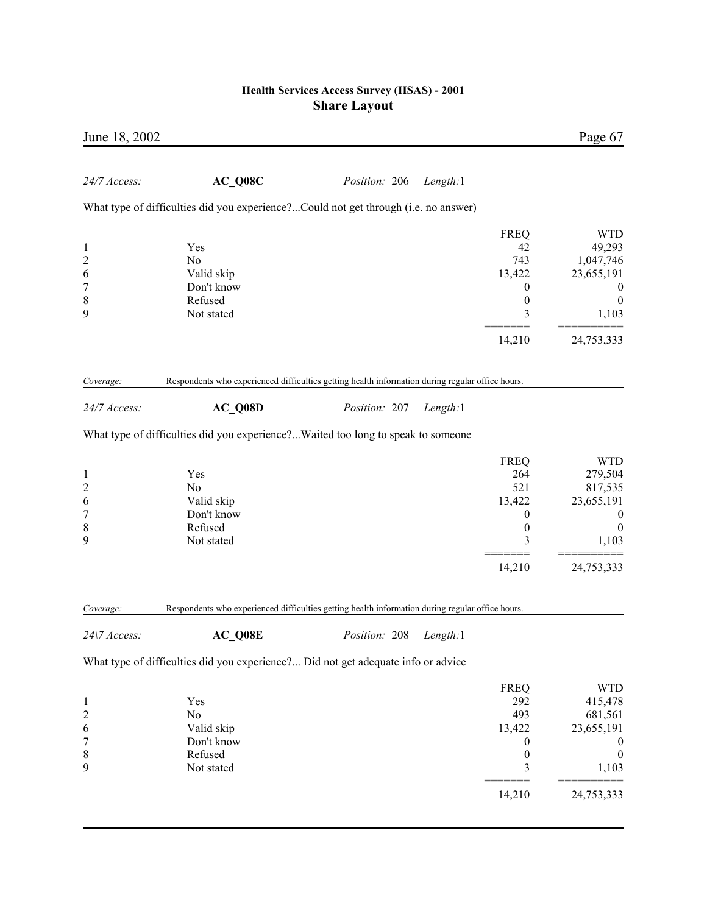*24/7 Access:* **AC_Q08C** *Position:* 206 *Length:*1

What type of difficulties did you experience?...Could not get through (i.e. no answer)

| | | FREQ | WTD |
|---|---|---|---|
| 1 | Yes | 42 | 49,293 |
| 2 | No | 743 | 1,047,746 |
| 6 | Valid skip | 13,422 | 23,655,191 |
| 7 | Don't know | 0 | 0 |
| 8 | Refused | 0 | 0 |
| 9 | Not stated | 3 | 1,103 |
| | | 14,210 | 24,753,333 |

*Coverage:* Respondents who experienced difficulties getting health information during regular office hours.

*24/7 Access:* **AC_Q08D** *Position:* 207 *Length:*1

What type of difficulties did you experience?...Waited too long to speak to someone

| | | FREQ | WTD |
|---|---|---|---|
| 1 | Yes | 264 | 279,504 |
| 2 | No | 521 | 817,535 |
| 6 | Valid skip | 13,422 | 23,655,191 |
| 7 | Don't know | 0 | 0 |
| 8 | Refused | 0 | 0 |
| 9 | Not stated | 3 | 1,103 |
| | | 14,210 | 24,753,333 |

*Coverage:* Respondents who experienced difficulties getting health information during regular office hours.

*24\7 Access:* **AC_Q08E** *Position:* 208 *Length:*1

What type of difficulties did you experience?... Did not get adequate info or advice

| | | FREQ | WTD |
|---|---|---|---|
| 1 | Yes | 292 | 415,478 |
| 2 | No | 493 | 681,561 |
| 6 | Valid skip | 13,422 | 23,655,191 |
| 7 | Don't know | 0 | 0 |
| 8 | Refused | 0 | 0 |
| 9 | Not stated | 3 | 1,103 |
| | | 14,210 | 24,753,333 |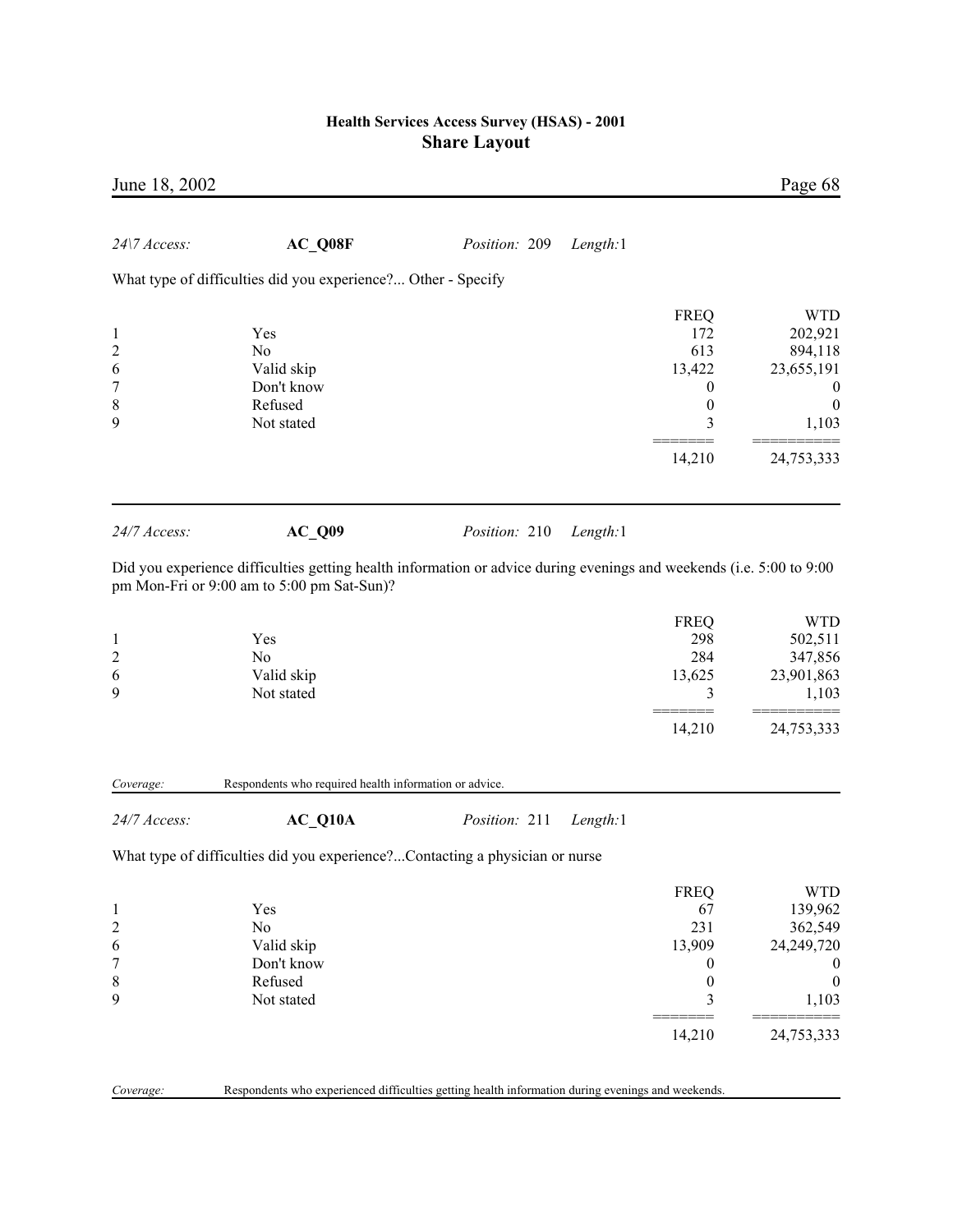24\7 Access: **AC_Q08F** *Position:* 209 *Length:*1

What type of difficulties did you experience?... Other - Specify

| | | FREQ | WTD |
|---|---|---|---|
| 1 | Yes | 172 | 202,921 |
| 2 | No | 613 | 894,118 |
| 6 | Valid skip | 13,422 | 23,655,191 |
| 7 | Don't know | 0 | 0 |
| 8 | Refused | 0 | 0 |
| 9 | Not stated | 3 | 1,103 |
| | | 14,210 | 24,753,333 |

---

*24/7 Access:* **AC_Q09** *Position:* 210 *Length:*1

Did you experience difficulties getting health information or advice during evenings and weekends (i.e. 5:00 to 9:00 pm Mon-Fri or 9:00 am to 5:00 pm Sat-Sun)?

| | | FREQ | WTD |
|---|---|---|---|
| 1 | Yes | 298 | 502,511 |
| 2 | No | 284 | 347,856 |
| 6 | Valid skip | 13,625 | 23,901,863 |
| 9 | Not stated | 3 | 1,103 |
| | | 14,210 | 24,753,333 |

*Coverage:* Respondents who required health information or advice.

---

*24/7 Access:* **AC_Q10A** *Position:* 211 *Length:*1

What type of difficulties did you experience?...Contacting a physician or nurse

| | | FREQ | WTD |
|---|---|---|---|
| 1 | Yes | 67 | 139,962 |
| 2 | No | 231 | 362,549 |
| 6 | Valid skip | 13,909 | 24,249,720 |
| 7 | Don't know | 0 | 0 |
| 8 | Refused | 0 | 0 |
| 9 | Not stated | 3 | 1,103 |
| | | 14,210 | 24,753,333 |

*Coverage:* Respondents who experienced difficulties getting health information during evenings and weekends.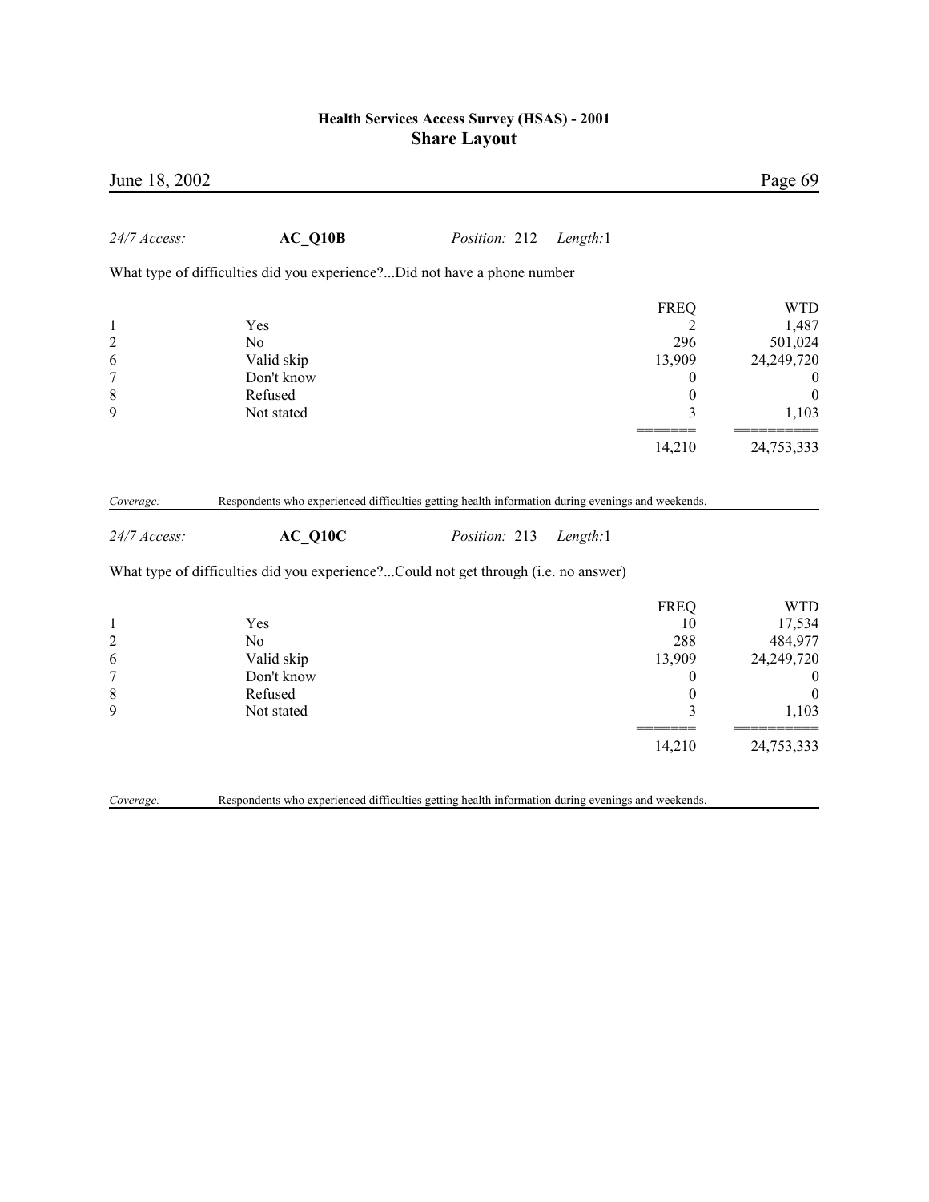*24/7 Access:* **AC_Q10B** *Position:* 212 *Length:*1

What type of difficulties did you experience?...Did not have a phone number

| | | FREQ | WTD |
|---|---|---|---|
| 1 | Yes | 2 | 1,487 |
| 2 | No | 296 | 501,024 |
| 6 | Valid skip | 13,909 | 24,249,720 |
| 7 | Don't know | 0 | 0 |
| 8 | Refused | 0 | 0 |
| 9 | Not stated | 3 | 1,103 |
| | | 14,210 | 24,753,333 |

*Coverage:* Respondents who experienced difficulties getting health information during evenings and weekends.

*24/7 Access:* **AC_Q10C** *Position:* 213 *Length:*1

What type of difficulties did you experience?...Could not get through (i.e. no answer)

| | | FREQ | WTD |
|---|---|---|---|
| 1 | Yes | 10 | 17,534 |
| 2 | No | 288 | 484,977 |
| 6 | Valid skip | 13,909 | 24,249,720 |
| 7 | Don't know | 0 | 0 |
| 8 | Refused | 0 | 0 |
| 9 | Not stated | 3 | 1,103 |
| | | 14,210 | 24,753,333 |

*Coverage:* Respondents who experienced difficulties getting health information during evenings and weekends.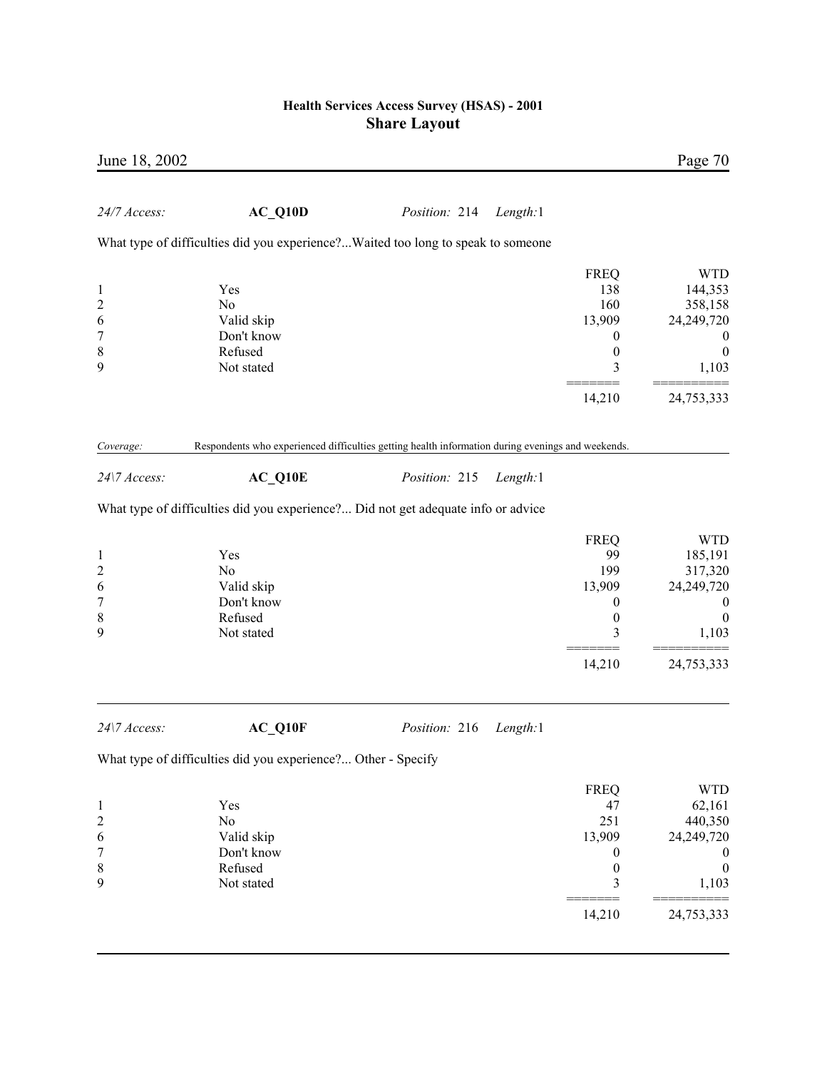*24/7 Access:* **AC_Q10D** *Position:* 214 *Length:*1

What type of difficulties did you experience?...Waited too long to speak to someone

| | | FREQ | WTD |
|---|---|---|---|
| 1 | Yes | 138 | 144,353 |
| 2 | No | 160 | 358,158 |
| 6 | Valid skip | 13,909 | 24,249,720 |
| 7 | Don't know | 0 | 0 |
| 8 | Refused | 0 | 0 |
| 9 | Not stated | 3 | 1,103 |
| | | 14,210 | 24,753,333 |

*Coverage:* Respondents who experienced difficulties getting health information during evenings and weekends.

*24\7 Access:* **AC_Q10E** *Position:* 215 *Length:*1

What type of difficulties did you experience?... Did not get adequate info or advice

| | | FREQ | WTD |
|---|---|---|---|
| 1 | Yes | 99 | 185,191 |
| 2 | No | 199 | 317,320 |
| 6 | Valid skip | 13,909 | 24,249,720 |
| 7 | Don't know | 0 | 0 |
| 8 | Refused | 0 | 0 |
| 9 | Not stated | 3 | 1,103 |
| | | 14,210 | 24,753,333 |

*24\7 Access:* **AC_Q10F** *Position:* 216 *Length:*1

What type of difficulties did you experience?... Other - Specify

| | | FREQ | WTD |
|---|---|---|---|
| 1 | Yes | 47 | 62,161 |
| 2 | No | 251 | 440,350 |
| 6 | Valid skip | 13,909 | 24,249,720 |
| 7 | Don't know | 0 | 0 |
| 8 | Refused | 0 | 0 |
| 9 | Not stated | 3 | 1,103 |
| | | 14,210 | 24,753,333 |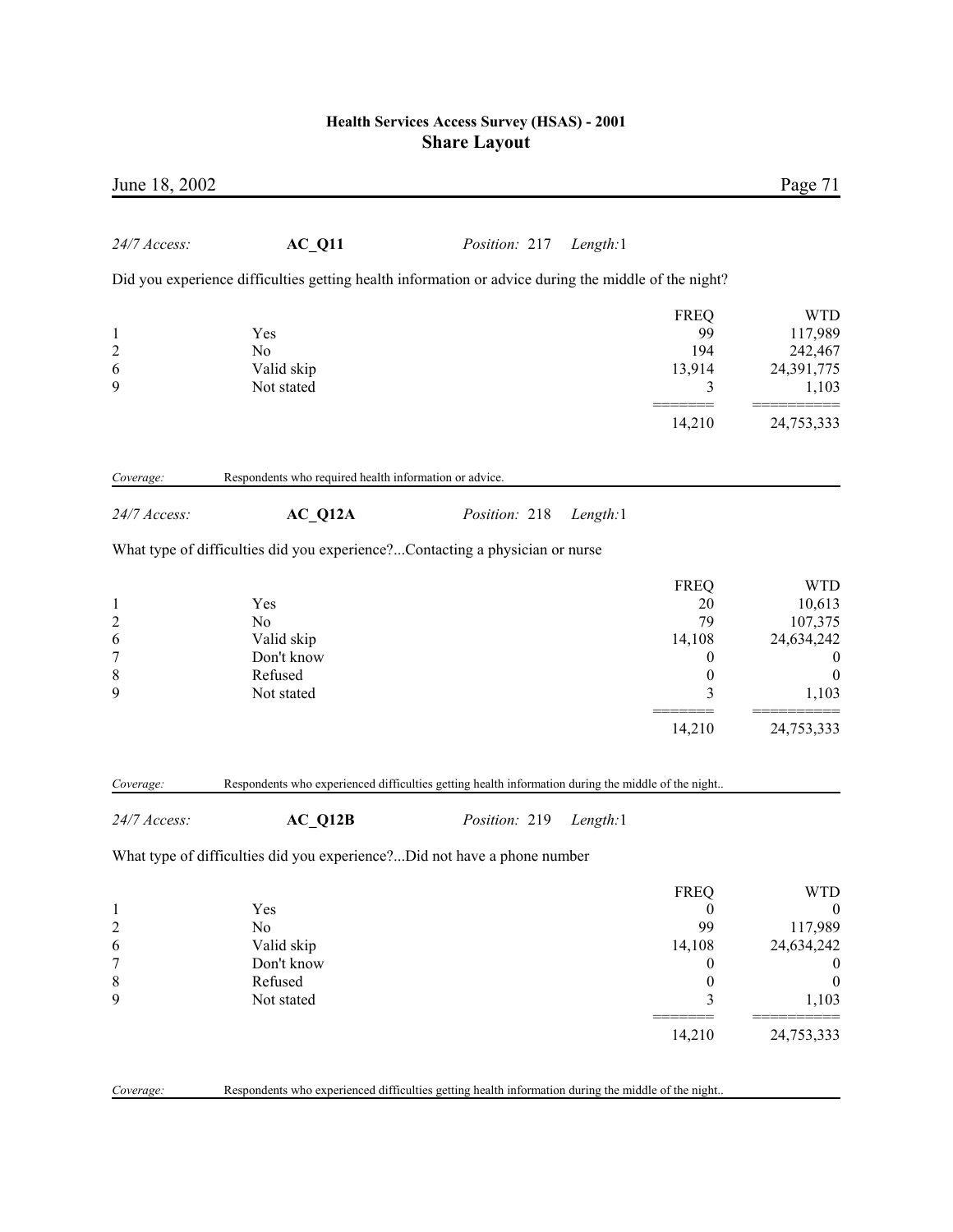*24/7 Access:* **AC_Q11** *Position:* 217 *Length:*1

Did you experience difficulties getting health information or advice during the middle of the night?

| | | FREQ | WTD |
|---|---|---|---|
| 1 | Yes | 99 | 117,989 |
| 2 | No | 194 | 242,467 |
| 6 | Valid skip | 13,914 | 24,391,775 |
| 9 | Not stated | 3 | 1,103 |
| | | 14,210 | 24,753,333 |

*Coverage:* Respondents who required health information or advice.

*24/7 Access:* **AC_Q12A** *Position:* 218 *Length:*1

What type of difficulties did you experience?...Contacting a physician or nurse

| | | FREQ | WTD |
|---|---|---|---|
| 1 | Yes | 20 | 10,613 |
| 2 | No | 79 | 107,375 |
| 6 | Valid skip | 14,108 | 24,634,242 |
| 7 | Don't know | 0 | 0 |
| 8 | Refused | 0 | 0 |
| 9 | Not stated | 3 | 1,103 |
| | | 14,210 | 24,753,333 |

*Coverage:* Respondents who experienced difficulties getting health information during the middle of the night..

*24/7 Access:* **AC_Q12B** *Position:* 219 *Length:*1

What type of difficulties did you experience?...Did not have a phone number

| | | FREQ | WTD |
|---|---|---|---|
| 1 | Yes | 0 | 0 |
| 2 | No | 99 | 117,989 |
| 6 | Valid skip | 14,108 | 24,634,242 |
| 7 | Don't know | 0 | 0 |
| 8 | Refused | 0 | 0 |
| 9 | Not stated | 3 | 1,103 |
| | | 14,210 | 24,753,333 |

*Coverage:* Respondents who experienced difficulties getting health information during the middle of the night..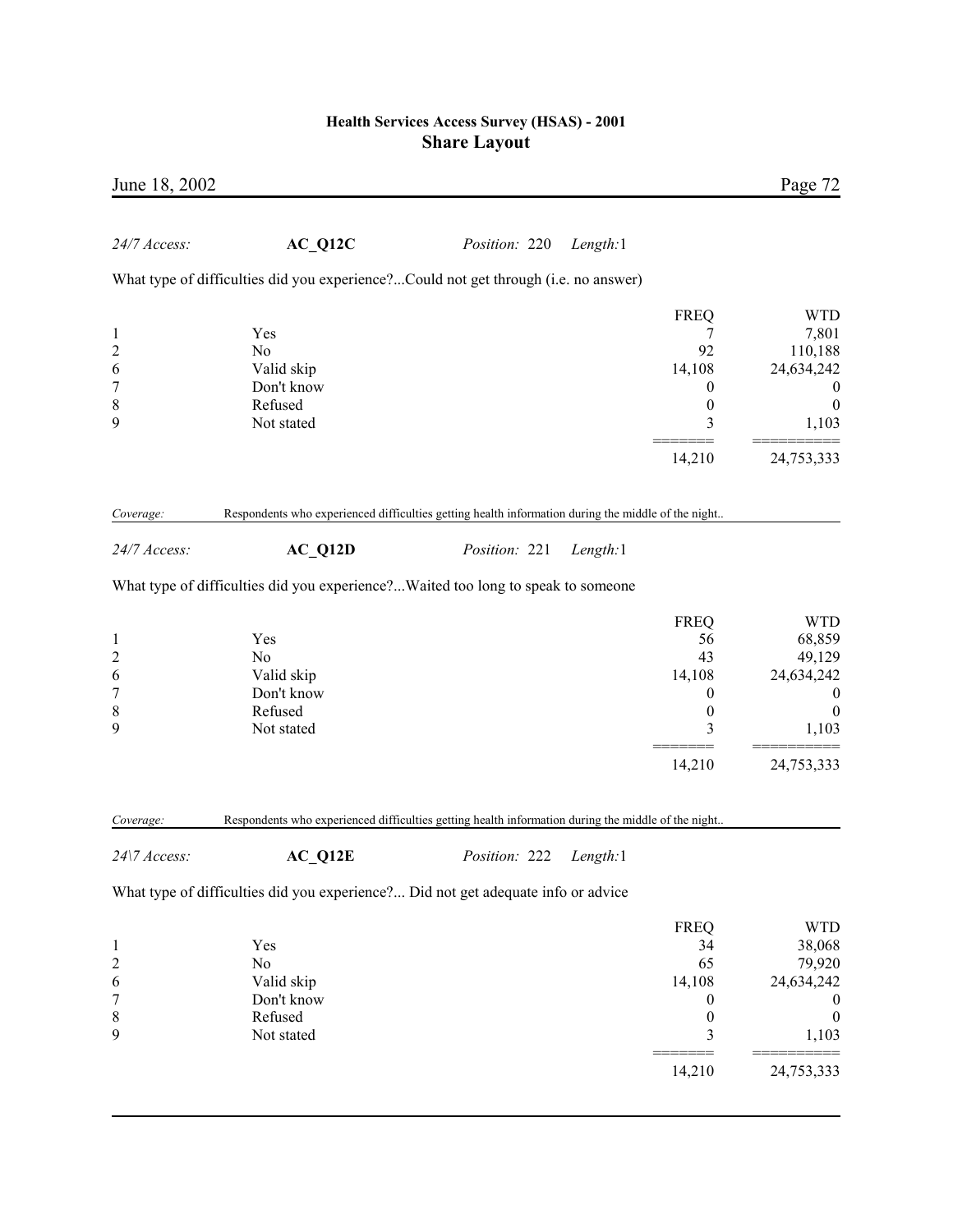*24/7 Access:* **AC_Q12C** *Position:* 220 *Length:* 1

What type of difficulties did you experience?...Could not get through (i.e. no answer)

| | | FREQ | WTD |
|---|---|---|---|
| 1 | Yes | 7 | 7,801 |
| 2 | No | 92 | 110,188 |
| 6 | Valid skip | 14,108 | 24,634,242 |
| 7 | Don't know | 0 | 0 |
| 8 | Refused | 0 | 0 |
| 9 | Not stated | 3 | 1,103 |
| | | ======= | ========== |
| | | 14,210 | 24,753,333 |

*Coverage:* Respondents who experienced difficulties getting health information during the middle of the night..

*24/7 Access:* **AC_Q12D** *Position:* 221 *Length:* 1

What type of difficulties did you experience?...Waited too long to speak to someone

| | | FREQ | WTD |
|---|---|---|---|
| 1 | Yes | 56 | 68,859 |
| 2 | No | 43 | 49,129 |
| 6 | Valid skip | 14,108 | 24,634,242 |
| 7 | Don't know | 0 | 0 |
| 8 | Refused | 0 | 0 |
| 9 | Not stated | 3 | 1,103 |
| | | ======= | ========== |
| | | 14,210 | 24,753,333 |

*Coverage:* Respondents who experienced difficulties getting health information during the middle of the night..

*24\7 Access:* **AC_Q12E** *Position:* 222 *Length:* 1

What type of difficulties did you experience?... Did not get adequate info or advice

| | | FREQ | WTD |
|---|---|---|---|
| 1 | Yes | 34 | 38,068 |
| 2 | No | 65 | 79,920 |
| 6 | Valid skip | 14,108 | 24,634,242 |
| 7 | Don't know | 0 | 0 |
| 8 | Refused | 0 | 0 |
| 9 | Not stated | 3 | 1,103 |
| | | ======= | ========== |
| | | 14,210 | 24,753,333 |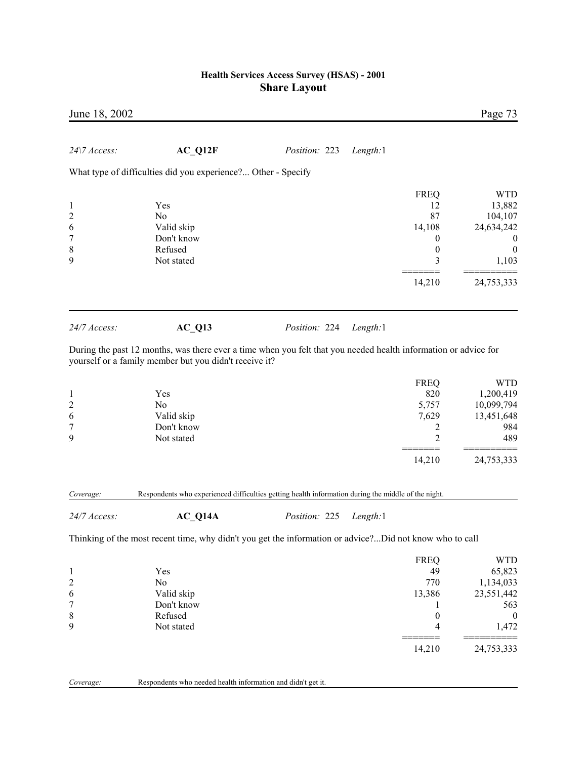*24\7 Access:* **AC_Q12F** *Position:* 223 *Length:* 1

What type of difficulties did you experience?... Other - Specify

| | | FREQ | WTD |
|---|---|---|---|
| 1 | Yes | 12 | 13,882 |
| 2 | No | 87 | 104,107 |
| 6 | Valid skip | 14,108 | 24,634,242 |
| 7 | Don't know | 0 | 0 |
| 8 | Refused | 0 | 0 |
| 9 | Not stated | 3 | 1,103 |
| | | 14,210 | 24,753,333 |

---

*24/7 Access:* **AC_Q13** *Position:* 224 *Length:* 1

During the past 12 months, was there ever a time when you felt that you needed health information or advice for yourself or a family member but you didn't receive it?

| | | FREQ | WTD |
|---|---|---|---|
| 1 | Yes | 820 | 1,200,419 |
| 2 | No | 5,757 | 10,099,794 |
| 6 | Valid skip | 7,629 | 13,451,648 |
| 7 | Don't know | 2 | 984 |
| 9 | Not stated | 2 | 489 |
| | | 14,210 | 24,753,333 |

*Coverage:* Respondents who experienced difficulties getting health information during the middle of the night.

---

*24/7 Access:* **AC_Q14A** *Position:* 225 *Length:* 1

Thinking of the most recent time, why didn't you get the information or advice?...Did not know who to call

| | | FREQ | WTD |
|---|---|---|---|
| 1 | Yes | 49 | 65,823 |
| 2 | No | 770 | 1,134,033 |
| 6 | Valid skip | 13,386 | 23,551,442 |
| 7 | Don't know | 1 | 563 |
| 8 | Refused | 0 | 0 |
| 9 | Not stated | 4 | 1,472 |
| | | 14,210 | 24,753,333 |

*Coverage:* Respondents who needed health information and didn't get it.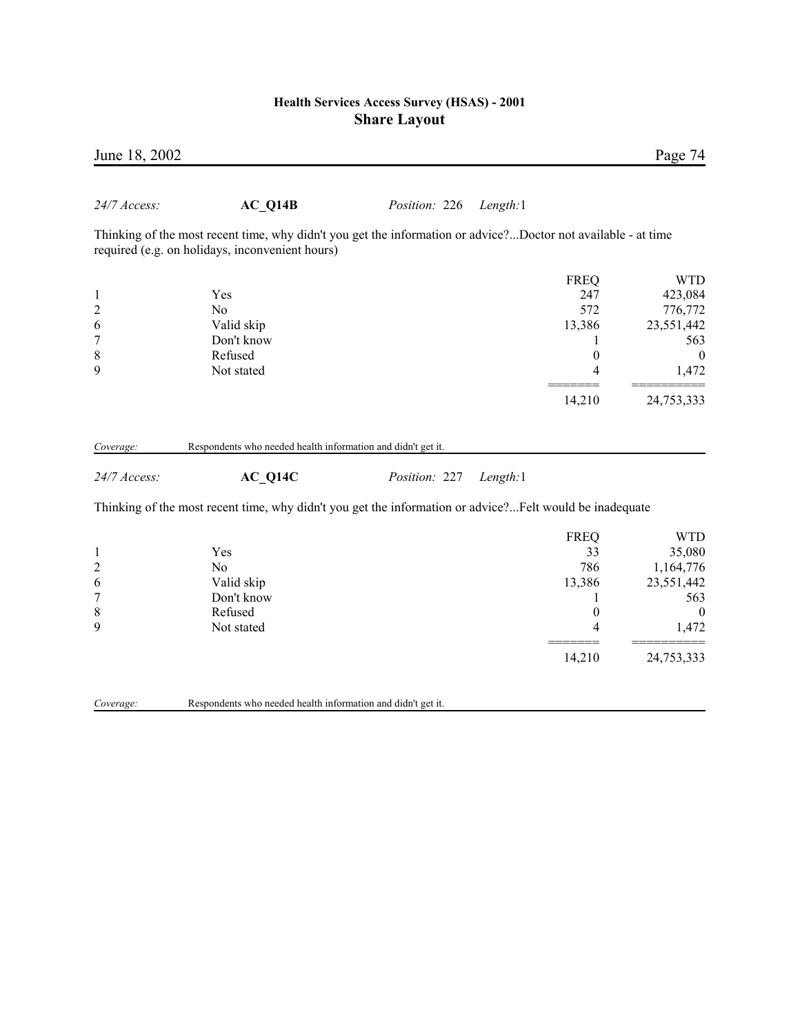*24/7 Access:* **AC_Q14B** *Position:* 226 *Length:* 1

Thinking of the most recent time, why didn't you get the information or advice?...Doctor not available - at time required (e.g. on holidays, inconvenient hours)

| | | FREQ | WTD |
|---|---|---|---|
| 1 | Yes | 247 | 423,084 |
| 2 | No | 572 | 776,772 |
| 6 | Valid skip | 13,386 | 23,551,442 |
| 7 | Don't know | 1 | 563 |
| 8 | Refused | 0 | 0 |
| 9 | Not stated | 4 | 1,472 |
| | | ======= | ========== |
| | | 14,210 | 24,753,333 |

*Coverage:* Respondents who needed health information and didn't get it.

*24/7 Access:* **AC_Q14C** *Position:* 227 *Length:* 1

Thinking of the most recent time, why didn't you get the information or advice?...Felt would be inadequate

| | | FREQ | WTD |
|---|---|---|---|
| 1 | Yes | 33 | 35,080 |
| 2 | No | 786 | 1,164,776 |
| 6 | Valid skip | 13,386 | 23,551,442 |
| 7 | Don't know | 1 | 563 |
| 8 | Refused | 0 | 0 |
| 9 | Not stated | 4 | 1,472 |
| | | ======= | ========== |
| | | 14,210 | 24,753,333 |

*Coverage:* Respondents who needed health information and didn't get it.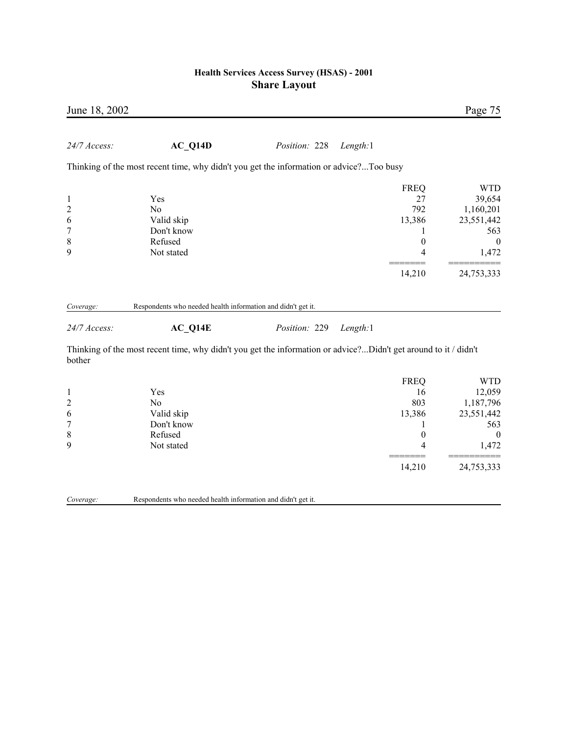*24/7 Access:* **AC_Q14D** *Position:* 228 *Length:* 1

Thinking of the most recent time, why didn't you get the information or advice?...Too busy

| | | FREQ | WTD |
|---|---|---|---|
| 1 | Yes | 27 | 39,654 |
| 2 | No | 792 | 1,160,201 |
| 6 | Valid skip | 13,386 | 23,551,442 |
| 7 | Don't know | 1 | 563 |
| 8 | Refused | 0 | 0 |
| 9 | Not stated | 4 | 1,472 |
| | | 14,210 | 24,753,333 |

*Coverage:* Respondents who needed health information and didn't get it.

*24/7 Access:* **AC_Q14E** *Position:* 229 *Length:* 1

Thinking of the most recent time, why didn't you get the information or advice?...Didn't get around to it / didn't bother

| | | FREQ | WTD |
|---|---|---|---|
| 1 | Yes | 16 | 12,059 |
| 2 | No | 803 | 1,187,796 |
| 6 | Valid skip | 13,386 | 23,551,442 |
| 7 | Don't know | 1 | 563 |
| 8 | Refused | 0 | 0 |
| 9 | Not stated | 4 | 1,472 |
| | | 14,210 | 24,753,333 |

*Coverage:* Respondents who needed health information and didn't get it.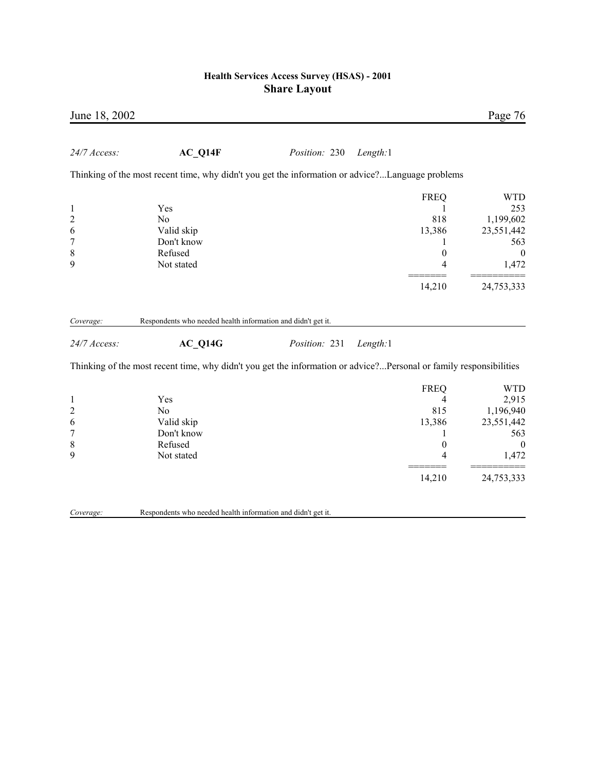*24/7 Access:* **AC_Q14F** *Position:* 230 *Length:*1

Thinking of the most recent time, why didn't you get the information or advice?...Language problems

| | | FREQ | WTD |
|---|---|---|---|
| 1 | Yes | 1 | 253 |
| 2 | No | 818 | 1,199,602 |
| 6 | Valid skip | 13,386 | 23,551,442 |
| 7 | Don't know | 1 | 563 |
| 8 | Refused | 0 | 0 |
| 9 | Not stated | 4 | 1,472 |
| | | 14,210 | 24,753,333 |

*Coverage:* Respondents who needed health information and didn't get it.

*24/7 Access:* **AC_Q14G** *Position:* 231 *Length:*1

Thinking of the most recent time, why didn't you get the information or advice?...Personal or family responsibilities

| | | FREQ | WTD |
|---|---|---|---|
| 1 | Yes | 4 | 2,915 |
| 2 | No | 815 | 1,196,940 |
| 6 | Valid skip | 13,386 | 23,551,442 |
| 7 | Don't know | 1 | 563 |
| 8 | Refused | 0 | 0 |
| 9 | Not stated | 4 | 1,472 |
| | | 14,210 | 24,753,333 |

*Coverage:* Respondents who needed health information and didn't get it.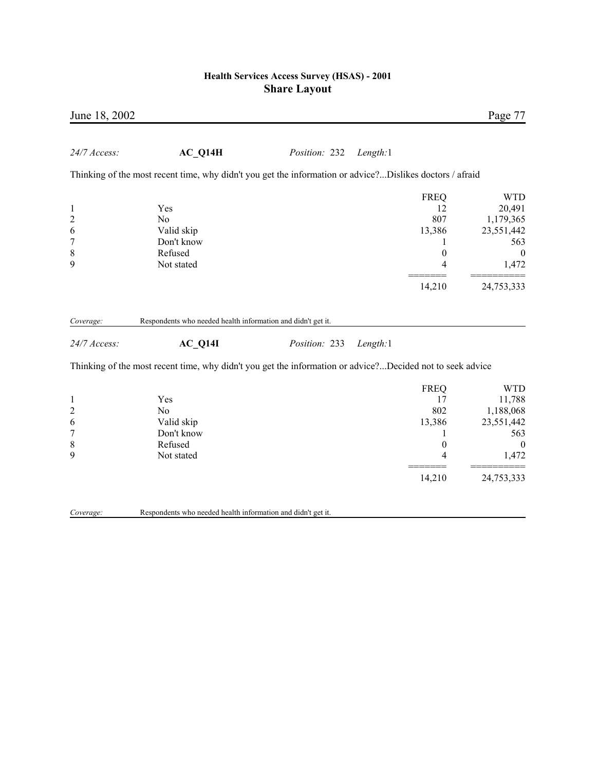*24/7 Access:* **AC_Q14H** *Position:* 232 *Length:*1

Thinking of the most recent time, why didn't you get the information or advice?...Dislikes doctors / afraid

| | | FREQ | WTD |
|---|---|---|---|
| 1 | Yes | 12 | 20,491 |
| 2 | No | 807 | 1,179,365 |
| 6 | Valid skip | 13,386 | 23,551,442 |
| 7 | Don't know | 1 | 563 |
| 8 | Refused | 0 | 0 |
| 9 | Not stated | 4 | 1,472 |
| | | 14,210 | 24,753,333 |

*Coverage:* Respondents who needed health information and didn't get it.

*24/7 Access:* **AC_Q14I** *Position:* 233 *Length:*1

Thinking of the most recent time, why didn't you get the information or advice?...Decided not to seek advice

| | | FREQ | WTD |
|---|---|---|---|
| 1 | Yes | 17 | 11,788 |
| 2 | No | 802 | 1,188,068 |
| 6 | Valid skip | 13,386 | 23,551,442 |
| 7 | Don't know | 1 | 563 |
| 8 | Refused | 0 | 0 |
| 9 | Not stated | 4 | 1,472 |
| | | 14,210 | 24,753,333 |

*Coverage:* Respondents who needed health information and didn't get it.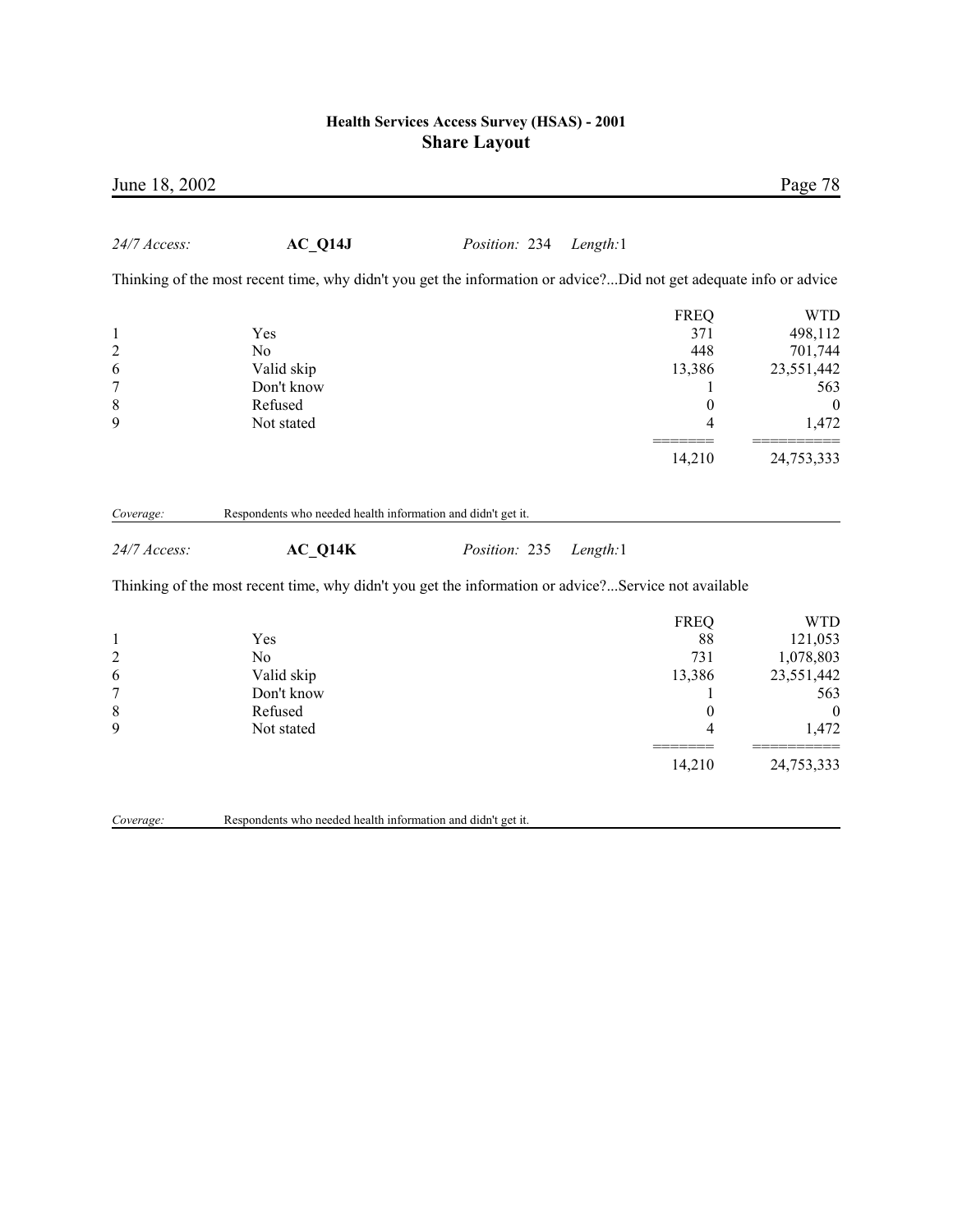*24/7 Access:* **AC_Q14J** *Position:* 234 *Length:*1

Thinking of the most recent time, why didn't you get the information or advice?...Did not get adequate info or advice

| | | FREQ | WTD |
|---|---|---|---|
| 1 | Yes | 371 | 498,112 |
| 2 | No | 448 | 701,744 |
| 6 | Valid skip | 13,386 | 23,551,442 |
| 7 | Don't know | 1 | 563 |
| 8 | Refused | 0 | 0 |
| 9 | Not stated | 4 | 1,472 |
| | | 14,210 | 24,753,333 |

*Coverage:* Respondents who needed health information and didn't get it.

*24/7 Access:* **AC_Q14K** *Position:* 235 *Length:*1

Thinking of the most recent time, why didn't you get the information or advice?...Service not available

| | | FREQ | WTD |
|---|---|---|---|
| 1 | Yes | 88 | 121,053 |
| 2 | No | 731 | 1,078,803 |
| 6 | Valid skip | 13,386 | 23,551,442 |
| 7 | Don't know | 1 | 563 |
| 8 | Refused | 0 | 0 |
| 9 | Not stated | 4 | 1,472 |
| | | 14,210 | 24,753,333 |

*Coverage:* Respondents who needed health information and didn't get it.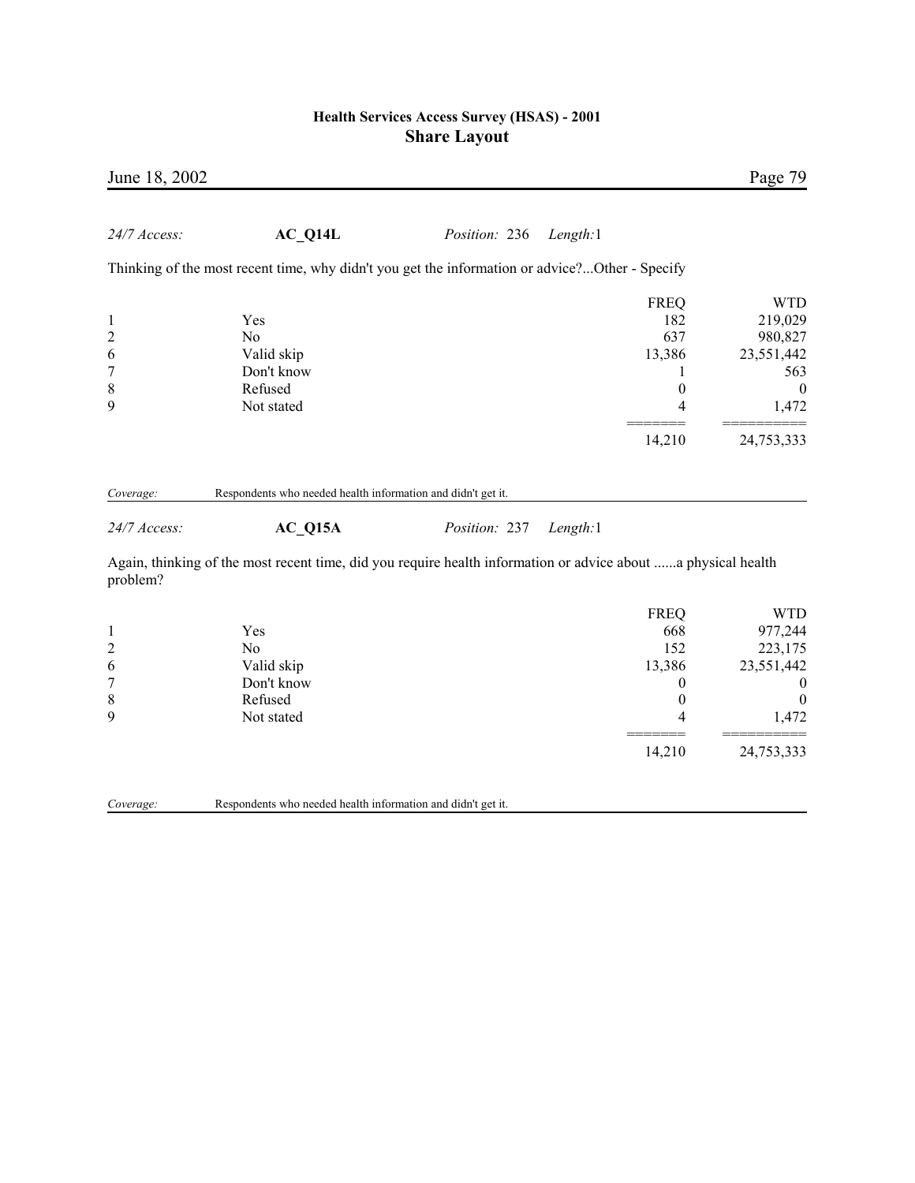*24/7 Access:* **AC_Q14L** *Position:* 236 *Length:*1

Thinking of the most recent time, why didn't you get the information or advice?...Other - Specify

| | | FREQ | WTD |
|---|---|---|---|
| 1 | Yes | 182 | 219,029 |
| 2 | No | 637 | 980,827 |
| 6 | Valid skip | 13,386 | 23,551,442 |
| 7 | Don't know | 1 | 563 |
| 8 | Refused | 0 | 0 |
| 9 | Not stated | 4 | 1,472 |
| | | ======= | ========== |
| | | 14,210 | 24,753,333 |

*Coverage:* Respondents who needed health information and didn't get it.

*24/7 Access:* **AC_Q15A** *Position:* 237 *Length:*1

Again, thinking of the most recent time, did you require health information or advice about ......a physical health problem?

| | | FREQ | WTD |
|---|---|---|---|
| 1 | Yes | 668 | 977,244 |
| 2 | No | 152 | 223,175 |
| 6 | Valid skip | 13,386 | 23,551,442 |
| 7 | Don't know | 0 | 0 |
| 8 | Refused | 0 | 0 |
| 9 | Not stated | 4 | 1,472 |
| | | ======= | ========== |
| | | 14,210 | 24,753,333 |

*Coverage:* Respondents who needed health information and didn't get it.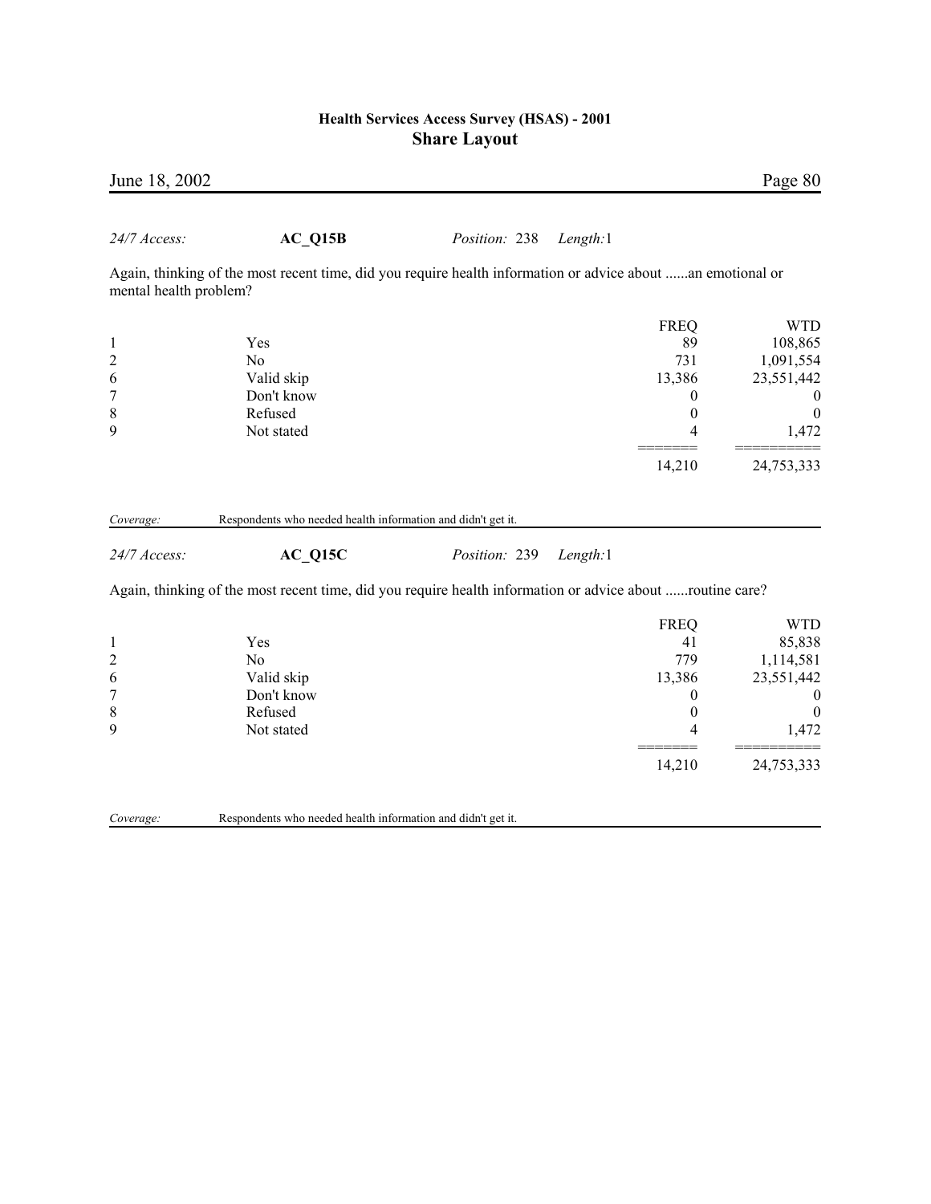*24/7 Access:* **AC_Q15B** *Position:* 238 *Length:* 1

Again, thinking of the most recent time, did you require health information or advice about ......an emotional or mental health problem?

| | | FREQ | WTD |
|---|---|---|---|
| 1 | Yes | 89 | 108,865 |
| 2 | No | 731 | 1,091,554 |
| 6 | Valid skip | 13,386 | 23,551,442 |
| 7 | Don't know | 0 | 0 |
| 8 | Refused | 0 | 0 |
| 9 | Not stated | 4 | 1,472 |
| | | 14,210 | 24,753,333 |

*Coverage:* Respondents who needed health information and didn't get it.

*24/7 Access:* **AC_Q15C** *Position:* 239 *Length:* 1

Again, thinking of the most recent time, did you require health information or advice about ......routine care?

| | | FREQ | WTD |
|---|---|---|---|
| 1 | Yes | 41 | 85,838 |
| 2 | No | 779 | 1,114,581 |
| 6 | Valid skip | 13,386 | 23,551,442 |
| 7 | Don't know | 0 | 0 |
| 8 | Refused | 0 | 0 |
| 9 | Not stated | 4 | 1,472 |
| | | 14,210 | 24,753,333 |

*Coverage:* Respondents who needed health information and didn't get it.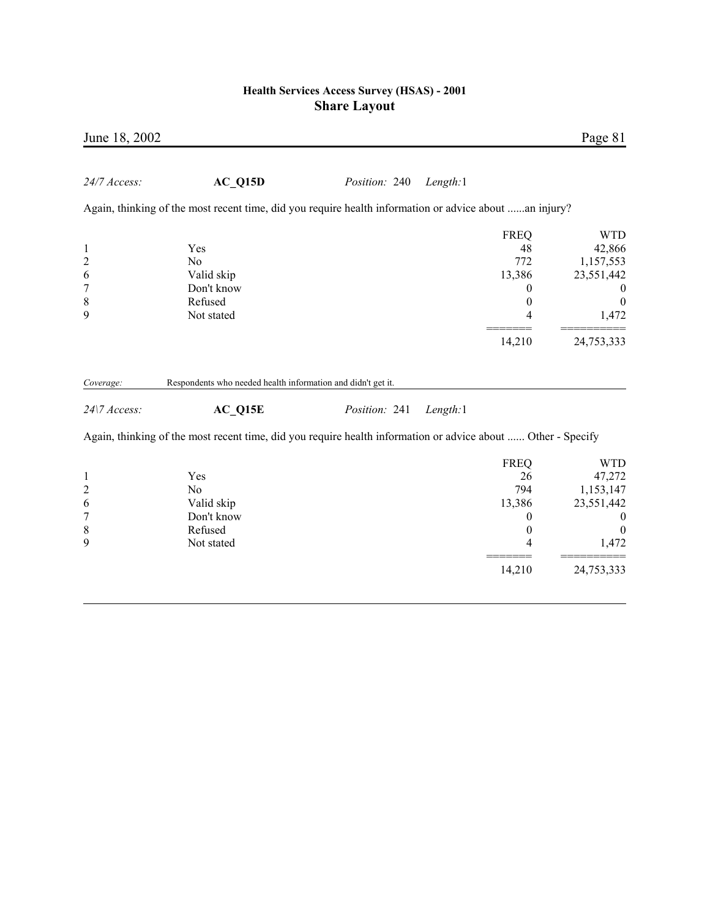*24/7 Access:* **AC_Q15D** *Position:* 240 *Length:*1

Again, thinking of the most recent time, did you require health information or advice about ......an injury?

| | | FREQ | WTD |
|---|---|---|---|
| 1 | Yes | 48 | 42,866 |
| 2 | No | 772 | 1,157,553 |
| 6 | Valid skip | 13,386 | 23,551,442 |
| 7 | Don't know | 0 | 0 |
| 8 | Refused | 0 | 0 |
| 9 | Not stated | 4 | 1,472 |
| | | 14,210 | 24,753,333 |

*Coverage:* Respondents who needed health information and didn't get it.

*24\7 Access:* **AC_Q15E** *Position:* 241 *Length:*1

Again, thinking of the most recent time, did you require health information or advice about ...... Other - Specify

| | | FREQ | WTD |
|---|---|---|---|
| 1 | Yes | 26 | 47,272 |
| 2 | No | 794 | 1,153,147 |
| 6 | Valid skip | 13,386 | 23,551,442 |
| 7 | Don't know | 0 | 0 |
| 8 | Refused | 0 | 0 |
| 9 | Not stated | 4 | 1,472 |
| | | 14,210 | 24,753,333 |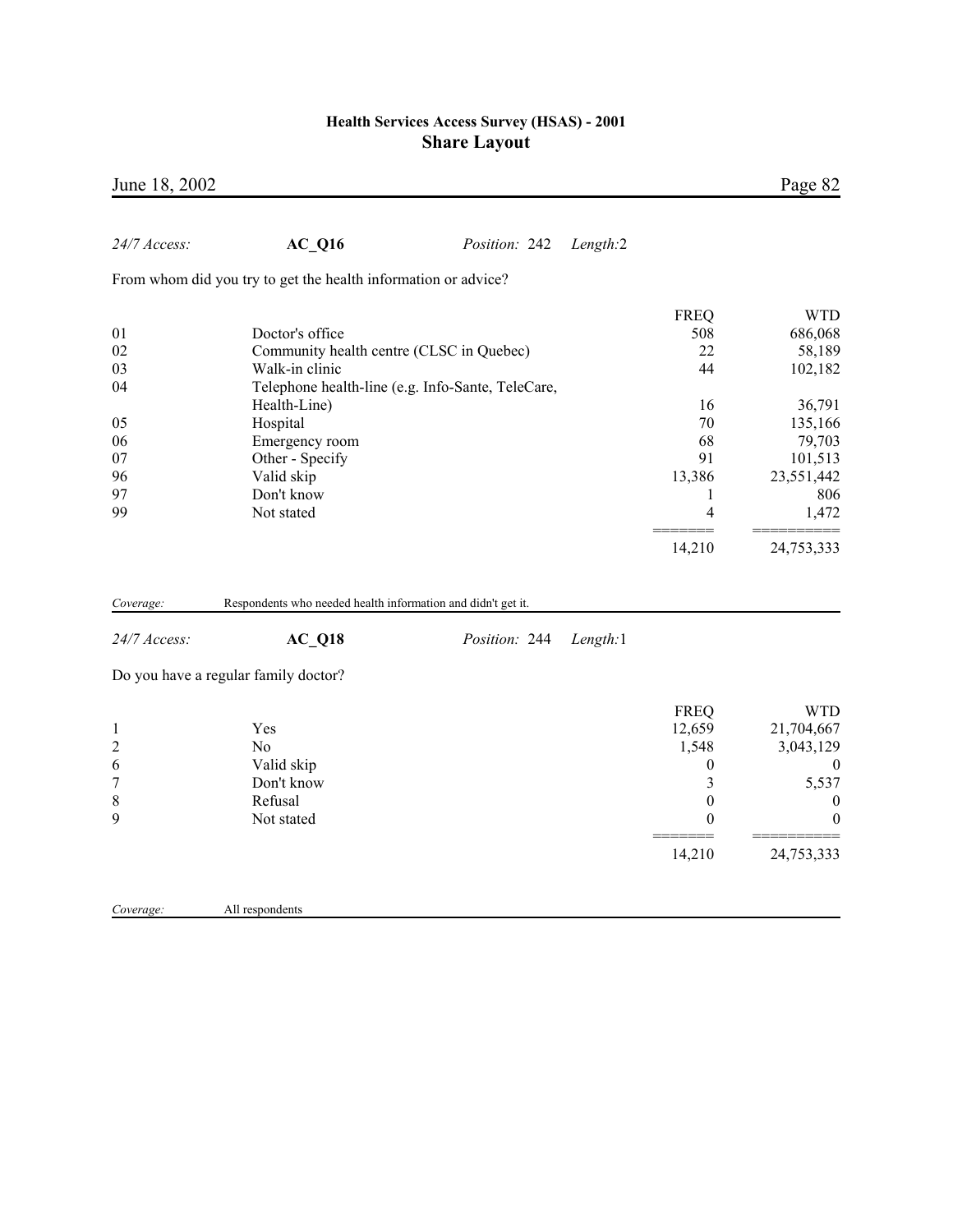*24/7 Access:* **AC_Q16** *Position:* 242 *Length:*2

From whom did you try to get the health information or advice?

| | | FREQ | WTD |
|---|---|---|---|
| 01 | Doctor's office | 508 | 686,068 |
| 02 | Community health centre (CLSC in Quebec) | 22 | 58,189 |
| 03 | Walk-in clinic | 44 | 102,182 |
| 04 | Telephone health-line (e.g. Info-Sante, TeleCare, Health-Line) | 16 | 36,791 |
| 05 | Hospital | 70 | 135,166 |
| 06 | Emergency room | 68 | 79,703 |
| 07 | Other - Specify | 91 | 101,513 |
| 96 | Valid skip | 13,386 | 23,551,442 |
| 97 | Don't know | 1 | 806 |
| 99 | Not stated | 4 | 1,472 |
| | | 14,210 | 24,753,333 |

*Coverage:* Respondents who needed health information and didn't get it.

*24/7 Access:* **AC_Q18** *Position:* 244 *Length:*1

Do you have a regular family doctor?

| | | FREQ | WTD |
|---|---|---|---|
| 1 | Yes | 12,659 | 21,704,667 |
| 2 | No | 1,548 | 3,043,129 |
| 6 | Valid skip | 0 | 0 |
| 7 | Don't know | 3 | 5,537 |
| 8 | Refusal | 0 | 0 |
| 9 | Not stated | 0 | 0 |
| | | 14,210 | 24,753,333 |

*Coverage:* All respondents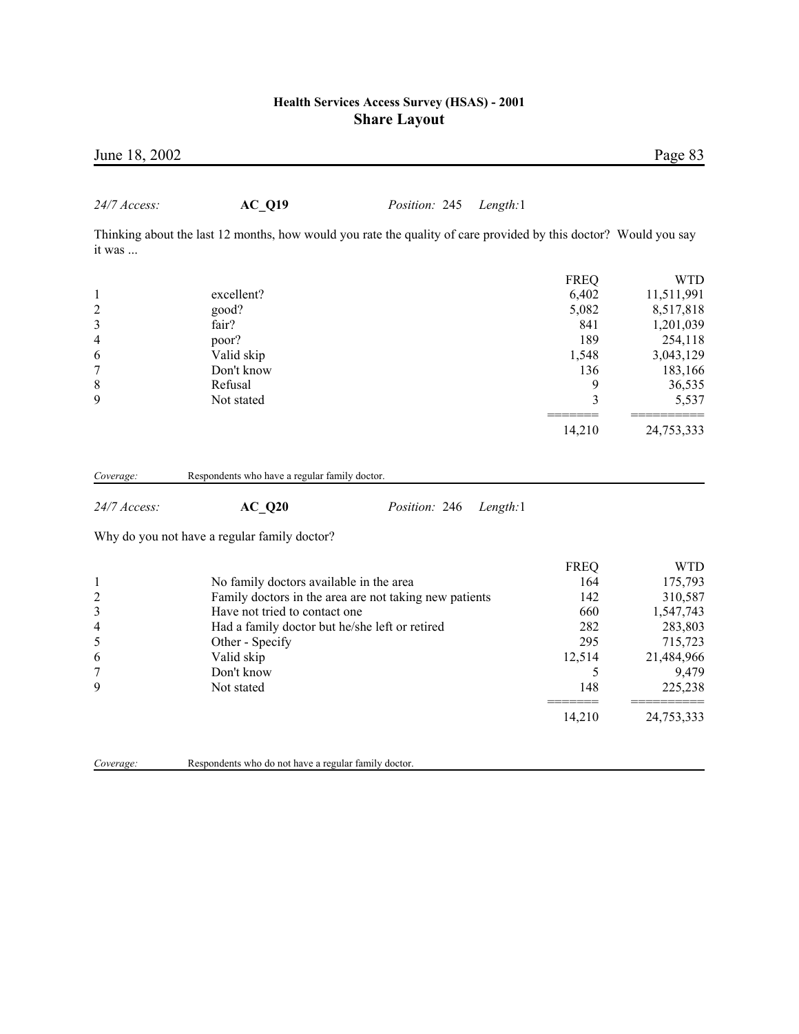*24/7 Access:* **AC_Q19** *Position:* 245 *Length:*1

Thinking about the last 12 months, how would you rate the quality of care provided by this doctor? Would you say it was ...

| | | FREQ | WTD |
|---|---|---|---|
| 1 | excellent? | 6,402 | 11,511,991 |
| 2 | good? | 5,082 | 8,517,818 |
| 3 | fair? | 841 | 1,201,039 |
| 4 | poor? | 189 | 254,118 |
| 6 | Valid skip | 1,548 | 3,043,129 |
| 7 | Don't know | 136 | 183,166 |
| 8 | Refusal | 9 | 36,535 |
| 9 | Not stated | 3 | 5,537 |
| | | 14,210 | 24,753,333 |

*Coverage:* Respondents who have a regular family doctor.

*24/7 Access:* **AC_Q20** *Position:* 246 *Length:*1

Why do you not have a regular family doctor?

| | | FREQ | WTD |
|---|---|---|---|
| 1 | No family doctors available in the area | 164 | 175,793 |
| 2 | Family doctors in the area are not taking new patients | 142 | 310,587 |
| 3 | Have not tried to contact one | 660 | 1,547,743 |
| 4 | Had a family doctor but he/she left or retired | 282 | 283,803 |
| 5 | Other - Specify | 295 | 715,723 |
| 6 | Valid skip | 12,514 | 21,484,966 |
| 7 | Don't know | 5 | 9,479 |
| 9 | Not stated | 148 | 225,238 |
| | | 14,210 | 24,753,333 |

*Coverage:* Respondents who do not have a regular family doctor.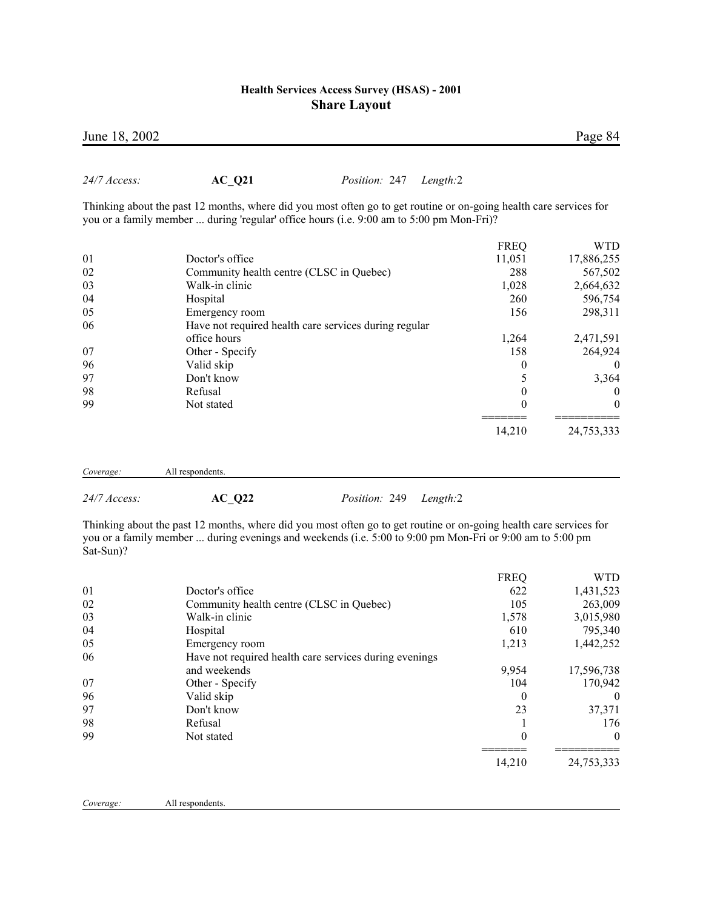*24/7 Access:* **AC_Q21** *Position:* 247 *Length:*2

Thinking about the past 12 months, where did you most often go to get routine or on-going health care services for you or a family member ... during 'regular' office hours (i.e. 9:00 am to 5:00 pm Mon-Fri)?

| | | FREQ | WTD |
|---|---|---|---|
| 01 | Doctor's office | 11,051 | 17,886,255 |
| 02 | Community health centre (CLSC in Quebec) | 288 | 567,502 |
| 03 | Walk-in clinic | 1,028 | 2,664,632 |
| 04 | Hospital | 260 | 596,754 |
| 05 | Emergency room | 156 | 298,311 |
| 06 | Have not required health care services during regular office hours | 1,264 | 2,471,591 |
| 07 | Other - Specify | 158 | 264,924 |
| 96 | Valid skip | 0 | 0 |
| 97 | Don't know | 5 | 3,364 |
| 98 | Refusal | 0 | 0 |
| 99 | Not stated | 0 | 0 |
| | | 14,210 | 24,753,333 |

*Coverage:* All respondents.

*24/7 Access:* **AC_Q22** *Position:* 249 *Length:*2

Thinking about the past 12 months, where did you most often go to get routine or on-going health care services for you or a family member ... during evenings and weekends (i.e. 5:00 to 9:00 pm Mon-Fri or 9:00 am to 5:00 pm Sat-Sun)?

| | | FREQ | WTD |
|---|---|---|---|
| 01 | Doctor's office | 622 | 1,431,523 |
| 02 | Community health centre (CLSC in Quebec) | 105 | 263,009 |
| 03 | Walk-in clinic | 1,578 | 3,015,980 |
| 04 | Hospital | 610 | 795,340 |
| 05 | Emergency room | 1,213 | 1,442,252 |
| 06 | Have not required health care services during evenings and weekends | 9,954 | 17,596,738 |
| 07 | Other - Specify | 104 | 170,942 |
| 96 | Valid skip | 0 | 0 |
| 97 | Don't know | 23 | 37,371 |
| 98 | Refusal | 1 | 176 |
| 99 | Not stated | 0 | 0 |
| | | 14,210 | 24,753,333 |

*Coverage:* All respondents.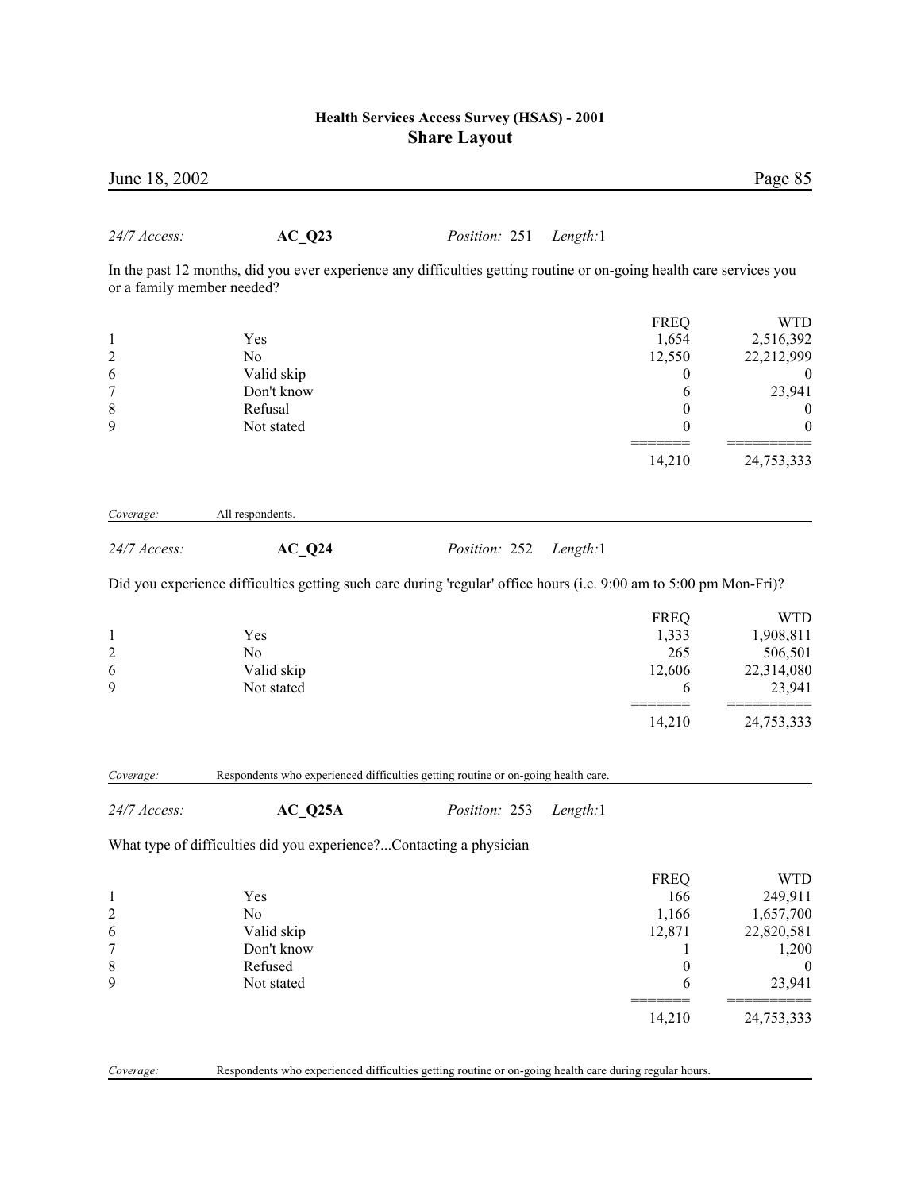*24/7 Access:* **AC_Q23** *Position:* 251 *Length:*1

In the past 12 months, did you ever experience any difficulties getting routine or on-going health care services you or a family member needed?

| | | FREQ | WTD |
|---|---|---|---|
| 1 | Yes | 1,654 | 2,516,392 |
| 2 | No | 12,550 | 22,212,999 |
| 6 | Valid skip | 0 | 0 |
| 7 | Don't know | 6 | 23,941 |
| 8 | Refusal | 0 | 0 |
| 9 | Not stated | 0 | 0 |
| | | 14,210 | 24,753,333 |

*Coverage:* All respondents.

*24/7 Access:* **AC_Q24** *Position:* 252 *Length:*1

Did you experience difficulties getting such care during 'regular' office hours (i.e. 9:00 am to 5:00 pm Mon-Fri)?

| | | FREQ | WTD |
|---|---|---|---|
| 1 | Yes | 1,333 | 1,908,811 |
| 2 | No | 265 | 506,501 |
| 6 | Valid skip | 12,606 | 22,314,080 |
| 9 | Not stated | 6 | 23,941 |
| | | 14,210 | 24,753,333 |

*Coverage:* Respondents who experienced difficulties getting routine or on-going health care.

*24/7 Access:* **AC_Q25A** *Position:* 253 *Length:*1

What type of difficulties did you experience?...Contacting a physician

| | | FREQ | WTD |
|---|---|---|---|
| 1 | Yes | 166 | 249,911 |
| 2 | No | 1,166 | 1,657,700 |
| 6 | Valid skip | 12,871 | 22,820,581 |
| 7 | Don't know | 1 | 1,200 |
| 8 | Refused | 0 | 0 |
| 9 | Not stated | 6 | 23,941 |
| | | 14,210 | 24,753,333 |

*Coverage:* Respondents who experienced difficulties getting routine or on-going health care during regular hours.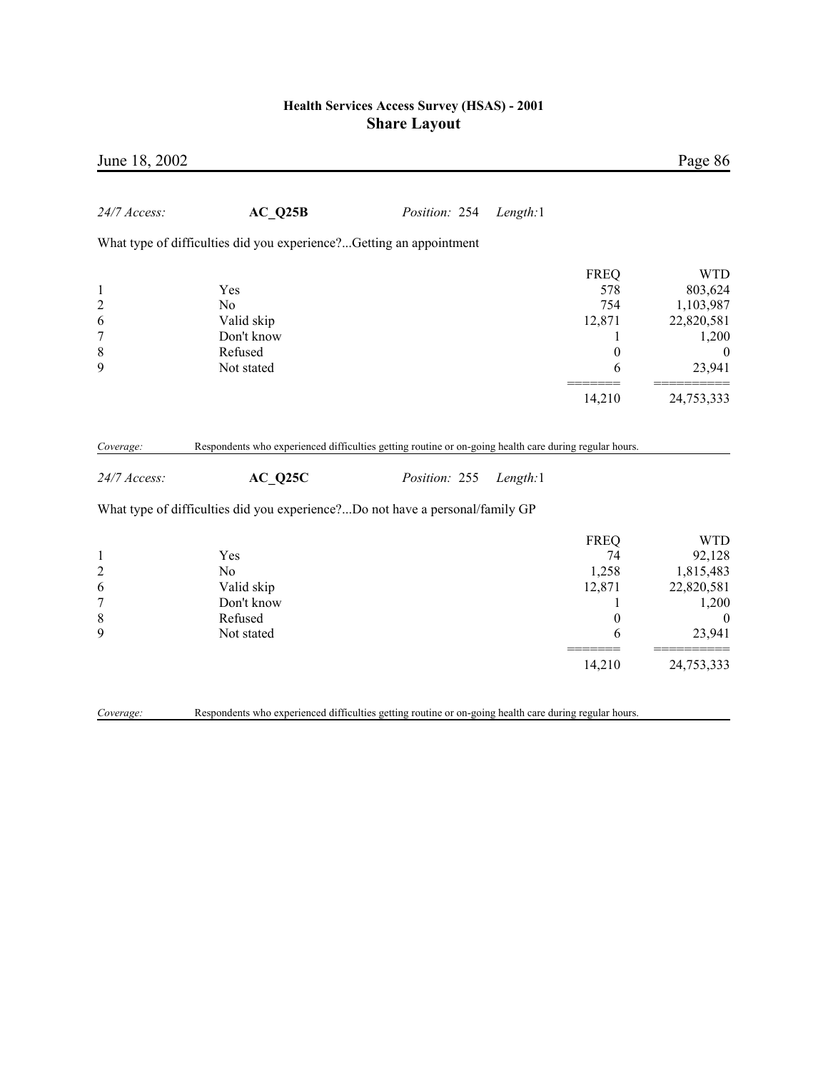*24/7 Access:* **AC_Q25B** *Position:* 254 *Length:*1

What type of difficulties did you experience?...Getting an appointment

| | | FREQ | WTD |
|---|---|---|---|
| 1 | Yes | 578 | 803,624 |
| 2 | No | 754 | 1,103,987 |
| 6 | Valid skip | 12,871 | 22,820,581 |
| 7 | Don't know | 1 | 1,200 |
| 8 | Refused | 0 | 0 |
| 9 | Not stated | 6 | 23,941 |
| | | 14,210 | 24,753,333 |

*Coverage:* Respondents who experienced difficulties getting routine or on-going health care during regular hours.

*24/7 Access:* **AC_Q25C** *Position:* 255 *Length:*1

What type of difficulties did you experience?...Do not have a personal/family GP

| | | FREQ | WTD |
|---|---|---|---|
| 1 | Yes | 74 | 92,128 |
| 2 | No | 1,258 | 1,815,483 |
| 6 | Valid skip | 12,871 | 22,820,581 |
| 7 | Don't know | 1 | 1,200 |
| 8 | Refused | 0 | 0 |
| 9 | Not stated | 6 | 23,941 |
| | | 14,210 | 24,753,333 |

*Coverage:* Respondents who experienced difficulties getting routine or on-going health care during regular hours.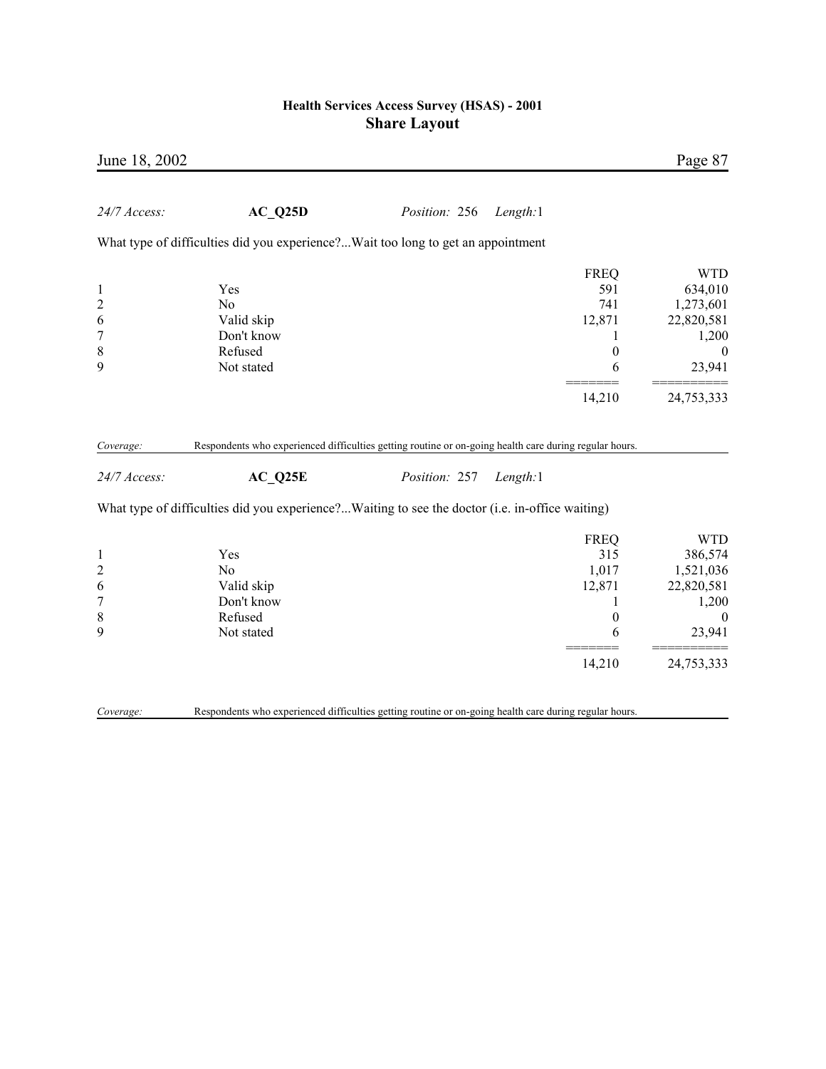*24/7 Access:* **AC_Q25D** *Position:* 256 *Length:*1

What type of difficulties did you experience?...Wait too long to get an appointment

| | | FREQ | WTD |
|---|---|---|---|
| 1 | Yes | 591 | 634,010 |
| 2 | No | 741 | 1,273,601 |
| 6 | Valid skip | 12,871 | 22,820,581 |
| 7 | Don't know | 1 | 1,200 |
| 8 | Refused | 0 | 0 |
| 9 | Not stated | 6 | 23,941 |
| | | 14,210 | 24,753,333 |

*Coverage:* Respondents who experienced difficulties getting routine or on-going health care during regular hours.

*24/7 Access:* **AC_Q25E** *Position:* 257 *Length:*1

What type of difficulties did you experience?...Waiting to see the doctor (i.e. in-office waiting)

| | | FREQ | WTD |
|---|---|---|---|
| 1 | Yes | 315 | 386,574 |
| 2 | No | 1,017 | 1,521,036 |
| 6 | Valid skip | 12,871 | 22,820,581 |
| 7 | Don't know | 1 | 1,200 |
| 8 | Refused | 0 | 0 |
| 9 | Not stated | 6 | 23,941 |
| | | 14,210 | 24,753,333 |

*Coverage:* Respondents who experienced difficulties getting routine or on-going health care during regular hours.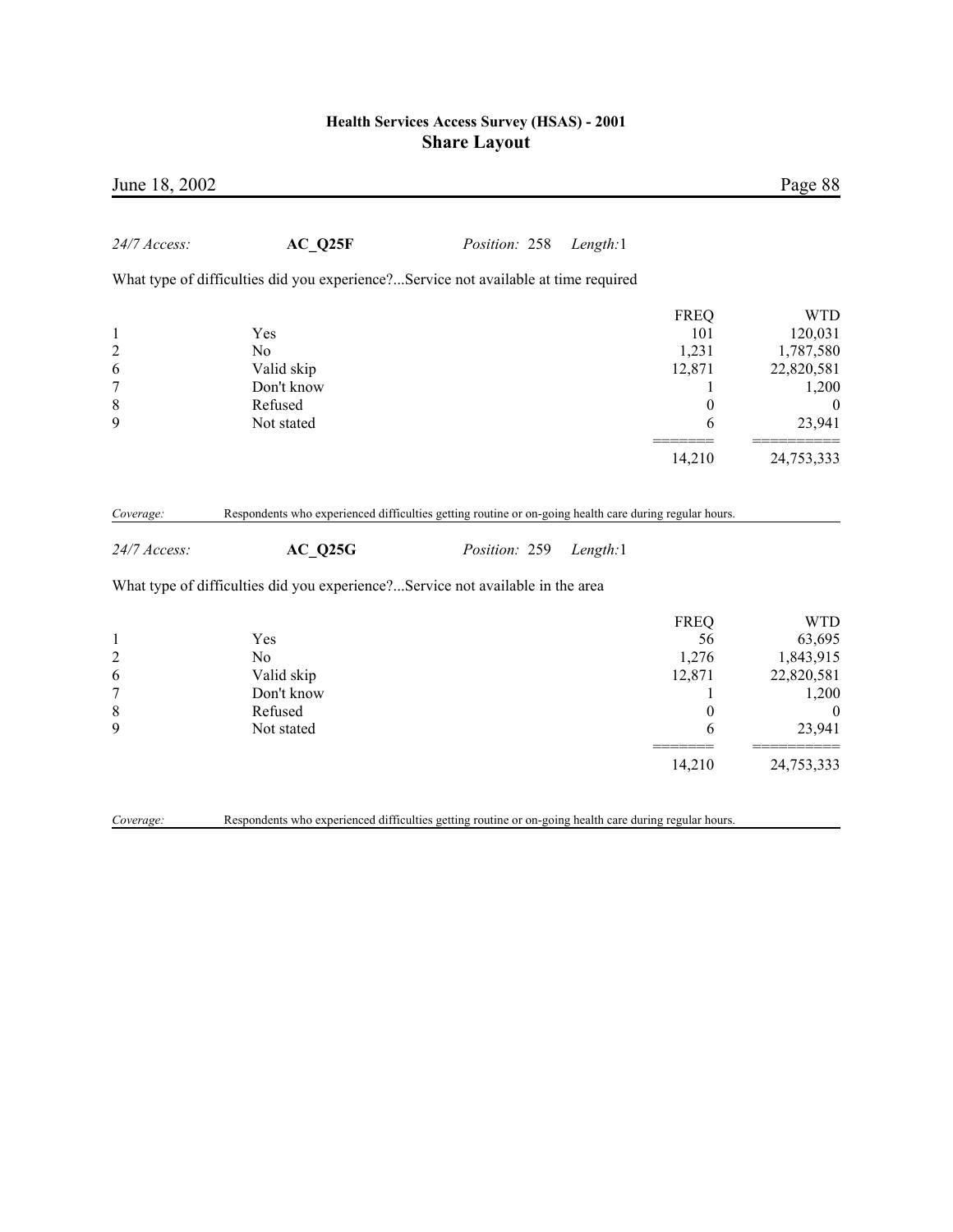*24/7 Access:* **AC_Q25F** *Position:* 258 *Length:*1

What type of difficulties did you experience?...Service not available at time required

| | | FREQ | WTD |
|---|---|---|---|
| 1 | Yes | 101 | 120,031 |
| 2 | No | 1,231 | 1,787,580 |
| 6 | Valid skip | 12,871 | 22,820,581 |
| 7 | Don't know | 1 | 1,200 |
| 8 | Refused | 0 | 0 |
| 9 | Not stated | 6 | 23,941 |
| | | 14,210 | 24,753,333 |

*Coverage:* Respondents who experienced difficulties getting routine or on-going health care during regular hours.

*24/7 Access:* **AC_Q25G** *Position:* 259 *Length:*1

What type of difficulties did you experience?...Service not available in the area

| | | FREQ | WTD |
|---|---|---|---|
| 1 | Yes | 56 | 63,695 |
| 2 | No | 1,276 | 1,843,915 |
| 6 | Valid skip | 12,871 | 22,820,581 |
| 7 | Don't know | 1 | 1,200 |
| 8 | Refused | 0 | 0 |
| 9 | Not stated | 6 | 23,941 |
| | | 14,210 | 24,753,333 |

*Coverage:* Respondents who experienced difficulties getting routine or on-going health care during regular hours.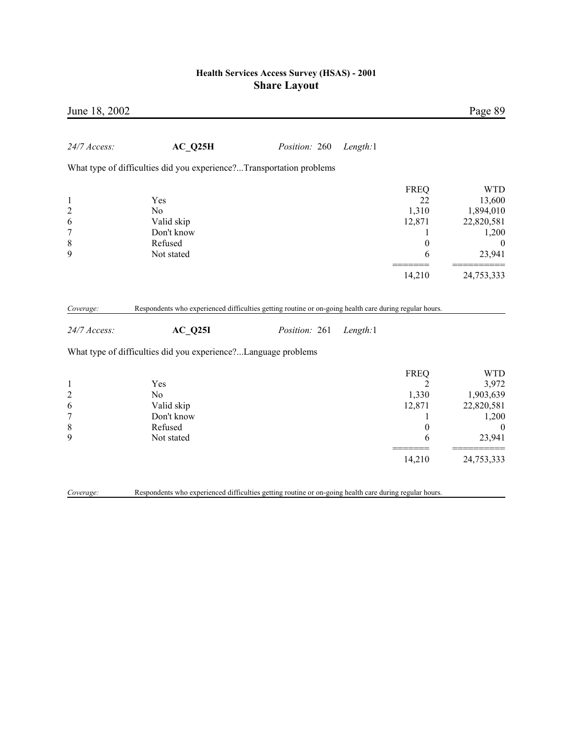*24/7 Access:* **AC_Q25H** *Position:* 260 *Length:*1

What type of difficulties did you experience?...Transportation problems

| | | FREQ | WTD |
|---|---|---|---|
| 1 | Yes | 22 | 13,600 |
| 2 | No | 1,310 | 1,894,010 |
| 6 | Valid skip | 12,871 | 22,820,581 |
| 7 | Don't know | 1 | 1,200 |
| 8 | Refused | 0 | 0 |
| 9 | Not stated | 6 | 23,941 |
| | | 14,210 | 24,753,333 |

*Coverage:* Respondents who experienced difficulties getting routine or on-going health care during regular hours.

*24/7 Access:* **AC_Q25I** *Position:* 261 *Length:*1

What type of difficulties did you experience?...Language problems

| | | FREQ | WTD |
|---|---|---|---|
| 1 | Yes | 2 | 3,972 |
| 2 | No | 1,330 | 1,903,639 |
| 6 | Valid skip | 12,871 | 22,820,581 |
| 7 | Don't know | 1 | 1,200 |
| 8 | Refused | 0 | 0 |
| 9 | Not stated | 6 | 23,941 |
| | | 14,210 | 24,753,333 |

*Coverage:* Respondents who experienced difficulties getting routine or on-going health care during regular hours.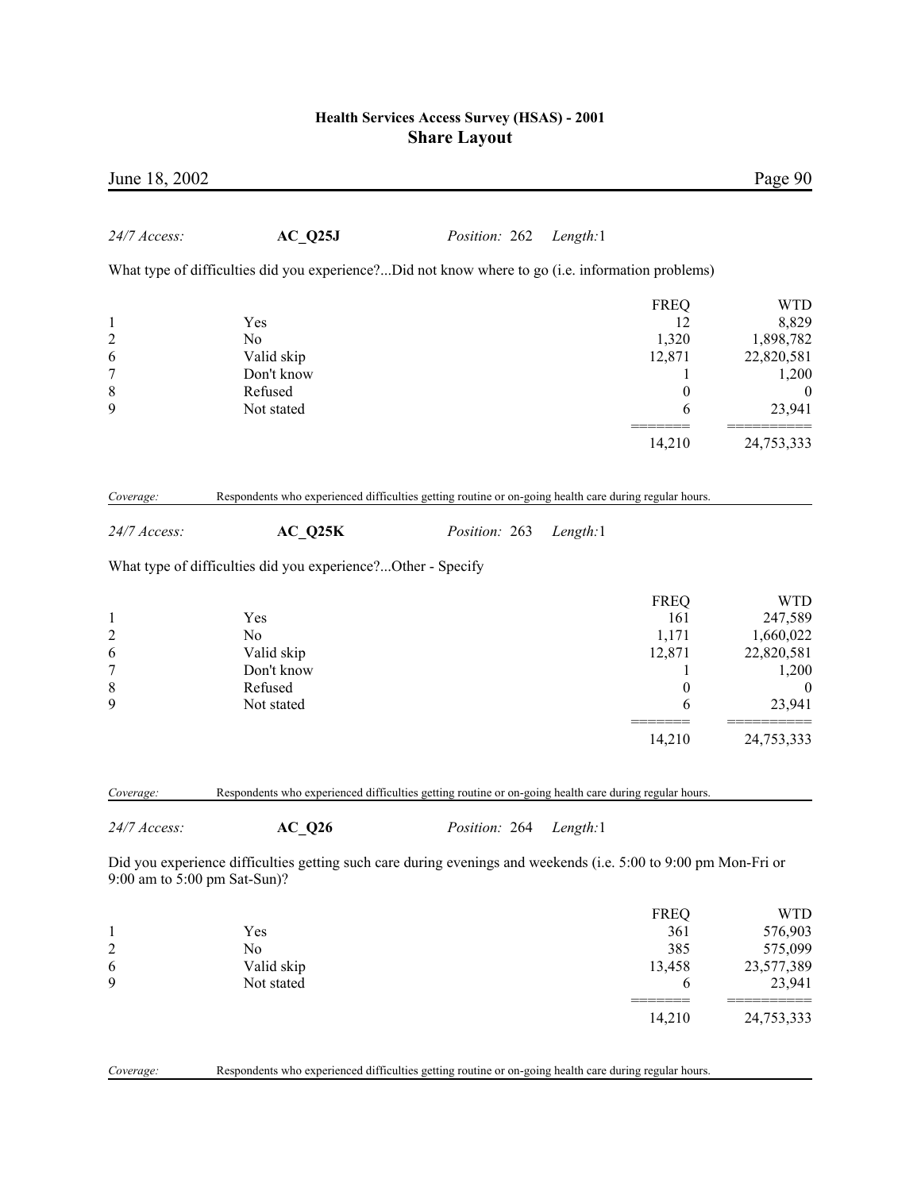*24/7 Access:* **AC_Q25J** *Position:* 262 *Length:*1

What type of difficulties did you experience?...Did not know where to go (i.e. information problems)

| | | FREQ | WTD |
|---|---|---|---|
| 1 | Yes | 12 | 8,829 |
| 2 | No | 1,320 | 1,898,782 |
| 6 | Valid skip | 12,871 | 22,820,581 |
| 7 | Don't know | 1 | 1,200 |
| 8 | Refused | 0 | 0 |
| 9 | Not stated | 6 | 23,941 |
| | | 14,210 | 24,753,333 |

*Coverage:* Respondents who experienced difficulties getting routine or on-going health care during regular hours.

*24/7 Access:* **AC_Q25K** *Position:* 263 *Length:*1

What type of difficulties did you experience?...Other - Specify

| | | FREQ | WTD |
|---|---|---|---|
| 1 | Yes | 161 | 247,589 |
| 2 | No | 1,171 | 1,660,022 |
| 6 | Valid skip | 12,871 | 22,820,581 |
| 7 | Don't know | 1 | 1,200 |
| 8 | Refused | 0 | 0 |
| 9 | Not stated | 6 | 23,941 |
| | | 14,210 | 24,753,333 |

*Coverage:* Respondents who experienced difficulties getting routine or on-going health care during regular hours.

*24/7 Access:* **AC_Q26** *Position:* 264 *Length:*1

Did you experience difficulties getting such care during evenings and weekends (i.e. 5:00 to 9:00 pm Mon-Fri or 9:00 am to 5:00 pm Sat-Sun)?

| | | FREQ | WTD |
|---|---|---|---|
| 1 | Yes | 361 | 576,903 |
| 2 | No | 385 | 575,099 |
| 6 | Valid skip | 13,458 | 23,577,389 |
| 9 | Not stated | 6 | 23,941 |
| | | 14,210 | 24,753,333 |

*Coverage:* Respondents who experienced difficulties getting routine or on-going health care during regular hours.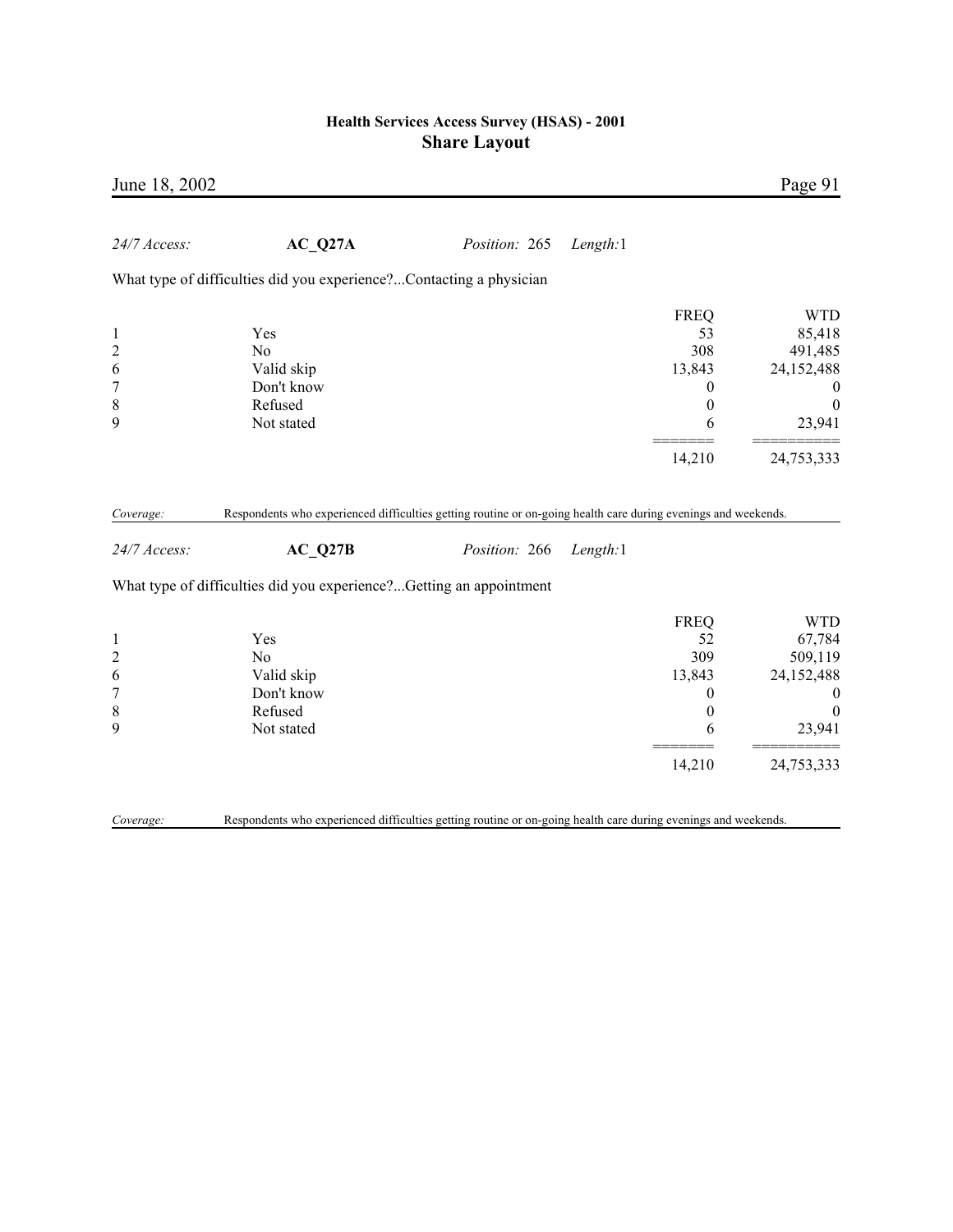*24/7 Access:* **AC_Q27A** *Position:* 265 *Length:*1

What type of difficulties did you experience?...Contacting a physician

| | | FREQ | WTD |
|---|---|---|---|
| 1 | Yes | 53 | 85,418 |
| 2 | No | 308 | 491,485 |
| 6 | Valid skip | 13,843 | 24,152,488 |
| 7 | Don't know | 0 | 0 |
| 8 | Refused | 0 | 0 |
| 9 | Not stated | 6 | 23,941 |
| | | 14,210 | 24,753,333 |

*Coverage:* Respondents who experienced difficulties getting routine or on-going health care during evenings and weekends.

*24/7 Access:* **AC_Q27B** *Position:* 266 *Length:*1

What type of difficulties did you experience?...Getting an appointment

| | | FREQ | WTD |
|---|---|---|---|
| 1 | Yes | 52 | 67,784 |
| 2 | No | 309 | 509,119 |
| 6 | Valid skip | 13,843 | 24,152,488 |
| 7 | Don't know | 0 | 0 |
| 8 | Refused | 0 | 0 |
| 9 | Not stated | 6 | 23,941 |
| | | 14,210 | 24,753,333 |

*Coverage:* Respondents who experienced difficulties getting routine or on-going health care during evenings and weekends.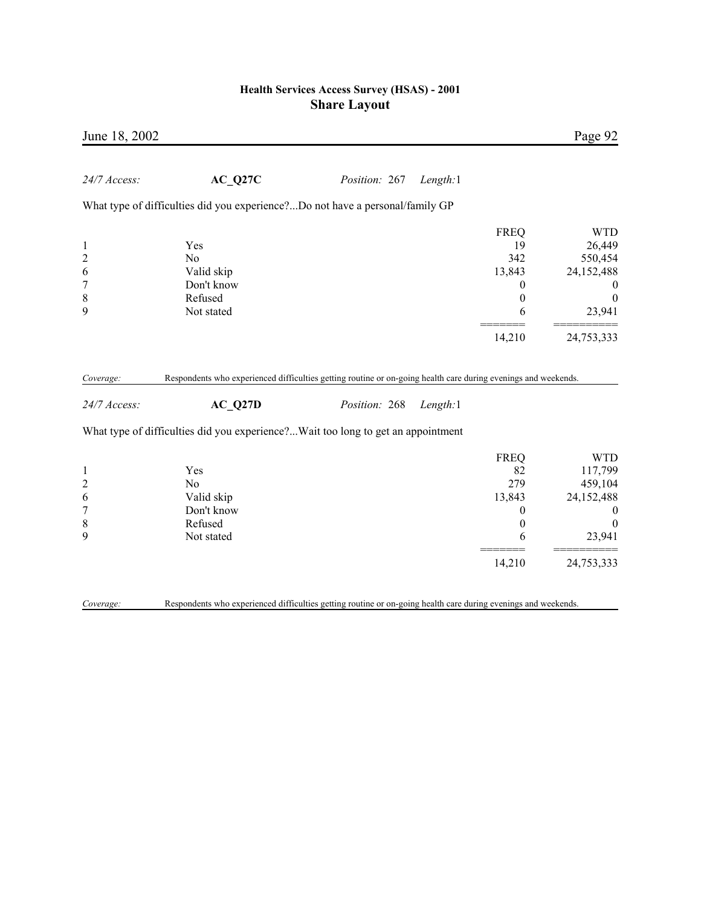*24/7 Access:* **AC_Q27C** *Position:* 267 *Length:*1

What type of difficulties did you experience?...Do not have a personal/family GP

| | | FREQ | WTD |
|---|---|---|---|
| 1 | Yes | 19 | 26,449 |
| 2 | No | 342 | 550,454 |
| 6 | Valid skip | 13,843 | 24,152,488 |
| 7 | Don't know | 0 | 0 |
| 8 | Refused | 0 | 0 |
| 9 | Not stated | 6 | 23,941 |
| | | ======= | ========== |
| | | 14,210 | 24,753,333 |

*Coverage:* Respondents who experienced difficulties getting routine or on-going health care during evenings and weekends.

*24/7 Access:* **AC_Q27D** *Position:* 268 *Length:*1

What type of difficulties did you experience?...Wait too long to get an appointment

| | | FREQ | WTD |
|---|---|---|---|
| 1 | Yes | 82 | 117,799 |
| 2 | No | 279 | 459,104 |
| 6 | Valid skip | 13,843 | 24,152,488 |
| 7 | Don't know | 0 | 0 |
| 8 | Refused | 0 | 0 |
| 9 | Not stated | 6 | 23,941 |
| | | ======= | ========== |
| | | 14,210 | 24,753,333 |

*Coverage:* Respondents who experienced difficulties getting routine or on-going health care during evenings and weekends.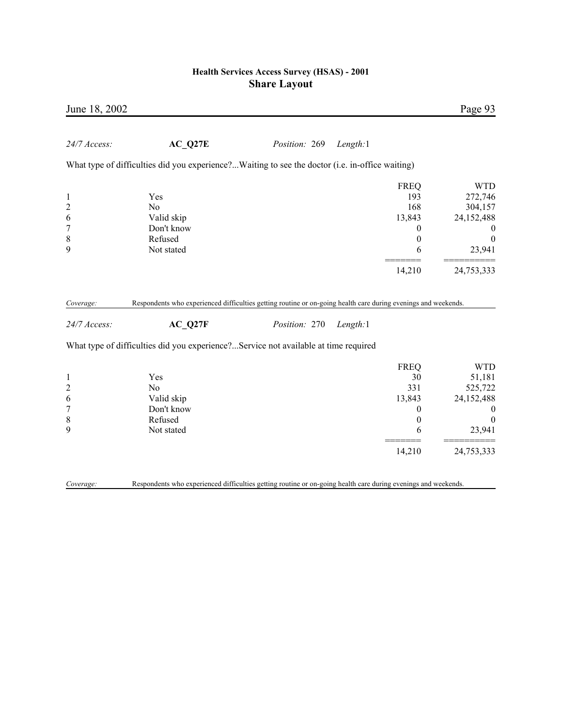*24/7 Access:* **AC_Q27E** *Position:* 269 *Length:*1

What type of difficulties did you experience?...Waiting to see the doctor (i.e. in-office waiting)

| | | FREQ | WTD |
|---|---|---|---|
| 1 | Yes | 193 | 272,746 |
| 2 | No | 168 | 304,157 |
| 6 | Valid skip | 13,843 | 24,152,488 |
| 7 | Don't know | 0 | 0 |
| 8 | Refused | 0 | 0 |
| 9 | Not stated | 6 | 23,941 |
| | | 14,210 | 24,753,333 |

*Coverage:* Respondents who experienced difficulties getting routine or on-going health care during evenings and weekends.

*24/7 Access:* **AC_Q27F** *Position:* 270 *Length:*1

What type of difficulties did you experience?...Service not available at time required

| | | FREQ | WTD |
|---|---|---|---|
| 1 | Yes | 30 | 51,181 |
| 2 | No | 331 | 525,722 |
| 6 | Valid skip | 13,843 | 24,152,488 |
| 7 | Don't know | 0 | 0 |
| 8 | Refused | 0 | 0 |
| 9 | Not stated | 6 | 23,941 |
| | | 14,210 | 24,753,333 |

*Coverage:* Respondents who experienced difficulties getting routine or on-going health care during evenings and weekends.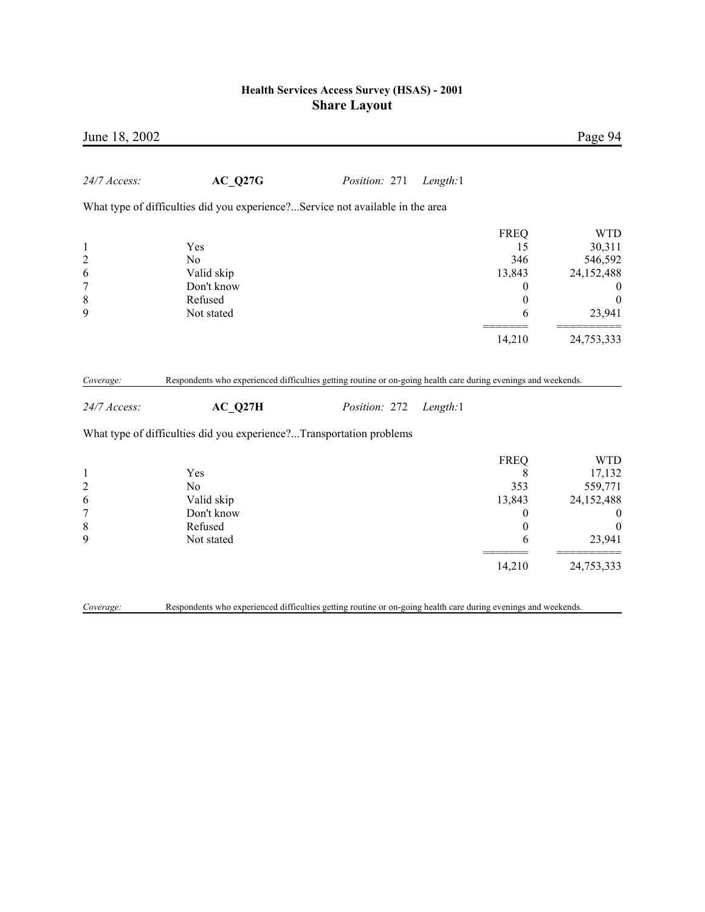*24/7 Access:* **AC_Q27G** *Position:* 271 *Length:*1

What type of difficulties did you experience?...Service not available in the area

| | | FREQ | WTD |
|---|---|---|---|
| 1 | Yes | 15 | 30,311 |
| 2 | No | 346 | 546,592 |
| 6 | Valid skip | 13,843 | 24,152,488 |
| 7 | Don't know | 0 | 0 |
| 8 | Refused | 0 | 0 |
| 9 | Not stated | 6 | 23,941 |
| | | ======= | ========== |
| | | 14,210 | 24,753,333 |

*Coverage:* Respondents who experienced difficulties getting routine or on-going health care during evenings and weekends.

*24/7 Access:* **AC_Q27H** *Position:* 272 *Length:*1

What type of difficulties did you experience?...Transportation problems

| | | FREQ | WTD |
|---|---|---|---|
| 1 | Yes | 8 | 17,132 |
| 2 | No | 353 | 559,771 |
| 6 | Valid skip | 13,843 | 24,152,488 |
| 7 | Don't know | 0 | 0 |
| 8 | Refused | 0 | 0 |
| 9 | Not stated | 6 | 23,941 |
| | | ======= | ========== |
| | | 14,210 | 24,753,333 |

*Coverage:* Respondents who experienced difficulties getting routine or on-going health care during evenings and weekends.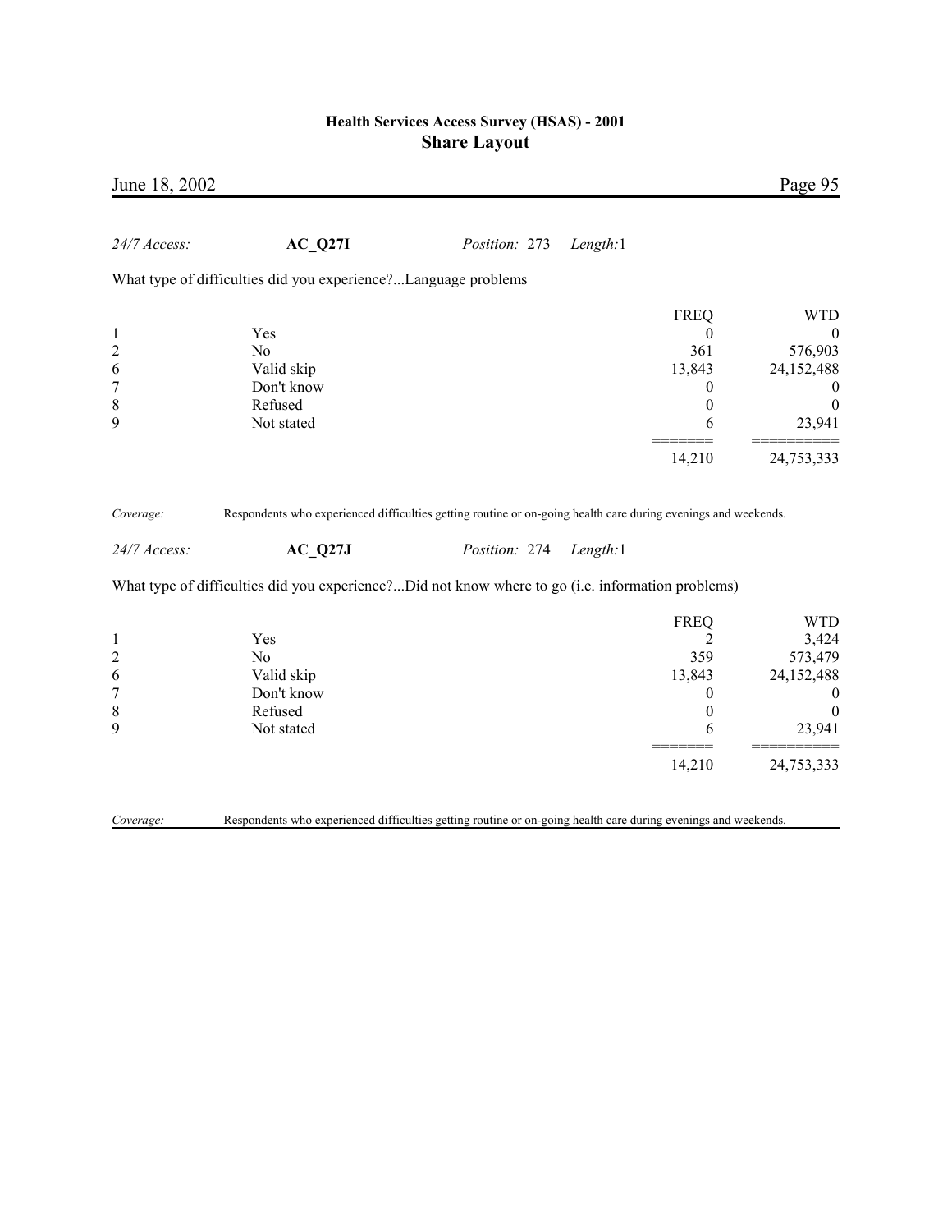*24/7 Access:* **AC_Q27I** *Position:* 273 *Length:*1

What type of difficulties did you experience?...Language problems

| | | FREQ | WTD |
|---|---|---|---|
| 1 | Yes | 0 | 0 |
| 2 | No | 361 | 576,903 |
| 6 | Valid skip | 13,843 | 24,152,488 |
| 7 | Don't know | 0 | 0 |
| 8 | Refused | 0 | 0 |
| 9 | Not stated | 6 | 23,941 |
| | | 14,210 | 24,753,333 |

*Coverage:* Respondents who experienced difficulties getting routine or on-going health care during evenings and weekends.

*24/7 Access:* **AC_Q27J** *Position:* 274 *Length:*1

What type of difficulties did you experience?...Did not know where to go (i.e. information problems)

| | | FREQ | WTD |
|---|---|---|---|
| 1 | Yes | 2 | 3,424 |
| 2 | No | 359 | 573,479 |
| 6 | Valid skip | 13,843 | 24,152,488 |
| 7 | Don't know | 0 | 0 |
| 8 | Refused | 0 | 0 |
| 9 | Not stated | 6 | 23,941 |
| | | 14,210 | 24,753,333 |

*Coverage:* Respondents who experienced difficulties getting routine or on-going health care during evenings and weekends.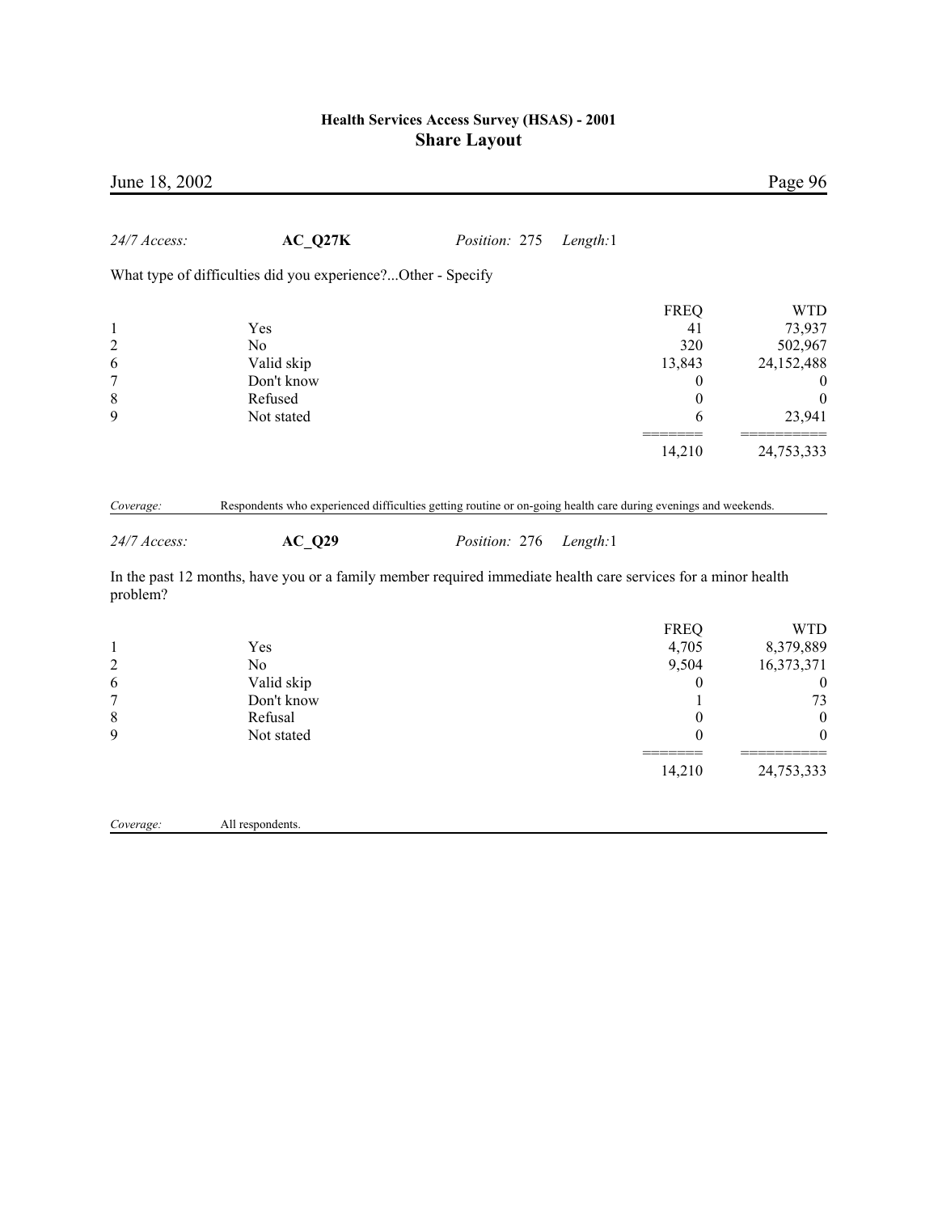*24/7 Access:* **AC_Q27K** *Position:* 275 *Length:*1

What type of difficulties did you experience?...Other - Specify

| | | FREQ | WTD |
|---|---|---|---|
| 1 | Yes | 41 | 73,937 |
| 2 | No | 320 | 502,967 |
| 6 | Valid skip | 13,843 | 24,152,488 |
| 7 | Don't know | 0 | 0 |
| 8 | Refused | 0 | 0 |
| 9 | Not stated | 6 | 23,941 |
| | | 14,210 | 24,753,333 |

*Coverage:* Respondents who experienced difficulties getting routine or on-going health care during evenings and weekends.

*24/7 Access:* **AC_Q29** *Position:* 276 *Length:*1

In the past 12 months, have you or a family member required immediate health care services for a minor health problem?

| | | FREQ | WTD |
|---|---|---|---|
| 1 | Yes | 4,705 | 8,379,889 |
| 2 | No | 9,504 | 16,373,371 |
| 6 | Valid skip | 0 | 0 |
| 7 | Don't know | 1 | 73 |
| 8 | Refusal | 0 | 0 |
| 9 | Not stated | 0 | 0 |
| | | 14,210 | 24,753,333 |

*Coverage:* All respondents.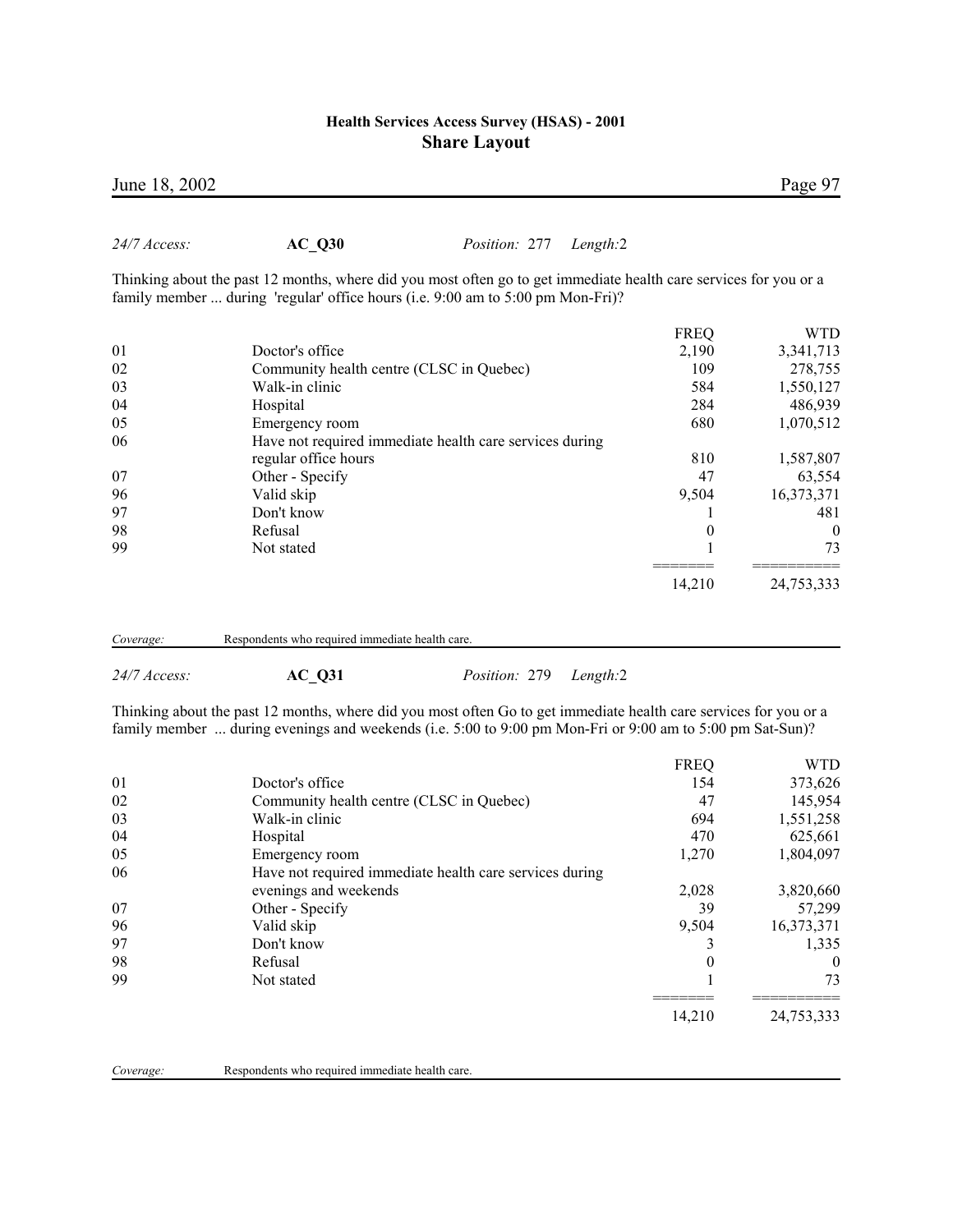*24/7 Access:* **AC_Q30** *Position:* 277 *Length:*2

Thinking about the past 12 months, where did you most often go to get immediate health care services for you or a family member ... during 'regular' office hours (i.e. 9:00 am to 5:00 pm Mon-Fri)?

| | | FREQ | WTD |
|---|---|---|---|
| 01 | Doctor's office | 2,190 | 3,341,713 |
| 02 | Community health centre (CLSC in Quebec) | 109 | 278,755 |
| 03 | Walk-in clinic | 584 | 1,550,127 |
| 04 | Hospital | 284 | 486,939 |
| 05 | Emergency room | 680 | 1,070,512 |
| 06 | Have not required immediate health care services during regular office hours | 810 | 1,587,807 |
| 07 | Other - Specify | 47 | 63,554 |
| 96 | Valid skip | 9,504 | 16,373,371 |
| 97 | Don't know | 1 | 481 |
| 98 | Refusal | 0 | 0 |
| 99 | Not stated | 1 | 73 |
| | | ======= | ========== |
| | | 14,210 | 24,753,333 |

*Coverage:* Respondents who required immediate health care.

*24/7 Access:* **AC_Q31** *Position:* 279 *Length:*2

Thinking about the past 12 months, where did you most often Go to get immediate health care services for you or a family member ... during evenings and weekends (i.e. 5:00 to 9:00 pm Mon-Fri or 9:00 am to 5:00 pm Sat-Sun)?

| | | FREQ | WTD |
|---|---|---|---|
| 01 | Doctor's office | 154 | 373,626 |
| 02 | Community health centre (CLSC in Quebec) | 47 | 145,954 |
| 03 | Walk-in clinic | 694 | 1,551,258 |
| 04 | Hospital | 470 | 625,661 |
| 05 | Emergency room | 1,270 | 1,804,097 |
| 06 | Have not required immediate health care services during evenings and weekends | 2,028 | 3,820,660 |
| 07 | Other - Specify | 39 | 57,299 |
| 96 | Valid skip | 9,504 | 16,373,371 |
| 97 | Don't know | 3 | 1,335 |
| 98 | Refusal | 0 | 0 |
| 99 | Not stated | 1 | 73 |
| | | ======= | ========== |
| | | 14,210 | 24,753,333 |

*Coverage:* Respondents who required immediate health care.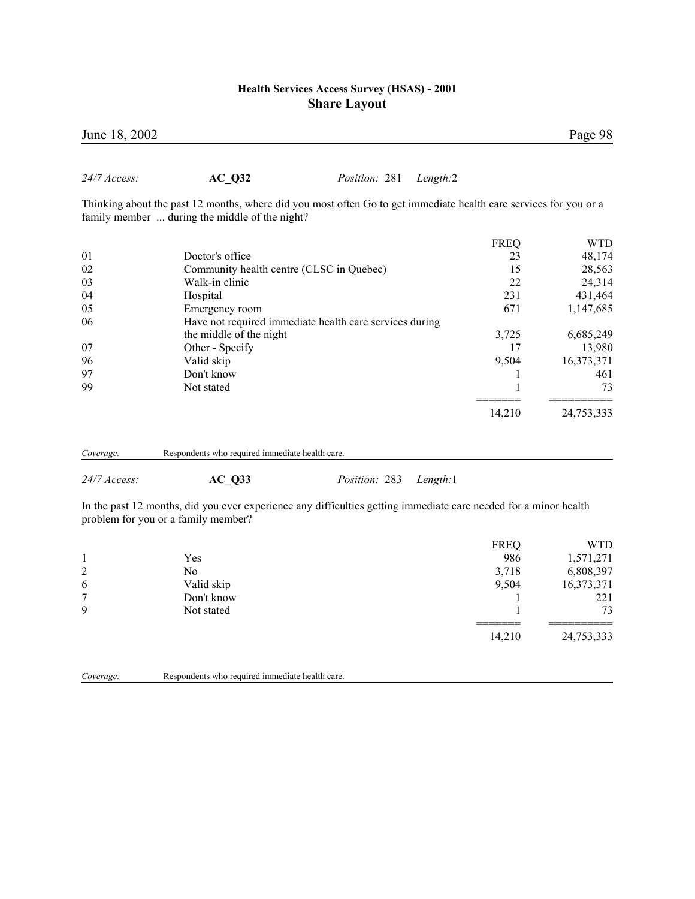*24/7 Access:* **AC_Q32** *Position:* 281 *Length:*2

Thinking about the past 12 months, where did you most often Go to get immediate health care services for you or a family member ... during the middle of the night?

| | | FREQ | WTD |
|---|---|---|---|
| 01 | Doctor's office | 23 | 48,174 |
| 02 | Community health centre (CLSC in Quebec) | 15 | 28,563 |
| 03 | Walk-in clinic | 22 | 24,314 |
| 04 | Hospital | 231 | 431,464 |
| 05 | Emergency room | 671 | 1,147,685 |
| 06 | Have not required immediate health care services during the middle of the night | 3,725 | 6,685,249 |
| 07 | Other - Specify | 17 | 13,980 |
| 96 | Valid skip | 9,504 | 16,373,371 |
| 97 | Don't know | 1 | 461 |
| 99 | Not stated | 1 | 73 |
| | | 14,210 | 24,753,333 |

*Coverage:* Respondents who required immediate health care.

*24/7 Access:* **AC_Q33** *Position:* 283 *Length:*1

In the past 12 months, did you ever experience any difficulties getting immediate care needed for a minor health problem for you or a family member?

| | | FREQ | WTD |
|---|---|---|---|
| 1 | Yes | 986 | 1,571,271 |
| 2 | No | 3,718 | 6,808,397 |
| 6 | Valid skip | 9,504 | 16,373,371 |
| 7 | Don't know | 1 | 221 |
| 9 | Not stated | 1 | 73 |
| | | 14,210 | 24,753,333 |

*Coverage:* Respondents who required immediate health care.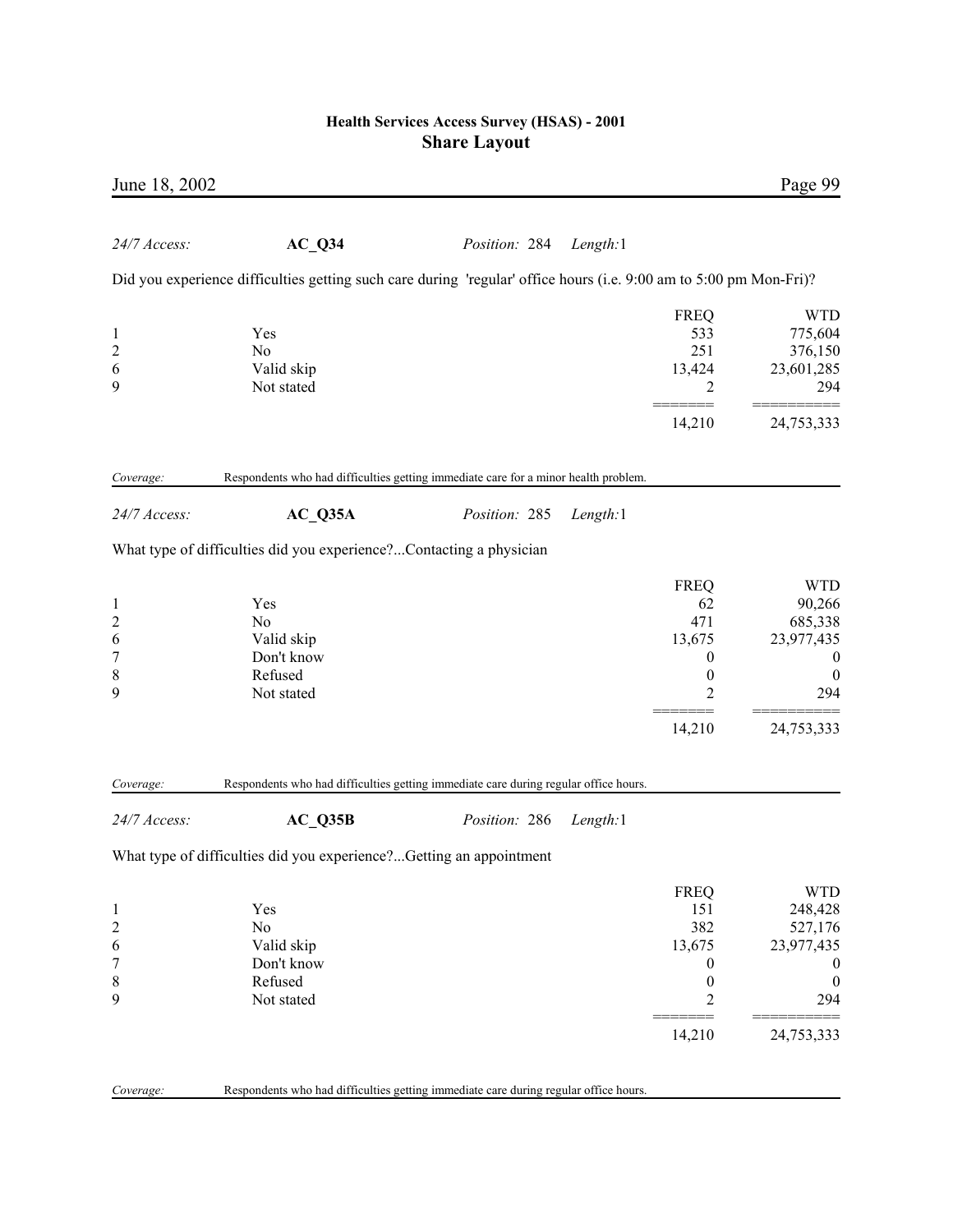*24/7 Access:* **AC_Q34** *Position:* 284 *Length:*1

Did you experience difficulties getting such care during 'regular' office hours (i.e. 9:00 am to 5:00 pm Mon-Fri)?

| | | FREQ | WTD |
|---|---|---|---|
| 1 | Yes | 533 | 775,604 |
| 2 | No | 251 | 376,150 |
| 6 | Valid skip | 13,424 | 23,601,285 |
| 9 | Not stated | 2 | 294 |
| | | 14,210 | 24,753,333 |

*Coverage:* Respondents who had difficulties getting immediate care for a minor health problem.

*24/7 Access:* **AC_Q35A** *Position:* 285 *Length:*1

What type of difficulties did you experience?...Contacting a physician

| | | FREQ | WTD |
|---|---|---|---|
| 1 | Yes | 62 | 90,266 |
| 2 | No | 471 | 685,338 |
| 6 | Valid skip | 13,675 | 23,977,435 |
| 7 | Don't know | 0 | 0 |
| 8 | Refused | 0 | 0 |
| 9 | Not stated | 2 | 294 |
| | | 14,210 | 24,753,333 |

*Coverage:* Respondents who had difficulties getting immediate care during regular office hours.

*24/7 Access:* **AC_Q35B** *Position:* 286 *Length:*1

What type of difficulties did you experience?...Getting an appointment

| | | FREQ | WTD |
|---|---|---|---|
| 1 | Yes | 151 | 248,428 |
| 2 | No | 382 | 527,176 |
| 6 | Valid skip | 13,675 | 23,977,435 |
| 7 | Don't know | 0 | 0 |
| 8 | Refused | 0 | 0 |
| 9 | Not stated | 2 | 294 |
| | | 14,210 | 24,753,333 |

*Coverage:* Respondents who had difficulties getting immediate care during regular office hours.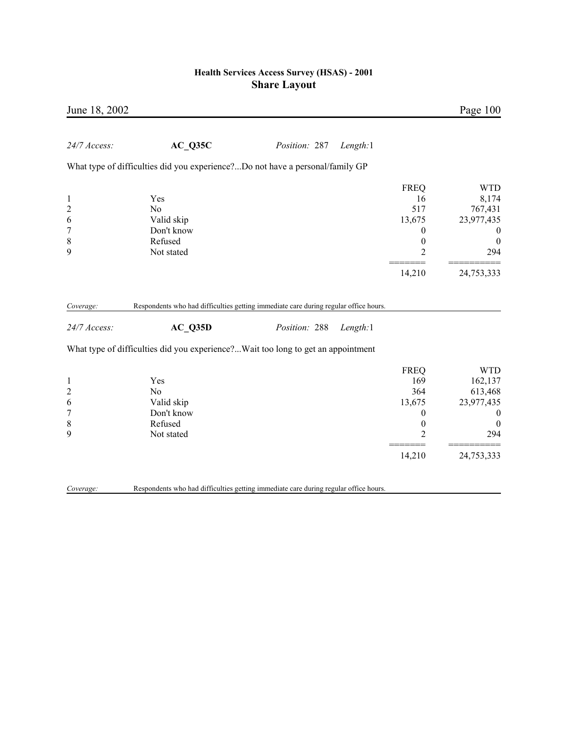*24/7 Access:* **AC_Q35C** *Position:* 287 *Length:*1

What type of difficulties did you experience?...Do not have a personal/family GP

| | | FREQ | WTD |
|---|---|---|---|
| 1 | Yes | 16 | 8,174 |
| 2 | No | 517 | 767,431 |
| 6 | Valid skip | 13,675 | 23,977,435 |
| 7 | Don't know | 0 | 0 |
| 8 | Refused | 0 | 0 |
| 9 | Not stated | 2 | 294 |
| | | 14,210 | 24,753,333 |

*Coverage:* Respondents who had difficulties getting immediate care during regular office hours.

*24/7 Access:* **AC_Q35D** *Position:* 288 *Length:*1

What type of difficulties did you experience?...Wait too long to get an appointment

| | | FREQ | WTD |
|---|---|---|---|
| 1 | Yes | 169 | 162,137 |
| 2 | No | 364 | 613,468 |
| 6 | Valid skip | 13,675 | 23,977,435 |
| 7 | Don't know | 0 | 0 |
| 8 | Refused | 0 | 0 |
| 9 | Not stated | 2 | 294 |
| | | 14,210 | 24,753,333 |

*Coverage:* Respondents who had difficulties getting immediate care during regular office hours.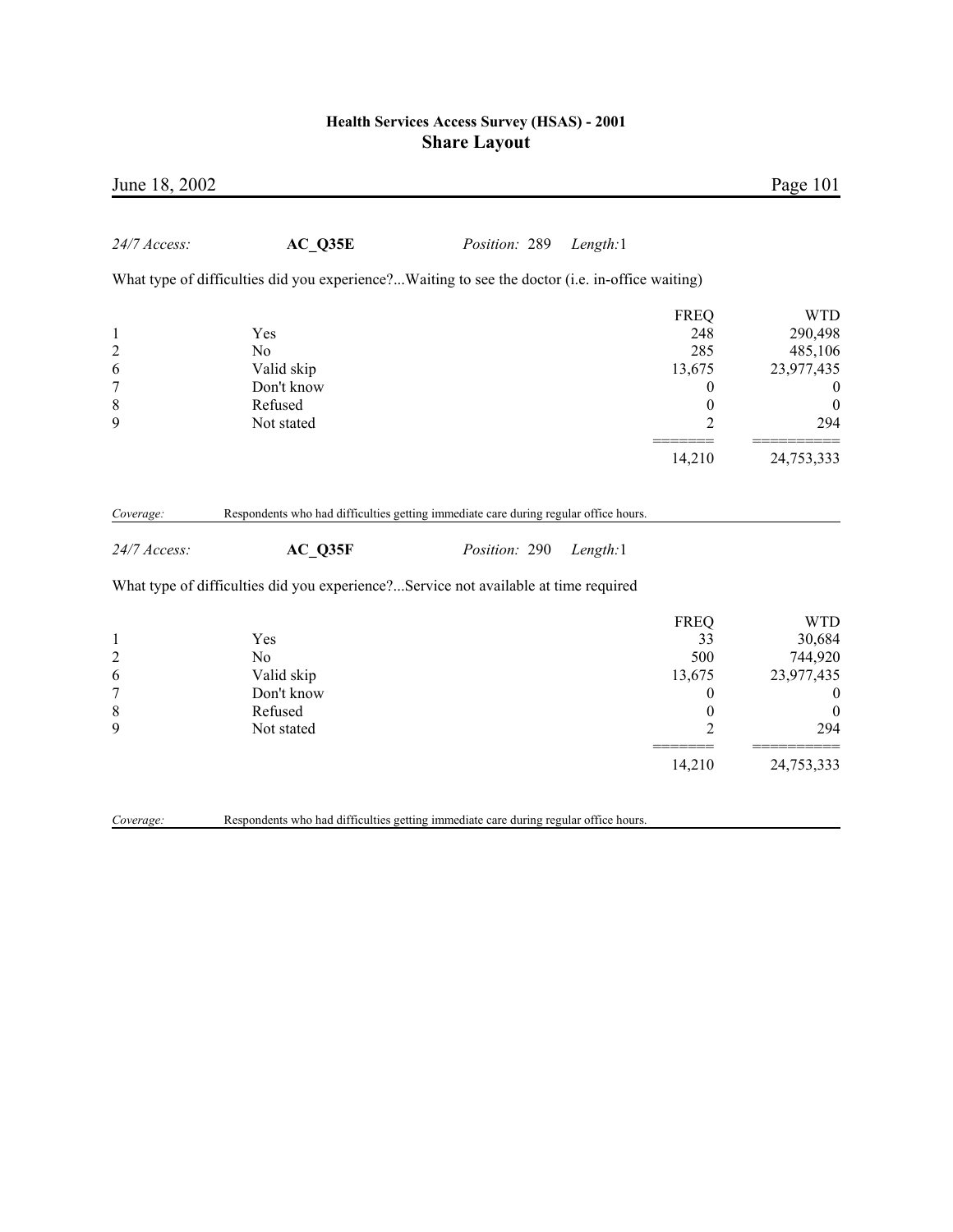*24/7 Access:* **AC_Q35E** *Position:* 289 *Length:*1

What type of difficulties did you experience?...Waiting to see the doctor (i.e. in-office waiting)

| | | FREQ | WTD |
|---|---|---|---|
| 1 | Yes | 248 | 290,498 |
| 2 | No | 285 | 485,106 |
| 6 | Valid skip | 13,675 | 23,977,435 |
| 7 | Don't know | 0 | 0 |
| 8 | Refused | 0 | 0 |
| 9 | Not stated | 2 | 294 |
| | | 14,210 | 24,753,333 |

*Coverage:* Respondents who had difficulties getting immediate care during regular office hours.

*24/7 Access:* **AC_Q35F** *Position:* 290 *Length:*1

What type of difficulties did you experience?...Service not available at time required

| | | FREQ | WTD |
|---|---|---|---|
| 1 | Yes | 33 | 30,684 |
| 2 | No | 500 | 744,920 |
| 6 | Valid skip | 13,675 | 23,977,435 |
| 7 | Don't know | 0 | 0 |
| 8 | Refused | 0 | 0 |
| 9 | Not stated | 2 | 294 |
| | | 14,210 | 24,753,333 |

*Coverage:* Respondents who had difficulties getting immediate care during regular office hours.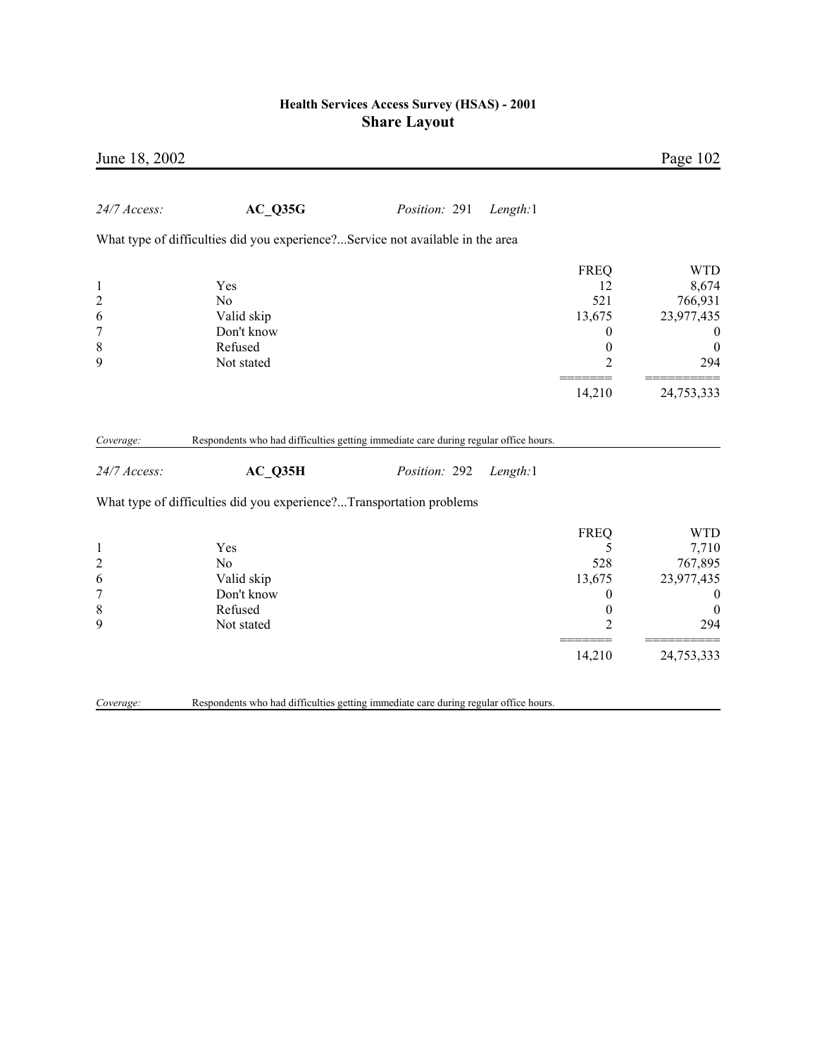*24/7 Access:* **AC_Q35G** *Position:* 291 *Length:*1

What type of difficulties did you experience?...Service not available in the area

| | | FREQ | WTD |
|---|---|---|---|
| 1 | Yes | 12 | 8,674 |
| 2 | No | 521 | 766,931 |
| 6 | Valid skip | 13,675 | 23,977,435 |
| 7 | Don't know | 0 | 0 |
| 8 | Refused | 0 | 0 |
| 9 | Not stated | 2 | 294 |
| | | 14,210 | 24,753,333 |

*Coverage:* Respondents who had difficulties getting immediate care during regular office hours.

*24/7 Access:* **AC_Q35H** *Position:* 292 *Length:*1

What type of difficulties did you experience?...Transportation problems

| | | FREQ | WTD |
|---|---|---|---|
| 1 | Yes | 5 | 7,710 |
| 2 | No | 528 | 767,895 |
| 6 | Valid skip | 13,675 | 23,977,435 |
| 7 | Don't know | 0 | 0 |
| 8 | Refused | 0 | 0 |
| 9 | Not stated | 2 | 294 |
| | | 14,210 | 24,753,333 |

*Coverage:* Respondents who had difficulties getting immediate care during regular office hours.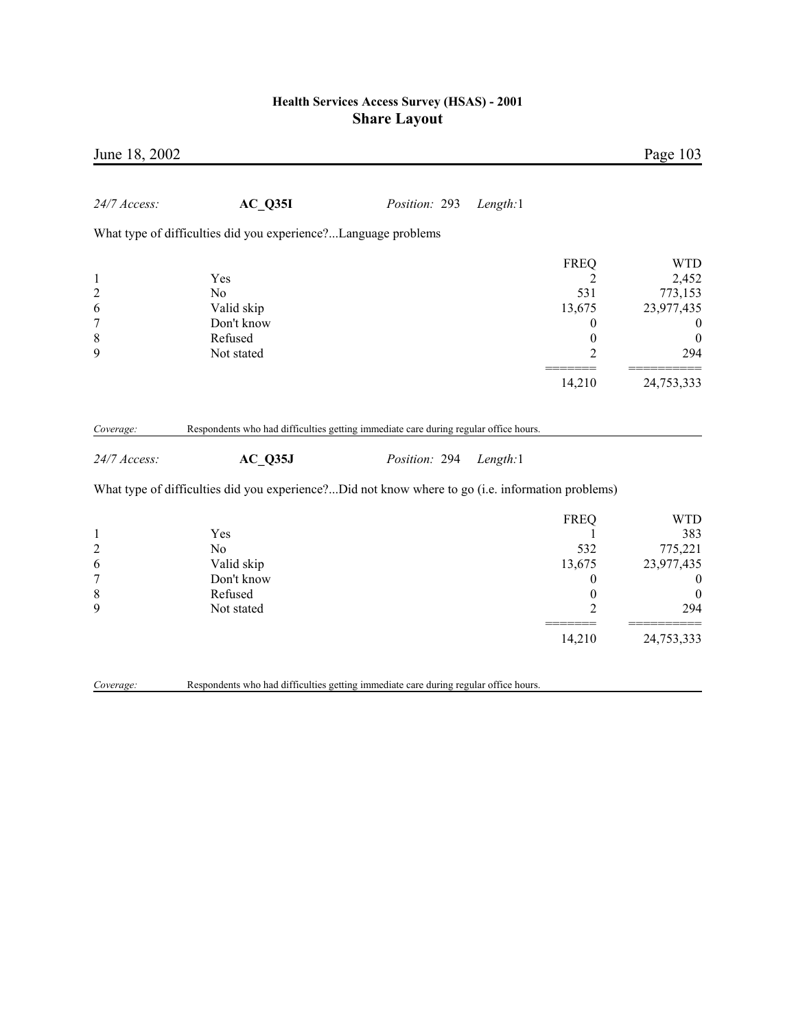*24/7 Access:* **AC_Q35I** *Position:* 293 *Length:*1

What type of difficulties did you experience?...Language problems

| | | FREQ | WTD |
|---|---|---|---|
| 1 | Yes | 2 | 2,452 |
| 2 | No | 531 | 773,153 |
| 6 | Valid skip | 13,675 | 23,977,435 |
| 7 | Don't know | 0 | 0 |
| 8 | Refused | 0 | 0 |
| 9 | Not stated | 2 | 294 |
| | | 14,210 | 24,753,333 |

*Coverage:* Respondents who had difficulties getting immediate care during regular office hours.

*24/7 Access:* **AC_Q35J** *Position:* 294 *Length:*1

What type of difficulties did you experience?...Did not know where to go (i.e. information problems)

| | | FREQ | WTD |
|---|---|---|---|
| 1 | Yes | 1 | 383 |
| 2 | No | 532 | 775,221 |
| 6 | Valid skip | 13,675 | 23,977,435 |
| 7 | Don't know | 0 | 0 |
| 8 | Refused | 0 | 0 |
| 9 | Not stated | 2 | 294 |
| | | 14,210 | 24,753,333 |

*Coverage:* Respondents who had difficulties getting immediate care during regular office hours.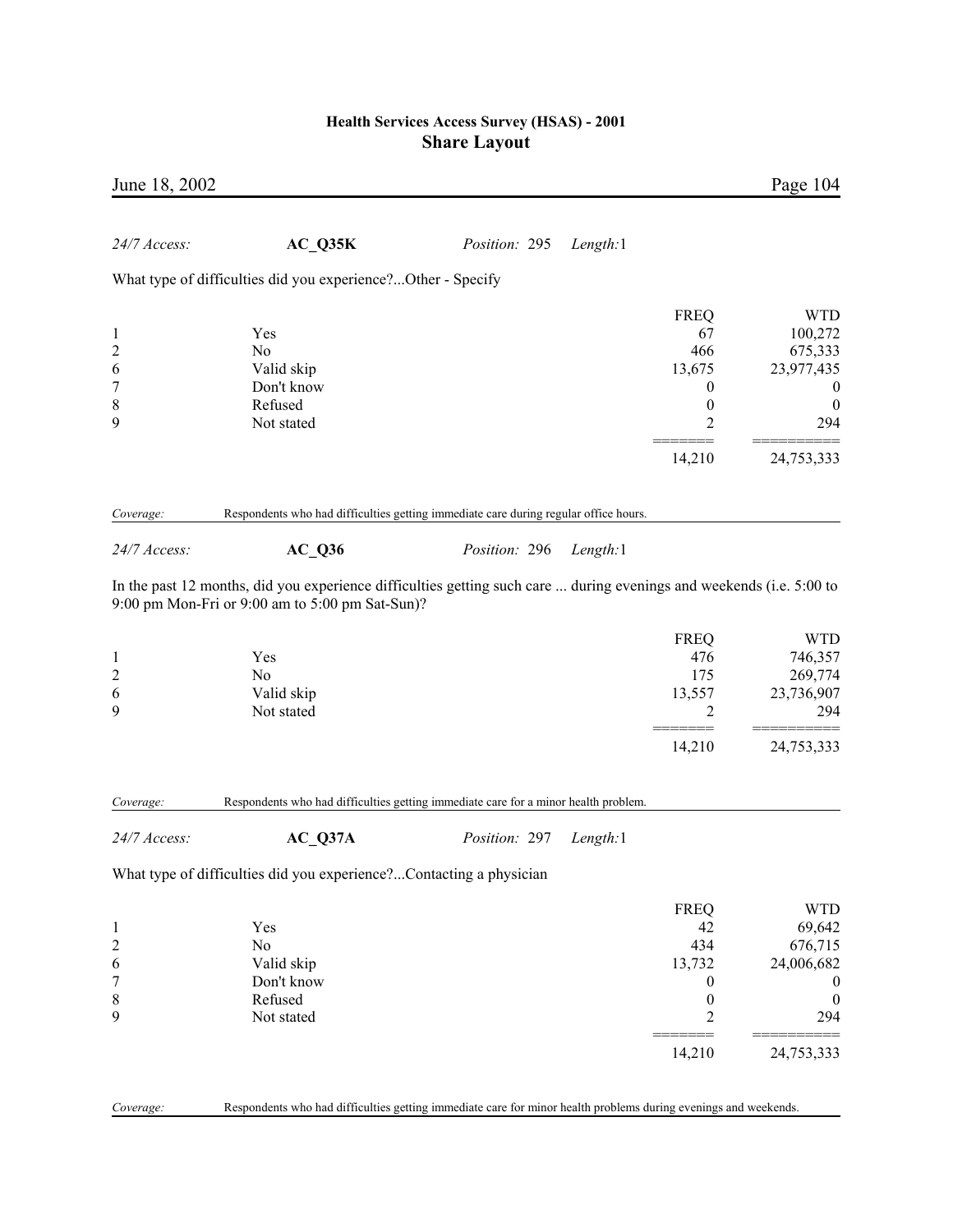*24/7 Access:* **AC_Q35K** *Position:* 295 *Length:*1

What type of difficulties did you experience?...Other - Specify

| | | FREQ | WTD |
|---|---|---|---|
| 1 | Yes | 67 | 100,272 |
| 2 | No | 466 | 675,333 |
| 6 | Valid skip | 13,675 | 23,977,435 |
| 7 | Don't know | 0 | 0 |
| 8 | Refused | 0 | 0 |
| 9 | Not stated | 2 | 294 |
| | | 14,210 | 24,753,333 |

*Coverage:* Respondents who had difficulties getting immediate care during regular office hours.

*24/7 Access:* **AC_Q36** *Position:* 296 *Length:*1

In the past 12 months, did you experience difficulties getting such care ... during evenings and weekends (i.e. 5:00 to 9:00 pm Mon-Fri or 9:00 am to 5:00 pm Sat-Sun)?

| | | FREQ | WTD |
|---|---|---|---|
| 1 | Yes | 476 | 746,357 |
| 2 | No | 175 | 269,774 |
| 6 | Valid skip | 13,557 | 23,736,907 |
| 9 | Not stated | 2 | 294 |
| | | 14,210 | 24,753,333 |

*Coverage:* Respondents who had difficulties getting immediate care for a minor health problem.

*24/7 Access:* **AC_Q37A** *Position:* 297 *Length:*1

What type of difficulties did you experience?...Contacting a physician

| | | FREQ | WTD |
|---|---|---|---|
| 1 | Yes | 42 | 69,642 |
| 2 | No | 434 | 676,715 |
| 6 | Valid skip | 13,732 | 24,006,682 |
| 7 | Don't know | 0 | 0 |
| 8 | Refused | 0 | 0 |
| 9 | Not stated | 2 | 294 |
| | | 14,210 | 24,753,333 |

*Coverage:* Respondents who had difficulties getting immediate care for minor health problems during evenings and weekends.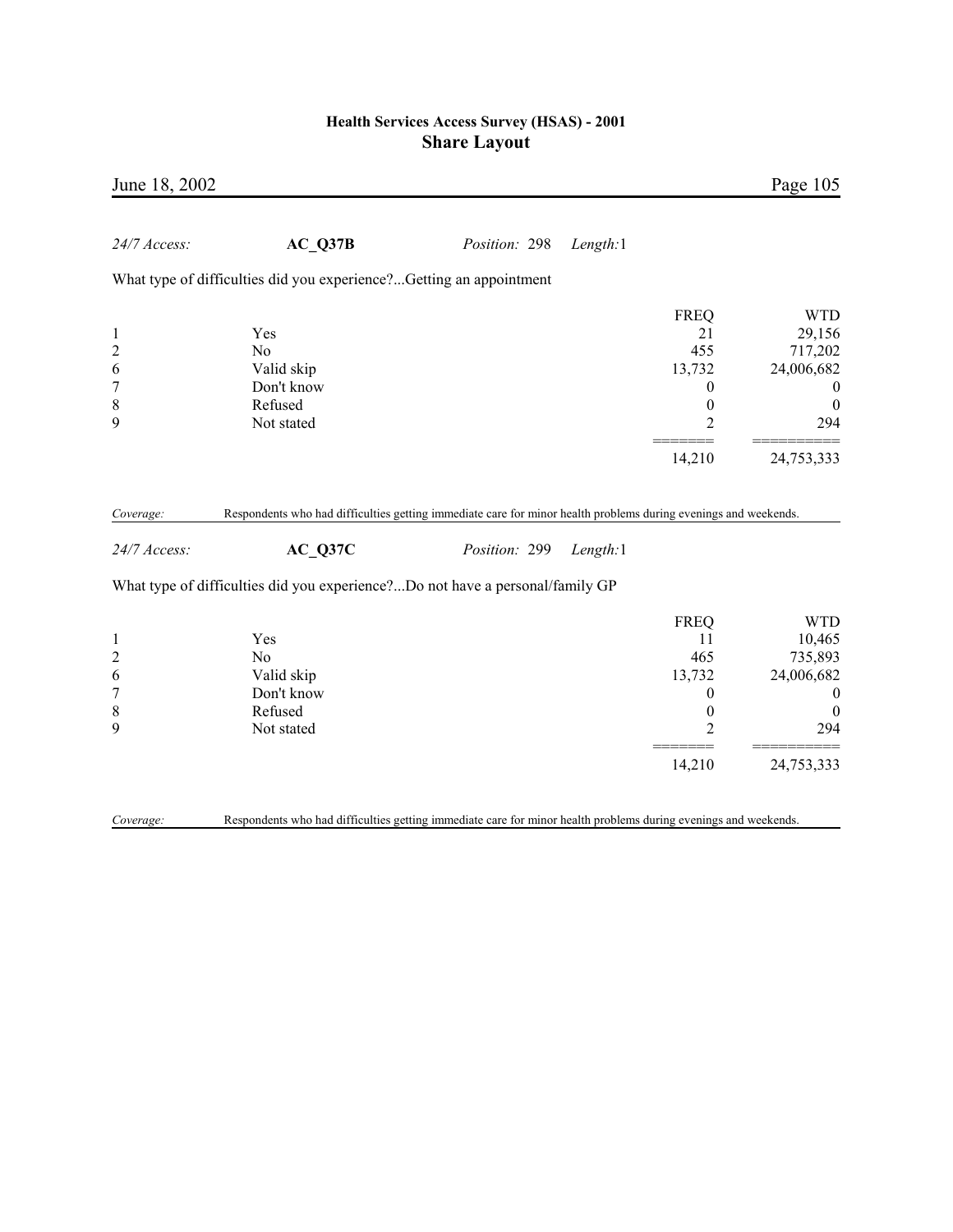*24/7 Access:* **AC_Q37B** *Position:* 298 *Length:*1

What type of difficulties did you experience?...Getting an appointment

| | | FREQ | WTD |
|---|---|---|---|
| 1 | Yes | 21 | 29,156 |
| 2 | No | 455 | 717,202 |
| 6 | Valid skip | 13,732 | 24,006,682 |
| 7 | Don't know | 0 | 0 |
| 8 | Refused | 0 | 0 |
| 9 | Not stated | 2 | 294 |
| | | 14,210 | 24,753,333 |

*Coverage:* Respondents who had difficulties getting immediate care for minor health problems during evenings and weekends.

*24/7 Access:* **AC_Q37C** *Position:* 299 *Length:*1

What type of difficulties did you experience?...Do not have a personal/family GP

| | | FREQ | WTD |
|---|---|---|---|
| 1 | Yes | 11 | 10,465 |
| 2 | No | 465 | 735,893 |
| 6 | Valid skip | 13,732 | 24,006,682 |
| 7 | Don't know | 0 | 0 |
| 8 | Refused | 0 | 0 |
| 9 | Not stated | 2 | 294 |
| | | 14,210 | 24,753,333 |

*Coverage:* Respondents who had difficulties getting immediate care for minor health problems during evenings and weekends.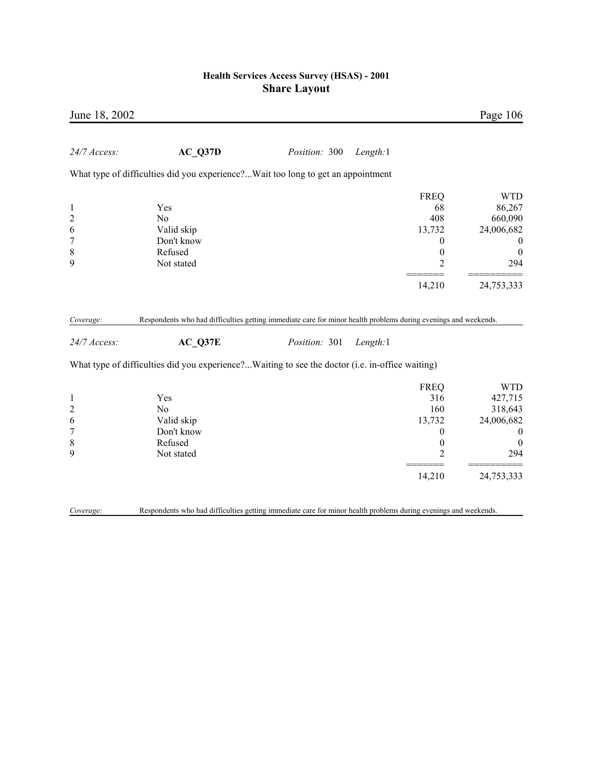*24/7 Access:* **AC_Q37D** *Position:* 300 *Length:*1

What type of difficulties did you experience?...Wait too long to get an appointment

| | | FREQ | WTD |
|---|---|---|---|
| 1 | Yes | 68 | 86,267 |
| 2 | No | 408 | 660,090 |
| 6 | Valid skip | 13,732 | 24,006,682 |
| 7 | Don't know | 0 | 0 |
| 8 | Refused | 0 | 0 |
| 9 | Not stated | 2 | 294 |
| | | 14,210 | 24,753,333 |

*Coverage:* Respondents who had difficulties getting immediate care for minor health problems during evenings and weekends.

*24/7 Access:* **AC_Q37E** *Position:* 301 *Length:*1

What type of difficulties did you experience?...Waiting to see the doctor (i.e. in-office waiting)

| | | FREQ | WTD |
|---|---|---|---|
| 1 | Yes | 316 | 427,715 |
| 2 | No | 160 | 318,643 |
| 6 | Valid skip | 13,732 | 24,006,682 |
| 7 | Don't know | 0 | 0 |
| 8 | Refused | 0 | 0 |
| 9 | Not stated | 2 | 294 |
| | | 14,210 | 24,753,333 |

*Coverage:* Respondents who had difficulties getting immediate care for minor health problems during evenings and weekends.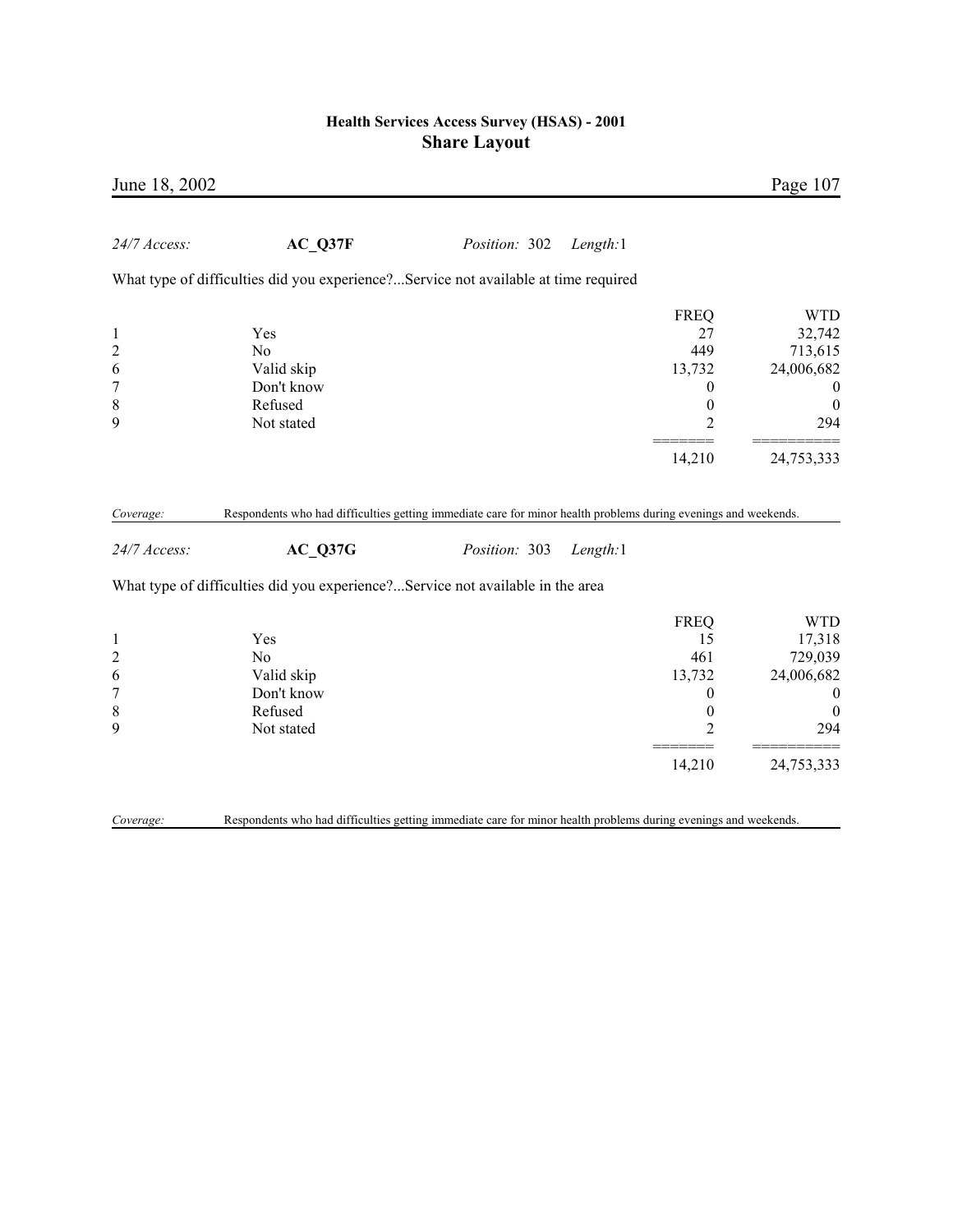*24/7 Access:* **AC_Q37F** *Position:* 302 *Length:*1

What type of difficulties did you experience?...Service not available at time required

| | | FREQ | WTD |
|---|---|---|---|
| 1 | Yes | 27 | 32,742 |
| 2 | No | 449 | 713,615 |
| 6 | Valid skip | 13,732 | 24,006,682 |
| 7 | Don't know | 0 | 0 |
| 8 | Refused | 0 | 0 |
| 9 | Not stated | 2 | 294 |
| | | 14,210 | 24,753,333 |

*Coverage:* Respondents who had difficulties getting immediate care for minor health problems during evenings and weekends.

*24/7 Access:* **AC_Q37G** *Position:* 303 *Length:*1

What type of difficulties did you experience?...Service not available in the area

| | | FREQ | WTD |
|---|---|---|---|
| 1 | Yes | 15 | 17,318 |
| 2 | No | 461 | 729,039 |
| 6 | Valid skip | 13,732 | 24,006,682 |
| 7 | Don't know | 0 | 0 |
| 8 | Refused | 0 | 0 |
| 9 | Not stated | 2 | 294 |
| | | 14,210 | 24,753,333 |

*Coverage:* Respondents who had difficulties getting immediate care for minor health problems during evenings and weekends.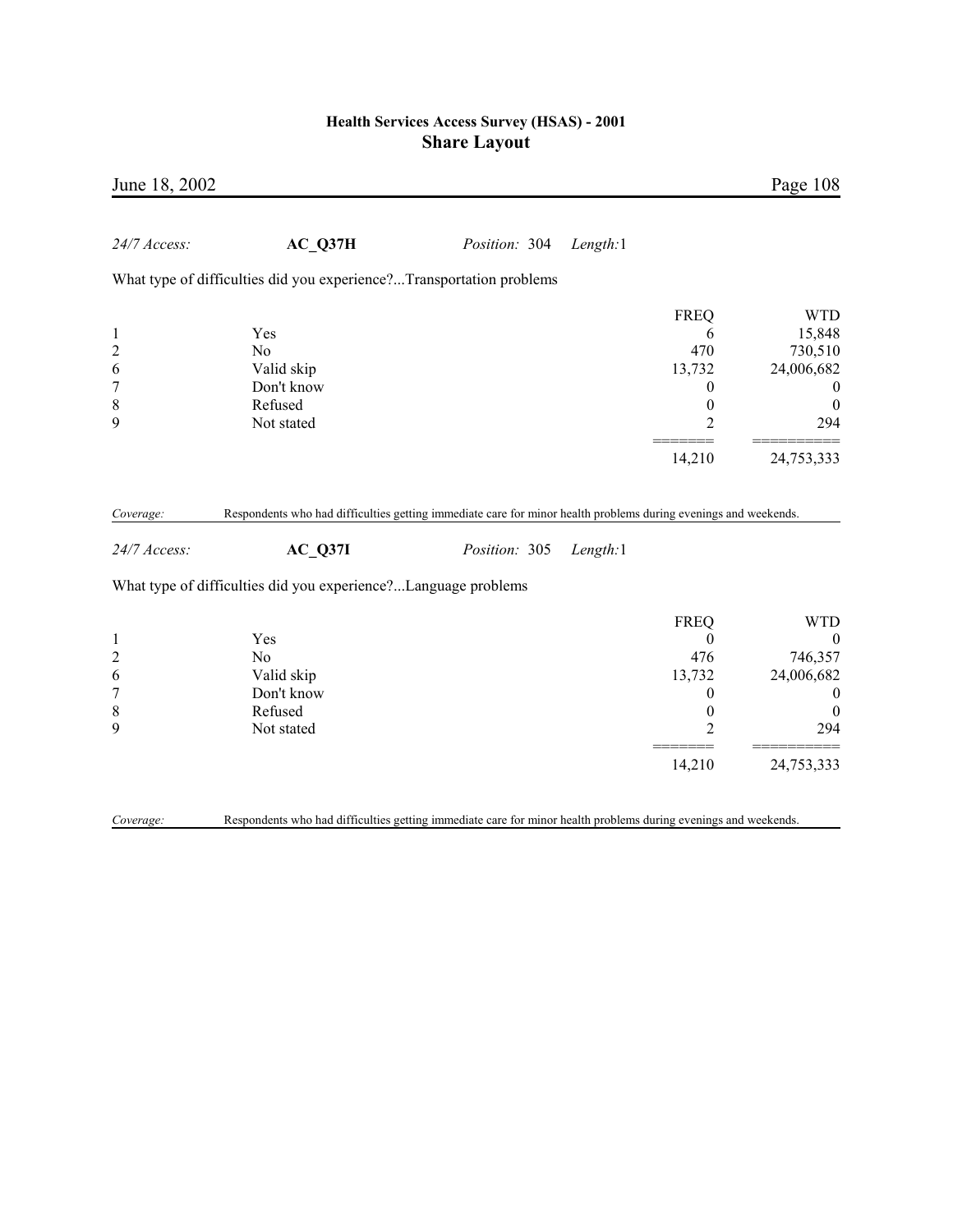*24/7 Access:* **AC_Q37H** *Position:* 304 *Length:*1

What type of difficulties did you experience?...Transportation problems

| | | FREQ | WTD |
|---|---|---|---|
| 1 | Yes | 6 | 15,848 |
| 2 | No | 470 | 730,510 |
| 6 | Valid skip | 13,732 | 24,006,682 |
| 7 | Don't know | 0 | 0 |
| 8 | Refused | 0 | 0 |
| 9 | Not stated | 2 | 294 |
| | | 14,210 | 24,753,333 |

*Coverage:* Respondents who had difficulties getting immediate care for minor health problems during evenings and weekends.

*24/7 Access:* **AC_Q37I** *Position:* 305 *Length:*1

What type of difficulties did you experience?...Language problems

| | | FREQ | WTD |
|---|---|---|---|
| 1 | Yes | 0 | 0 |
| 2 | No | 476 | 746,357 |
| 6 | Valid skip | 13,732 | 24,006,682 |
| 7 | Don't know | 0 | 0 |
| 8 | Refused | 0 | 0 |
| 9 | Not stated | 2 | 294 |
| | | 14,210 | 24,753,333 |

*Coverage:* Respondents who had difficulties getting immediate care for minor health problems during evenings and weekends.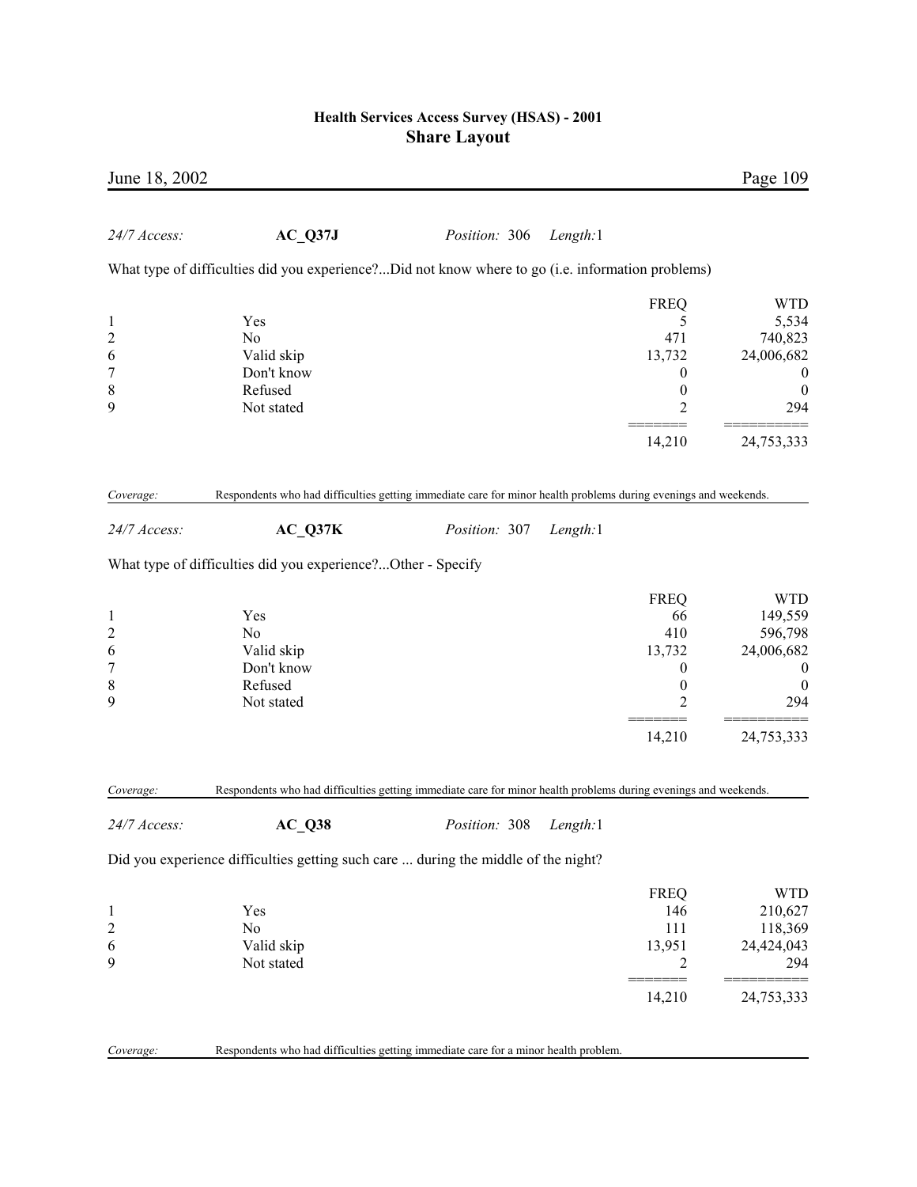*24/7 Access:* **AC_Q37J** *Position:* 306 *Length:*1

What type of difficulties did you experience?...Did not know where to go (i.e. information problems)

| | | FREQ | WTD |
|---|---|---|---|
| 1 | Yes | 5 | 5,534 |
| 2 | No | 471 | 740,823 |
| 6 | Valid skip | 13,732 | 24,006,682 |
| 7 | Don't know | 0 | 0 |
| 8 | Refused | 0 | 0 |
| 9 | Not stated | 2 | 294 |
| | | 14,210 | 24,753,333 |

*Coverage:* Respondents who had difficulties getting immediate care for minor health problems during evenings and weekends.

*24/7 Access:* **AC_Q37K** *Position:* 307 *Length:*1

What type of difficulties did you experience?...Other - Specify

| | | FREQ | WTD |
|---|---|---|---|
| 1 | Yes | 66 | 149,559 |
| 2 | No | 410 | 596,798 |
| 6 | Valid skip | 13,732 | 24,006,682 |
| 7 | Don't know | 0 | 0 |
| 8 | Refused | 0 | 0 |
| 9 | Not stated | 2 | 294 |
| | | 14,210 | 24,753,333 |

*Coverage:* Respondents who had difficulties getting immediate care for minor health problems during evenings and weekends.

*24/7 Access:* **AC_Q38** *Position:* 308 *Length:*1

Did you experience difficulties getting such care ... during the middle of the night?

| | | FREQ | WTD |
|---|---|---|---|
| 1 | Yes | 146 | 210,627 |
| 2 | No | 111 | 118,369 |
| 6 | Valid skip | 13,951 | 24,424,043 |
| 9 | Not stated | 2 | 294 |
| | | 14,210 | 24,753,333 |

*Coverage:* Respondents who had difficulties getting immediate care for a minor health problem.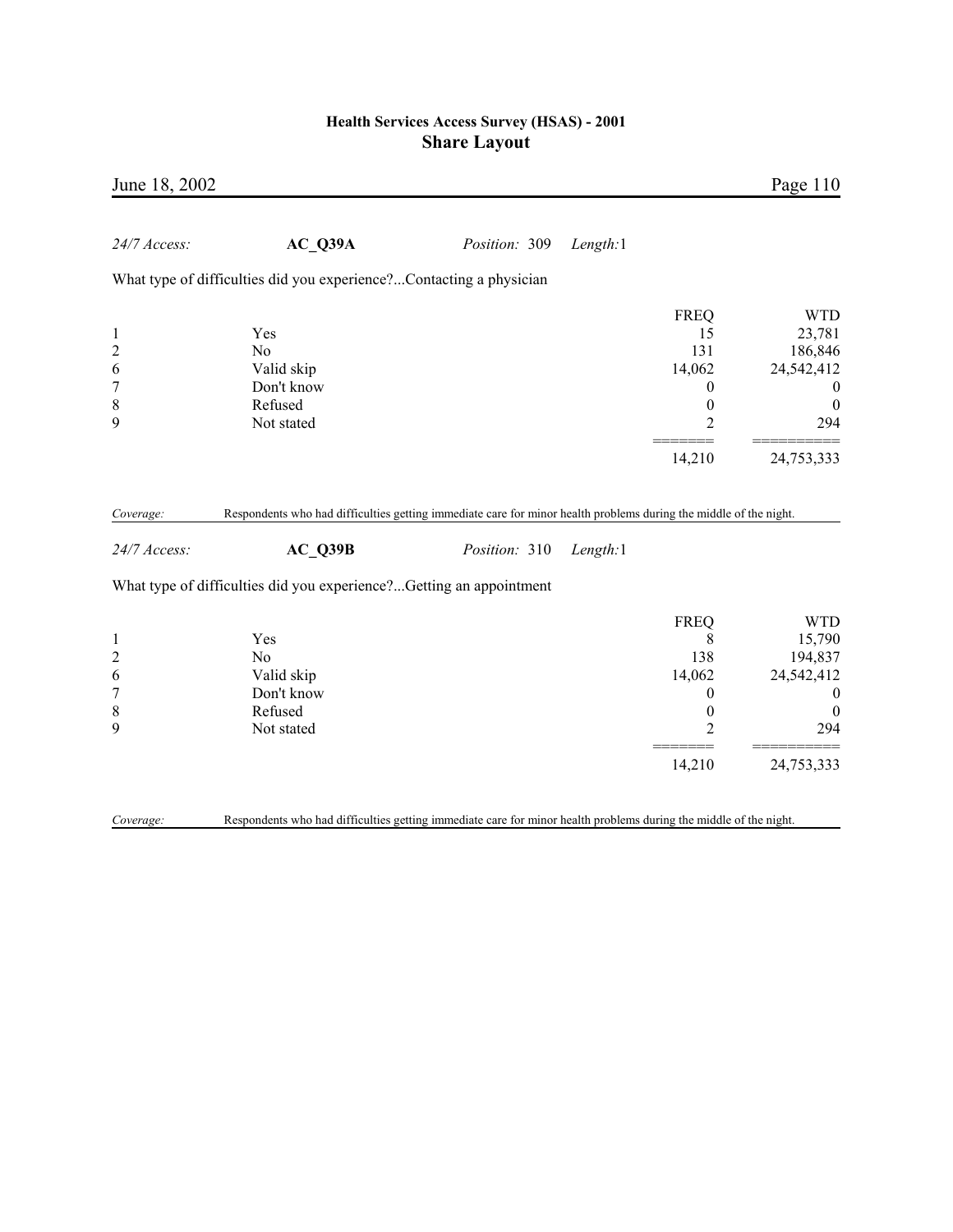*24/7 Access:* **AC_Q39A** *Position:* 309 *Length:*1

What type of difficulties did you experience?...Contacting a physician

| | | FREQ | WTD |
|---|---|---|---|
| 1 | Yes | 15 | 23,781 |
| 2 | No | 131 | 186,846 |
| 6 | Valid skip | 14,062 | 24,542,412 |
| 7 | Don't know | 0 | 0 |
| 8 | Refused | 0 | 0 |
| 9 | Not stated | 2 | 294 |
| | | 14,210 | 24,753,333 |

*Coverage:* Respondents who had difficulties getting immediate care for minor health problems during the middle of the night.

*24/7 Access:* **AC_Q39B** *Position:* 310 *Length:*1

What type of difficulties did you experience?...Getting an appointment

| | | FREQ | WTD |
|---|---|---|---|
| 1 | Yes | 8 | 15,790 |
| 2 | No | 138 | 194,837 |
| 6 | Valid skip | 14,062 | 24,542,412 |
| 7 | Don't know | 0 | 0 |
| 8 | Refused | 0 | 0 |
| 9 | Not stated | 2 | 294 |
| | | 14,210 | 24,753,333 |

*Coverage:* Respondents who had difficulties getting immediate care for minor health problems during the middle of the night.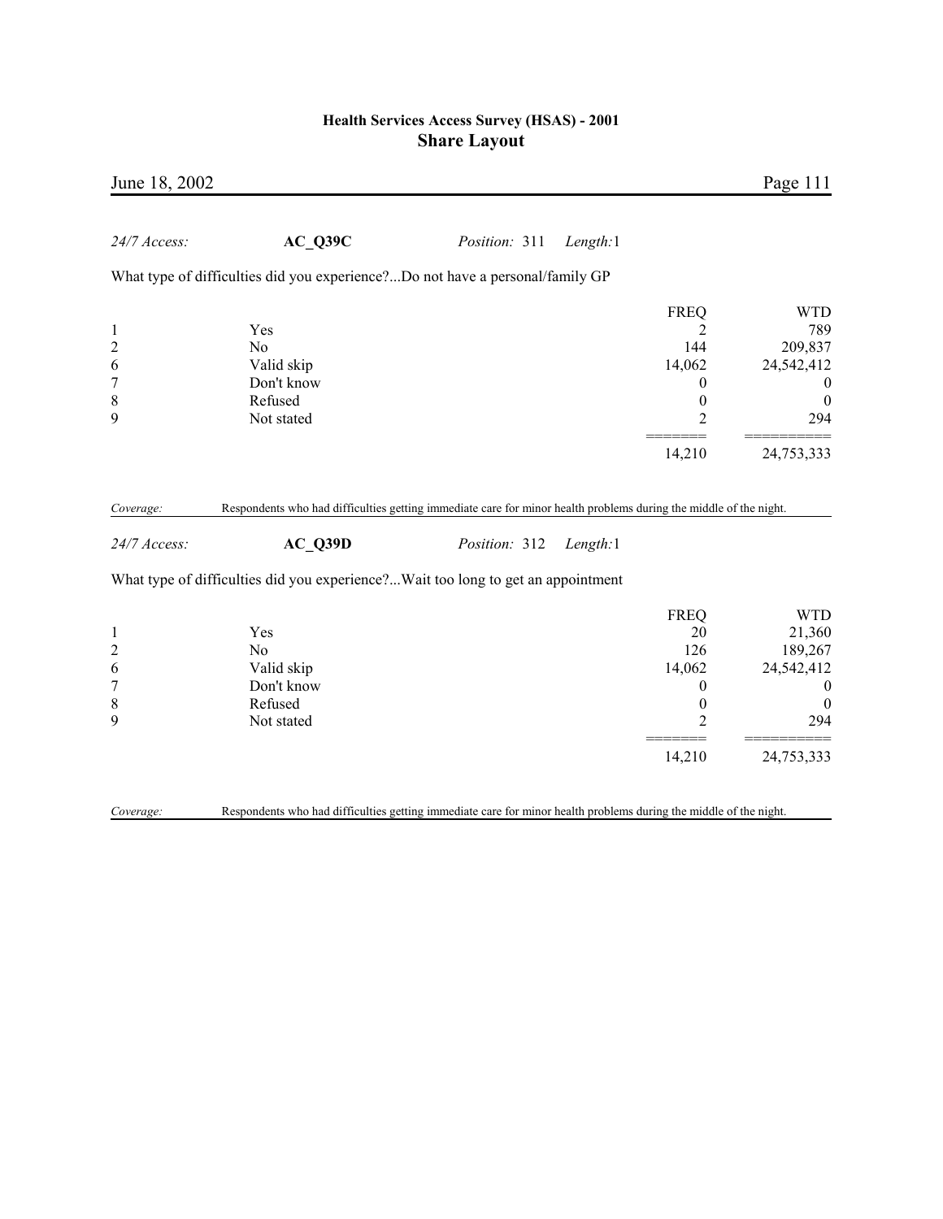*24/7 Access:* **AC_Q39C** *Position:* 311 *Length:*1

What type of difficulties did you experience?...Do not have a personal/family GP

| | | FREQ | WTD |
|---|---|---|---|
| 1 | Yes | 2 | 789 |
| 2 | No | 144 | 209,837 |
| 6 | Valid skip | 14,062 | 24,542,412 |
| 7 | Don't know | 0 | 0 |
| 8 | Refused | 0 | 0 |
| 9 | Not stated | 2 | 294 |
| | | 14,210 | 24,753,333 |

*Coverage:* Respondents who had difficulties getting immediate care for minor health problems during the middle of the night.

*24/7 Access:* **AC_Q39D** *Position:* 312 *Length:*1

What type of difficulties did you experience?...Wait too long to get an appointment

| | | FREQ | WTD |
|---|---|---|---|
| 1 | Yes | 20 | 21,360 |
| 2 | No | 126 | 189,267 |
| 6 | Valid skip | 14,062 | 24,542,412 |
| 7 | Don't know | 0 | 0 |
| 8 | Refused | 0 | 0 |
| 9 | Not stated | 2 | 294 |
| | | 14,210 | 24,753,333 |

*Coverage:* Respondents who had difficulties getting immediate care for minor health problems during the middle of the night.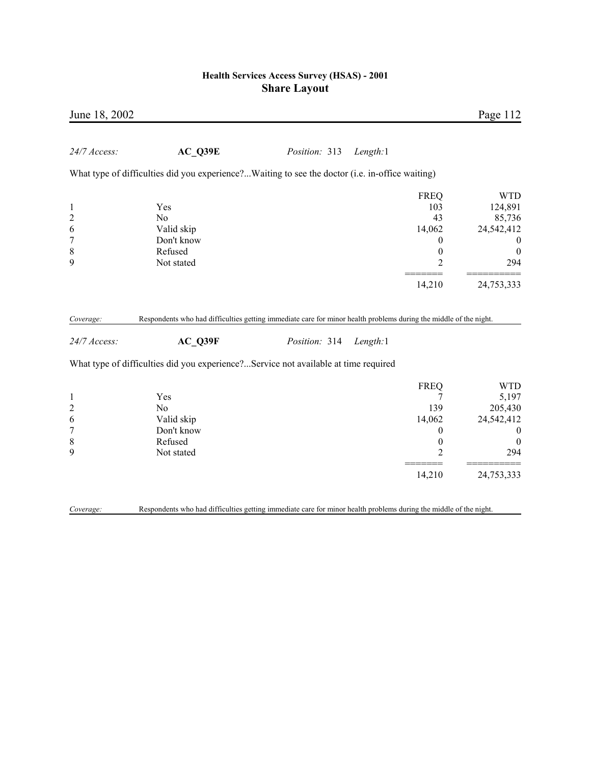*24/7 Access:* **AC_Q39E** *Position:* 313 *Length:*1

What type of difficulties did you experience?...Waiting to see the doctor (i.e. in-office waiting)

| | | FREQ | WTD |
|---|---|---|---|
| 1 | Yes | 103 | 124,891 |
| 2 | No | 43 | 85,736 |
| 6 | Valid skip | 14,062 | 24,542,412 |
| 7 | Don't know | 0 | 0 |
| 8 | Refused | 0 | 0 |
| 9 | Not stated | 2 | 294 |
| | | 14,210 | 24,753,333 |

*Coverage:* Respondents who had difficulties getting immediate care for minor health problems during the middle of the night.

*24/7 Access:* **AC_Q39F** *Position:* 314 *Length:*1

What type of difficulties did you experience?...Service not available at time required

| | | FREQ | WTD |
|---|---|---|---|
| 1 | Yes | 7 | 5,197 |
| 2 | No | 139 | 205,430 |
| 6 | Valid skip | 14,062 | 24,542,412 |
| 7 | Don't know | 0 | 0 |
| 8 | Refused | 0 | 0 |
| 9 | Not stated | 2 | 294 |
| | | 14,210 | 24,753,333 |

*Coverage:* Respondents who had difficulties getting immediate care for minor health problems during the middle of the night.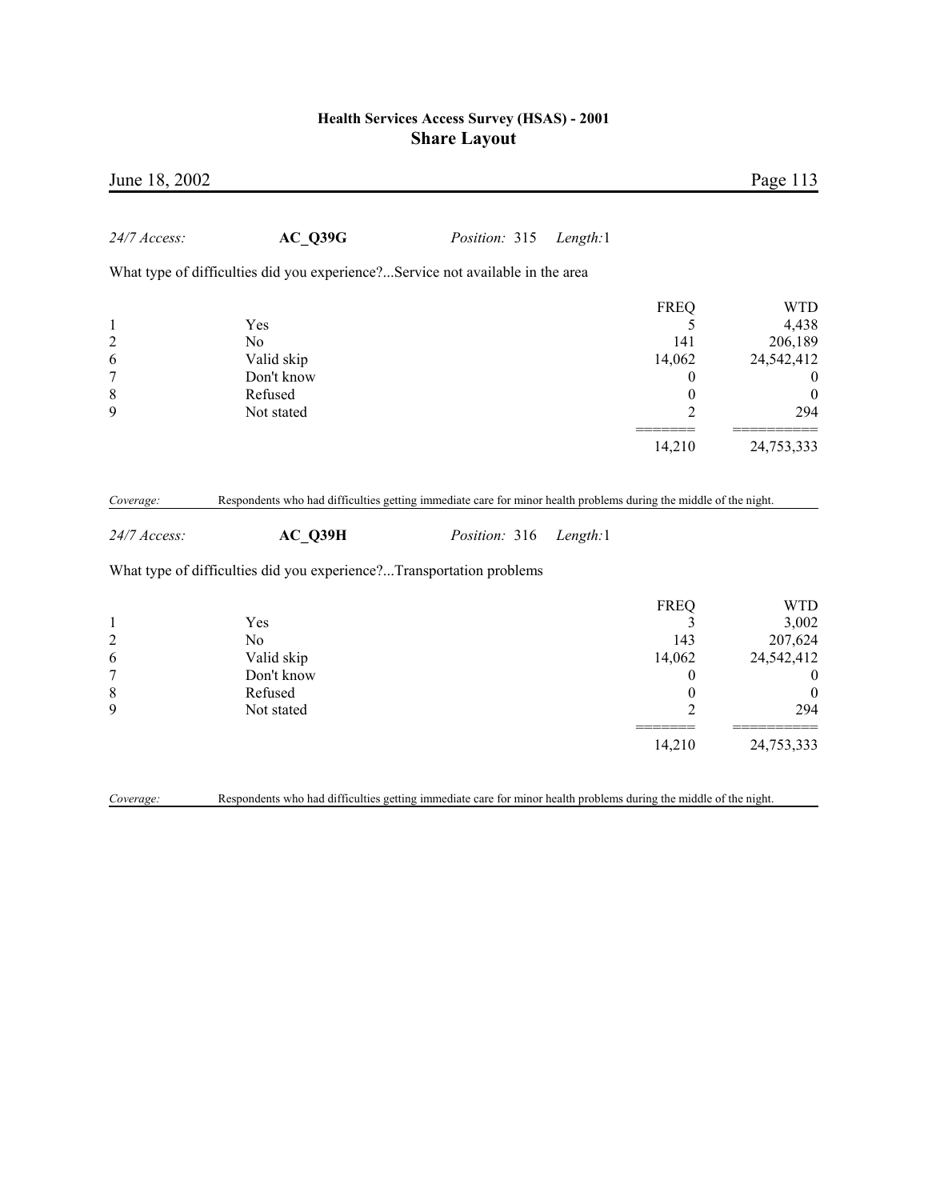*24/7 Access:* **AC_Q39G** *Position:* 315 *Length:*1

What type of difficulties did you experience?...Service not available in the area

| | | FREQ | WTD |
|---|---|---|---|
| 1 | Yes | 5 | 4,438 |
| 2 | No | 141 | 206,189 |
| 6 | Valid skip | 14,062 | 24,542,412 |
| 7 | Don't know | 0 | 0 |
| 8 | Refused | 0 | 0 |
| 9 | Not stated | 2 | 294 |
| | | 14,210 | 24,753,333 |

*Coverage:* Respondents who had difficulties getting immediate care for minor health problems during the middle of the night.

*24/7 Access:* **AC_Q39H** *Position:* 316 *Length:*1

What type of difficulties did you experience?...Transportation problems

| | | FREQ | WTD |
|---|---|---|---|
| 1 | Yes | 3 | 3,002 |
| 2 | No | 143 | 207,624 |
| 6 | Valid skip | 14,062 | 24,542,412 |
| 7 | Don't know | 0 | 0 |
| 8 | Refused | 0 | 0 |
| 9 | Not stated | 2 | 294 |
| | | 14,210 | 24,753,333 |

*Coverage:* Respondents who had difficulties getting immediate care for minor health problems during the middle of the night.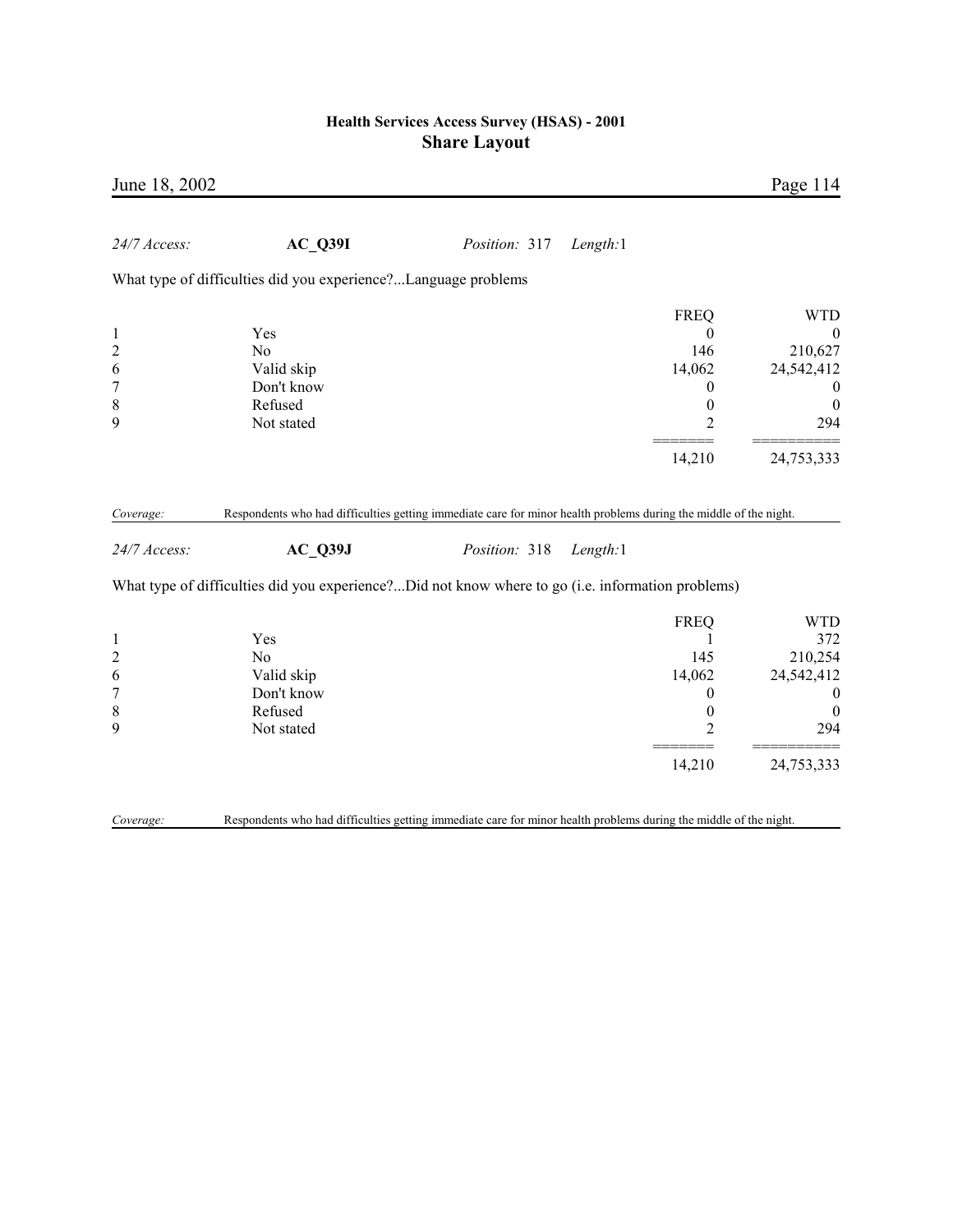*24/7 Access:* **AC_Q39I** *Position:* 317 *Length:*1

What type of difficulties did you experience?...Language problems

| | | FREQ | WTD |
|---|---|---|---|
| 1 | Yes | 0 | 0 |
| 2 | No | 146 | 210,627 |
| 6 | Valid skip | 14,062 | 24,542,412 |
| 7 | Don't know | 0 | 0 |
| 8 | Refused | 0 | 0 |
| 9 | Not stated | 2 | 294 |
| | | 14,210 | 24,753,333 |

*Coverage:* Respondents who had difficulties getting immediate care for minor health problems during the middle of the night.

*24/7 Access:* **AC_Q39J** *Position:* 318 *Length:*1

What type of difficulties did you experience?...Did not know where to go (i.e. information problems)

| | | FREQ | WTD |
|---|---|---|---|
| 1 | Yes | 1 | 372 |
| 2 | No | 145 | 210,254 |
| 6 | Valid skip | 14,062 | 24,542,412 |
| 7 | Don't know | 0 | 0 |
| 8 | Refused | 0 | 0 |
| 9 | Not stated | 2 | 294 |
| | | 14,210 | 24,753,333 |

*Coverage:* Respondents who had difficulties getting immediate care for minor health problems during the middle of the night.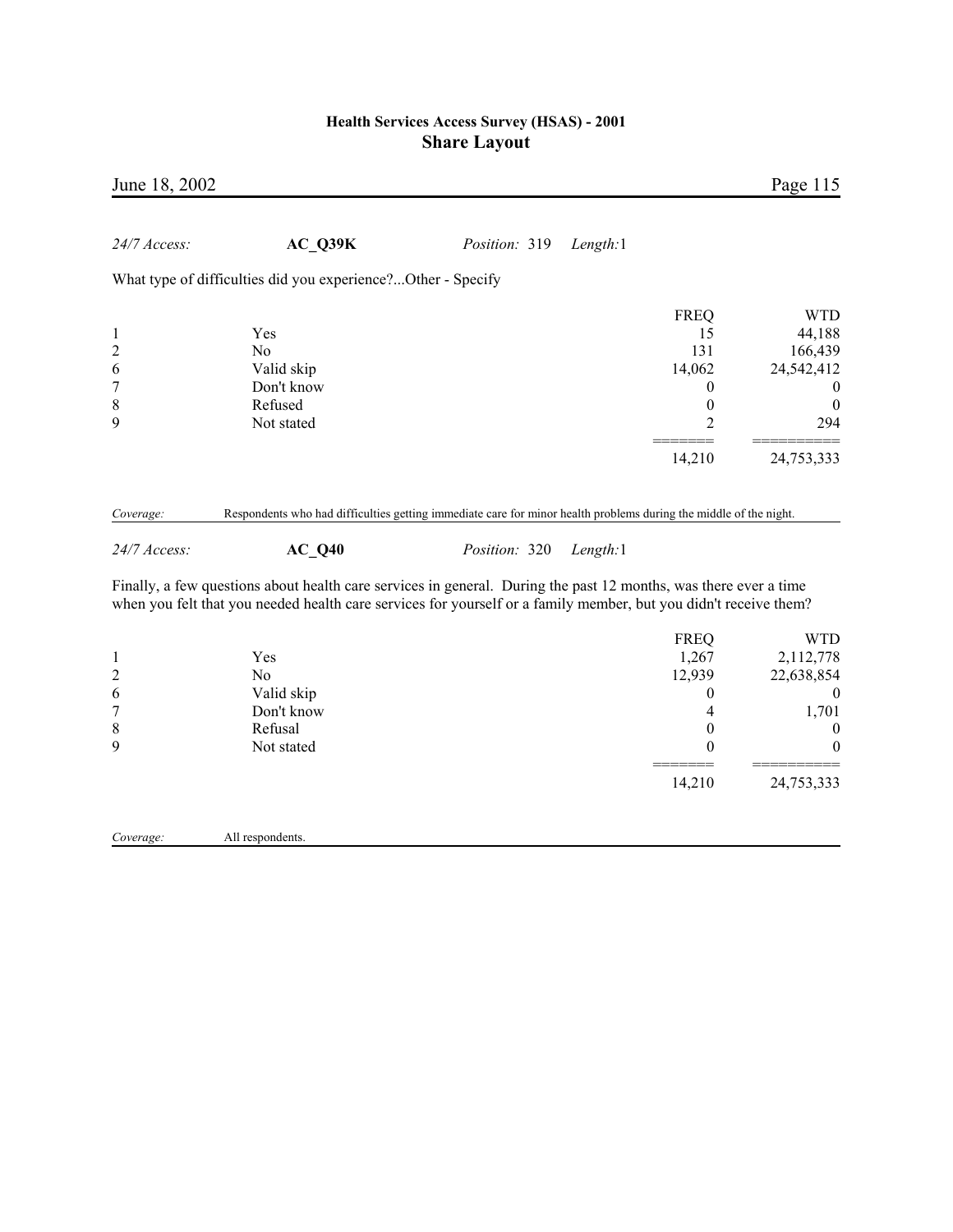*24/7 Access:* **AC_Q39K** *Position:* 319 *Length:*1

What type of difficulties did you experience?...Other - Specify

| | | FREQ | WTD |
|---|---|---|---|
| 1 | Yes | 15 | 44,188 |
| 2 | No | 131 | 166,439 |
| 6 | Valid skip | 14,062 | 24,542,412 |
| 7 | Don't know | 0 | 0 |
| 8 | Refused | 0 | 0 |
| 9 | Not stated | 2 | 294 |
| | | 14,210 | 24,753,333 |

*Coverage:* Respondents who had difficulties getting immediate care for minor health problems during the middle of the night.

*24/7 Access:* **AC_Q40** *Position:* 320 *Length:*1

Finally, a few questions about health care services in general. During the past 12 months, was there ever a time when you felt that you needed health care services for yourself or a family member, but you didn't receive them?

| | | FREQ | WTD |
|---|---|---|---|
| 1 | Yes | 1,267 | 2,112,778 |
| 2 | No | 12,939 | 22,638,854 |
| 6 | Valid skip | 0 | 0 |
| 7 | Don't know | 4 | 1,701 |
| 8 | Refusal | 0 | 0 |
| 9 | Not stated | 0 | 0 |
| | | 14,210 | 24,753,333 |

*Coverage:* All respondents.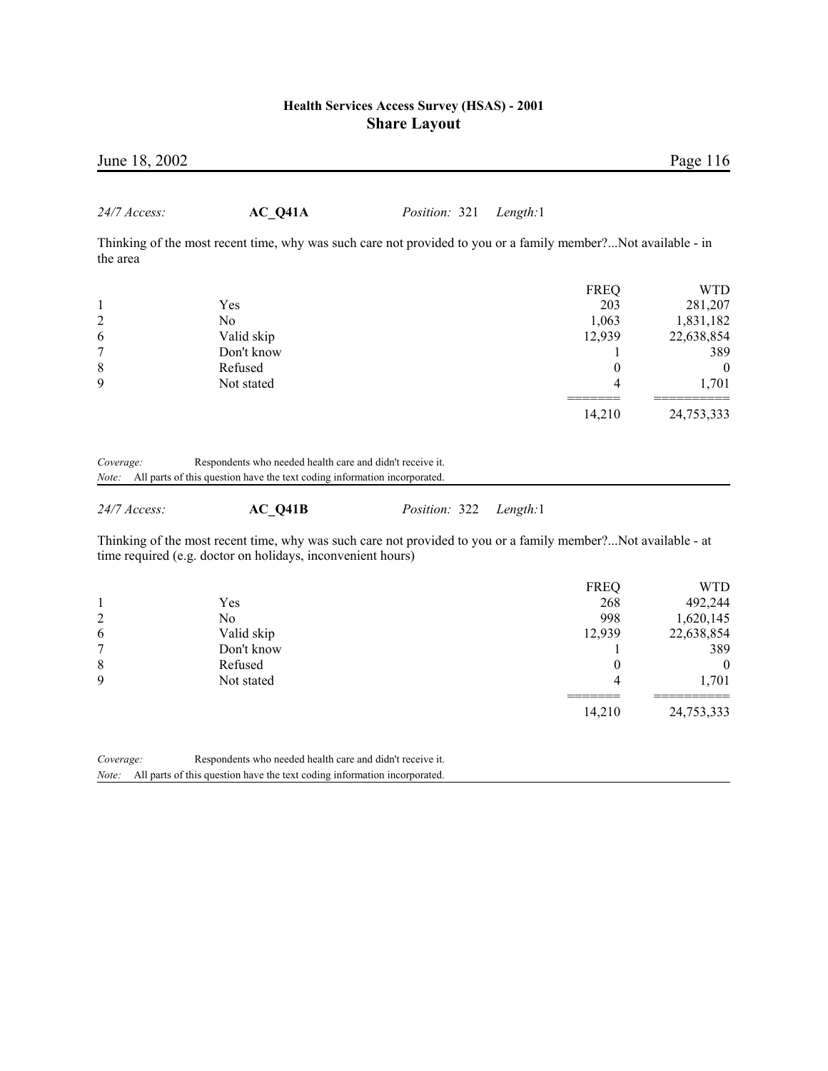*24/7 Access:* **AC_Q41A** *Position:* 321 *Length:*1

Thinking of the most recent time, why was such care not provided to you or a family member?...Not available - in the area

| | | FREQ | WTD |
|---|---|---|---|
| 1 | Yes | 203 | 281,207 |
| 2 | No | 1,063 | 1,831,182 |
| 6 | Valid skip | 12,939 | 22,638,854 |
| 7 | Don't know | 1 | 389 |
| 8 | Refused | 0 | 0 |
| 9 | Not stated | 4 | 1,701 |
| | | 14,210 | 24,753,333 |

*Coverage:* Respondents who needed health care and didn't receive it.
*Note:* All parts of this question have the text coding information incorporated.

*24/7 Access:* **AC_Q41B** *Position:* 322 *Length:*1

Thinking of the most recent time, why was such care not provided to you or a family member?...Not available - at time required (e.g. doctor on holidays, inconvenient hours)

| | | FREQ | WTD |
|---|---|---|---|
| 1 | Yes | 268 | 492,244 |
| 2 | No | 998 | 1,620,145 |
| 6 | Valid skip | 12,939 | 22,638,854 |
| 7 | Don't know | 1 | 389 |
| 8 | Refused | 0 | 0 |
| 9 | Not stated | 4 | 1,701 |
| | | 14,210 | 24,753,333 |

*Coverage:* Respondents who needed health care and didn't receive it.
*Note:* All parts of this question have the text coding information incorporated.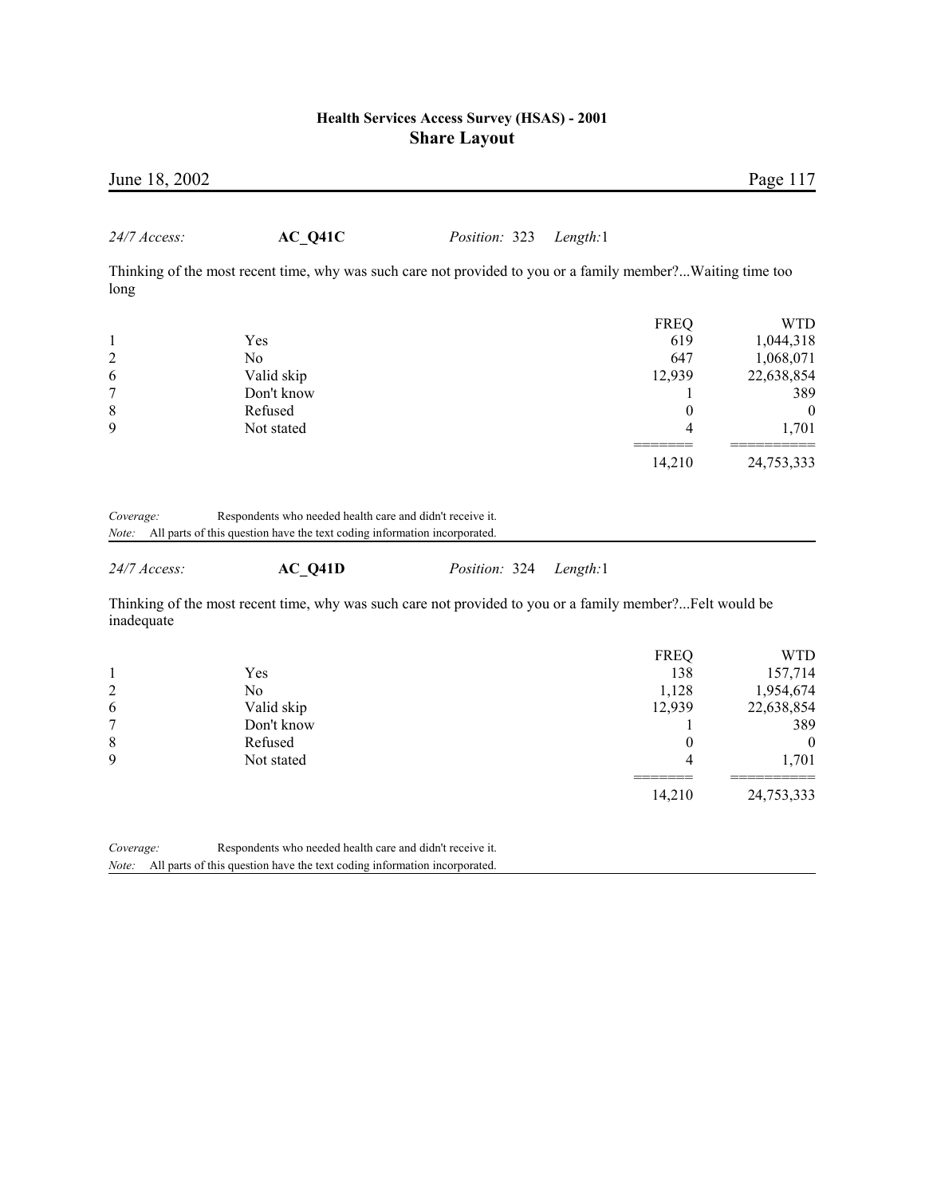*24/7 Access:* **AC_Q41C** *Position:* 323 *Length:*1

Thinking of the most recent time, why was such care not provided to you or a family member?...Waiting time too long

| | | FREQ | WTD |
|---|---|---|---|
| 1 | Yes | 619 | 1,044,318 |
| 2 | No | 647 | 1,068,071 |
| 6 | Valid skip | 12,939 | 22,638,854 |
| 7 | Don't know | 1 | 389 |
| 8 | Refused | 0 | 0 |
| 9 | Not stated | 4 | 1,701 |
| | | ======= | ========== |
| | | 14,210 | 24,753,333 |

*Coverage:* Respondents who needed health care and didn't receive it.
*Note:* All parts of this question have the text coding information incorporated.

*24/7 Access:* **AC_Q41D** *Position:* 324 *Length:*1

Thinking of the most recent time, why was such care not provided to you or a family member?...Felt would be inadequate

| | | FREQ | WTD |
|---|---|---|---|
| 1 | Yes | 138 | 157,714 |
| 2 | No | 1,128 | 1,954,674 |
| 6 | Valid skip | 12,939 | 22,638,854 |
| 7 | Don't know | 1 | 389 |
| 8 | Refused | 0 | 0 |
| 9 | Not stated | 4 | 1,701 |
| | | ======= | ========== |
| | | 14,210 | 24,753,333 |

*Coverage:* Respondents who needed health care and didn't receive it.
*Note:* All parts of this question have the text coding information incorporated.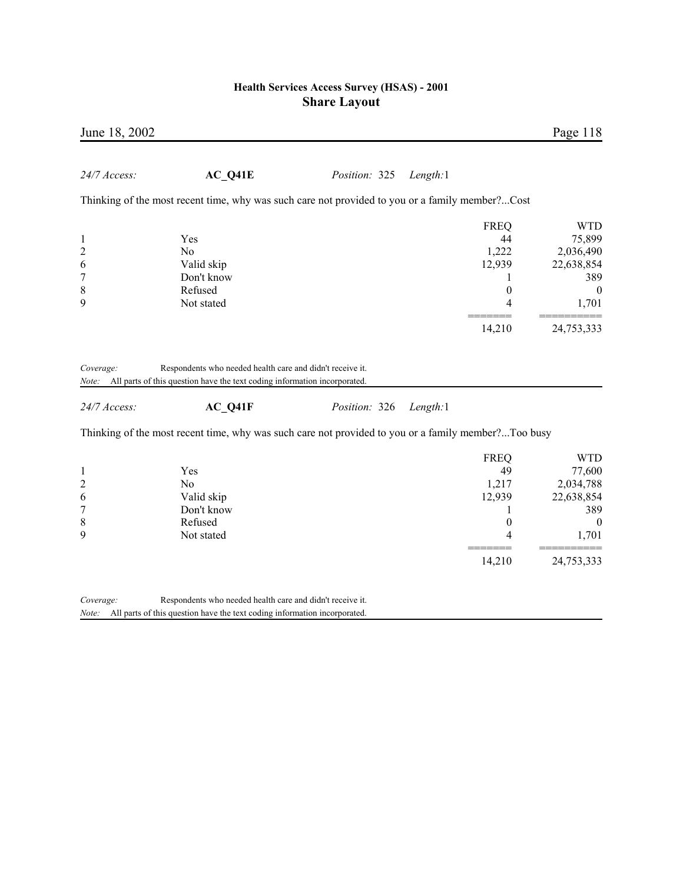*24/7 Access:* **AC_Q41E** *Position:* 325 *Length:*1

Thinking of the most recent time, why was such care not provided to you or a family member?...Cost

| | | FREQ | WTD |
|---|---|---|---|
| 1 | Yes | 44 | 75,899 |
| 2 | No | 1,222 | 2,036,490 |
| 6 | Valid skip | 12,939 | 22,638,854 |
| 7 | Don't know | 1 | 389 |
| 8 | Refused | 0 | 0 |
| 9 | Not stated | 4 | 1,701 |
| | | 14,210 | 24,753,333 |

*Coverage:* Respondents who needed health care and didn't receive it.
*Note:* All parts of this question have the text coding information incorporated.

*24/7 Access:* **AC_Q41F** *Position:* 326 *Length:*1

Thinking of the most recent time, why was such care not provided to you or a family member?...Too busy

| | | FREQ | WTD |
|---|---|---|---|
| 1 | Yes | 49 | 77,600 |
| 2 | No | 1,217 | 2,034,788 |
| 6 | Valid skip | 12,939 | 22,638,854 |
| 7 | Don't know | 1 | 389 |
| 8 | Refused | 0 | 0 |
| 9 | Not stated | 4 | 1,701 |
| | | 14,210 | 24,753,333 |

*Coverage:* Respondents who needed health care and didn't receive it.
*Note:* All parts of this question have the text coding information incorporated.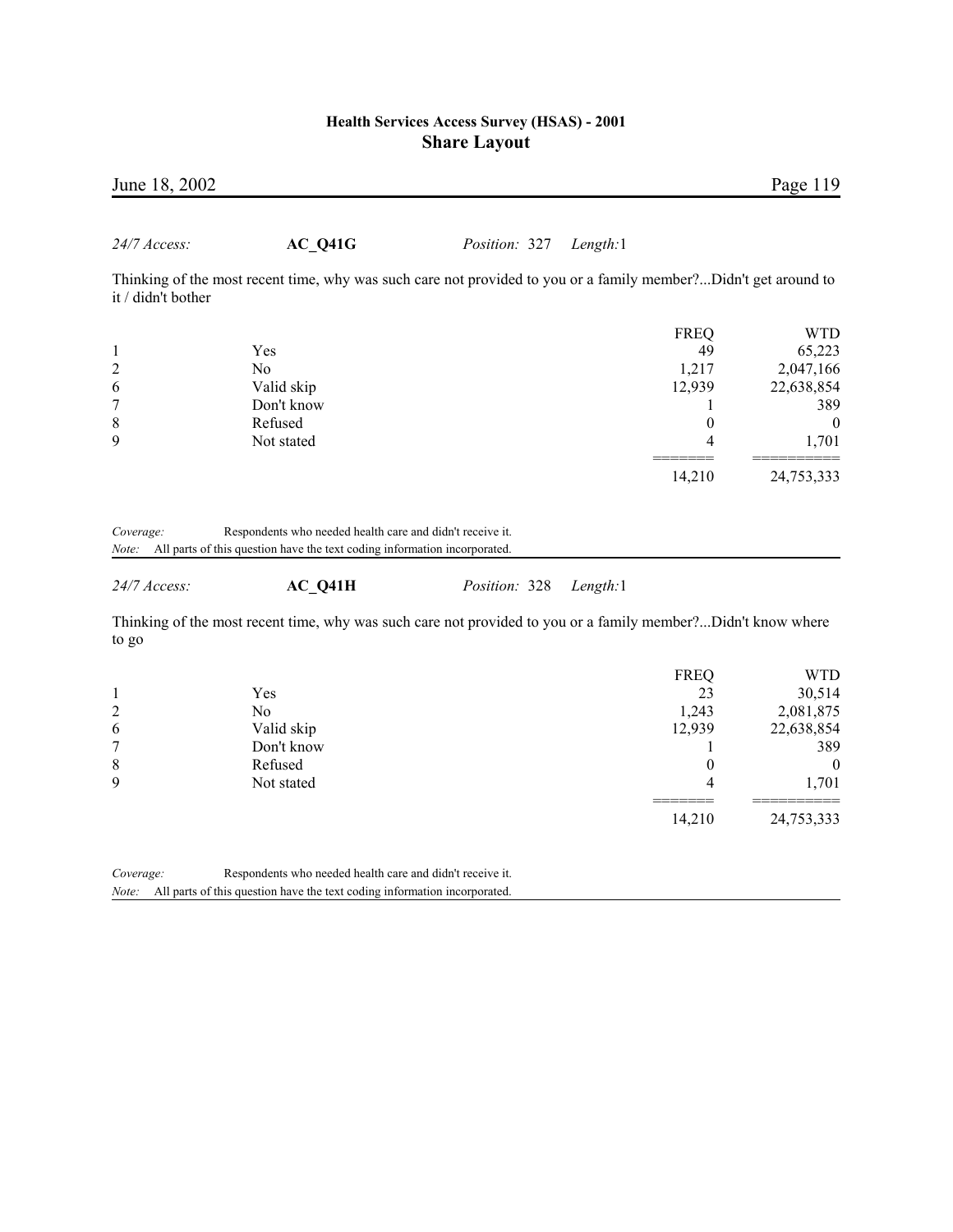*24/7 Access:* **AC_Q41G** *Position:* 327 *Length:*1

Thinking of the most recent time, why was such care not provided to you or a family member?...Didn't get around to it / didn't bother

| | | FREQ | WTD |
|---|---|---|---|
| 1 | Yes | 49 | 65,223 |
| 2 | No | 1,217 | 2,047,166 |
| 6 | Valid skip | 12,939 | 22,638,854 |
| 7 | Don't know | 1 | 389 |
| 8 | Refused | 0 | 0 |
| 9 | Not stated | 4 | 1,701 |
| | | ======= | ========== |
| | | 14,210 | 24,753,333 |

*Coverage:* Respondents who needed health care and didn't receive it.
*Note:* All parts of this question have the text coding information incorporated.

*24/7 Access:* **AC_Q41H** *Position:* 328 *Length:*1

Thinking of the most recent time, why was such care not provided to you or a family member?...Didn't know where to go

| | | FREQ | WTD |
|---|---|---|---|
| 1 | Yes | 23 | 30,514 |
| 2 | No | 1,243 | 2,081,875 |
| 6 | Valid skip | 12,939 | 22,638,854 |
| 7 | Don't know | 1 | 389 |
| 8 | Refused | 0 | 0 |
| 9 | Not stated | 4 | 1,701 |
| | | ======= | ========== |
| | | 14,210 | 24,753,333 |

*Coverage:* Respondents who needed health care and didn't receive it.
*Note:* All parts of this question have the text coding information incorporated.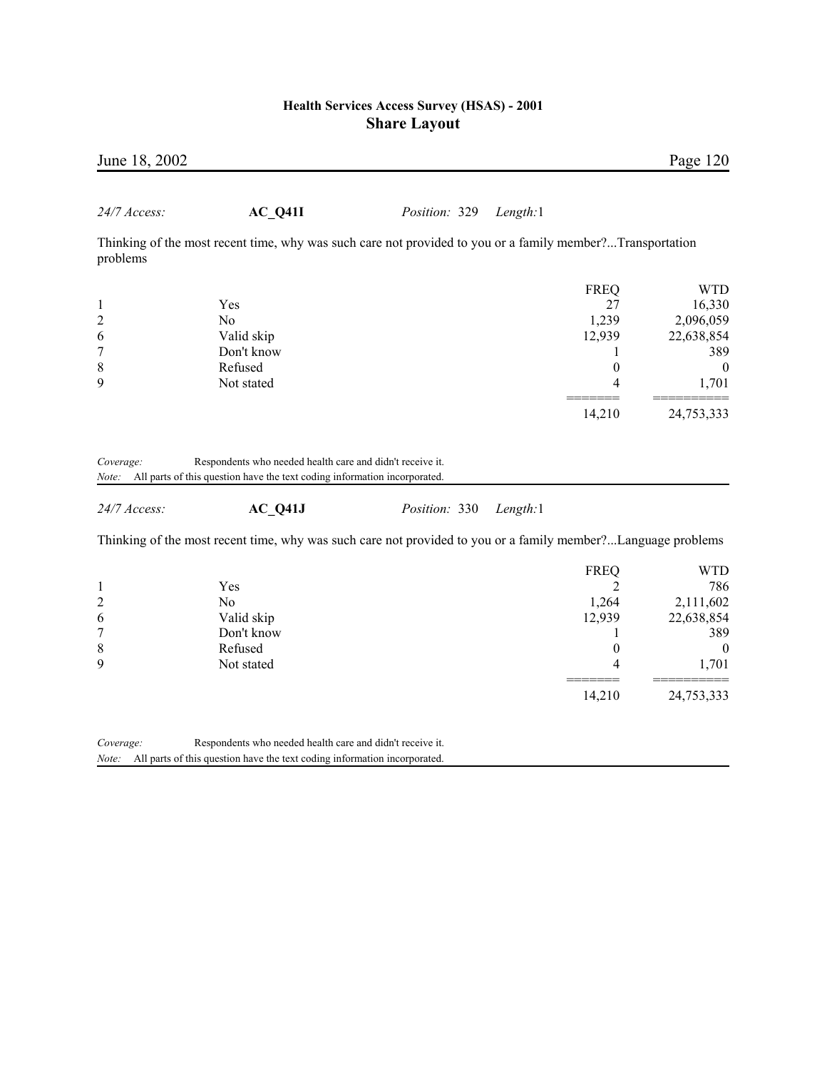*24/7 Access:* **AC_Q41I** *Position:* 329 *Length:*1

Thinking of the most recent time, why was such care not provided to you or a family member?...Transportation problems

| | | FREQ | WTD |
|---|---|---|---|
| 1 | Yes | 27 | 16,330 |
| 2 | No | 1,239 | 2,096,059 |
| 6 | Valid skip | 12,939 | 22,638,854 |
| 7 | Don't know | 1 | 389 |
| 8 | Refused | 0 | 0 |
| 9 | Not stated | 4 | 1,701 |
| | | ======= | ========== |
| | | 14,210 | 24,753,333 |

*Coverage:* Respondents who needed health care and didn't receive it.
*Note:* All parts of this question have the text coding information incorporated.

*24/7 Access:* **AC_Q41J** *Position:* 330 *Length:*1

Thinking of the most recent time, why was such care not provided to you or a family member?...Language problems

| | | FREQ | WTD |
|---|---|---|---|
| 1 | Yes | 2 | 786 |
| 2 | No | 1,264 | 2,111,602 |
| 6 | Valid skip | 12,939 | 22,638,854 |
| 7 | Don't know | 1 | 389 |
| 8 | Refused | 0 | 0 |
| 9 | Not stated | 4 | 1,701 |
| | | ======= | ========== |
| | | 14,210 | 24,753,333 |

*Coverage:* Respondents who needed health care and didn't receive it.
*Note:* All parts of this question have the text coding information incorporated.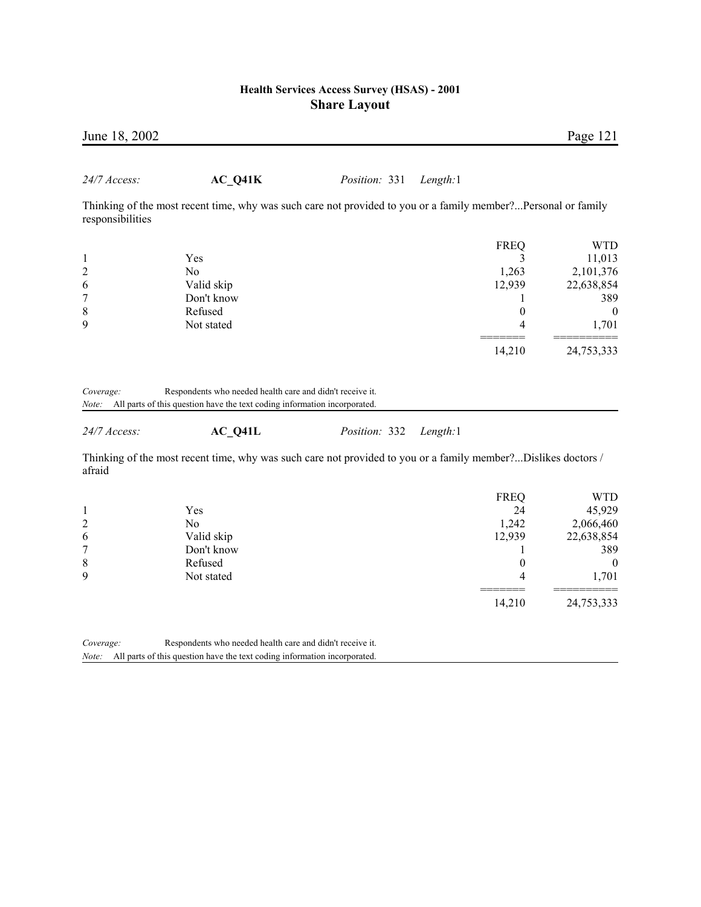*24/7 Access:* **AC_Q41K** *Position:* 331 *Length:*1

Thinking of the most recent time, why was such care not provided to you or a family member?...Personal or family responsibilities

| | | FREQ | WTD |
|---|---|---|---|
| 1 | Yes | 3 | 11,013 |
| 2 | No | 1,263 | 2,101,376 |
| 6 | Valid skip | 12,939 | 22,638,854 |
| 7 | Don't know | 1 | 389 |
| 8 | Refused | 0 | 0 |
| 9 | Not stated | 4 | 1,701 |
| | | 14,210 | 24,753,333 |

*Coverage:* Respondents who needed health care and didn't receive it.
*Note:* All parts of this question have the text coding information incorporated.

*24/7 Access:* **AC_Q41L** *Position:* 332 *Length:*1

Thinking of the most recent time, why was such care not provided to you or a family member?...Dislikes doctors / afraid

| | | FREQ | WTD |
|---|---|---|---|
| 1 | Yes | 24 | 45,929 |
| 2 | No | 1,242 | 2,066,460 |
| 6 | Valid skip | 12,939 | 22,638,854 |
| 7 | Don't know | 1 | 389 |
| 8 | Refused | 0 | 0 |
| 9 | Not stated | 4 | 1,701 |
| | | 14,210 | 24,753,333 |

*Coverage:* Respondents who needed health care and didn't receive it.
*Note:* All parts of this question have the text coding information incorporated.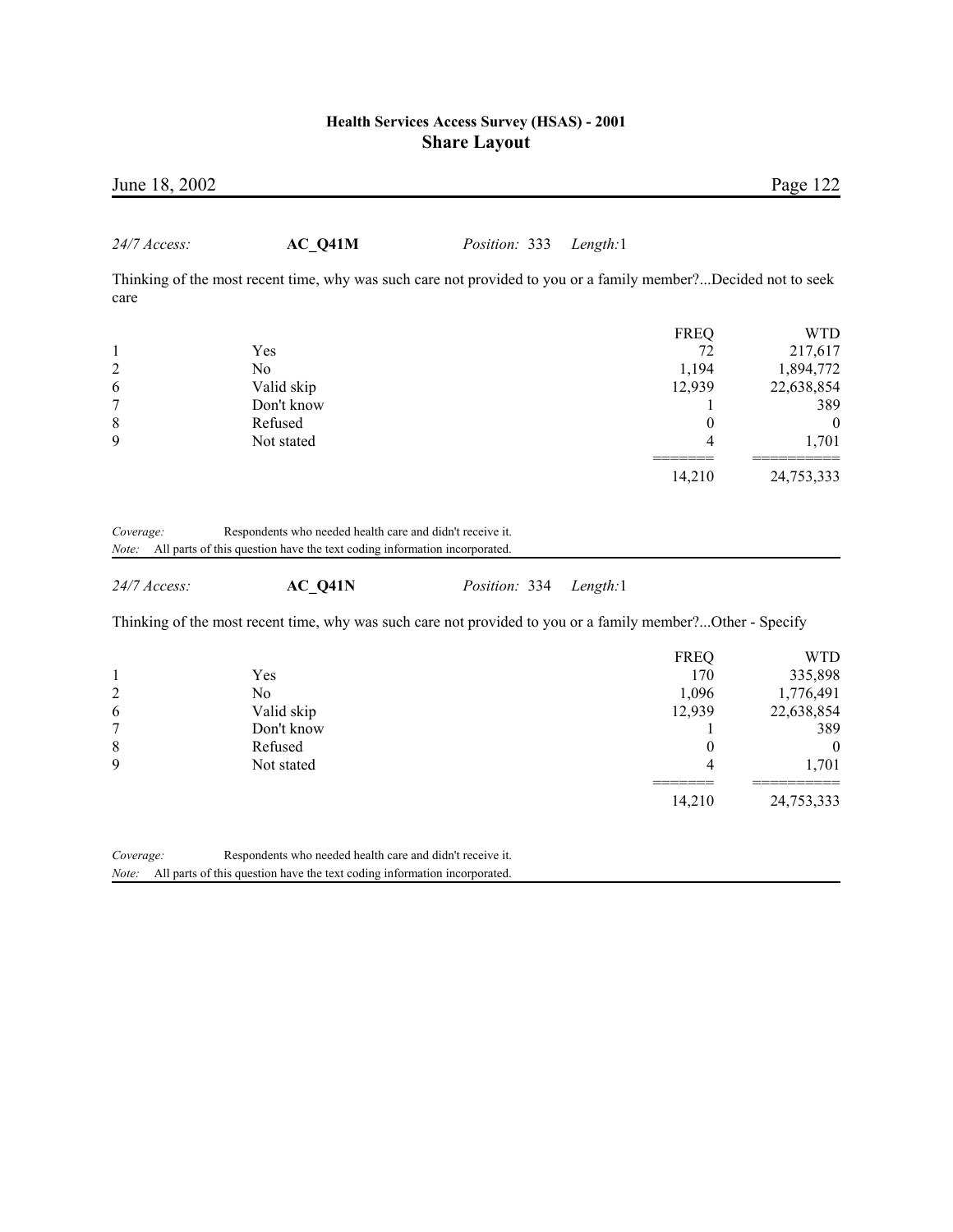*24/7 Access:* **AC_Q41M** *Position:* 333 *Length:*1

Thinking of the most recent time, why was such care not provided to you or a family member?...Decided not to seek care

| | | FREQ | WTD |
|---|---|---|---|
| 1 | Yes | 72 | 217,617 |
| 2 | No | 1,194 | 1,894,772 |
| 6 | Valid skip | 12,939 | 22,638,854 |
| 7 | Don't know | 1 | 389 |
| 8 | Refused | 0 | 0 |
| 9 | Not stated | 4 | 1,701 |
| | | ======= | ========== |
| | | 14,210 | 24,753,333 |

*Coverage:* Respondents who needed health care and didn't receive it.
*Note:* All parts of this question have the text coding information incorporated.

*24/7 Access:* **AC_Q41N** *Position:* 334 *Length:*1

Thinking of the most recent time, why was such care not provided to you or a family member?...Other - Specify

| | | FREQ | WTD |
|---|---|---|---|
| 1 | Yes | 170 | 335,898 |
| 2 | No | 1,096 | 1,776,491 |
| 6 | Valid skip | 12,939 | 22,638,854 |
| 7 | Don't know | 1 | 389 |
| 8 | Refused | 0 | 0 |
| 9 | Not stated | 4 | 1,701 |
| | | ======= | ========== |
| | | 14,210 | 24,753,333 |

*Coverage:* Respondents who needed health care and didn't receive it.
*Note:* All parts of this question have the text coding information incorporated.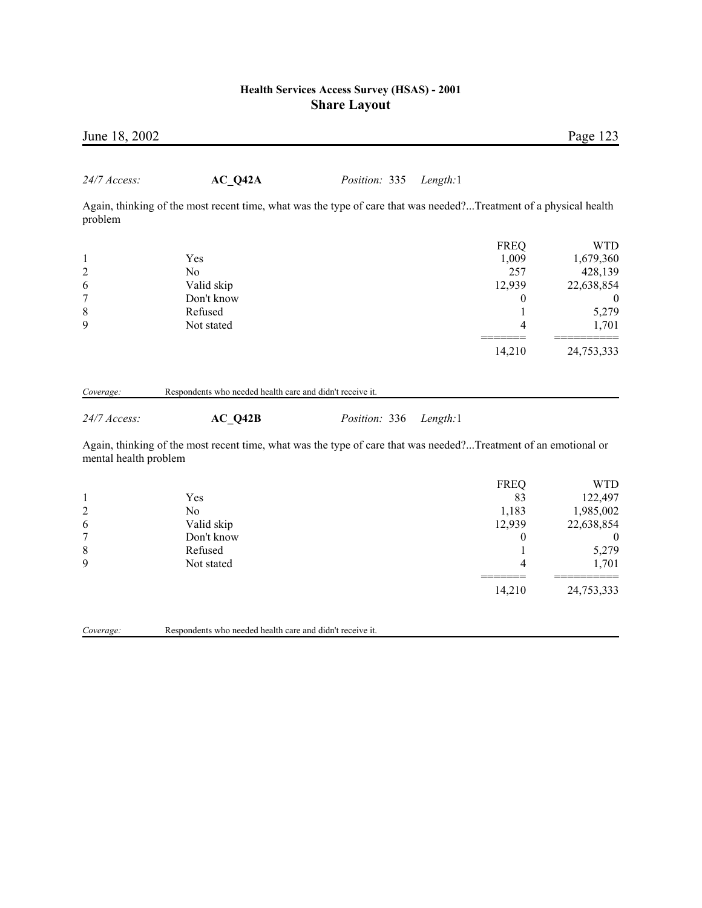*24/7 Access:* **AC_Q42A** *Position:* 335 *Length:*1

Again, thinking of the most recent time, what was the type of care that was needed?...Treatment of a physical health problem

| | | FREQ | WTD |
|---|---|---|---|
| 1 | Yes | 1,009 | 1,679,360 |
| 2 | No | 257 | 428,139 |
| 6 | Valid skip | 12,939 | 22,638,854 |
| 7 | Don't know | 0 | 0 |
| 8 | Refused | 1 | 5,279 |
| 9 | Not stated | 4 | 1,701 |
| | | ======= | ========== |
| | | 14,210 | 24,753,333 |

*Coverage:* Respondents who needed health care and didn't receive it.

*24/7 Access:* **AC_Q42B** *Position:* 336 *Length:*1

Again, thinking of the most recent time, what was the type of care that was needed?...Treatment of an emotional or mental health problem

| | | FREQ | WTD |
|---|---|---|---|
| 1 | Yes | 83 | 122,497 |
| 2 | No | 1,183 | 1,985,002 |
| 6 | Valid skip | 12,939 | 22,638,854 |
| 7 | Don't know | 0 | 0 |
| 8 | Refused | 1 | 5,279 |
| 9 | Not stated | 4 | 1,701 |
| | | ======= | ========== |
| | | 14,210 | 24,753,333 |

*Coverage:* Respondents who needed health care and didn't receive it.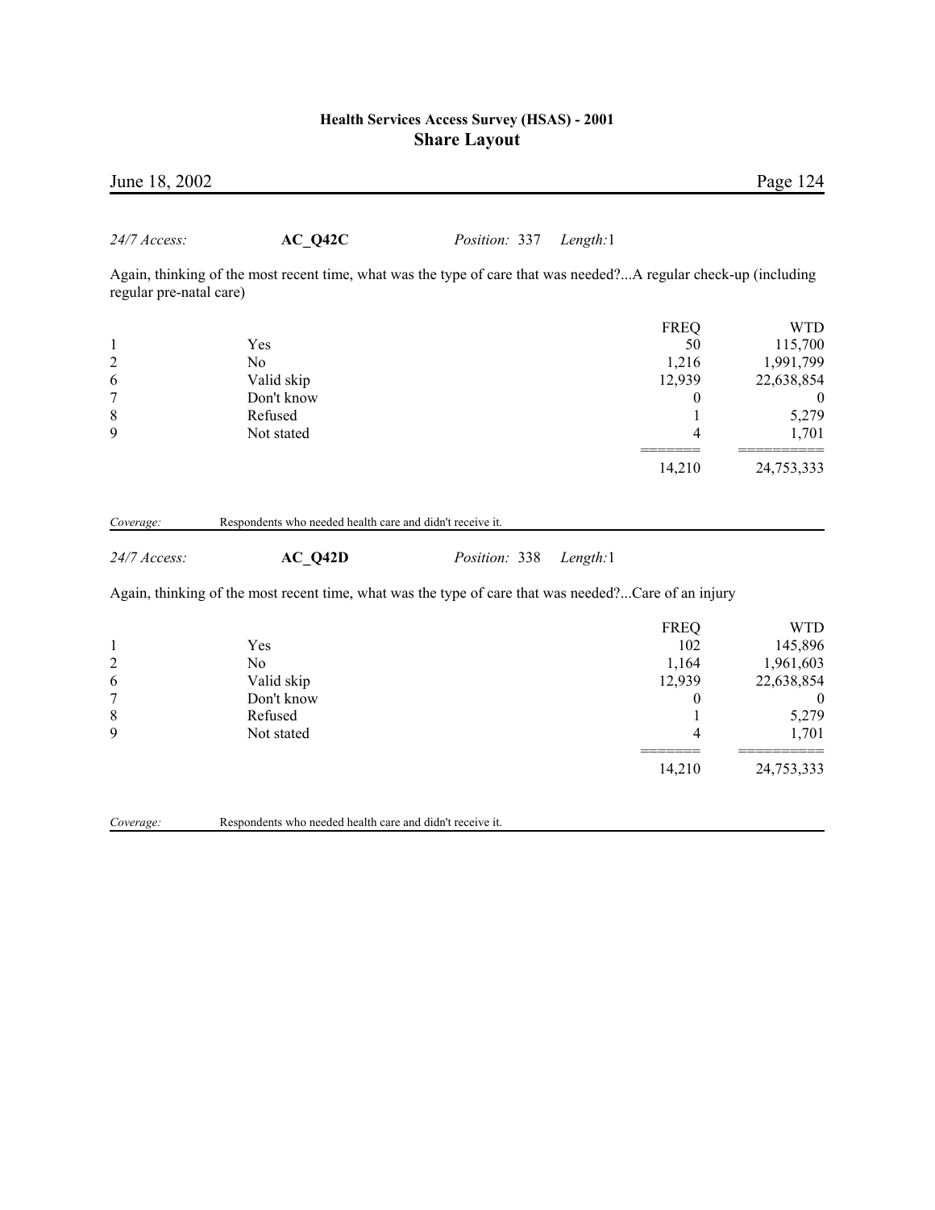*24/7 Access:* **AC_Q42C** *Position:* 337 *Length:*1

Again, thinking of the most recent time, what was the type of care that was needed?...A regular check-up (including regular pre-natal care)

| | | FREQ | WTD |
|---|---|---|---|
| 1 | Yes | 50 | 115,700 |
| 2 | No | 1,216 | 1,991,799 |
| 6 | Valid skip | 12,939 | 22,638,854 |
| 7 | Don't know | 0 | 0 |
| 8 | Refused | 1 | 5,279 |
| 9 | Not stated | 4 | 1,701 |
| | | 14,210 | 24,753,333 |

*Coverage:* Respondents who needed health care and didn't receive it.

*24/7 Access:* **AC_Q42D** *Position:* 338 *Length:*1

Again, thinking of the most recent time, what was the type of care that was needed?...Care of an injury

| | | FREQ | WTD |
|---|---|---|---|
| 1 | Yes | 102 | 145,896 |
| 2 | No | 1,164 | 1,961,603 |
| 6 | Valid skip | 12,939 | 22,638,854 |
| 7 | Don't know | 0 | 0 |
| 8 | Refused | 1 | 5,279 |
| 9 | Not stated | 4 | 1,701 |
| | | 14,210 | 24,753,333 |

*Coverage:* Respondents who needed health care and didn't receive it.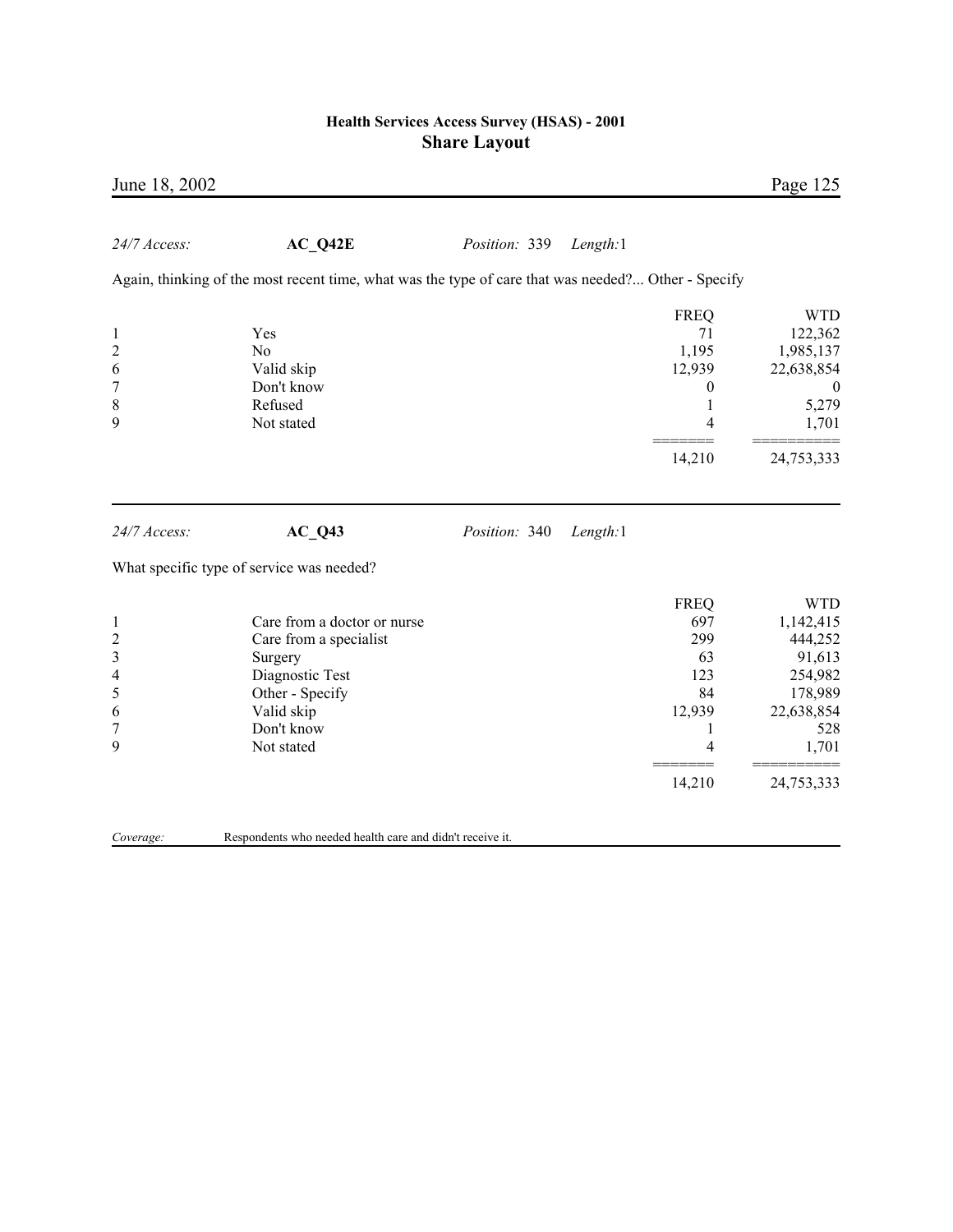*24/7 Access:* **AC_Q42E** *Position:* 339 *Length:*1

Again, thinking of the most recent time, what was the type of care that was needed?... Other - Specify

| | | FREQ | WTD |
|---|---|---|---|
| 1 | Yes | 71 | 122,362 |
| 2 | No | 1,195 | 1,985,137 |
| 6 | Valid skip | 12,939 | 22,638,854 |
| 7 | Don't know | 0 | 0 |
| 8 | Refused | 1 | 5,279 |
| 9 | Not stated | 4 | 1,701 |
| | | 14,210 | 24,753,333 |

---

*24/7 Access:* **AC_Q43** *Position:* 340 *Length:*1

What specific type of service was needed?

| | | FREQ | WTD |
|---|---|---|---|
| 1 | Care from a doctor or nurse | 697 | 1,142,415 |
| 2 | Care from a specialist | 299 | 444,252 |
| 3 | Surgery | 63 | 91,613 |
| 4 | Diagnostic Test | 123 | 254,982 |
| 5 | Other - Specify | 84 | 178,989 |
| 6 | Valid skip | 12,939 | 22,638,854 |
| 7 | Don't know | 1 | 528 |
| 9 | Not stated | 4 | 1,701 |
| | | 14,210 | 24,753,333 |

*Coverage:* Respondents who needed health care and didn't receive it.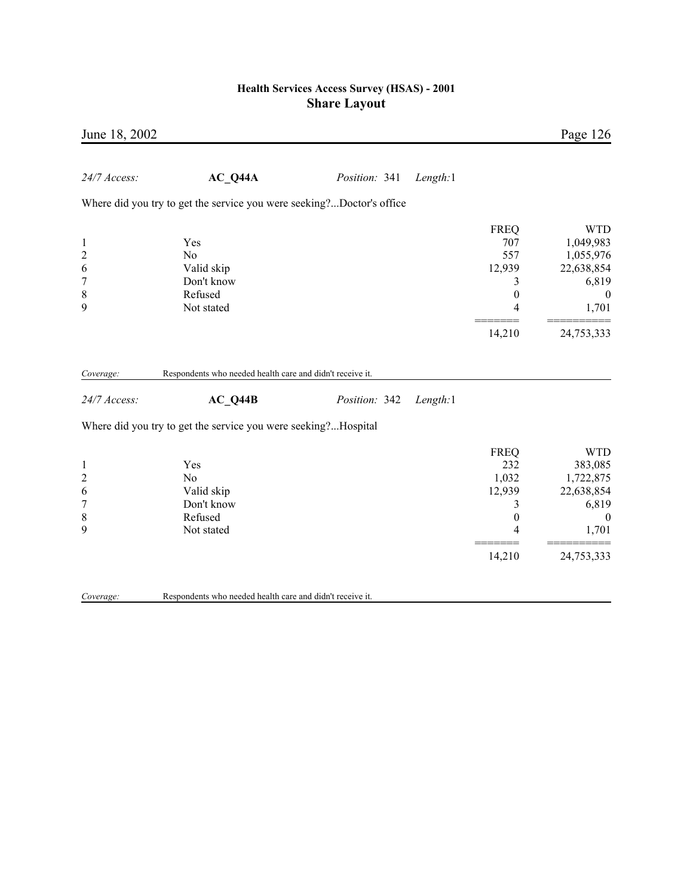24/7 Access: **AC_Q44A** *Position:* 341 *Length:*1

Where did you try to get the service you were seeking?...Doctor's office

| | | FREQ | WTD |
|---|---|---|---|
| 1 | Yes | 707 | 1,049,983 |
| 2 | No | 557 | 1,055,976 |
| 6 | Valid skip | 12,939 | 22,638,854 |
| 7 | Don't know | 3 | 6,819 |
| 8 | Refused | 0 | 0 |
| 9 | Not stated | 4 | 1,701 |
| | | 14,210 | 24,753,333 |

*Coverage:* Respondents who needed health care and didn't receive it.

24/7 Access: **AC_Q44B** *Position:* 342 *Length:*1

Where did you try to get the service you were seeking?...Hospital

| | | FREQ | WTD |
|---|---|---|---|
| 1 | Yes | 232 | 383,085 |
| 2 | No | 1,032 | 1,722,875 |
| 6 | Valid skip | 12,939 | 22,638,854 |
| 7 | Don't know | 3 | 6,819 |
| 8 | Refused | 0 | 0 |
| 9 | Not stated | 4 | 1,701 |
| | | 14,210 | 24,753,333 |

*Coverage:* Respondents who needed health care and didn't receive it.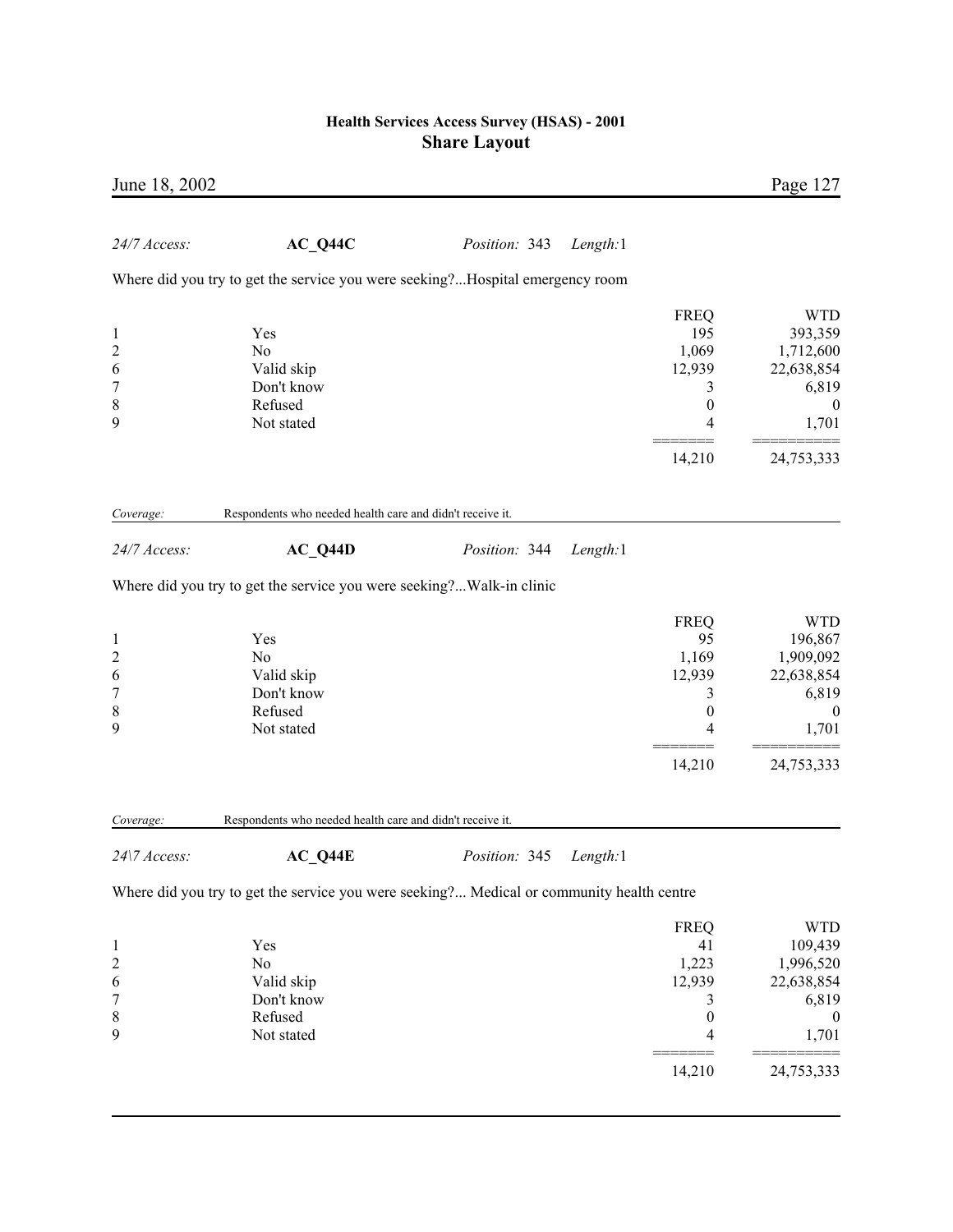*24/7 Access:* **AC_Q44C** *Position:* 343 *Length:*1

Where did you try to get the service you were seeking?...Hospital emergency room

| | | FREQ | WTD |
|---|---|---|---|
| 1 | Yes | 195 | 393,359 |
| 2 | No | 1,069 | 1,712,600 |
| 6 | Valid skip | 12,939 | 22,638,854 |
| 7 | Don't know | 3 | 6,819 |
| 8 | Refused | 0 | 0 |
| 9 | Not stated | 4 | 1,701 |
| | | 14,210 | 24,753,333 |

*Coverage:* Respondents who needed health care and didn't receive it.

*24/7 Access:* **AC_Q44D** *Position:* 344 *Length:*1

Where did you try to get the service you were seeking?...Walk-in clinic

| | | FREQ | WTD |
|---|---|---|---|
| 1 | Yes | 95 | 196,867 |
| 2 | No | 1,169 | 1,909,092 |
| 6 | Valid skip | 12,939 | 22,638,854 |
| 7 | Don't know | 3 | 6,819 |
| 8 | Refused | 0 | 0 |
| 9 | Not stated | 4 | 1,701 |
| | | 14,210 | 24,753,333 |

*Coverage:* Respondents who needed health care and didn't receive it.

*24\7 Access:* **AC_Q44E** *Position:* 345 *Length:*1

Where did you try to get the service you were seeking?... Medical or community health centre

| | | FREQ | WTD |
|---|---|---|---|
| 1 | Yes | 41 | 109,439 |
| 2 | No | 1,223 | 1,996,520 |
| 6 | Valid skip | 12,939 | 22,638,854 |
| 7 | Don't know | 3 | 6,819 |
| 8 | Refused | 0 | 0 |
| 9 | Not stated | 4 | 1,701 |
| | | 14,210 | 24,753,333 |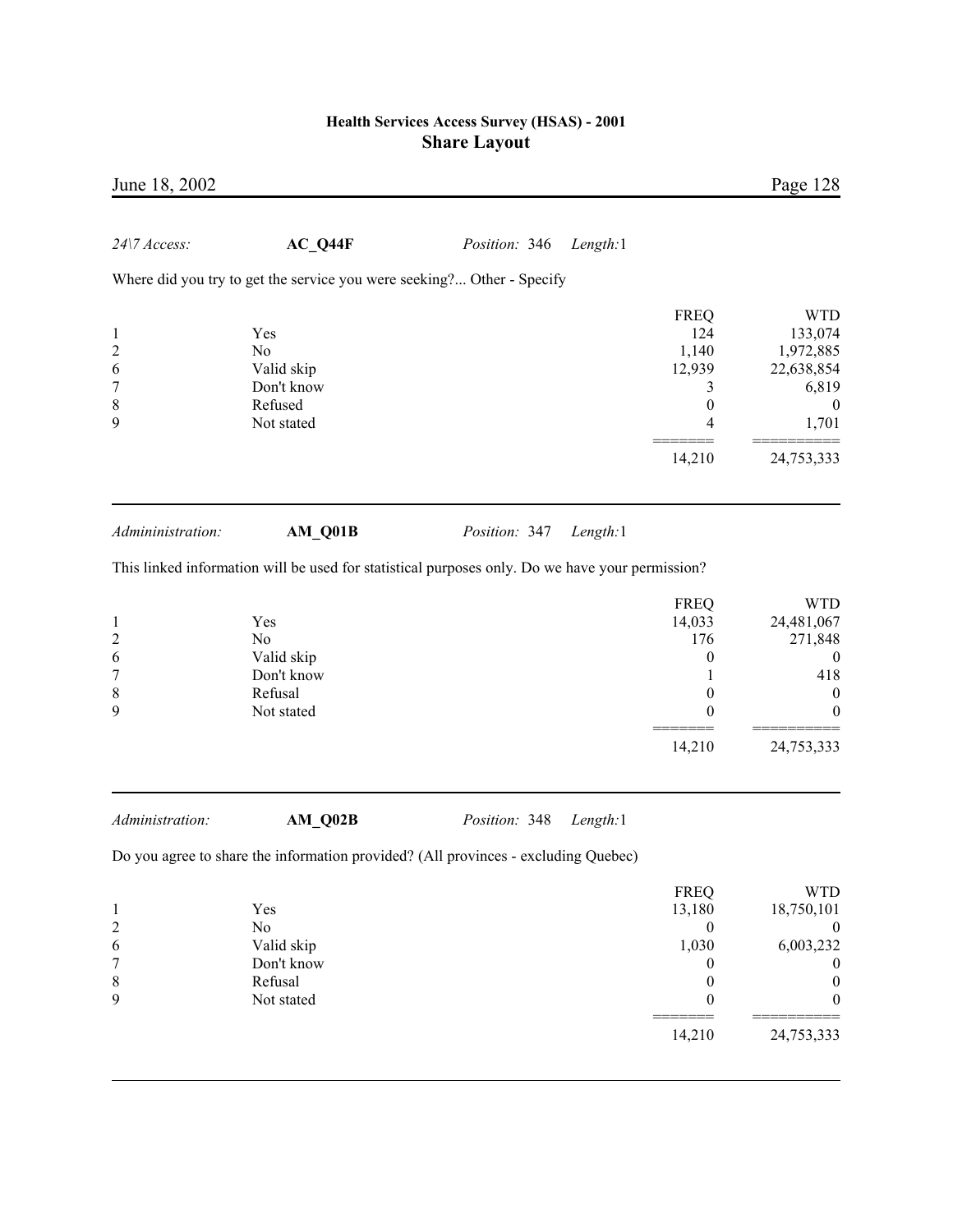*24\7 Access:* **AC_Q44F** *Position:* 346 *Length:*1

Where did you try to get the service you were seeking?... Other - Specify

| | | FREQ | WTD |
|---|---|---|---|
| 1 | Yes | 124 | 133,074 |
| 2 | No | 1,140 | 1,972,885 |
| 6 | Valid skip | 12,939 | 22,638,854 |
| 7 | Don't know | 3 | 6,819 |
| 8 | Refused | 0 | 0 |
| 9 | Not stated | 4 | 1,701 |
| | | ======= | ========== |
| | | 14,210 | 24,753,333 |

---

*Admininistration:* **AM_Q01B** *Position:* 347 *Length:*1

This linked information will be used for statistical purposes only. Do we have your permission?

| | | FREQ | WTD |
|---|---|---|---|
| 1 | Yes | 14,033 | 24,481,067 |
| 2 | No | 176 | 271,848 |
| 6 | Valid skip | 0 | 0 |
| 7 | Don't know | 1 | 418 |
| 8 | Refusal | 0 | 0 |
| 9 | Not stated | 0 | 0 |
| | | ======= | ========== |
| | | 14,210 | 24,753,333 |

---

*Administration:* **AM_Q02B** *Position:* 348 *Length:*1

Do you agree to share the information provided? (All provinces - excluding Quebec)

| | | FREQ | WTD |
|---|---|---|---|
| 1 | Yes | 13,180 | 18,750,101 |
| 2 | No | 0 | 0 |
| 6 | Valid skip | 1,030 | 6,003,232 |
| 7 | Don't know | 0 | 0 |
| 8 | Refusal | 0 | 0 |
| 9 | Not stated | 0 | 0 |
| | | ======= | ========== |
| | | 14,210 | 24,753,333 |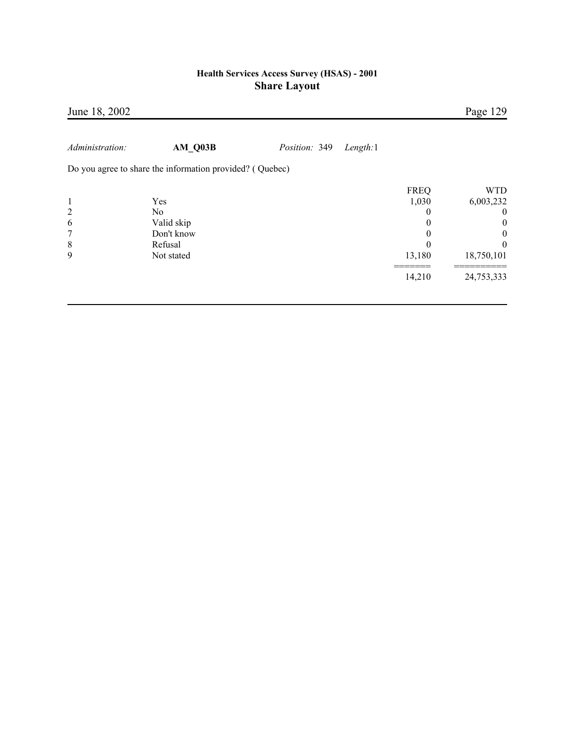*Administration:* **AM_Q03B** *Position:* 349 *Length:*1

Do you agree to share the information provided? ( Quebec)

| | | FREQ | WTD |
|---|---|---|---|
| 1 | Yes | 1,030 | 6,003,232 |
| 2 | No | 0 | 0 |
| 6 | Valid skip | 0 | 0 |
| 7 | Don't know | 0 | 0 |
| 8 | Refusal | 0 | 0 |
| 9 | Not stated | 13,180 | 18,750,101 |
| | | 14,210 | 24,753,333 |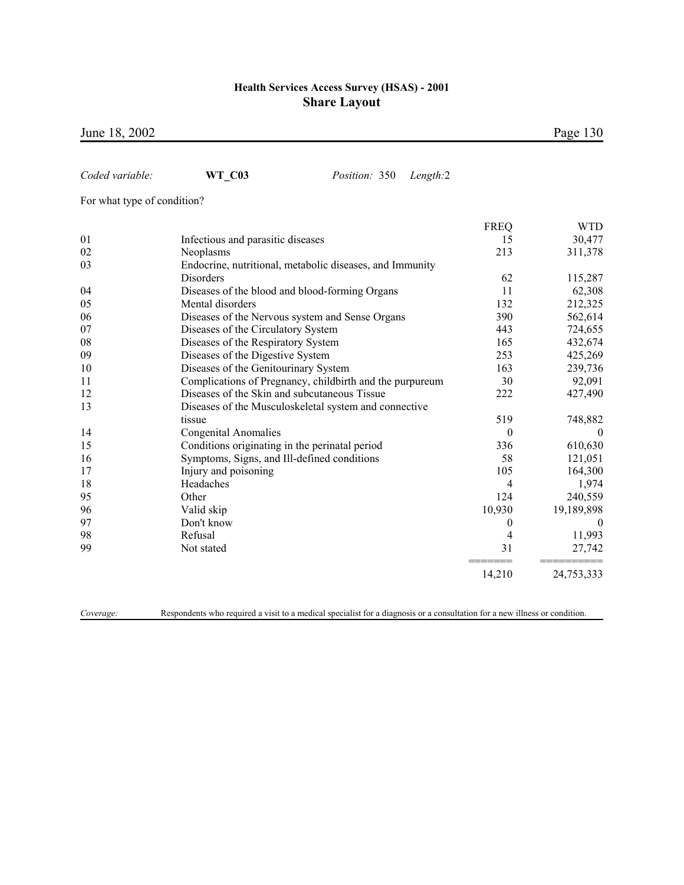*Coded variable:* **WT_C03** *Position:* 350 *Length:*2

For what type of condition?

| Code | Description | FREQ | WTD |
|---|---|---|---|
| 01 | Infectious and parasitic diseases | 15 | 30,477 |
| 02 | Neoplasms | 213 | 311,378 |
| 03 | Endocrine, nutritional, metabolic diseases, and Immunity Disorders | 62 | 115,287 |
| 04 | Diseases of the blood and blood-forming Organs | 11 | 62,308 |
| 05 | Mental disorders | 132 | 212,325 |
| 06 | Diseases of the Nervous system and Sense Organs | 390 | 562,614 |
| 07 | Diseases of the Circulatory System | 443 | 724,655 |
| 08 | Diseases of the Respiratory System | 165 | 432,674 |
| 09 | Diseases of the Digestive System | 253 | 425,269 |
| 10 | Diseases of the Genitourinary System | 163 | 239,736 |
| 11 | Complications of Pregnancy, childbirth and the purpureum | 30 | 92,091 |
| 12 | Diseases of the Skin and subcutaneous Tissue | 222 | 427,490 |
| 13 | Diseases of the Musculoskeletal system and connective tissue | 519 | 748,882 |
| 14 | Congenital Anomalies | 0 | 0 |
| 15 | Conditions originating in the perinatal period | 336 | 610,630 |
| 16 | Symptoms, Signs, and Ill-defined conditions | 58 | 121,051 |
| 17 | Injury and poisoning | 105 | 164,300 |
| 18 | Headaches | 4 | 1,974 |
| 95 | Other | 124 | 240,559 |
| 96 | Valid skip | 10,930 | 19,189,898 |
| 97 | Don't know | 0 | 0 |
| 98 | Refusal | 4 | 11,993 |
| 99 | Not stated | 31 | 27,742 |
| | | 14,210 | 24,753,333 |

*Coverage:* Respondents who required a visit to a medical specialist for a diagnosis or a consultation for a new illness or condition.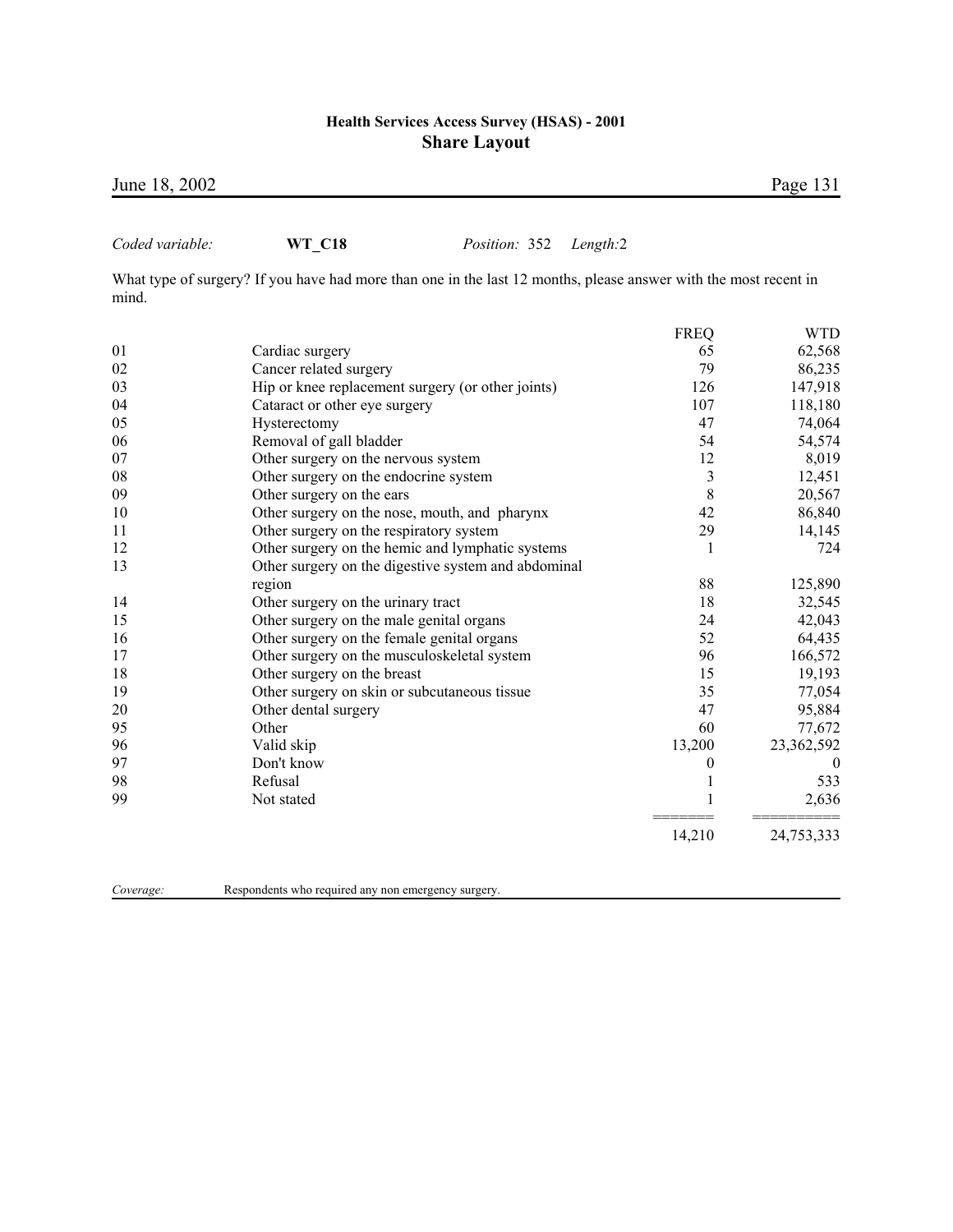*Coded variable:* **WT_C18** *Position:* 352 *Length:*2

What type of surgery? If you have had more than one in the last 12 months, please answer with the most recent in mind.

| | | FREQ | WTD |
|---|---|---|---|
| 01 | Cardiac surgery | 65 | 62,568 |
| 02 | Cancer related surgery | 79 | 86,235 |
| 03 | Hip or knee replacement surgery (or other joints) | 126 | 147,918 |
| 04 | Cataract or other eye surgery | 107 | 118,180 |
| 05 | Hysterectomy | 47 | 74,064 |
| 06 | Removal of gall bladder | 54 | 54,574 |
| 07 | Other surgery on the nervous system | 12 | 8,019 |
| 08 | Other surgery on the endocrine system | 3 | 12,451 |
| 09 | Other surgery on the ears | 8 | 20,567 |
| 10 | Other surgery on the nose, mouth, and pharynx | 42 | 86,840 |
| 11 | Other surgery on the respiratory system | 29 | 14,145 |
| 12 | Other surgery on the hemic and lymphatic systems | 1 | 724 |
| 13 | Other surgery on the digestive system and abdominal region | 88 | 125,890 |
| 14 | Other surgery on the urinary tract | 18 | 32,545 |
| 15 | Other surgery on the male genital organs | 24 | 42,043 |
| 16 | Other surgery on the female genital organs | 52 | 64,435 |
| 17 | Other surgery on the musculoskeletal system | 96 | 166,572 |
| 18 | Other surgery on the breast | 15 | 19,193 |
| 19 | Other surgery on skin or subcutaneous tissue | 35 | 77,054 |
| 20 | Other dental surgery | 47 | 95,884 |
| 95 | Other | 60 | 77,672 |
| 96 | Valid skip | 13,200 | 23,362,592 |
| 97 | Don't know | 0 | 0 |
| 98 | Refusal | 1 | 533 |
| 99 | Not stated | 1 | 2,636 |
| | | 14,210 | 24,753,333 |

*Coverage:* Respondents who required any non emergency surgery.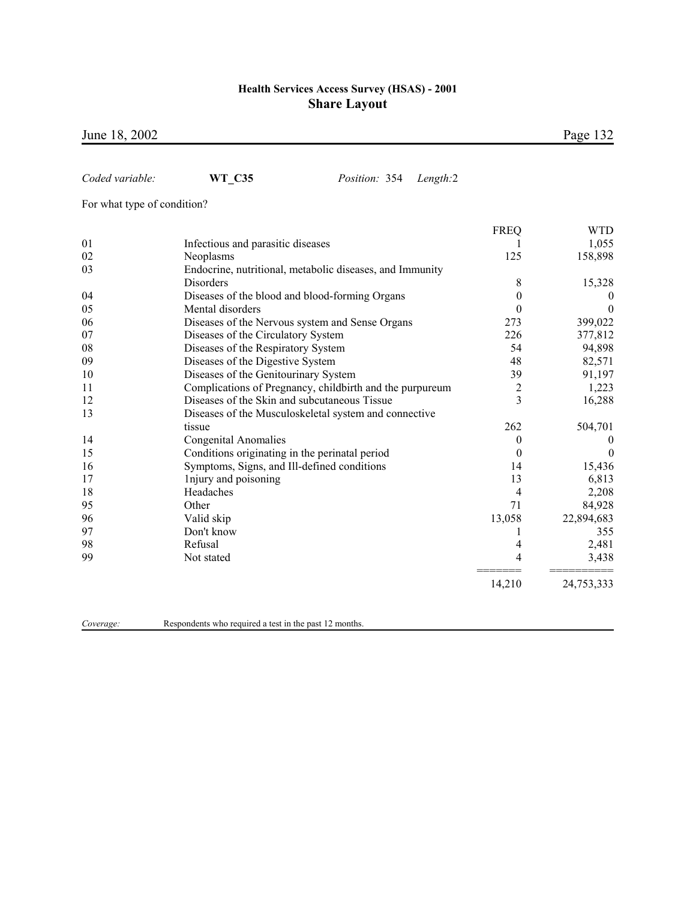*Coded variable:* **WT_C35** *Position:* 354 *Length:*2

For what type of condition?

| Code | Category | FREQ | WTD |
|---|---|---|---|
| 01 | Infectious and parasitic diseases | 1 | 1,055 |
| 02 | Neoplasms | 125 | 158,898 |
| 03 | Endocrine, nutritional, metabolic diseases, and Immunity Disorders | 8 | 15,328 |
| 04 | Diseases of the blood and blood-forming Organs | 0 | 0 |
| 05 | Mental disorders | 0 | 0 |
| 06 | Diseases of the Nervous system and Sense Organs | 273 | 399,022 |
| 07 | Diseases of the Circulatory System | 226 | 377,812 |
| 08 | Diseases of the Respiratory System | 54 | 94,898 |
| 09 | Diseases of the Digestive System | 48 | 82,571 |
| 10 | Diseases of the Genitourinary System | 39 | 91,197 |
| 11 | Complications of Pregnancy, childbirth and the purpureum | 2 | 1,223 |
| 12 | Diseases of the Skin and subcutaneous Tissue | 3 | 16,288 |
| 13 | Diseases of the Musculoskeletal system and connective tissue | 262 | 504,701 |
| 14 | Congenital Anomalies | 0 | 0 |
| 15 | Conditions originating in the perinatal period | 0 | 0 |
| 16 | Symptoms, Signs, and Ill-defined conditions | 14 | 15,436 |
| 17 | 1njury and poisoning | 13 | 6,813 |
| 18 | Headaches | 4 | 2,208 |
| 95 | Other | 71 | 84,928 |
| 96 | Valid skip | 13,058 | 22,894,683 |
| 97 | Don't know | 1 | 355 |
| 98 | Refusal | 4 | 2,481 |
| 99 | Not stated | 4 | 3,438 |
| | | 14,210 | 24,753,333 |

*Coverage:* Respondents who required a test in the past 12 months.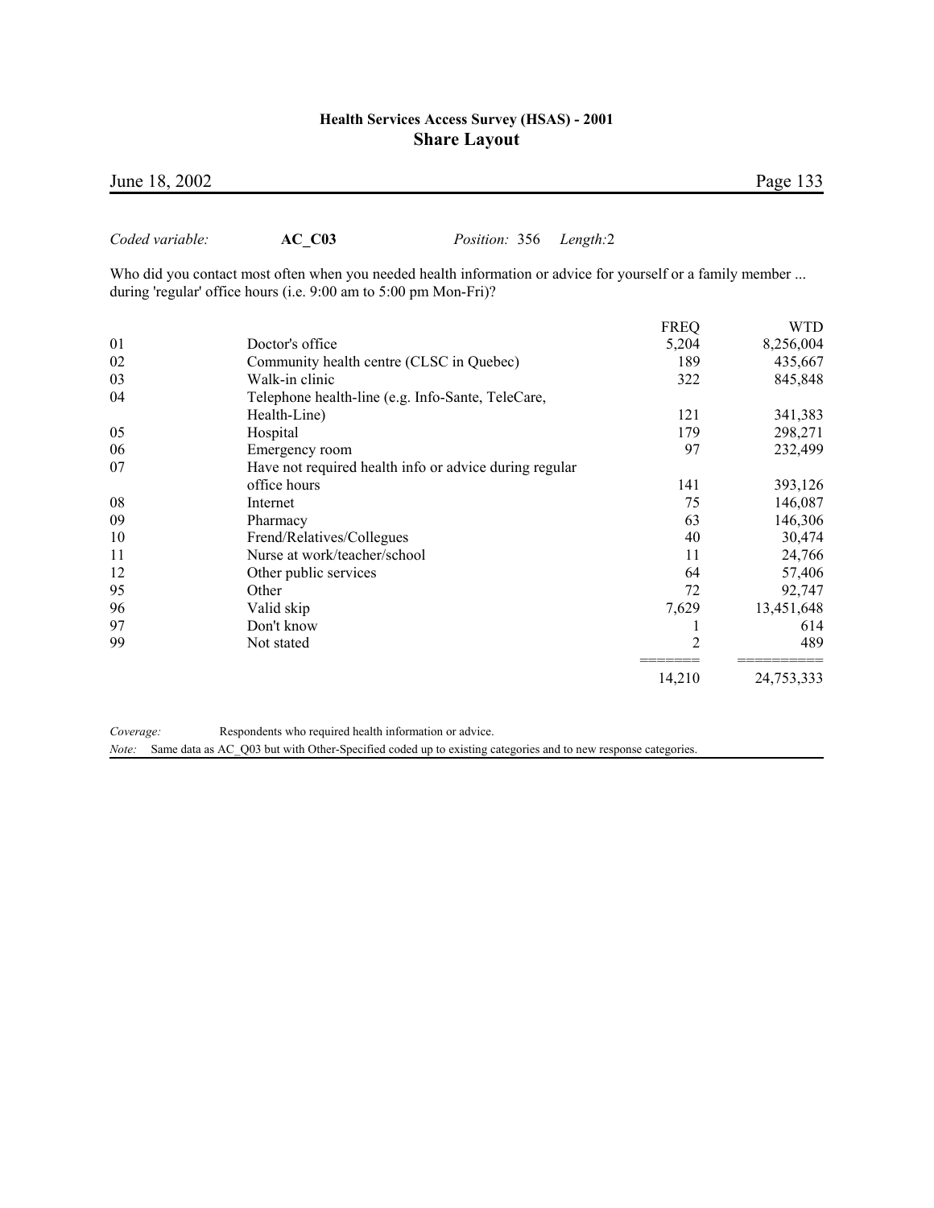*Coded variable:* **AC_C03** *Position:* 356 *Length:*2

Who did you contact most often when you needed health information or advice for yourself or a family member ... during 'regular' office hours (i.e. 9:00 am to 5:00 pm Mon-Fri)?

| | | FREQ | WTD |
|---|---|---|---|
| 01 | Doctor's office | 5,204 | 8,256,004 |
| 02 | Community health centre (CLSC in Quebec) | 189 | 435,667 |
| 03 | Walk-in clinic | 322 | 845,848 |
| 04 | Telephone health-line (e.g. Info-Sante, TeleCare, Health-Line) | 121 | 341,383 |
| 05 | Hospital | 179 | 298,271 |
| 06 | Emergency room | 97 | 232,499 |
| 07 | Have not required health info or advice during regular office hours | 141 | 393,126 |
| 08 | Internet | 75 | 146,087 |
| 09 | Pharmacy | 63 | 146,306 |
| 10 | Frend/Relatives/Collegues | 40 | 30,474 |
| 11 | Nurse at work/teacher/school | 11 | 24,766 |
| 12 | Other public services | 64 | 57,406 |
| 95 | Other | 72 | 92,747 |
| 96 | Valid skip | 7,629 | 13,451,648 |
| 97 | Don't know | 1 | 614 |
| 99 | Not stated | 2 | 489 |
| | | ======= | ========== |
| | | 14,210 | 24,753,333 |

*Coverage:* Respondents who required health information or advice.

*Note:* Same data as AC_Q03 but with Other-Specified coded up to existing categories and to new response categories.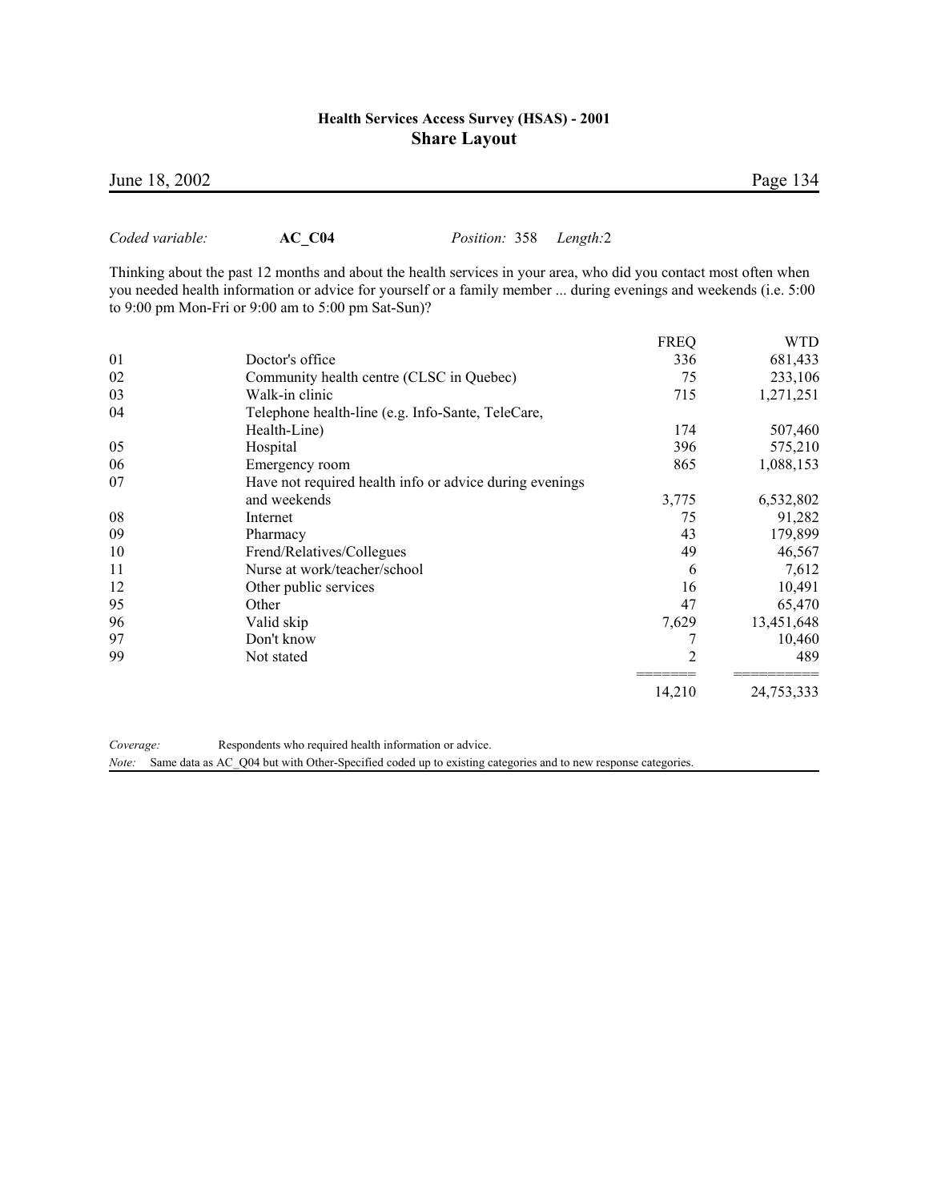*Coded variable:* **AC_C04** *Position:* 358 *Length:*2

Thinking about the past 12 months and about the health services in your area, who did you contact most often when you needed health information or advice for yourself or a family member ... during evenings and weekends (i.e. 5:00 to 9:00 pm Mon-Fri or 9:00 am to 5:00 pm Sat-Sun)?

| | | FREQ | WTD |
|---|---|---|---|
| 01 | Doctor's office | 336 | 681,433 |
| 02 | Community health centre (CLSC in Quebec) | 75 | 233,106 |
| 03 | Walk-in clinic | 715 | 1,271,251 |
| 04 | Telephone health-line (e.g. Info-Sante, TeleCare, Health-Line) | 174 | 507,460 |
| 05 | Hospital | 396 | 575,210 |
| 06 | Emergency room | 865 | 1,088,153 |
| 07 | Have not required health info or advice during evenings and weekends | 3,775 | 6,532,802 |
| 08 | Internet | 75 | 91,282 |
| 09 | Pharmacy | 43 | 179,899 |
| 10 | Frend/Relatives/Collegues | 49 | 46,567 |
| 11 | Nurse at work/teacher/school | 6 | 7,612 |
| 12 | Other public services | 16 | 10,491 |
| 95 | Other | 47 | 65,470 |
| 96 | Valid skip | 7,629 | 13,451,648 |
| 97 | Don't know | 7 | 10,460 |
| 99 | Not stated | 2 | 489 |
| | | 14,210 | 24,753,333 |

*Coverage:* Respondents who required health information or advice.

*Note:* Same data as AC_Q04 but with Other-Specified coded up to existing categories and to new response categories.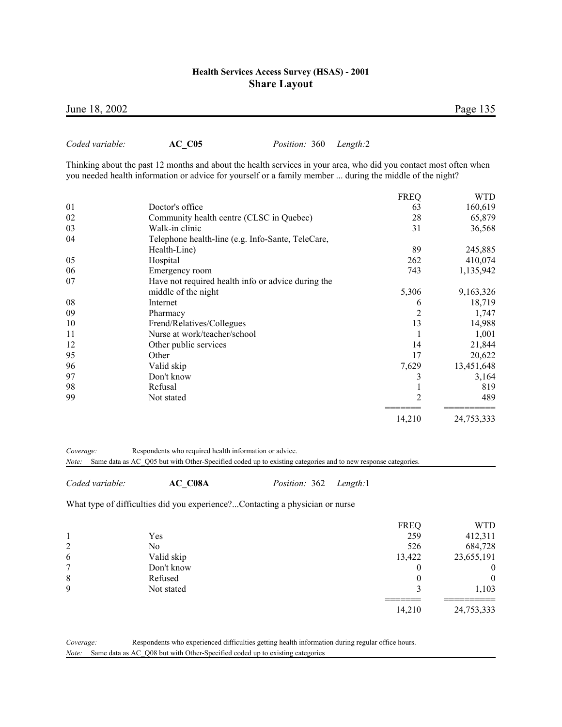*Coded variable:* **AC_C05** *Position:* 360 *Length:*2

Thinking about the past 12 months and about the health services in your area, who did you contact most often when you needed health information or advice for yourself or a family member ... during the middle of the night?

| | | FREQ | WTD |
|---|---|---|---|
| 01 | Doctor's office | 63 | 160,619 |
| 02 | Community health centre (CLSC in Quebec) | 28 | 65,879 |
| 03 | Walk-in clinic | 31 | 36,568 |
| 04 | Telephone health-line (e.g. Info-Sante, TeleCare, Health-Line) | 89 | 245,885 |
| 05 | Hospital | 262 | 410,074 |
| 06 | Emergency room | 743 | 1,135,942 |
| 07 | Have not required health info or advice during the middle of the night | 5,306 | 9,163,326 |
| 08 | Internet | 6 | 18,719 |
| 09 | Pharmacy | 2 | 1,747 |
| 10 | Frend/Relatives/Collegues | 13 | 14,988 |
| 11 | Nurse at work/teacher/school | 1 | 1,001 |
| 12 | Other public services | 14 | 21,844 |
| 95 | Other | 17 | 20,622 |
| 96 | Valid skip | 7,629 | 13,451,648 |
| 97 | Don't know | 3 | 3,164 |
| 98 | Refusal | 1 | 819 |
| 99 | Not stated | 2 | 489 |
| | | 14,210 | 24,753,333 |

*Coverage:* Respondents who required health information or advice.
*Note:* Same data as AC_Q05 but with Other-Specified coded up to existing categories and to new response categories.

*Coded variable:* **AC_C08A** *Position:* 362 *Length:*1

What type of difficulties did you experience?...Contacting a physician or nurse

| | | FREQ | WTD |
|---|---|---|---|
| 1 | Yes | 259 | 412,311 |
| 2 | No | 526 | 684,728 |
| 6 | Valid skip | 13,422 | 23,655,191 |
| 7 | Don't know | 0 | 0 |
| 8 | Refused | 0 | 0 |
| 9 | Not stated | 3 | 1,103 |
| | | 14,210 | 24,753,333 |

*Coverage:* Respondents who experienced difficulties getting health information during regular office hours.
*Note:* Same data as AC_Q08 but with Other-Specified coded up to existing categories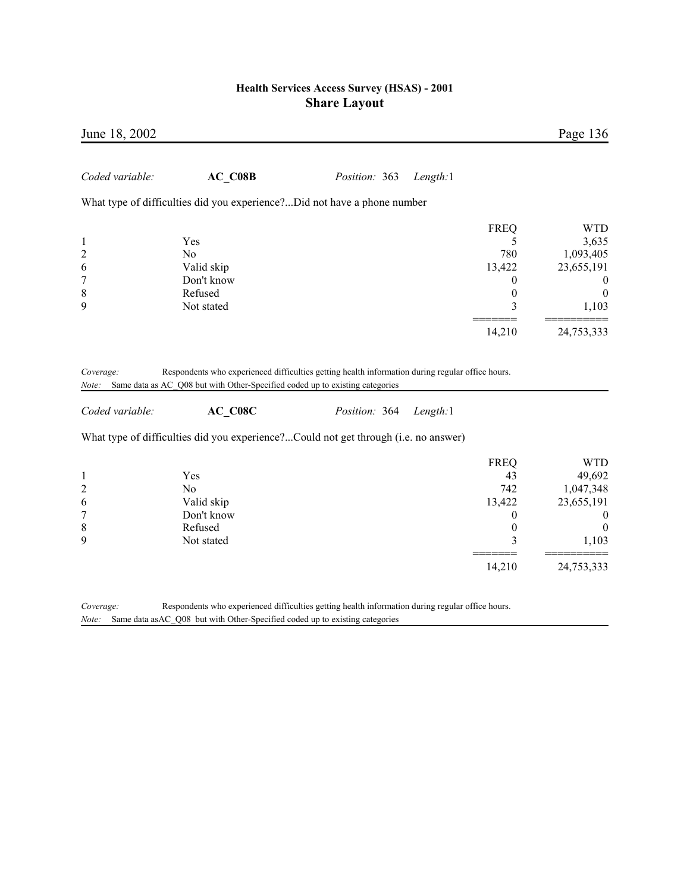*Coded variable:* **AC_C08B** *Position:* 363 *Length:*1

What type of difficulties did you experience?...Did not have a phone number

| | | FREQ | WTD |
|---|---|---|---|
| 1 | Yes | 5 | 3,635 |
| 2 | No | 780 | 1,093,405 |
| 6 | Valid skip | 13,422 | 23,655,191 |
| 7 | Don't know | 0 | 0 |
| 8 | Refused | 0 | 0 |
| 9 | Not stated | 3 | 1,103 |
| | | 14,210 | 24,753,333 |

*Coverage:* Respondents who experienced difficulties getting health information during regular office hours.
*Note:* Same data as AC_Q08 but with Other-Specified coded up to existing categories

*Coded variable:* **AC_C08C** *Position:* 364 *Length:*1

What type of difficulties did you experience?...Could not get through (i.e. no answer)

| | | FREQ | WTD |
|---|---|---|---|
| 1 | Yes | 43 | 49,692 |
| 2 | No | 742 | 1,047,348 |
| 6 | Valid skip | 13,422 | 23,655,191 |
| 7 | Don't know | 0 | 0 |
| 8 | Refused | 0 | 0 |
| 9 | Not stated | 3 | 1,103 |
| | | 14,210 | 24,753,333 |

*Coverage:* Respondents who experienced difficulties getting health information during regular office hours.
*Note:* Same data asAC_Q08 but with Other-Specified coded up to existing categories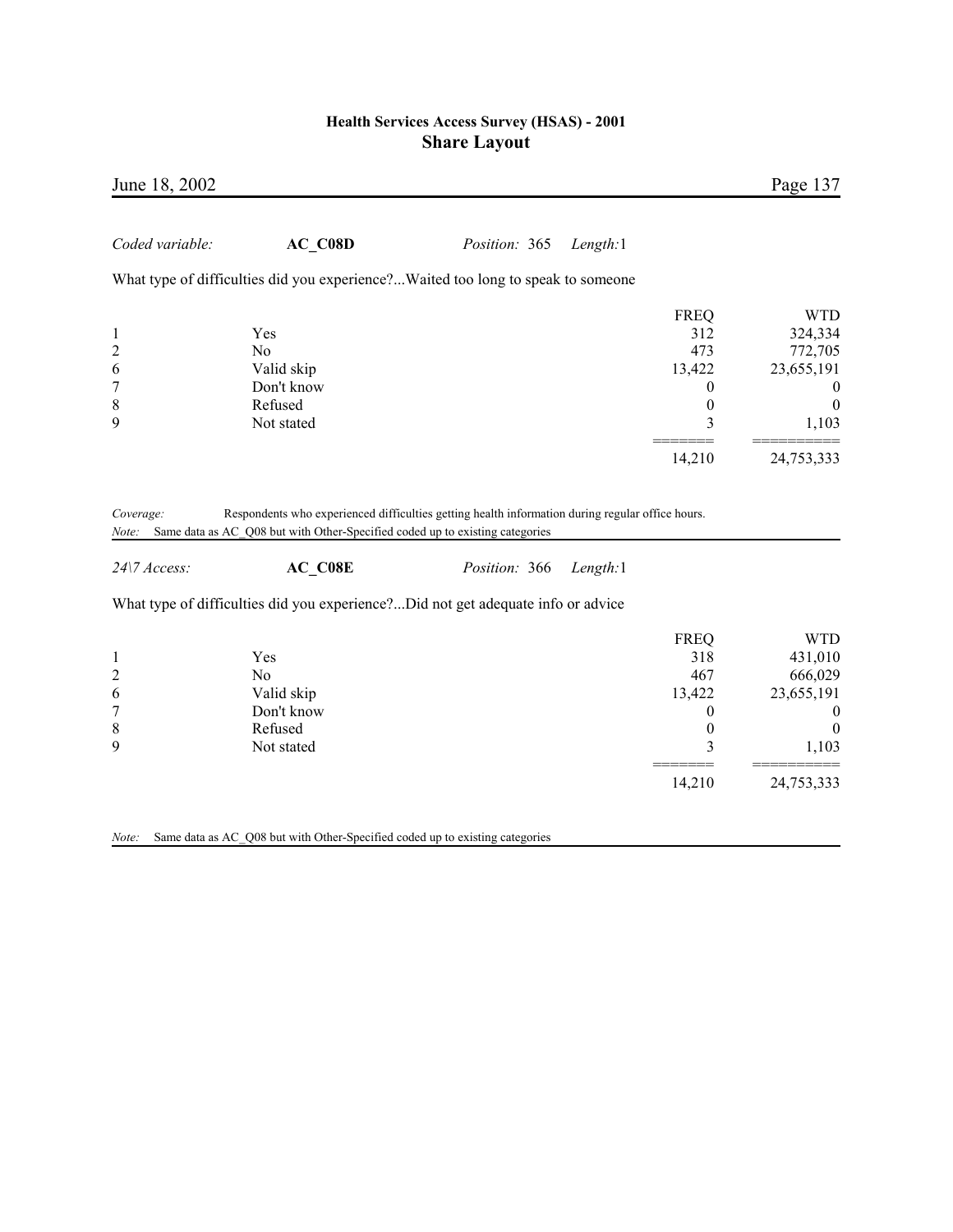*Coded variable:* **AC_C08D** *Position:* 365 *Length:* 1

What type of difficulties did you experience?...Waited too long to speak to someone

| | | FREQ | WTD |
|---|---|---|---|
| 1 | Yes | 312 | 324,334 |
| 2 | No | 473 | 772,705 |
| 6 | Valid skip | 13,422 | 23,655,191 |
| 7 | Don't know | 0 | 0 |
| 8 | Refused | 0 | 0 |
| 9 | Not stated | 3 | 1,103 |
| | | 14,210 | 24,753,333 |

*Coverage:* Respondents who experienced difficulties getting health information during regular office hours.

*Note:* Same data as AC_Q08 but with Other-Specified coded up to existing categories

*24\7 Access:* **AC_C08E** *Position:* 366 *Length:* 1

What type of difficulties did you experience?...Did not get adequate info or advice

| | | FREQ | WTD |
|---|---|---|---|
| 1 | Yes | 318 | 431,010 |
| 2 | No | 467 | 666,029 |
| 6 | Valid skip | 13,422 | 23,655,191 |
| 7 | Don't know | 0 | 0 |
| 8 | Refused | 0 | 0 |
| 9 | Not stated | 3 | 1,103 |
| | | 14,210 | 24,753,333 |

*Note:* Same data as AC_Q08 but with Other-Specified coded up to existing categories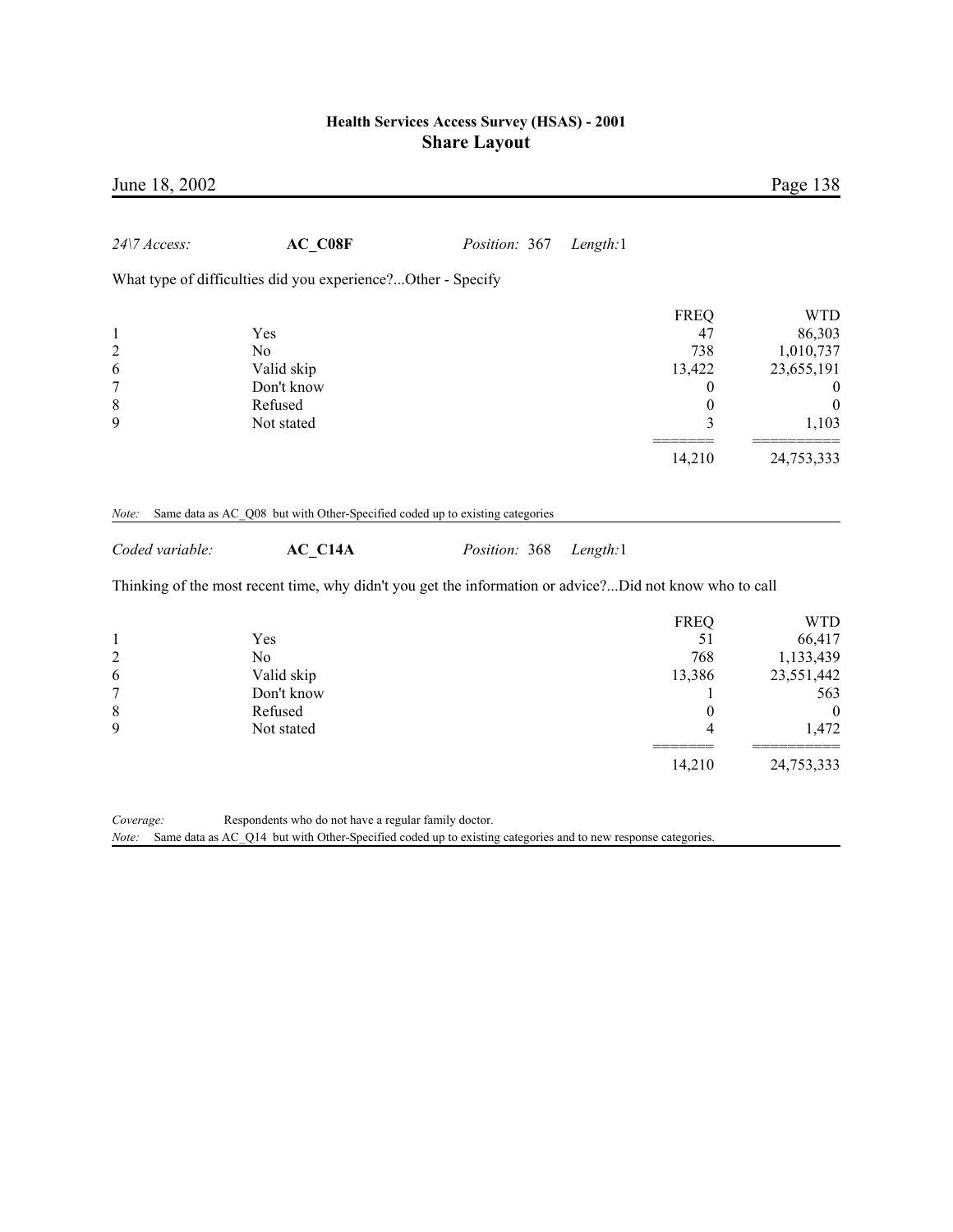*24\7 Access:* **AC_C08F** *Position:* 367 *Length:*1

What type of difficulties did you experience?...Other - Specify

| | | FREQ | WTD |
|---|---|---|---|
| 1 | Yes | 47 | 86,303 |
| 2 | No | 738 | 1,010,737 |
| 6 | Valid skip | 13,422 | 23,655,191 |
| 7 | Don't know | 0 | 0 |
| 8 | Refused | 0 | 0 |
| 9 | Not stated | 3 | 1,103 |
| | | 14,210 | 24,753,333 |

*Note:* Same data as AC_Q08 but with Other-Specified coded up to existing categories

*Coded variable:* **AC_C14A** *Position:* 368 *Length:*1

Thinking of the most recent time, why didn't you get the information or advice?...Did not know who to call

| | | FREQ | WTD |
|---|---|---|---|
| 1 | Yes | 51 | 66,417 |
| 2 | No | 768 | 1,133,439 |
| 6 | Valid skip | 13,386 | 23,551,442 |
| 7 | Don't know | 1 | 563 |
| 8 | Refused | 0 | 0 |
| 9 | Not stated | 4 | 1,472 |
| | | 14,210 | 24,753,333 |

*Coverage:* Respondents who do not have a regular family doctor.

*Note:* Same data as AC_Q14 but with Other-Specified coded up to existing categories and to new response categories.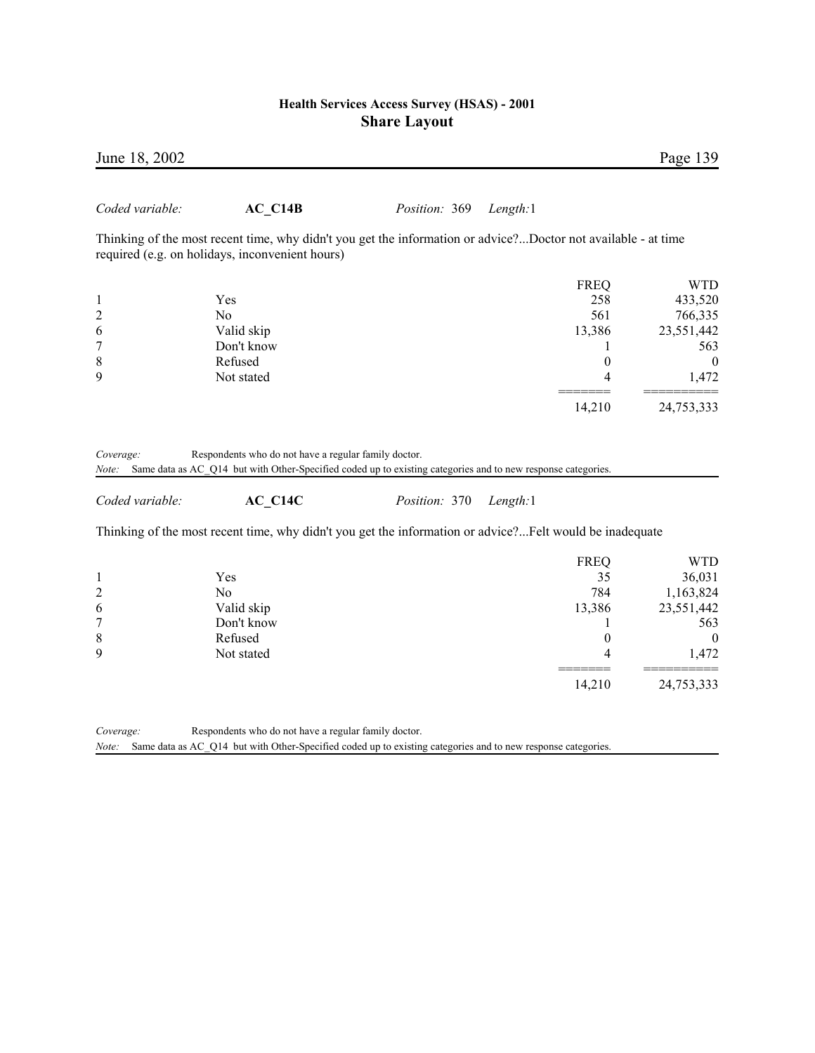*Coded variable:* **AC_C14B** *Position:* 369 *Length:*1

Thinking of the most recent time, why didn't you get the information or advice?...Doctor not available - at time required (e.g. on holidays, inconvenient hours)

| | | FREQ | WTD |
|---|---|---|---|
| 1 | Yes | 258 | 433,520 |
| 2 | No | 561 | 766,335 |
| 6 | Valid skip | 13,386 | 23,551,442 |
| 7 | Don't know | 1 | 563 |
| 8 | Refused | 0 | 0 |
| 9 | Not stated | 4 | 1,472 |
| | | 14,210 | 24,753,333 |

*Coverage:* Respondents who do not have a regular family doctor.
*Note:* Same data as AC_Q14 but with Other-Specified coded up to existing categories and to new response categories.

*Coded variable:* **AC_C14C** *Position:* 370 *Length:*1

Thinking of the most recent time, why didn't you get the information or advice?...Felt would be inadequate

| | | FREQ | WTD |
|---|---|---|---|
| 1 | Yes | 35 | 36,031 |
| 2 | No | 784 | 1,163,824 |
| 6 | Valid skip | 13,386 | 23,551,442 |
| 7 | Don't know | 1 | 563 |
| 8 | Refused | 0 | 0 |
| 9 | Not stated | 4 | 1,472 |
| | | 14,210 | 24,753,333 |

*Coverage:* Respondents who do not have a regular family doctor.
*Note:* Same data as AC_Q14 but with Other-Specified coded up to existing categories and to new response categories.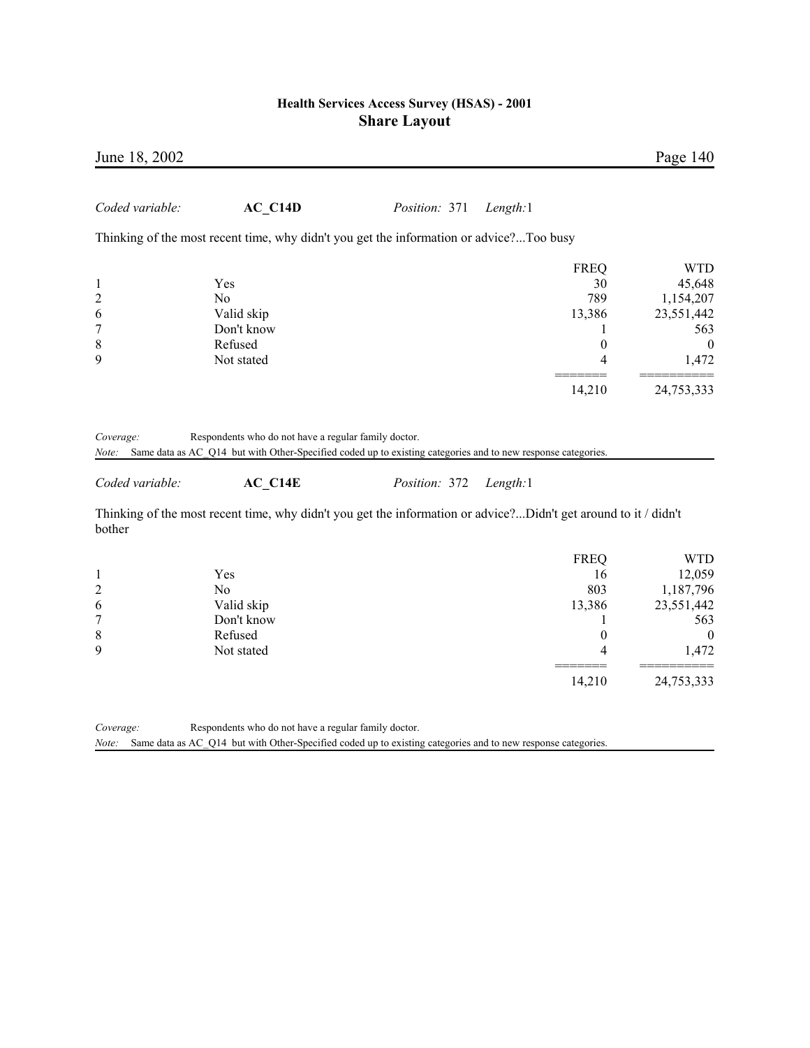*Coded variable:* **AC_C14D** *Position:* 371 *Length:*1

Thinking of the most recent time, why didn't you get the information or advice?...Too busy

| | | FREQ | WTD |
|---|---|---|---|
| 1 | Yes | 30 | 45,648 |
| 2 | No | 789 | 1,154,207 |
| 6 | Valid skip | 13,386 | 23,551,442 |
| 7 | Don't know | 1 | 563 |
| 8 | Refused | 0 | 0 |
| 9 | Not stated | 4 | 1,472 |
| | | 14,210 | 24,753,333 |

*Coverage:* Respondents who do not have a regular family doctor.
*Note:* Same data as AC_Q14 but with Other-Specified coded up to existing categories and to new response categories.

*Coded variable:* **AC_C14E** *Position:* 372 *Length:*1

Thinking of the most recent time, why didn't you get the information or advice?...Didn't get around to it / didn't bother

| | | FREQ | WTD |
|---|---|---|---|
| 1 | Yes | 16 | 12,059 |
| 2 | No | 803 | 1,187,796 |
| 6 | Valid skip | 13,386 | 23,551,442 |
| 7 | Don't know | 1 | 563 |
| 8 | Refused | 0 | 0 |
| 9 | Not stated | 4 | 1,472 |
| | | 14,210 | 24,753,333 |

*Coverage:* Respondents who do not have a regular family doctor.
*Note:* Same data as AC_Q14 but with Other-Specified coded up to existing categories and to new response categories.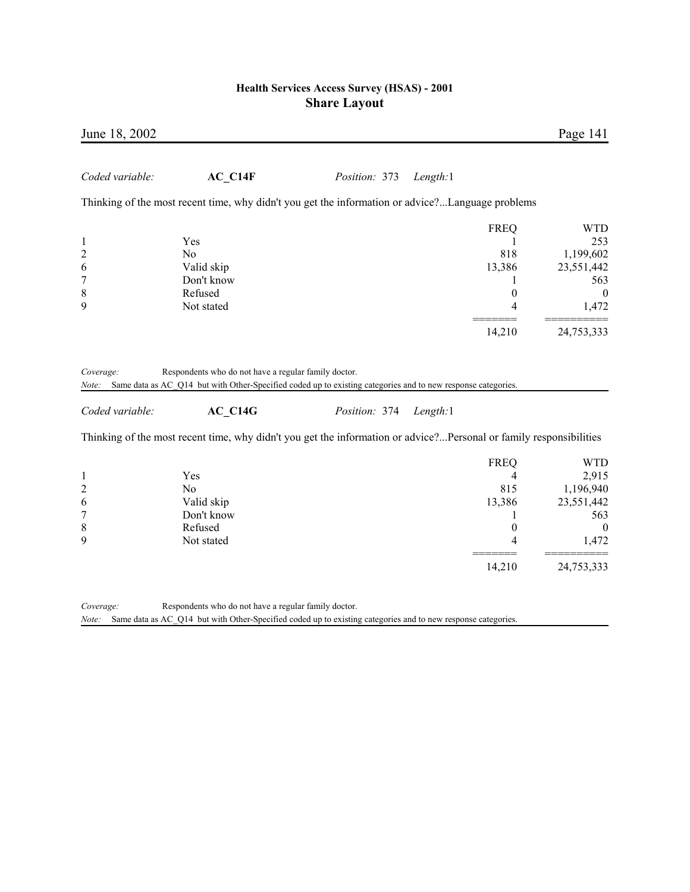*Coded variable:* **AC_C14F** *Position:* 373 *Length:* 1

Thinking of the most recent time, why didn't you get the information or advice?...Language problems

| | | FREQ | WTD |
|---|---|---|---|
| 1 | Yes | 1 | 253 |
| 2 | No | 818 | 1,199,602 |
| 6 | Valid skip | 13,386 | 23,551,442 |
| 7 | Don't know | 1 | 563 |
| 8 | Refused | 0 | 0 |
| 9 | Not stated | 4 | 1,472 |
| | | ======= | ========== |
| | | 14,210 | 24,753,333 |

*Coverage:* Respondents who do not have a regular family doctor.

*Note:* Same data as AC_Q14 but with Other-Specified coded up to existing categories and to new response categories.

*Coded variable:* **AC_C14G** *Position:* 374 *Length:* 1

Thinking of the most recent time, why didn't you get the information or advice?...Personal or family responsibilities

| | | FREQ | WTD |
|---|---|---|---|
| 1 | Yes | 4 | 2,915 |
| 2 | No | 815 | 1,196,940 |
| 6 | Valid skip | 13,386 | 23,551,442 |
| 7 | Don't know | 1 | 563 |
| 8 | Refused | 0 | 0 |
| 9 | Not stated | 4 | 1,472 |
| | | ======= | ========== |
| | | 14,210 | 24,753,333 |

*Coverage:* Respondents who do not have a regular family doctor.

*Note:* Same data as AC_Q14 but with Other-Specified coded up to existing categories and to new response categories.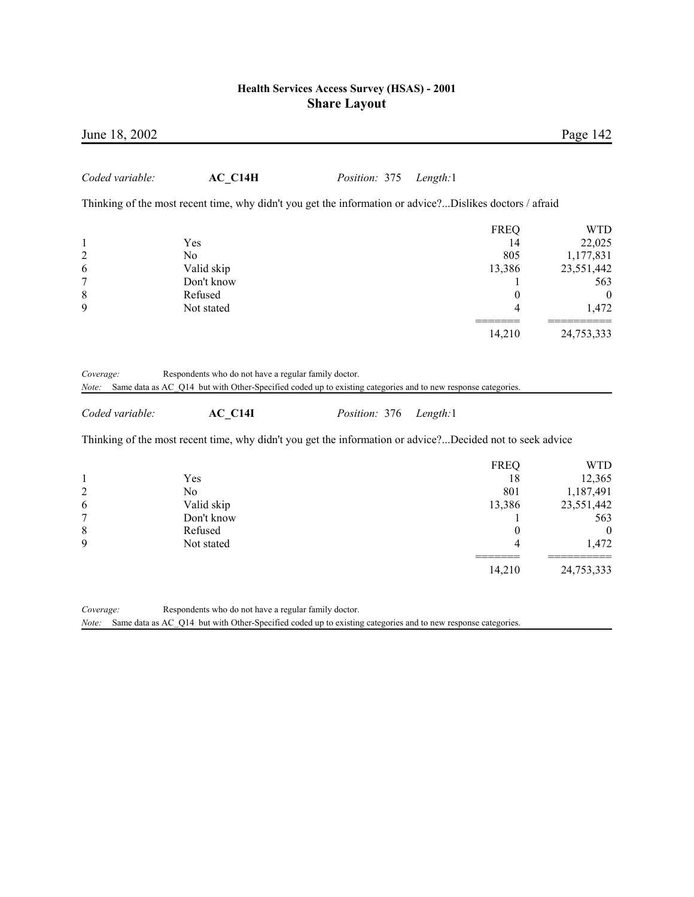*Coded variable:* **AC_C14H** *Position:* 375 *Length:*1

Thinking of the most recent time, why didn't you get the information or advice?...Dislikes doctors / afraid

| | | FREQ | WTD |
|---|---|---|---|
| 1 | Yes | 14 | 22,025 |
| 2 | No | 805 | 1,177,831 |
| 6 | Valid skip | 13,386 | 23,551,442 |
| 7 | Don't know | 1 | 563 |
| 8 | Refused | 0 | 0 |
| 9 | Not stated | 4 | 1,472 |
| | | ======= | ========== |
| | | 14,210 | 24,753,333 |

*Coverage:* Respondents who do not have a regular family doctor.
*Note:* Same data as AC_Q14 but with Other-Specified coded up to existing categories and to new response categories.

*Coded variable:* **AC_C14I** *Position:* 376 *Length:*1

Thinking of the most recent time, why didn't you get the information or advice?...Decided not to seek advice

| | | FREQ | WTD |
|---|---|---|---|
| 1 | Yes | 18 | 12,365 |
| 2 | No | 801 | 1,187,491 |
| 6 | Valid skip | 13,386 | 23,551,442 |
| 7 | Don't know | 1 | 563 |
| 8 | Refused | 0 | 0 |
| 9 | Not stated | 4 | 1,472 |
| | | ======= | ========== |
| | | 14,210 | 24,753,333 |

*Coverage:* Respondents who do not have a regular family doctor.
*Note:* Same data as AC_Q14 but with Other-Specified coded up to existing categories and to new response categories.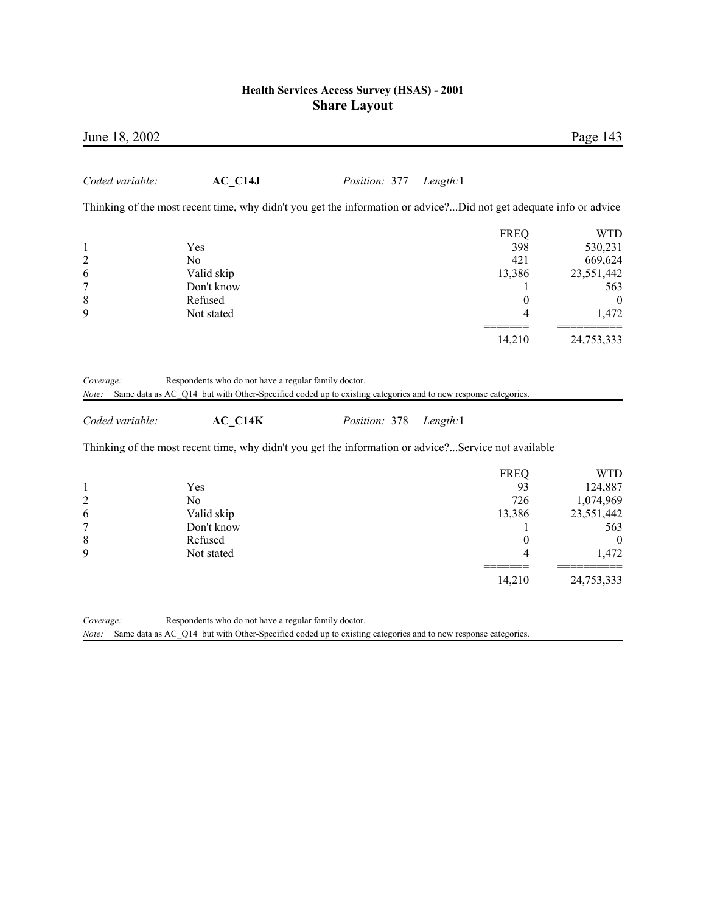*Coded variable:* **AC_C14J** *Position:* 377 *Length:*1

Thinking of the most recent time, why didn't you get the information or advice?...Did not get adequate info or advice

| | | FREQ | WTD |
|---|---|---|---|
| 1 | Yes | 398 | 530,231 |
| 2 | No | 421 | 669,624 |
| 6 | Valid skip | 13,386 | 23,551,442 |
| 7 | Don't know | 1 | 563 |
| 8 | Refused | 0 | 0 |
| 9 | Not stated | 4 | 1,472 |
| | | 14,210 | 24,753,333 |

*Coverage:* Respondents who do not have a regular family doctor.

*Note:* Same data as AC_Q14 but with Other-Specified coded up to existing categories and to new response categories.

*Coded variable:* **AC_C14K** *Position:* 378 *Length:*1

Thinking of the most recent time, why didn't you get the information or advice?...Service not available

| | | FREQ | WTD |
|---|---|---|---|
| 1 | Yes | 93 | 124,887 |
| 2 | No | 726 | 1,074,969 |
| 6 | Valid skip | 13,386 | 23,551,442 |
| 7 | Don't know | 1 | 563 |
| 8 | Refused | 0 | 0 |
| 9 | Not stated | 4 | 1,472 |
| | | 14,210 | 24,753,333 |

*Coverage:* Respondents who do not have a regular family doctor.

*Note:* Same data as AC_Q14 but with Other-Specified coded up to existing categories and to new response categories.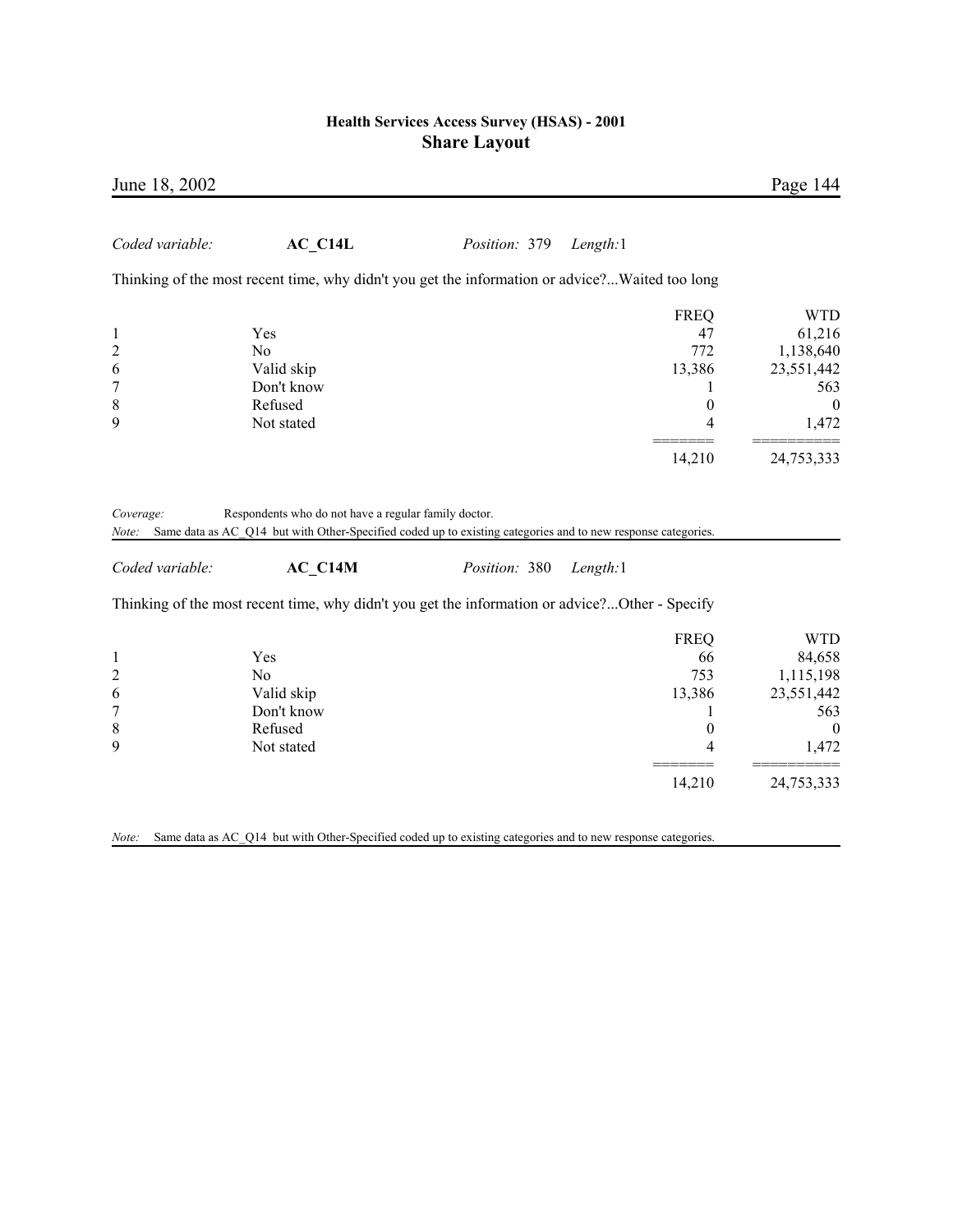*Coded variable:* **AC_C14L** *Position:* 379 *Length:*1

Thinking of the most recent time, why didn't you get the information or advice?...Waited too long

| | | FREQ | WTD |
|---|---|---|---|
| 1 | Yes | 47 | 61,216 |
| 2 | No | 772 | 1,138,640 |
| 6 | Valid skip | 13,386 | 23,551,442 |
| 7 | Don't know | 1 | 563 |
| 8 | Refused | 0 | 0 |
| 9 | Not stated | 4 | 1,472 |
| | | ======= | ========== |
| | | 14,210 | 24,753,333 |

*Coverage:* Respondents who do not have a regular family doctor.

*Note:* Same data as AC_Q14 but with Other-Specified coded up to existing categories and to new response categories.

*Coded variable:* **AC_C14M** *Position:* 380 *Length:*1

Thinking of the most recent time, why didn't you get the information or advice?...Other - Specify

| | | FREQ | WTD |
|---|---|---|---|
| 1 | Yes | 66 | 84,658 |
| 2 | No | 753 | 1,115,198 |
| 6 | Valid skip | 13,386 | 23,551,442 |
| 7 | Don't know | 1 | 563 |
| 8 | Refused | 0 | 0 |
| 9 | Not stated | 4 | 1,472 |
| | | ======= | ========== |
| | | 14,210 | 24,753,333 |

*Note:* Same data as AC_Q14 but with Other-Specified coded up to existing categories and to new response categories.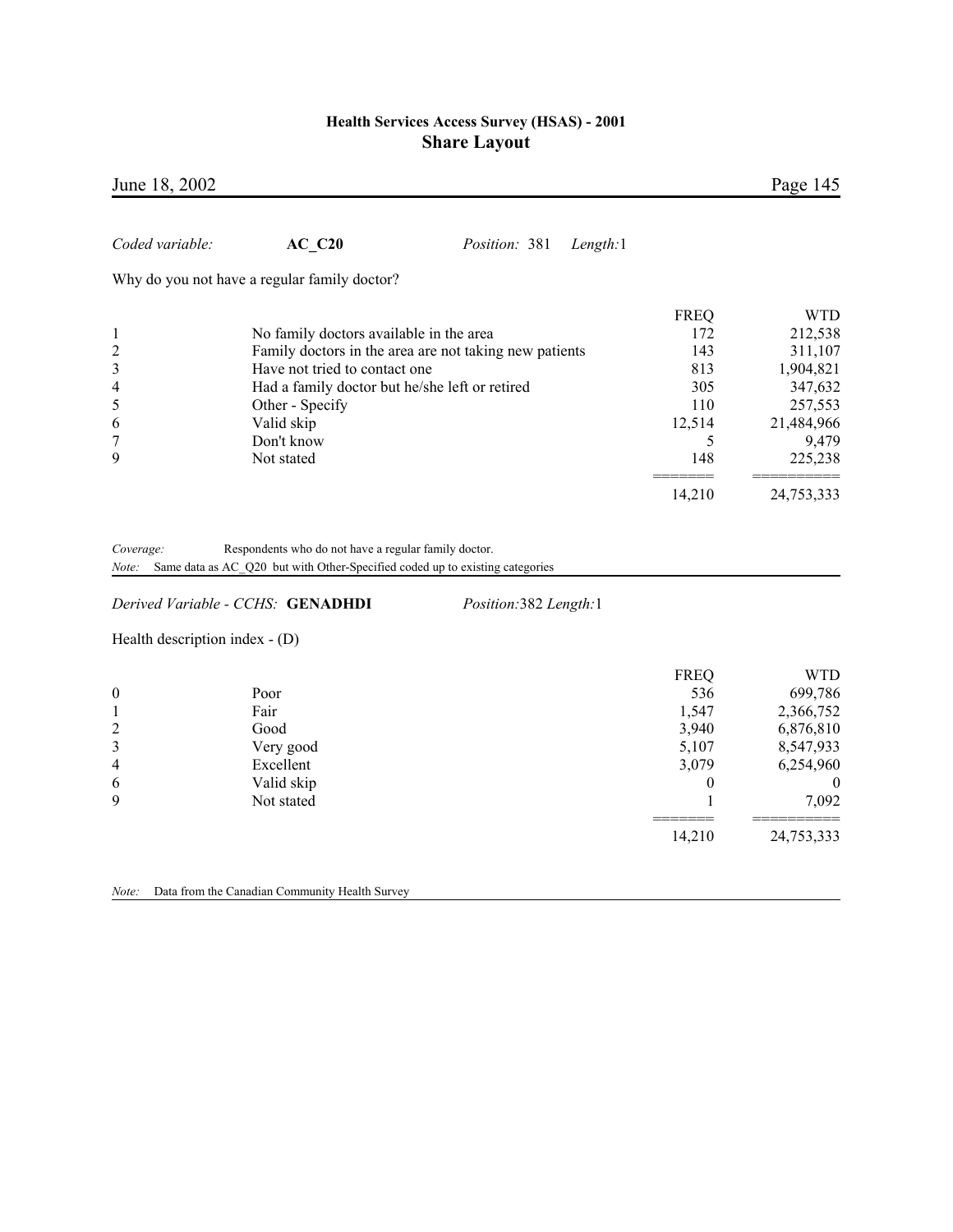*Coded variable:* **AC_C20** *Position:* 381 *Length:*1

Why do you not have a regular family doctor?

| | | FREQ | WTD |
|---|---|---|---|
| 1 | No family doctors available in the area | 172 | 212,538 |
| 2 | Family doctors in the area are not taking new patients | 143 | 311,107 |
| 3 | Have not tried to contact one | 813 | 1,904,821 |
| 4 | Had a family doctor but he/she left or retired | 305 | 347,632 |
| 5 | Other - Specify | 110 | 257,553 |
| 6 | Valid skip | 12,514 | 21,484,966 |
| 7 | Don't know | 5 | 9,479 |
| 9 | Not stated | 148 | 225,238 |
| | | 14,210 | 24,753,333 |

*Coverage:* Respondents who do not have a regular family doctor.

*Note:* Same data as AC_Q20 but with Other-Specified coded up to existing categories

*Derived Variable - CCHS:* **GENADHDI** *Position:*382 *Length:*1

Health description index - (D)

| | | FREQ | WTD |
|---|---|---|---|
| 0 | Poor | 536 | 699,786 |
| 1 | Fair | 1,547 | 2,366,752 |
| 2 | Good | 3,940 | 6,876,810 |
| 3 | Very good | 5,107 | 8,547,933 |
| 4 | Excellent | 3,079 | 6,254,960 |
| 6 | Valid skip | 0 | 0 |
| 9 | Not stated | 1 | 7,092 |
| | | 14,210 | 24,753,333 |

*Note:* Data from the Canadian Community Health Survey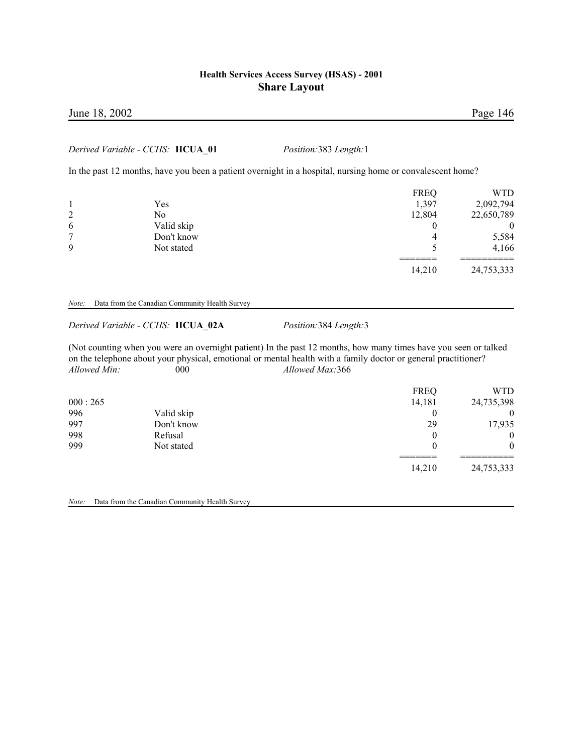*Derived Variable - CCHS:* **HCUA_01** *Position:*383 *Length:*1

In the past 12 months, have you been a patient overnight in a hospital, nursing home or convalescent home?

| | | FREQ | WTD |
|---|---|---|---|
| 1 | Yes | 1,397 | 2,092,794 |
| 2 | No | 12,804 | 22,650,789 |
| 6 | Valid skip | 0 | 0 |
| 7 | Don't know | 4 | 5,584 |
| 9 | Not stated | 5 | 4,166 |
| | | ======= | ========== |
| | | 14,210 | 24,753,333 |

*Note:* Data from the Canadian Community Health Survey

*Derived Variable - CCHS:* **HCUA_02A** *Position:*384 *Length:*3

(Not counting when you were an overnight patient) In the past 12 months, how many times have you seen or talked on the telephone about your physical, emotional or mental health with a family doctor or general practitioner?

*Allowed Min:* 000 *Allowed Max:*366

| | | FREQ | WTD |
|---|---|---|---|
| 000 : 265 | | 14,181 | 24,735,398 |
| 996 | Valid skip | 0 | 0 |
| 997 | Don't know | 29 | 17,935 |
| 998 | Refusal | 0 | 0 |
| 999 | Not stated | 0 | 0 |
| | | ======= | ========== |
| | | 14,210 | 24,753,333 |

*Note:* Data from the Canadian Community Health Survey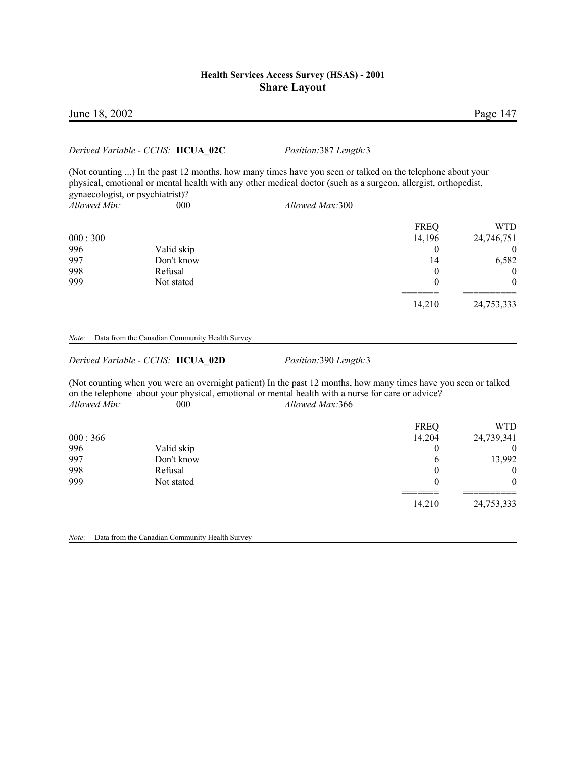*Derived Variable - CCHS:* **HCUA_02C** *Position:*387 *Length:*3

(Not counting ...) In the past 12 months, how many times have you seen or talked on the telephone about your physical, emotional or mental health with any other medical doctor (such as a surgeon, allergist, orthopedist, gynaecologist, or psychiatrist)?

*Allowed Min:* 000 *Allowed Max:*300

| | | FREQ | WTD |
|---|---|---|---|
| 000 : 300 | | 14,196 | 24,746,751 |
| 996 | Valid skip | 0 | 0 |
| 997 | Don't know | 14 | 6,582 |
| 998 | Refusal | 0 | 0 |
| 999 | Not stated | 0 | 0 |
| | | ======= | ========== |
| | | 14,210 | 24,753,333 |

*Note:* Data from the Canadian Community Health Survey

*Derived Variable - CCHS:* **HCUA_02D** *Position:*390 *Length:*3

(Not counting when you were an overnight patient) In the past 12 months, how many times have you seen or talked on the telephone about your physical, emotional or mental health with a nurse for care or advice?

*Allowed Min:* 000 *Allowed Max:*366

| | | FREQ | WTD |
|---|---|---|---|
| 000 : 366 | | 14,204 | 24,739,341 |
| 996 | Valid skip | 0 | 0 |
| 997 | Don't know | 6 | 13,992 |
| 998 | Refusal | 0 | 0 |
| 999 | Not stated | 0 | 0 |
| | | ======= | ========== |
| | | 14,210 | 24,753,333 |

*Note:* Data from the Canadian Community Health Survey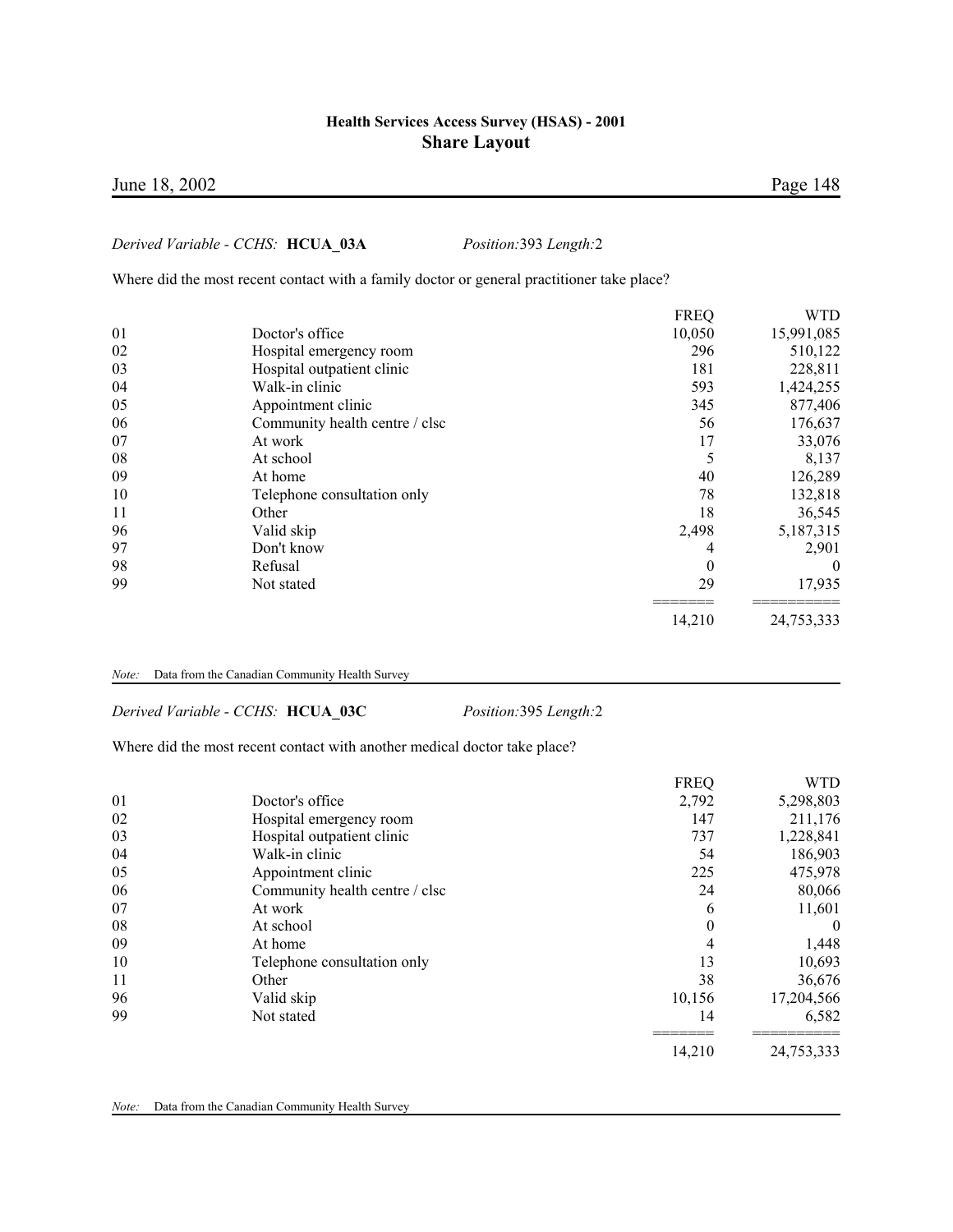*Derived Variable - CCHS:* **HCUA_03A** *Position:*393 *Length:*2

Where did the most recent contact with a family doctor or general practitioner take place?

| | | FREQ | WTD |
|---|---|---|---|
| 01 | Doctor's office | 10,050 | 15,991,085 |
| 02 | Hospital emergency room | 296 | 510,122 |
| 03 | Hospital outpatient clinic | 181 | 228,811 |
| 04 | Walk-in clinic | 593 | 1,424,255 |
| 05 | Appointment clinic | 345 | 877,406 |
| 06 | Community health centre / clsc | 56 | 176,637 |
| 07 | At work | 17 | 33,076 |
| 08 | At school | 5 | 8,137 |
| 09 | At home | 40 | 126,289 |
| 10 | Telephone consultation only | 78 | 132,818 |
| 11 | Other | 18 | 36,545 |
| 96 | Valid skip | 2,498 | 5,187,315 |
| 97 | Don't know | 4 | 2,901 |
| 98 | Refusal | 0 | 0 |
| 99 | Not stated | 29 | 17,935 |
| | | 14,210 | 24,753,333 |

*Note:* Data from the Canadian Community Health Survey

*Derived Variable - CCHS:* **HCUA_03C** *Position:*395 *Length:*2

Where did the most recent contact with another medical doctor take place?

| | | FREQ | WTD |
|---|---|---|---|
| 01 | Doctor's office | 2,792 | 5,298,803 |
| 02 | Hospital emergency room | 147 | 211,176 |
| 03 | Hospital outpatient clinic | 737 | 1,228,841 |
| 04 | Walk-in clinic | 54 | 186,903 |
| 05 | Appointment clinic | 225 | 475,978 |
| 06 | Community health centre / clsc | 24 | 80,066 |
| 07 | At work | 6 | 11,601 |
| 08 | At school | 0 | 0 |
| 09 | At home | 4 | 1,448 |
| 10 | Telephone consultation only | 13 | 10,693 |
| 11 | Other | 38 | 36,676 |
| 96 | Valid skip | 10,156 | 17,204,566 |
| 99 | Not stated | 14 | 6,582 |
| | | 14,210 | 24,753,333 |

*Note:* Data from the Canadian Community Health Survey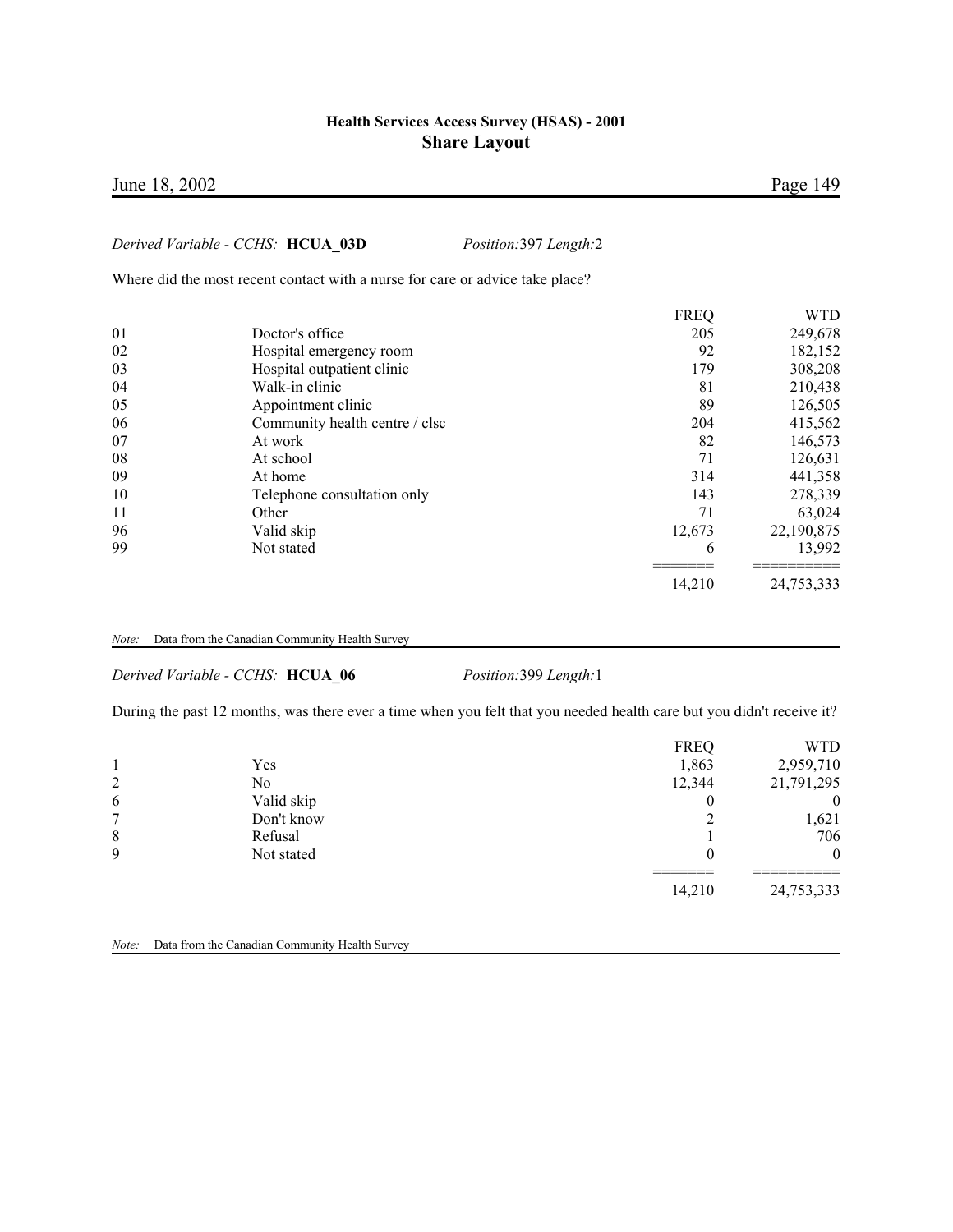*Derived Variable - CCHS:* **HCUA_03D** *Position:*397 *Length:*2

Where did the most recent contact with a nurse for care or advice take place?

| | | FREQ | WTD |
|---|---|---|---|
| 01 | Doctor's office | 205 | 249,678 |
| 02 | Hospital emergency room | 92 | 182,152 |
| 03 | Hospital outpatient clinic | 179 | 308,208 |
| 04 | Walk-in clinic | 81 | 210,438 |
| 05 | Appointment clinic | 89 | 126,505 |
| 06 | Community health centre / clsc | 204 | 415,562 |
| 07 | At work | 82 | 146,573 |
| 08 | At school | 71 | 126,631 |
| 09 | At home | 314 | 441,358 |
| 10 | Telephone consultation only | 143 | 278,339 |
| 11 | Other | 71 | 63,024 |
| 96 | Valid skip | 12,673 | 22,190,875 |
| 99 | Not stated | 6 | 13,992 |
| | | 14,210 | 24,753,333 |

*Note:* Data from the Canadian Community Health Survey

*Derived Variable - CCHS:* **HCUA_06** *Position:*399 *Length:*1

During the past 12 months, was there ever a time when you felt that you needed health care but you didn't receive it?

| | | FREQ | WTD |
|---|---|---|---|
| 1 | Yes | 1,863 | 2,959,710 |
| 2 | No | 12,344 | 21,791,295 |
| 6 | Valid skip | 0 | 0 |
| 7 | Don't know | 2 | 1,621 |
| 8 | Refusal | 1 | 706 |
| 9 | Not stated | 0 | 0 |
| | | 14,210 | 24,753,333 |

*Note:* Data from the Canadian Community Health Survey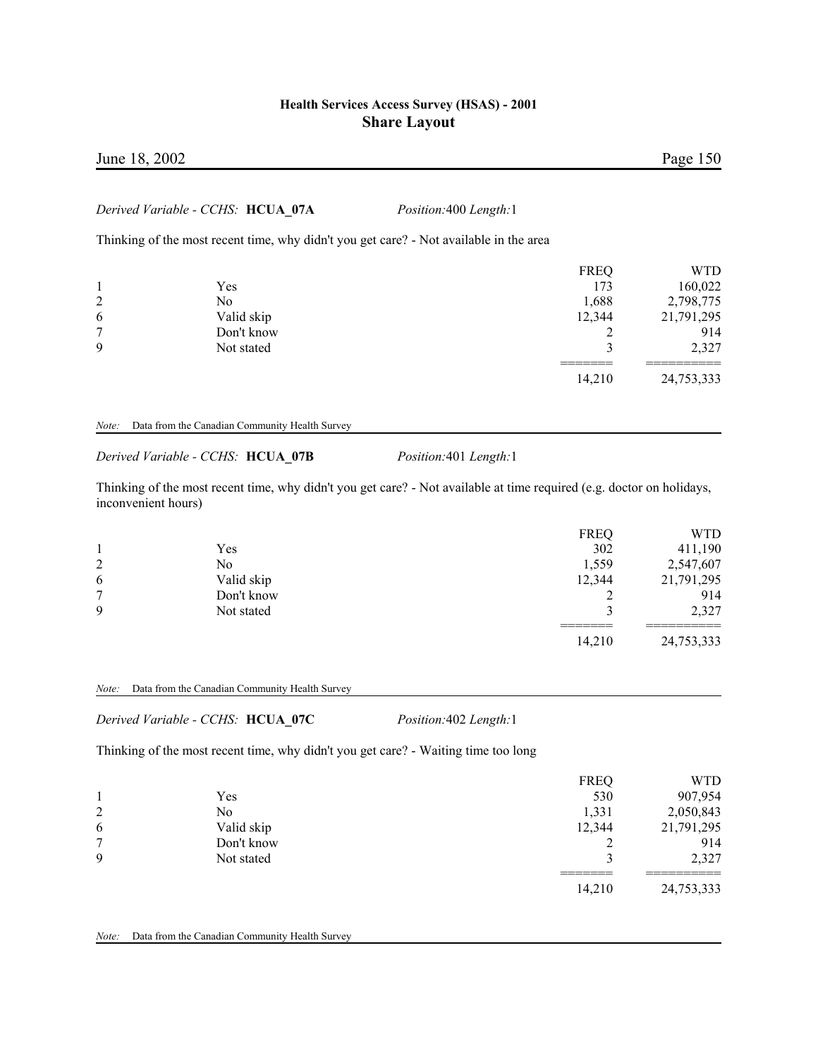*Derived Variable - CCHS:* **HCUA_07A** *Position:*400 *Length:*1

Thinking of the most recent time, why didn't you get care? - Not available in the area

| | | FREQ | WTD |
|---|---|---|---|
| 1 | Yes | 173 | 160,022 |
| 2 | No | 1,688 | 2,798,775 |
| 6 | Valid skip | 12,344 | 21,791,295 |
| 7 | Don't know | 2 | 914 |
| 9 | Not stated | 3 | 2,327 |
| | | 14,210 | 24,753,333 |

*Note:* Data from the Canadian Community Health Survey

*Derived Variable - CCHS:* **HCUA_07B** *Position:*401 *Length:*1

Thinking of the most recent time, why didn't you get care? - Not available at time required (e.g. doctor on holidays, inconvenient hours)

| | | FREQ | WTD |
|---|---|---|---|
| 1 | Yes | 302 | 411,190 |
| 2 | No | 1,559 | 2,547,607 |
| 6 | Valid skip | 12,344 | 21,791,295 |
| 7 | Don't know | 2 | 914 |
| 9 | Not stated | 3 | 2,327 |
| | | 14,210 | 24,753,333 |

*Note:* Data from the Canadian Community Health Survey

*Derived Variable - CCHS:* **HCUA_07C** *Position:*402 *Length:*1

Thinking of the most recent time, why didn't you get care? - Waiting time too long

| | | FREQ | WTD |
|---|---|---|---|
| 1 | Yes | 530 | 907,954 |
| 2 | No | 1,331 | 2,050,843 |
| 6 | Valid skip | 12,344 | 21,791,295 |
| 7 | Don't know | 2 | 914 |
| 9 | Not stated | 3 | 2,327 |
| | | 14,210 | 24,753,333 |

*Note:* Data from the Canadian Community Health Survey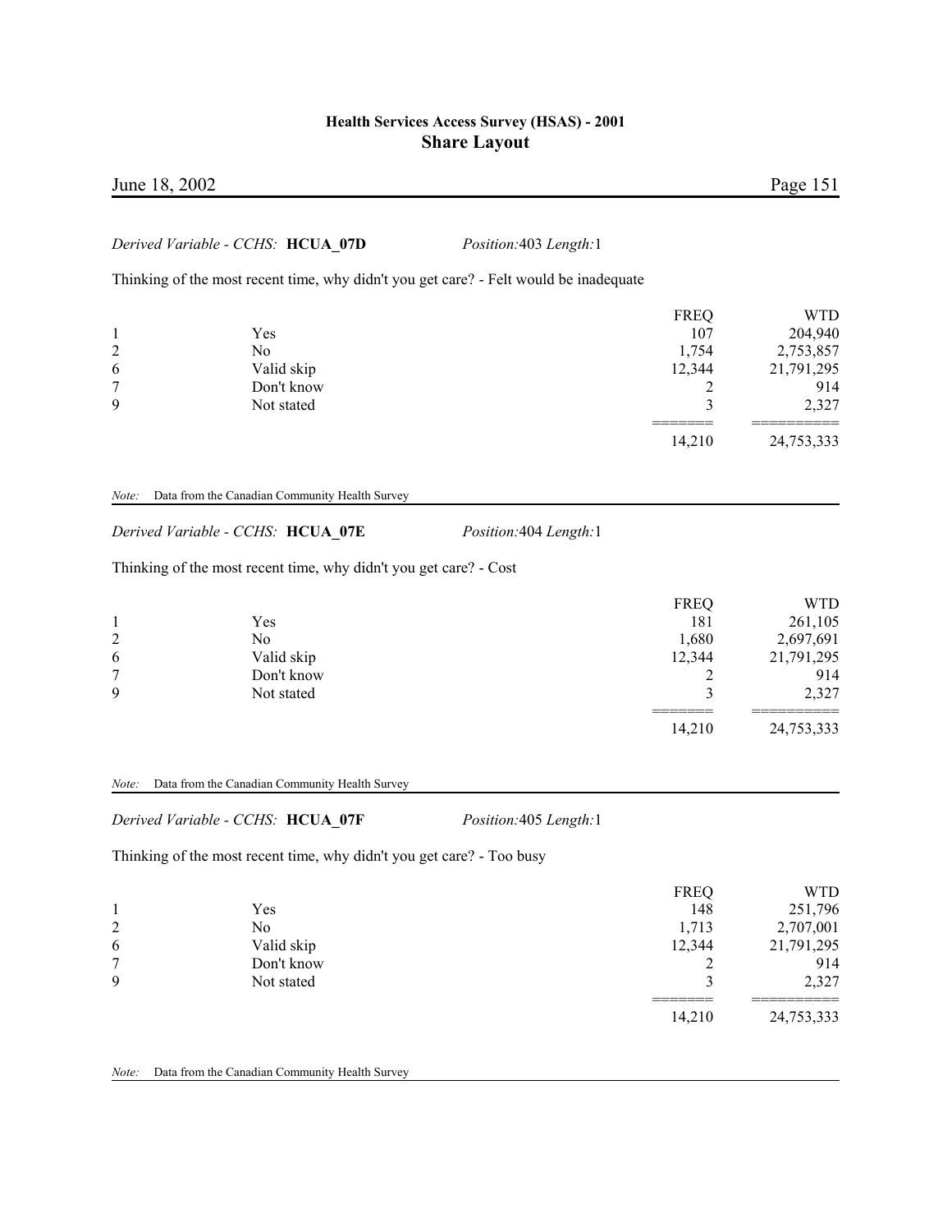*Derived Variable - CCHS:* **HCUA_07D** *Position:*403 *Length:*1

Thinking of the most recent time, why didn't you get care? - Felt would be inadequate

| | | FREQ | WTD |
|---|---|---|---|
| 1 | Yes | 107 | 204,940 |
| 2 | No | 1,754 | 2,753,857 |
| 6 | Valid skip | 12,344 | 21,791,295 |
| 7 | Don't know | 2 | 914 |
| 9 | Not stated | 3 | 2,327 |
| | | 14,210 | 24,753,333 |

*Note:* Data from the Canadian Community Health Survey

*Derived Variable - CCHS:* **HCUA_07E** *Position:*404 *Length:*1

Thinking of the most recent time, why didn't you get care? - Cost

| | | FREQ | WTD |
|---|---|---|---|
| 1 | Yes | 181 | 261,105 |
| 2 | No | 1,680 | 2,697,691 |
| 6 | Valid skip | 12,344 | 21,791,295 |
| 7 | Don't know | 2 | 914 |
| 9 | Not stated | 3 | 2,327 |
| | | 14,210 | 24,753,333 |

*Note:* Data from the Canadian Community Health Survey

*Derived Variable - CCHS:* **HCUA_07F** *Position:*405 *Length:*1

Thinking of the most recent time, why didn't you get care? - Too busy

| | | FREQ | WTD |
|---|---|---|---|
| 1 | Yes | 148 | 251,796 |
| 2 | No | 1,713 | 2,707,001 |
| 6 | Valid skip | 12,344 | 21,791,295 |
| 7 | Don't know | 2 | 914 |
| 9 | Not stated | 3 | 2,327 |
| | | 14,210 | 24,753,333 |

*Note:* Data from the Canadian Community Health Survey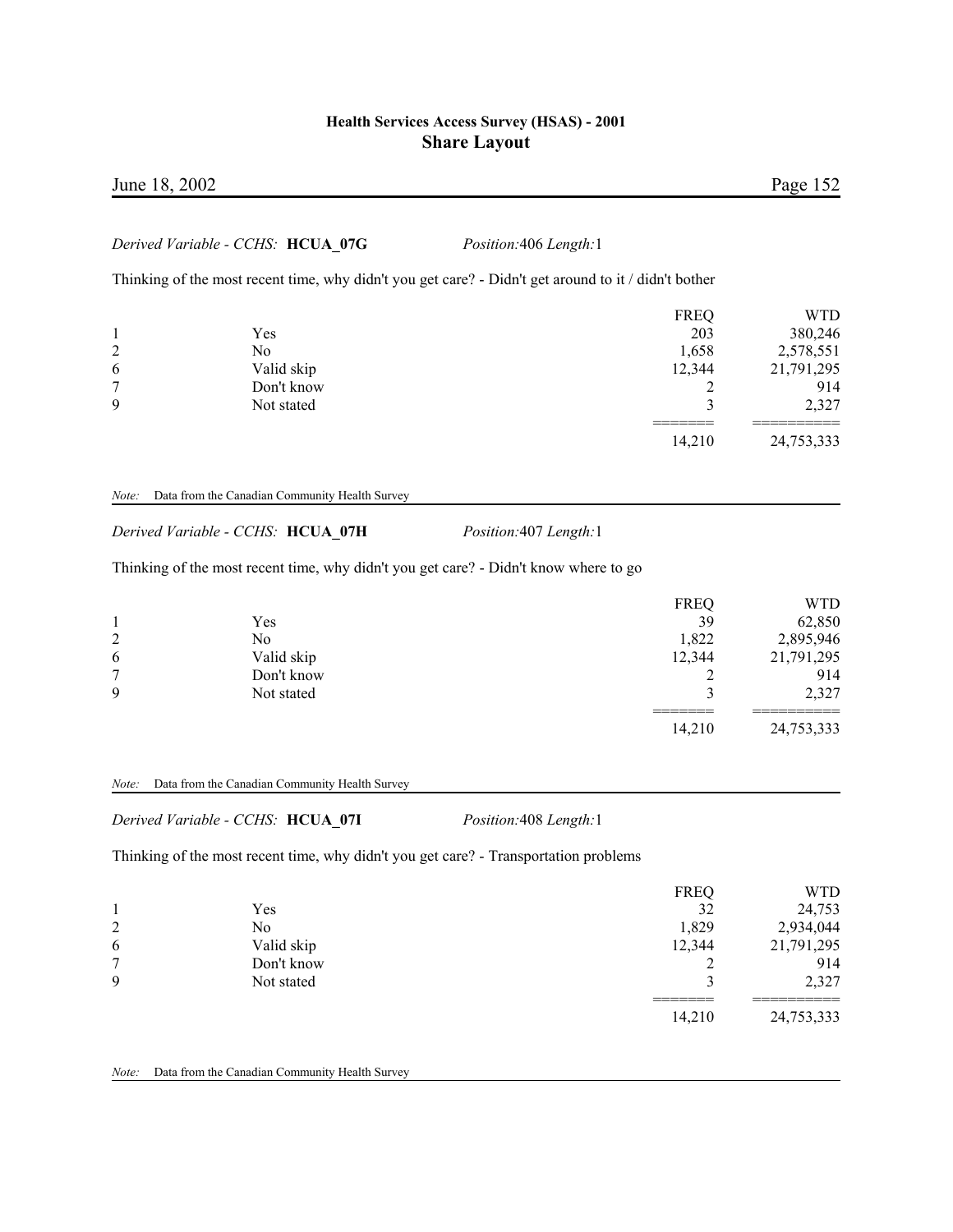*Derived Variable - CCHS:* **HCUA_07G** *Position:*406 *Length:*1

Thinking of the most recent time, why didn't you get care? - Didn't get around to it / didn't bother

| | | FREQ | WTD |
|---|---|---|---|
| 1 | Yes | 203 | 380,246 |
| 2 | No | 1,658 | 2,578,551 |
| 6 | Valid skip | 12,344 | 21,791,295 |
| 7 | Don't know | 2 | 914 |
| 9 | Not stated | 3 | 2,327 |
| | | 14,210 | 24,753,333 |

*Note:* Data from the Canadian Community Health Survey

*Derived Variable - CCHS:* **HCUA_07H** *Position:*407 *Length:*1

Thinking of the most recent time, why didn't you get care? - Didn't know where to go

| | | FREQ | WTD |
|---|---|---|---|
| 1 | Yes | 39 | 62,850 |
| 2 | No | 1,822 | 2,895,946 |
| 6 | Valid skip | 12,344 | 21,791,295 |
| 7 | Don't know | 2 | 914 |
| 9 | Not stated | 3 | 2,327 |
| | | 14,210 | 24,753,333 |

*Note:* Data from the Canadian Community Health Survey

*Derived Variable - CCHS:* **HCUA_07I** *Position:*408 *Length:*1

Thinking of the most recent time, why didn't you get care? - Transportation problems

| | | FREQ | WTD |
|---|---|---|---|
| 1 | Yes | 32 | 24,753 |
| 2 | No | 1,829 | 2,934,044 |
| 6 | Valid skip | 12,344 | 21,791,295 |
| 7 | Don't know | 2 | 914 |
| 9 | Not stated | 3 | 2,327 |
| | | 14,210 | 24,753,333 |

*Note:* Data from the Canadian Community Health Survey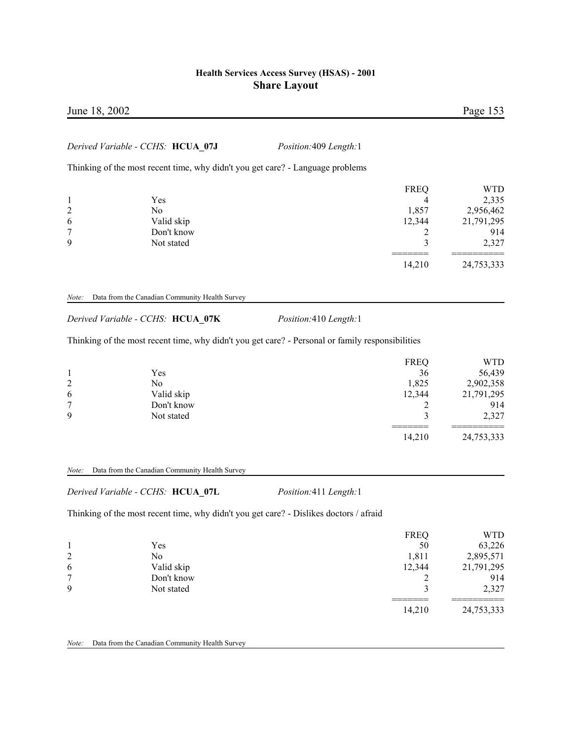*Derived Variable - CCHS:* **HCUA_07J** *Position:*409 *Length:*1

Thinking of the most recent time, why didn't you get care? - Language problems

| | | FREQ | WTD |
|---|---|---|---|
| 1 | Yes | 4 | 2,335 |
| 2 | No | 1,857 | 2,956,462 |
| 6 | Valid skip | 12,344 | 21,791,295 |
| 7 | Don't know | 2 | 914 |
| 9 | Not stated | 3 | 2,327 |
| | | 14,210 | 24,753,333 |

*Note:* Data from the Canadian Community Health Survey

*Derived Variable - CCHS:* **HCUA_07K** *Position:*410 *Length:*1

Thinking of the most recent time, why didn't you get care? - Personal or family responsibilities

| | | FREQ | WTD |
|---|---|---|---|
| 1 | Yes | 36 | 56,439 |
| 2 | No | 1,825 | 2,902,358 |
| 6 | Valid skip | 12,344 | 21,791,295 |
| 7 | Don't know | 2 | 914 |
| 9 | Not stated | 3 | 2,327 |
| | | 14,210 | 24,753,333 |

*Note:* Data from the Canadian Community Health Survey

*Derived Variable - CCHS:* **HCUA_07L** *Position:*411 *Length:*1

Thinking of the most recent time, why didn't you get care? - Dislikes doctors / afraid

| | | FREQ | WTD |
|---|---|---|---|
| 1 | Yes | 50 | 63,226 |
| 2 | No | 1,811 | 2,895,571 |
| 6 | Valid skip | 12,344 | 21,791,295 |
| 7 | Don't know | 2 | 914 |
| 9 | Not stated | 3 | 2,327 |
| | | 14,210 | 24,753,333 |

*Note:* Data from the Canadian Community Health Survey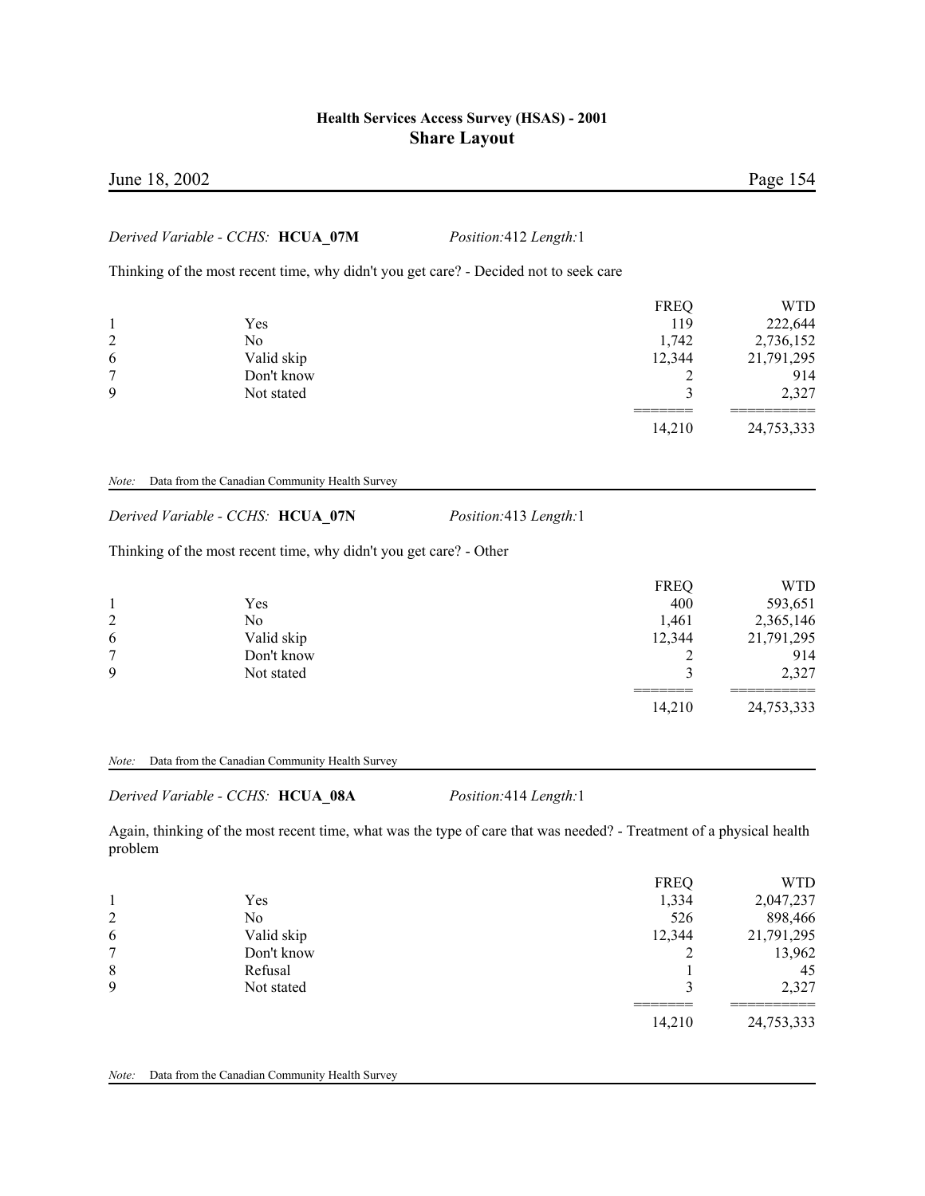*Derived Variable - CCHS:* **HCUA_07M** *Position:*412 *Length:*1

Thinking of the most recent time, why didn't you get care? - Decided not to seek care

| | | FREQ | WTD |
|---|---|---|---|
| 1 | Yes | 119 | 222,644 |
| 2 | No | 1,742 | 2,736,152 |
| 6 | Valid skip | 12,344 | 21,791,295 |
| 7 | Don't know | 2 | 914 |
| 9 | Not stated | 3 | 2,327 |
| | | 14,210 | 24,753,333 |

*Note:* Data from the Canadian Community Health Survey

*Derived Variable - CCHS:* **HCUA_07N** *Position:*413 *Length:*1

Thinking of the most recent time, why didn't you get care? - Other

| | | FREQ | WTD |
|---|---|---|---|
| 1 | Yes | 400 | 593,651 |
| 2 | No | 1,461 | 2,365,146 |
| 6 | Valid skip | 12,344 | 21,791,295 |
| 7 | Don't know | 2 | 914 |
| 9 | Not stated | 3 | 2,327 |
| | | 14,210 | 24,753,333 |

*Note:* Data from the Canadian Community Health Survey

*Derived Variable - CCHS:* **HCUA_08A** *Position:*414 *Length:*1

Again, thinking of the most recent time, what was the type of care that was needed? - Treatment of a physical health problem

| | | FREQ | WTD |
|---|---|---|---|
| 1 | Yes | 1,334 | 2,047,237 |
| 2 | No | 526 | 898,466 |
| 6 | Valid skip | 12,344 | 21,791,295 |
| 7 | Don't know | 2 | 13,962 |
| 8 | Refusal | 1 | 45 |
| 9 | Not stated | 3 | 2,327 |
| | | 14,210 | 24,753,333 |

*Note:* Data from the Canadian Community Health Survey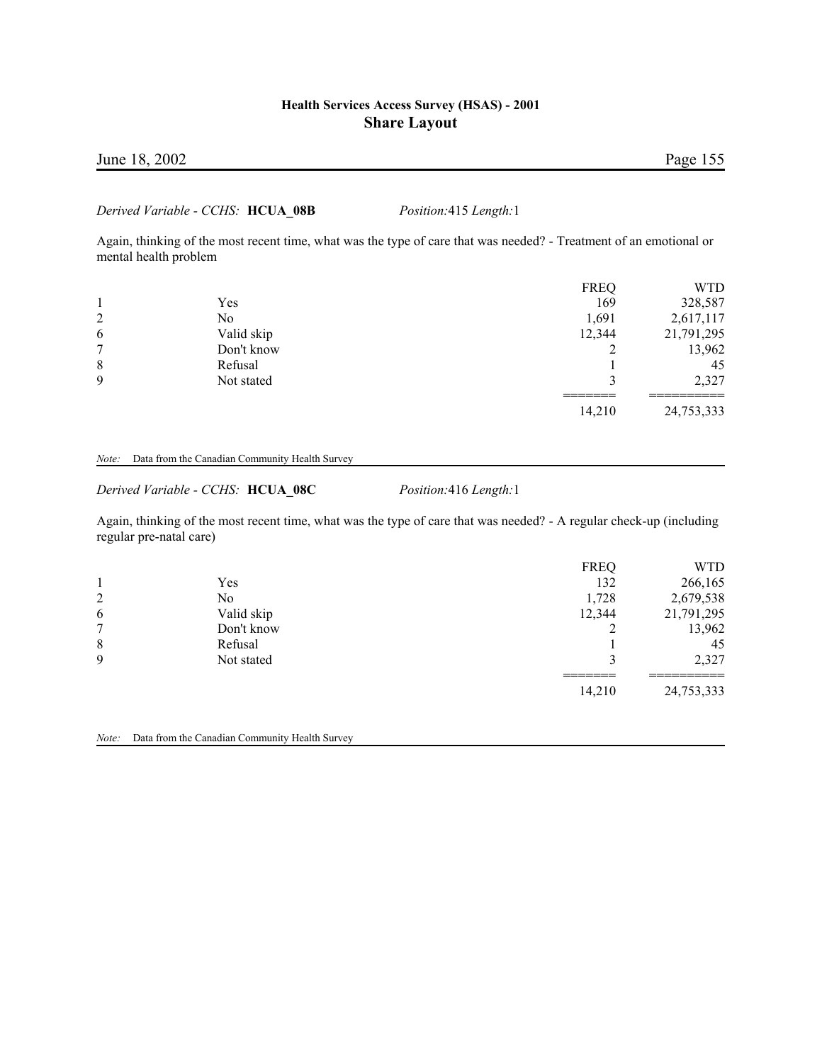*Derived Variable - CCHS:* **HCUA_08B** *Position:*415 *Length:*1

Again, thinking of the most recent time, what was the type of care that was needed? - Treatment of an emotional or mental health problem

| | | FREQ | WTD |
|---|---|---|---|
| 1 | Yes | 169 | 328,587 |
| 2 | No | 1,691 | 2,617,117 |
| 6 | Valid skip | 12,344 | 21,791,295 |
| 7 | Don't know | 2 | 13,962 |
| 8 | Refusal | 1 | 45 |
| 9 | Not stated | 3 | 2,327 |
| | | 14,210 | 24,753,333 |

*Note:* Data from the Canadian Community Health Survey

*Derived Variable - CCHS:* **HCUA_08C** *Position:*416 *Length:*1

Again, thinking of the most recent time, what was the type of care that was needed? - A regular check-up (including regular pre-natal care)

| | | FREQ | WTD |
|---|---|---|---|
| 1 | Yes | 132 | 266,165 |
| 2 | No | 1,728 | 2,679,538 |
| 6 | Valid skip | 12,344 | 21,791,295 |
| 7 | Don't know | 2 | 13,962 |
| 8 | Refusal | 1 | 45 |
| 9 | Not stated | 3 | 2,327 |
| | | 14,210 | 24,753,333 |

*Note:* Data from the Canadian Community Health Survey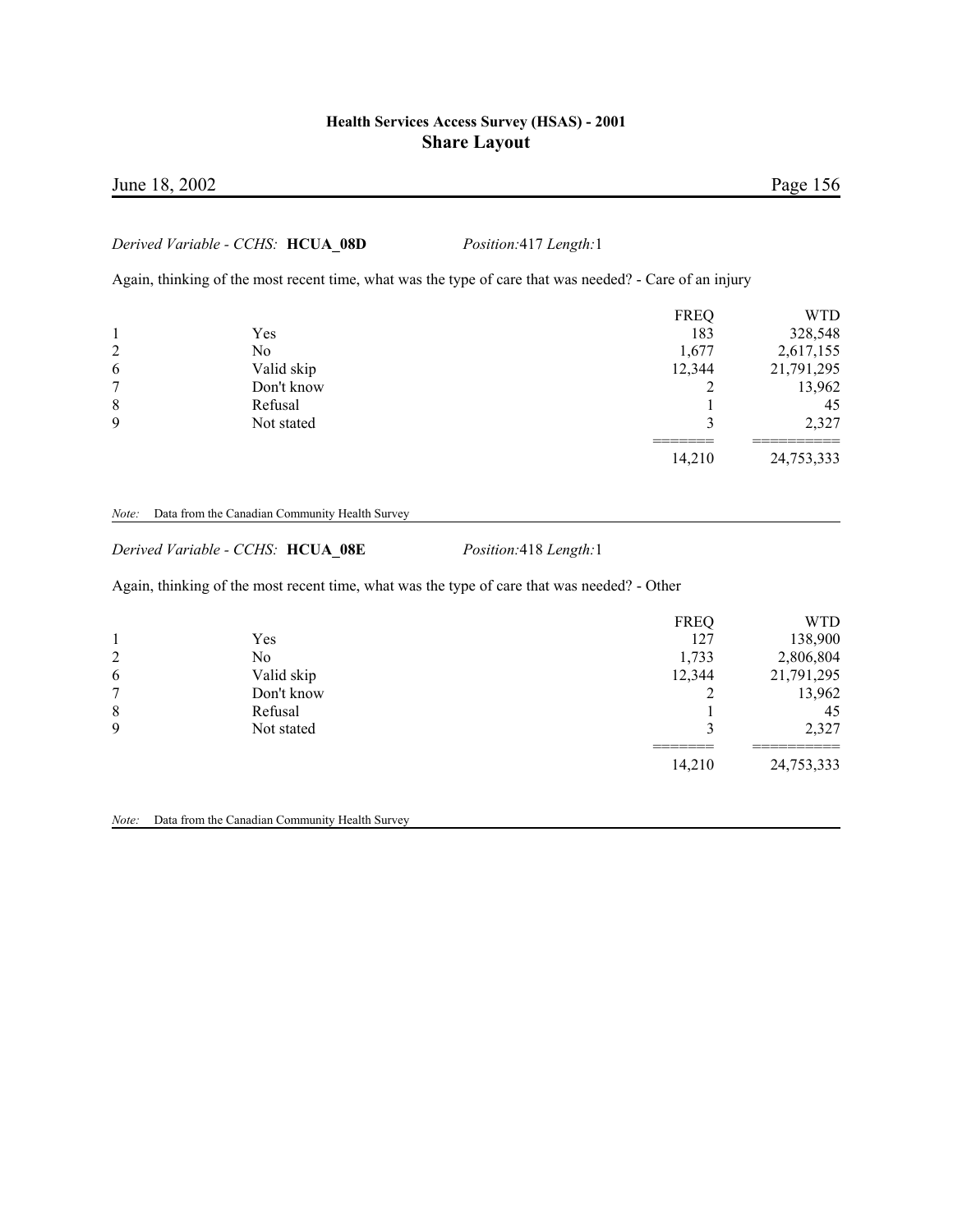*Derived Variable - CCHS:* **HCUA_08D** *Position:*417 *Length:*1

Again, thinking of the most recent time, what was the type of care that was needed? - Care of an injury

| | | FREQ | WTD |
|---|---|---|---|
| 1 | Yes | 183 | 328,548 |
| 2 | No | 1,677 | 2,617,155 |
| 6 | Valid skip | 12,344 | 21,791,295 |
| 7 | Don't know | 2 | 13,962 |
| 8 | Refusal | 1 | 45 |
| 9 | Not stated | 3 | 2,327 |
| | | 14,210 | 24,753,333 |

*Note:* Data from the Canadian Community Health Survey

*Derived Variable - CCHS:* **HCUA_08E** *Position:*418 *Length:*1

Again, thinking of the most recent time, what was the type of care that was needed? - Other

| | | FREQ | WTD |
|---|---|---|---|
| 1 | Yes | 127 | 138,900 |
| 2 | No | 1,733 | 2,806,804 |
| 6 | Valid skip | 12,344 | 21,791,295 |
| 7 | Don't know | 2 | 13,962 |
| 8 | Refusal | 1 | 45 |
| 9 | Not stated | 3 | 2,327 |
| | | 14,210 | 24,753,333 |

*Note:* Data from the Canadian Community Health Survey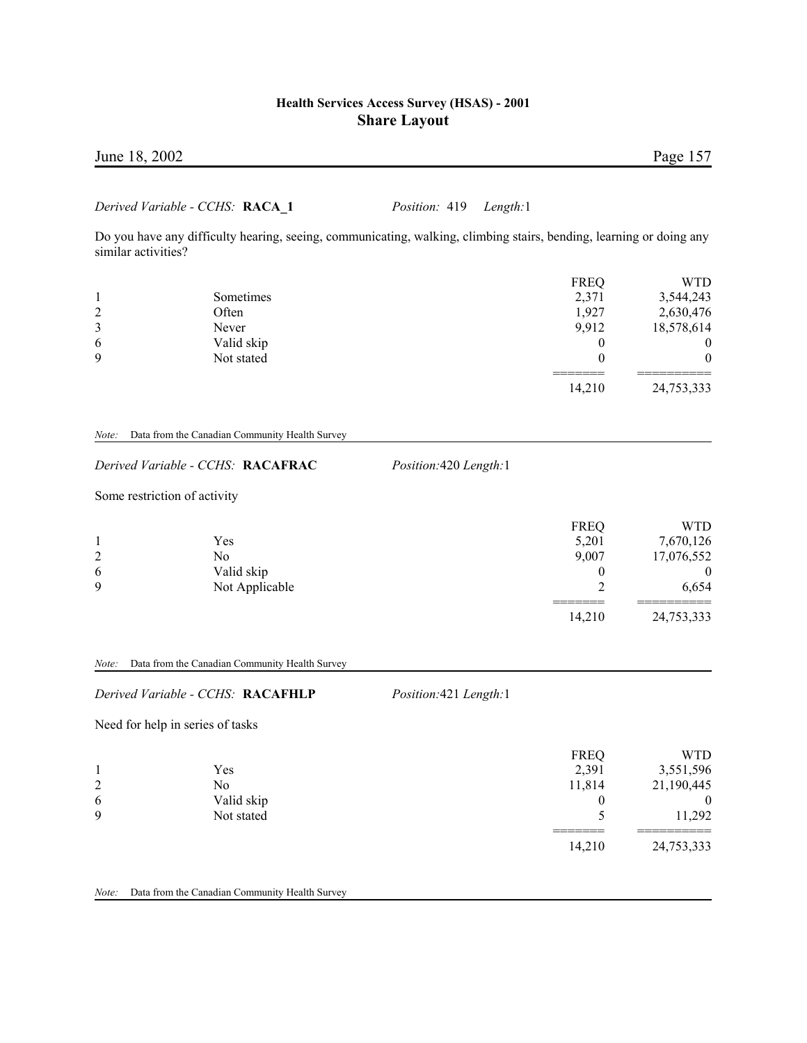*Derived Variable - CCHS:* **RACA_1** *Position:* 419 *Length:*1

Do you have any difficulty hearing, seeing, communicating, walking, climbing stairs, bending, learning or doing any similar activities?

| | | FREQ | WTD |
|---|---|---|---|
| 1 | Sometimes | 2,371 | 3,544,243 |
| 2 | Often | 1,927 | 2,630,476 |
| 3 | Never | 9,912 | 18,578,614 |
| 6 | Valid skip | 0 | 0 |
| 9 | Not stated | 0 | 0 |
| | | 14,210 | 24,753,333 |

*Note:* Data from the Canadian Community Health Survey

*Derived Variable - CCHS:* **RACAFRAC** *Position:*420 *Length:*1

Some restriction of activity

| | | FREQ | WTD |
|---|---|---|---|
| 1 | Yes | 5,201 | 7,670,126 |
| 2 | No | 9,007 | 17,076,552 |
| 6 | Valid skip | 0 | 0 |
| 9 | Not Applicable | 2 | 6,654 |
| | | 14,210 | 24,753,333 |

*Note:* Data from the Canadian Community Health Survey

*Derived Variable - CCHS:* **RACAFHLP** *Position:*421 *Length:*1

Need for help in series of tasks

| | | FREQ | WTD |
|---|---|---|---|
| 1 | Yes | 2,391 | 3,551,596 |
| 2 | No | 11,814 | 21,190,445 |
| 6 | Valid skip | 0 | 0 |
| 9 | Not stated | 5 | 11,292 |
| | | 14,210 | 24,753,333 |

*Note:* Data from the Canadian Community Health Survey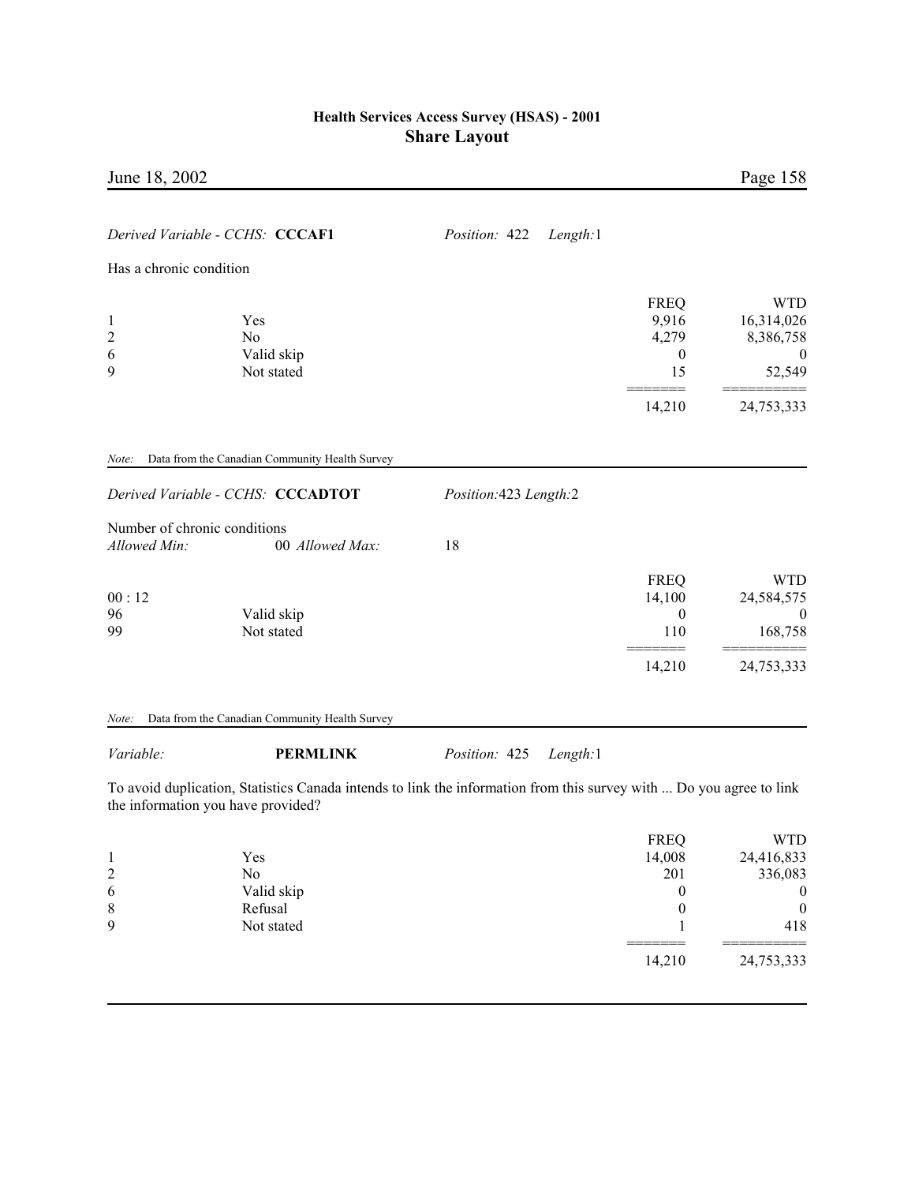*Derived Variable - CCHS:* **CCCAF1** *Position:* 422 *Length:*1

Has a chronic condition

| | | FREQ | WTD |
|---|---|---|---|
| 1 | Yes | 9,916 | 16,314,026 |
| 2 | No | 4,279 | 8,386,758 |
| 6 | Valid skip | 0 | 0 |
| 9 | Not stated | 15 | 52,549 |
| | | 14,210 | 24,753,333 |

*Note:* Data from the Canadian Community Health Survey

*Derived Variable - CCHS:* **CCCADTOT** *Position:*423 *Length:*2

Number of chronic conditions
*Allowed Min:* 00 *Allowed Max:* 18

| | | FREQ | WTD |
|---|---|---|---|
| 00 : 12 | | 14,100 | 24,584,575 |
| 96 | Valid skip | 0 | 0 |
| 99 | Not stated | 110 | 168,758 |
| | | 14,210 | 24,753,333 |

*Note:* Data from the Canadian Community Health Survey

*Variable:* **PERMLINK** *Position:* 425 *Length:*1

To avoid duplication, Statistics Canada intends to link the information from this survey with ... Do you agree to link the information you have provided?

| | | FREQ | WTD |
|---|---|---|---|
| 1 | Yes | 14,008 | 24,416,833 |
| 2 | No | 201 | 336,083 |
| 6 | Valid skip | 0 | 0 |
| 8 | Refusal | 0 | 0 |
| 9 | Not stated | 1 | 418 |
| | | 14,210 | 24,753,333 |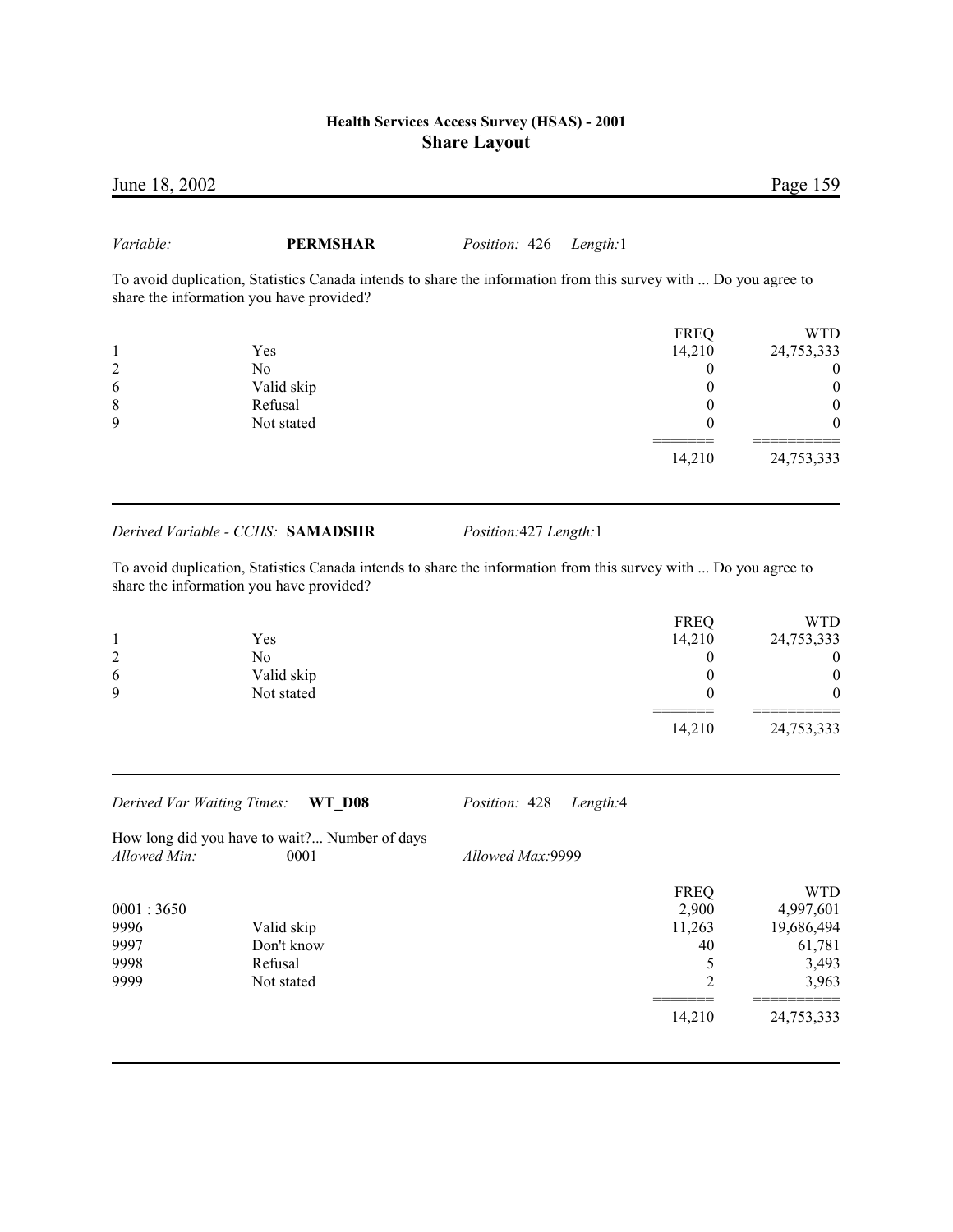*Variable:* **PERMSHAR** *Position:* 426 *Length:*1

To avoid duplication, Statistics Canada intends to share the information from this survey with ... Do you agree to share the information you have provided?

| Code | Label | FREQ | WTD |
|---|---|---|---|
| 1 | Yes | 14,210 | 24,753,333 |
| 2 | No | 0 | 0 |
| 6 | Valid skip | 0 | 0 |
| 8 | Refusal | 0 | 0 |
| 9 | Not stated | 0 | 0 |
| | | ======= | ========== |
| | | 14,210 | 24,753,333 |

*Derived Variable - CCHS:* **SAMADSHR** *Position:*427 *Length:*1

To avoid duplication, Statistics Canada intends to share the information from this survey with ... Do you agree to share the information you have provided?

| Code | Label | FREQ | WTD |
|---|---|---|---|
| 1 | Yes | 14,210 | 24,753,333 |
| 2 | No | 0 | 0 |
| 6 | Valid skip | 0 | 0 |
| 9 | Not stated | 0 | 0 |
| | | ======= | ========== |
| | | 14,210 | 24,753,333 |

*Derived Var Waiting Times:* **WT_D08** *Position:* 428 *Length:*4

How long did you have to wait?... Number of days

*Allowed Min:* 0001 *Allowed Max:*9999

| Code | Label | FREQ | WTD |
|---|---|---|---|
| 0001 : 3650 | | 2,900 | 4,997,601 |
| 9996 | Valid skip | 11,263 | 19,686,494 |
| 9997 | Don't know | 40 | 61,781 |
| 9998 | Refusal | 5 | 3,493 |
| 9999 | Not stated | 2 | 3,963 |
| | | ======= | ========== |
| | | 14,210 | 24,753,333 |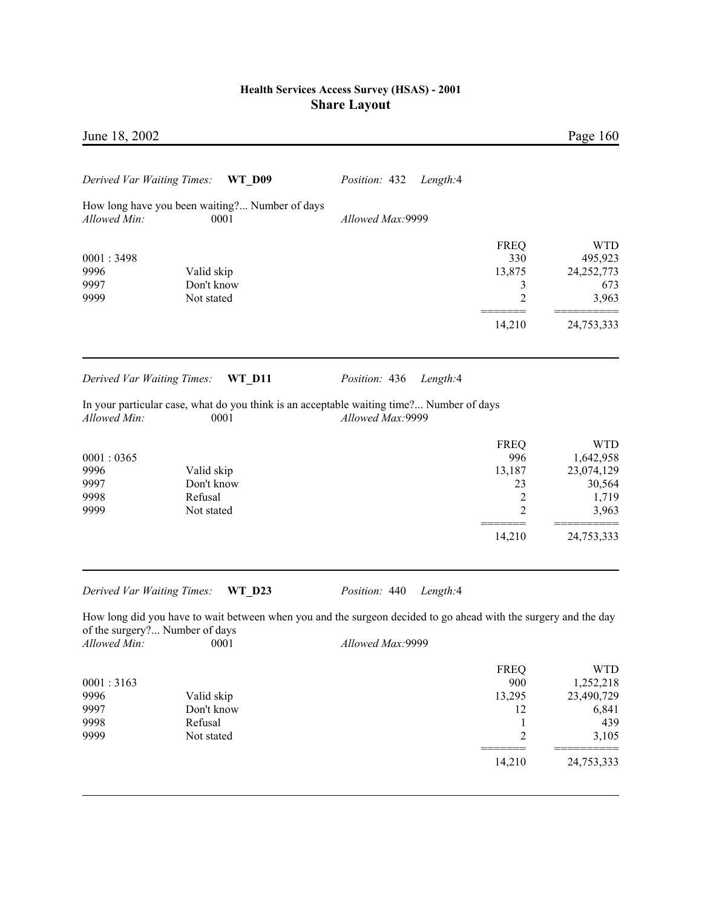*Derived Var Waiting Times:* **WT_D09** *Position:* 432 *Length:*4

How long have you been waiting?... Number of days

*Allowed Min:* 0001 *Allowed Max:*9999

| | | FREQ | WTD |
|---|---|---|---|
| 0001 : 3498 | | 330 | 495,923 |
| 9996 | Valid skip | 13,875 | 24,252,773 |
| 9997 | Don't know | 3 | 673 |
| 9999 | Not stated | 2 | 3,963 |
| | | ======= | ========== |
| | | 14,210 | 24,753,333 |

---

*Derived Var Waiting Times:* **WT_D11** *Position:* 436 *Length:*4

In your particular case, what do you think is an acceptable waiting time?... Number of days

*Allowed Min:* 0001 *Allowed Max:*9999

| | | FREQ | WTD |
|---|---|---|---|
| 0001 : 0365 | | 996 | 1,642,958 |
| 9996 | Valid skip | 13,187 | 23,074,129 |
| 9997 | Don't know | 23 | 30,564 |
| 9998 | Refusal | 2 | 1,719 |
| 9999 | Not stated | 2 | 3,963 |
| | | ======= | ========== |
| | | 14,210 | 24,753,333 |

---

*Derived Var Waiting Times:* **WT_D23** *Position:* 440 *Length:*4

How long did you have to wait between when you and the surgeon decided to go ahead with the surgery and the day of the surgery?... Number of days

*Allowed Min:* 0001 *Allowed Max:*9999

| | | FREQ | WTD |
|---|---|---|---|
| 0001 : 3163 | | 900 | 1,252,218 |
| 9996 | Valid skip | 13,295 | 23,490,729 |
| 9997 | Don't know | 12 | 6,841 |
| 9998 | Refusal | 1 | 439 |
| 9999 | Not stated | 2 | 3,105 |
| | | ======= | ========== |
| | | 14,210 | 24,753,333 |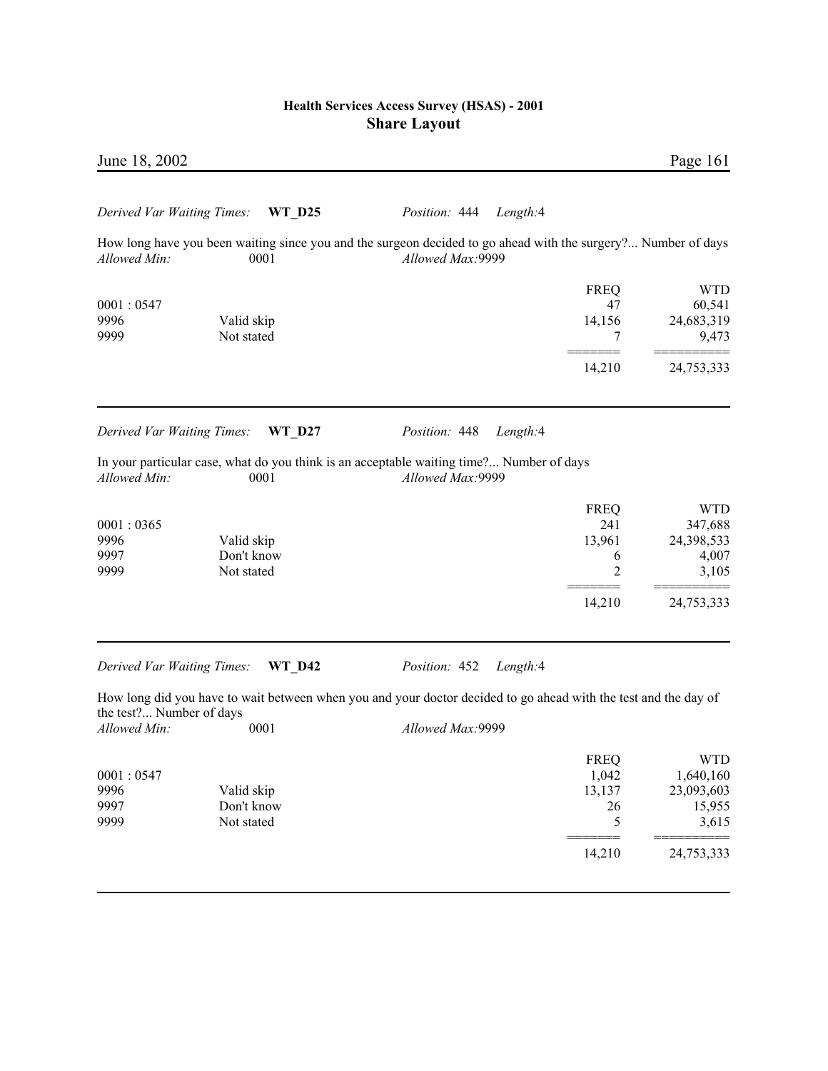*Derived Var Waiting Times:* **WT_D25** *Position:* 444 *Length:*4

How long have you been waiting since you and the surgeon decided to go ahead with the surgery?... Number of days
*Allowed Min:* 0001 *Allowed Max:*9999

| | | FREQ | WTD |
|---|---|---|---|
| 0001 : 0547 | | 47 | 60,541 |
| 9996 | Valid skip | 14,156 | 24,683,319 |
| 9999 | Not stated | 7 | 9,473 |
| | | ======= | ========== |
| | | 14,210 | 24,753,333 |

---

*Derived Var Waiting Times:* **WT_D27** *Position:* 448 *Length:*4

In your particular case, what do you think is an acceptable waiting time?... Number of days
*Allowed Min:* 0001 *Allowed Max:*9999

| | | FREQ | WTD |
|---|---|---|---|
| 0001 : 0365 | | 241 | 347,688 |
| 9996 | Valid skip | 13,961 | 24,398,533 |
| 9997 | Don't know | 6 | 4,007 |
| 9999 | Not stated | 2 | 3,105 |
| | | ======= | ========== |
| | | 14,210 | 24,753,333 |

---

*Derived Var Waiting Times:* **WT_D42** *Position:* 452 *Length:*4

How long did you have to wait between when you and your doctor decided to go ahead with the test and the day of the test?... Number of days
*Allowed Min:* 0001 *Allowed Max:*9999

| | | FREQ | WTD |
|---|---|---|---|
| 0001 : 0547 | | 1,042 | 1,640,160 |
| 9996 | Valid skip | 13,137 | 23,093,603 |
| 9997 | Don't know | 26 | 15,955 |
| 9999 | Not stated | 5 | 3,615 |
| | | ======= | ========== |
| | | 14,210 | 24,753,333 |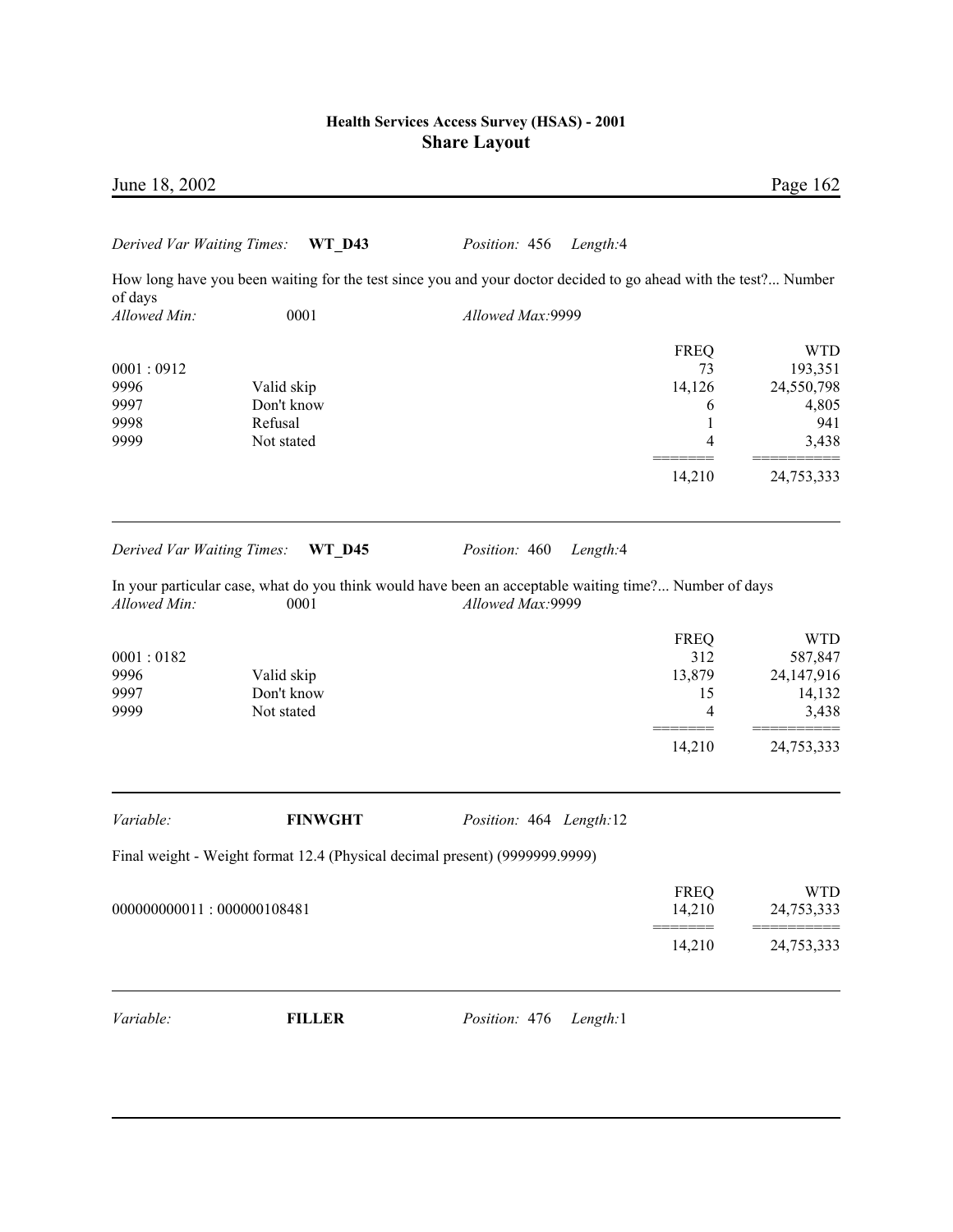*Derived Var Waiting Times:* **WT_D43** *Position:* 456 *Length:*4

How long have you been waiting for the test since you and your doctor decided to go ahead with the test?... Number of days

*Allowed Min:* 0001 *Allowed Max:*9999

| | | FREQ | WTD |
|---|---|---|---|
| 0001 : 0912 | | 73 | 193,351 |
| 9996 | Valid skip | 14,126 | 24,550,798 |
| 9997 | Don't know | 6 | 4,805 |
| 9998 | Refusal | 1 | 941 |
| 9999 | Not stated | 4 | 3,438 |
| | | ======= | ========== |
| | | 14,210 | 24,753,333 |

---

*Derived Var Waiting Times:* **WT_D45** *Position:* 460 *Length:*4

In your particular case, what do you think would have been an acceptable waiting time?... Number of days

*Allowed Min:* 0001 *Allowed Max:*9999

| | | FREQ | WTD |
|---|---|---|---|
| 0001 : 0182 | | 312 | 587,847 |
| 9996 | Valid skip | 13,879 | 24,147,916 |
| 9997 | Don't know | 15 | 14,132 |
| 9999 | Not stated | 4 | 3,438 |
| | | ======= | ========== |
| | | 14,210 | 24,753,333 |

---

*Variable:* **FINWGHT** *Position:* 464 *Length:*12

Final weight - Weight format 12.4 (Physical decimal present) (9999999.9999)

| | FREQ | WTD |
|---|---|---|
| 000000000011 : 000000108481 | 14,210 | 24,753,333 |
| | ======= | ========== |
| | 14,210 | 24,753,333 |

---

*Variable:* **FILLER** *Position:* 476 *Length:*1